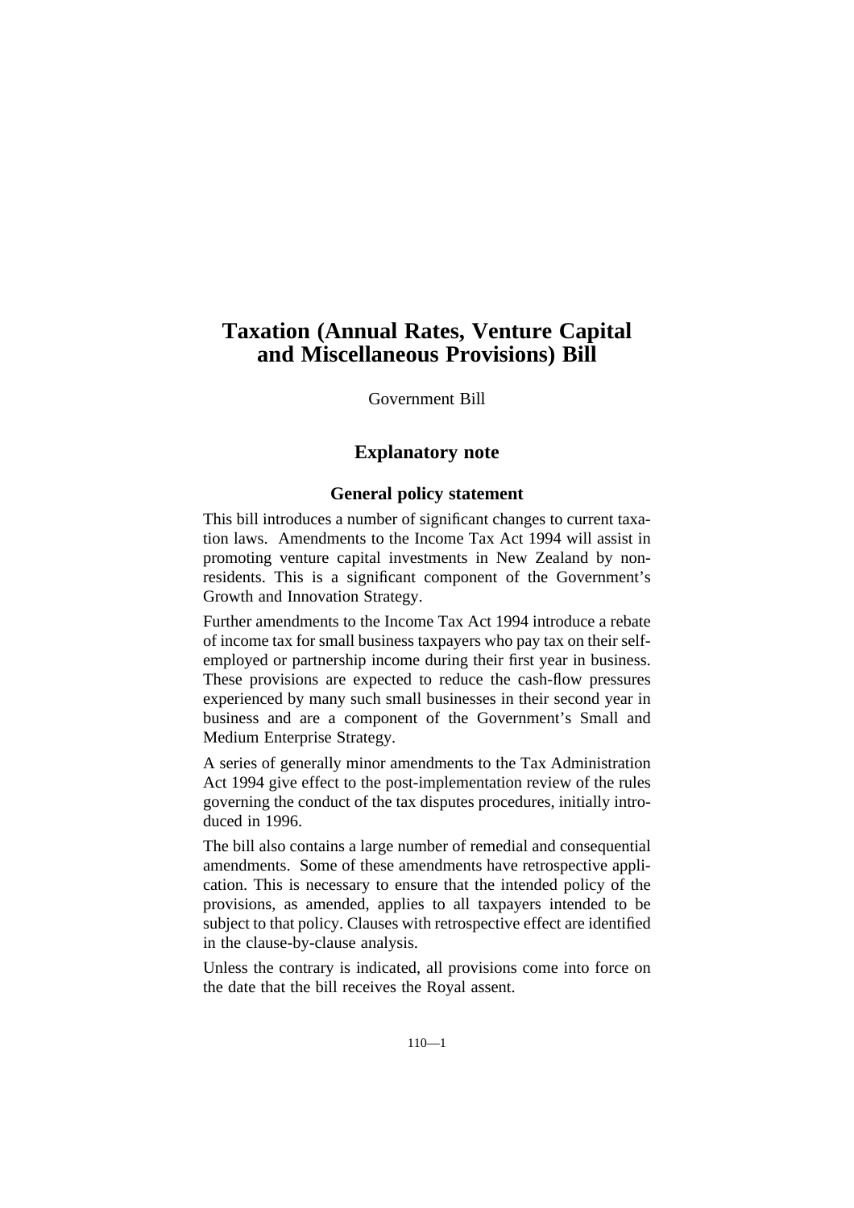# Taxation (Annual Rates, Venture Capital and Miscellaneous Provisions) Bill

Government Bill

## Explanatory note

### General policy statement

This bill introduces a number of significant changes to current taxation laws. Amendments to the Income Tax Act 1994 will assist in promoting venture capital investments in New Zealand by non-residents. This is a significant component of the Government's Growth and Innovation Strategy.

Further amendments to the Income Tax Act 1994 introduce a rebate of income tax for small business taxpayers who pay tax on their self-employed or partnership income during their first year in business. These provisions are expected to reduce the cash-flow pressures experienced by many such small businesses in their second year in business and are a component of the Government's Small and Medium Enterprise Strategy.

A series of generally minor amendments to the Tax Administration Act 1994 give effect to the post-implementation review of the rules governing the conduct of the tax disputes procedures, initially introduced in 1996.

The bill also contains a large number of remedial and consequential amendments. Some of these amendments have retrospective application. This is necessary to ensure that the intended policy of the provisions, as amended, applies to all taxpayers intended to be subject to that policy. Clauses with retrospective effect are identified in the clause-by-clause analysis.

Unless the contrary is indicated, all provisions come into force on the date that the bill receives the Royal assent.

110—1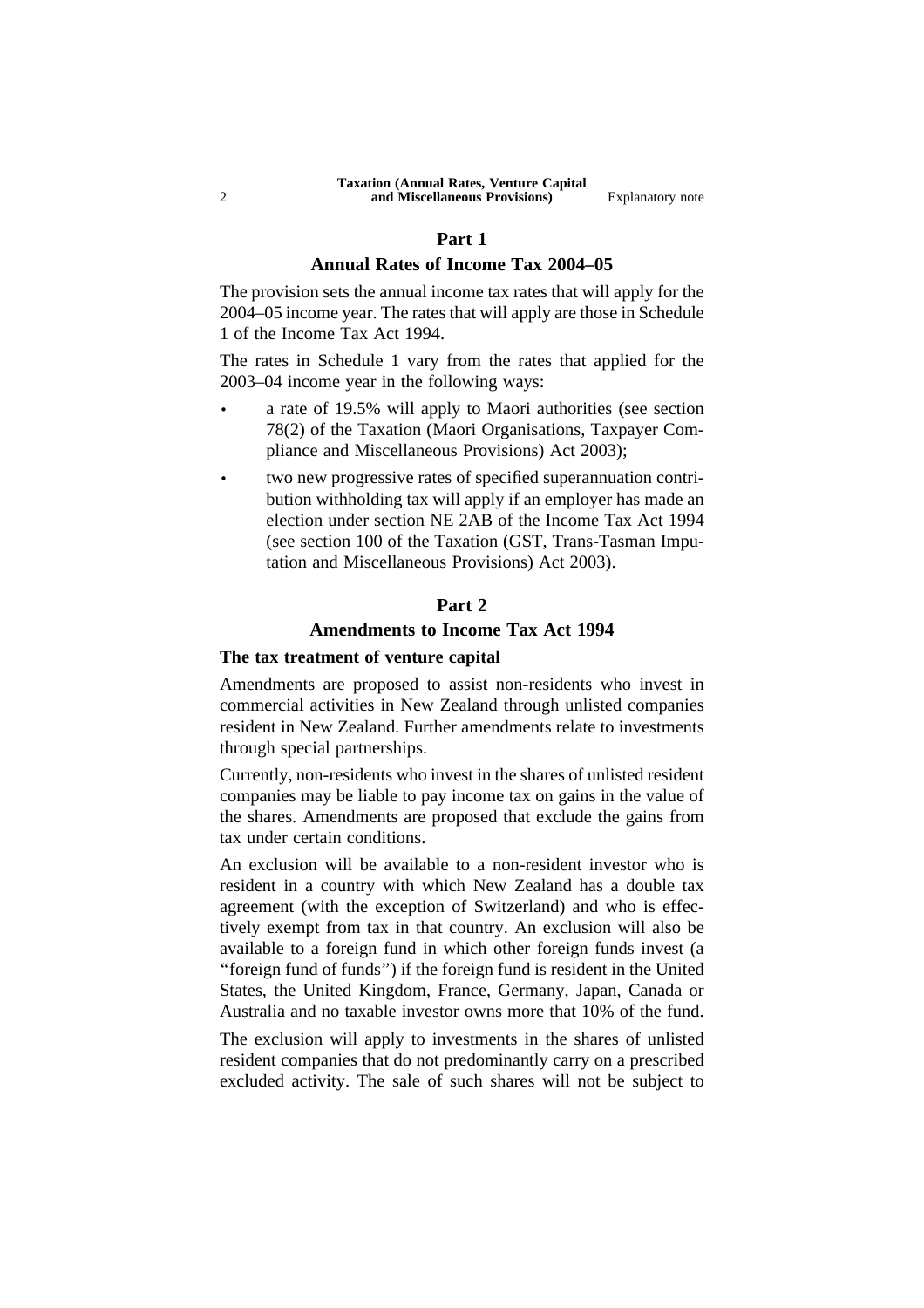## Part 1

## Annual Rates of Income Tax 2004–05

The provision sets the annual income tax rates that will apply for the 2004–05 income year. The rates that will apply are those in Schedule 1 of the Income Tax Act 1994.

The rates in Schedule 1 vary from the rates that applied for the 2003–04 income year in the following ways:

- a rate of 19.5% will apply to Maori authorities (see section 78(2) of the Taxation (Maori Organisations, Taxpayer Compliance and Miscellaneous Provisions) Act 2003);
- two new progressive rates of specified superannuation contribution withholding tax will apply if an employer has made an election under section NE 2AB of the Income Tax Act 1994 (see section 100 of the Taxation (GST, Trans-Tasman Imputation and Miscellaneous Provisions) Act 2003).

## Part 2

## Amendments to Income Tax Act 1994

### The tax treatment of venture capital

Amendments are proposed to assist non-residents who invest in commercial activities in New Zealand through unlisted companies resident in New Zealand. Further amendments relate to investments through special partnerships.

Currently, non-residents who invest in the shares of unlisted resident companies may be liable to pay income tax on gains in the value of the shares. Amendments are proposed that exclude the gains from tax under certain conditions.

An exclusion will be available to a non-resident investor who is resident in a country with which New Zealand has a double tax agreement (with the exception of Switzerland) and who is effectively exempt from tax in that country. An exclusion will also be available to a foreign fund in which other foreign funds invest (a "foreign fund of funds") if the foreign fund is resident in the United States, the United Kingdom, France, Germany, Japan, Canada or Australia and no taxable investor owns more that 10% of the fund.

The exclusion will apply to investments in the shares of unlisted resident companies that do not predominantly carry on a prescribed excluded activity. The sale of such shares will not be subject to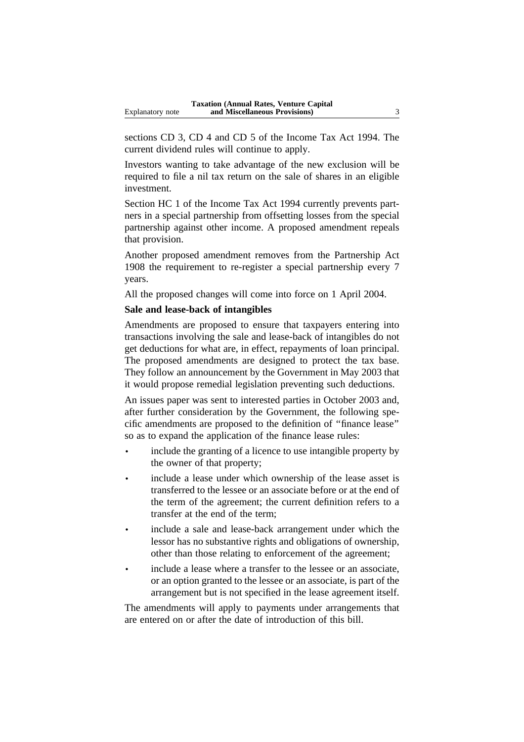sections CD 3, CD 4 and CD 5 of the Income Tax Act 1994. The current dividend rules will continue to apply.

Investors wanting to take advantage of the new exclusion will be required to file a nil tax return on the sale of shares in an eligible investment.

Section HC 1 of the Income Tax Act 1994 currently prevents partners in a special partnership from offsetting losses from the special partnership against other income. A proposed amendment repeals that provision.

Another proposed amendment removes from the Partnership Act 1908 the requirement to re-register a special partnership every 7 years.

All the proposed changes will come into force on 1 April 2004.

**Sale and lease-back of intangibles**

Amendments are proposed to ensure that taxpayers entering into transactions involving the sale and lease-back of intangibles do not get deductions for what are, in effect, repayments of loan principal. The proposed amendments are designed to protect the tax base. They follow an announcement by the Government in May 2003 that it would propose remedial legislation preventing such deductions.

An issues paper was sent to interested parties in October 2003 and, after further consideration by the Government, the following specific amendments are proposed to the definition of "finance lease" so as to expand the application of the finance lease rules:

- include the granting of a licence to use intangible property by the owner of that property;
- include a lease under which ownership of the lease asset is transferred to the lessee or an associate before or at the end of the term of the agreement; the current definition refers to a transfer at the end of the term;
- include a sale and lease-back arrangement under which the lessor has no substantive rights and obligations of ownership, other than those relating to enforcement of the agreement;
- include a lease where a transfer to the lessee or an associate, or an option granted to the lessee or an associate, is part of the arrangement but is not specified in the lease agreement itself.

The amendments will apply to payments under arrangements that are entered on or after the date of introduction of this bill.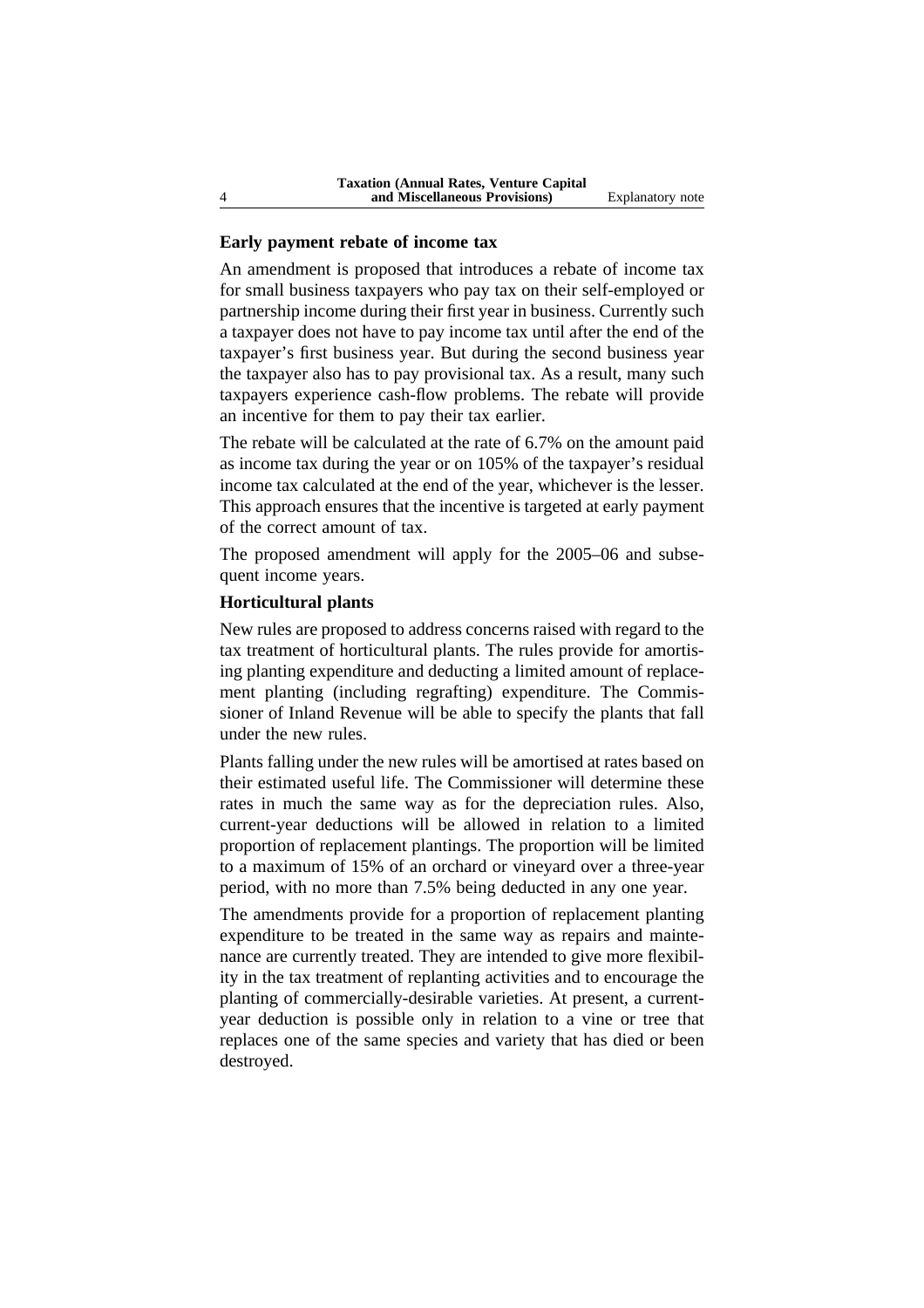## Early payment rebate of income tax

An amendment is proposed that introduces a rebate of income tax for small business taxpayers who pay tax on their self-employed or partnership income during their first year in business. Currently such a taxpayer does not have to pay income tax until after the end of the taxpayer's first business year. But during the second business year the taxpayer also has to pay provisional tax. As a result, many such taxpayers experience cash-flow problems. The rebate will provide an incentive for them to pay their tax earlier.

The rebate will be calculated at the rate of 6.7% on the amount paid as income tax during the year or on 105% of the taxpayer's residual income tax calculated at the end of the year, whichever is the lesser. This approach ensures that the incentive is targeted at early payment of the correct amount of tax.

The proposed amendment will apply for the 2005–06 and subsequent income years.

## Horticultural plants

New rules are proposed to address concerns raised with regard to the tax treatment of horticultural plants. The rules provide for amortising planting expenditure and deducting a limited amount of replacement planting (including regrafting) expenditure. The Commissioner of Inland Revenue will be able to specify the plants that fall under the new rules.

Plants falling under the new rules will be amortised at rates based on their estimated useful life. The Commissioner will determine these rates in much the same way as for the depreciation rules. Also, current-year deductions will be allowed in relation to a limited proportion of replacement plantings. The proportion will be limited to a maximum of 15% of an orchard or vineyard over a three-year period, with no more than 7.5% being deducted in any one year.

The amendments provide for a proportion of replacement planting expenditure to be treated in the same way as repairs and maintenance are currently treated. They are intended to give more flexibility in the tax treatment of replanting activities and to encourage the planting of commercially-desirable varieties. At present, a current-year deduction is possible only in relation to a vine or tree that replaces one of the same species and variety that has died or been destroyed.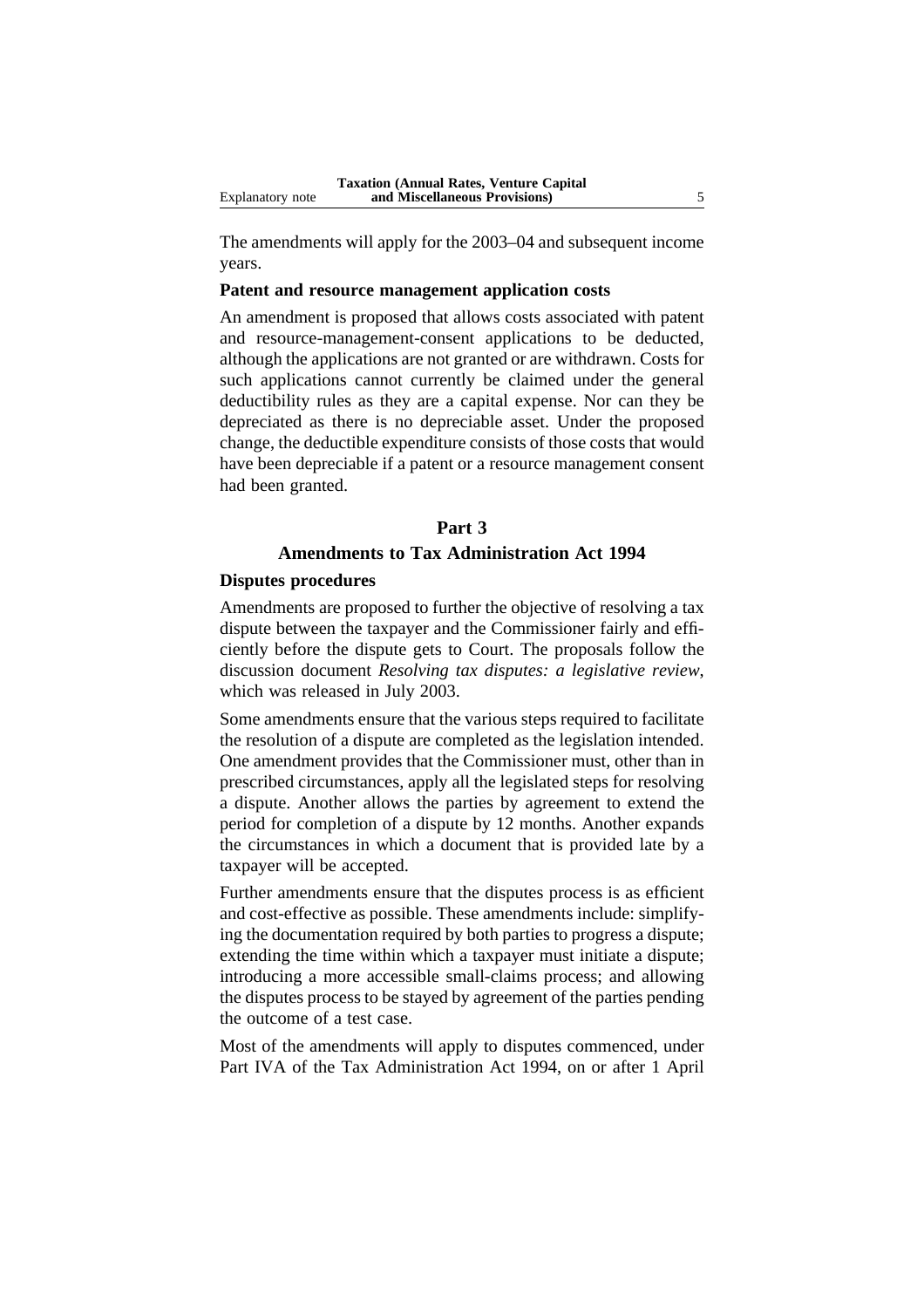The amendments will apply for the 2003–04 and subsequent income years.

### Patent and resource management application costs

An amendment is proposed that allows costs associated with patent and resource-management-consent applications to be deducted, although the applications are not granted or are withdrawn. Costs for such applications cannot currently be claimed under the general deductibility rules as they are a capital expense. Nor can they be depreciated as there is no depreciable asset. Under the proposed change, the deductible expenditure consists of those costs that would have been depreciable if a patent or a resource management consent had been granted.

## Part 3

## Amendments to Tax Administration Act 1994

### Disputes procedures

Amendments are proposed to further the objective of resolving a tax dispute between the taxpayer and the Commissioner fairly and efficiently before the dispute gets to Court. The proposals follow the discussion document *Resolving tax disputes: a legislative review*, which was released in July 2003.

Some amendments ensure that the various steps required to facilitate the resolution of a dispute are completed as the legislation intended. One amendment provides that the Commissioner must, other than in prescribed circumstances, apply all the legislated steps for resolving a dispute. Another allows the parties by agreement to extend the period for completion of a dispute by 12 months. Another expands the circumstances in which a document that is provided late by a taxpayer will be accepted.

Further amendments ensure that the disputes process is as efficient and cost-effective as possible. These amendments include: simplifying the documentation required by both parties to progress a dispute; extending the time within which a taxpayer must initiate a dispute; introducing a more accessible small-claims process; and allowing the disputes process to be stayed by agreement of the parties pending the outcome of a test case.

Most of the amendments will apply to disputes commenced, under Part IVA of the Tax Administration Act 1994, on or after 1 April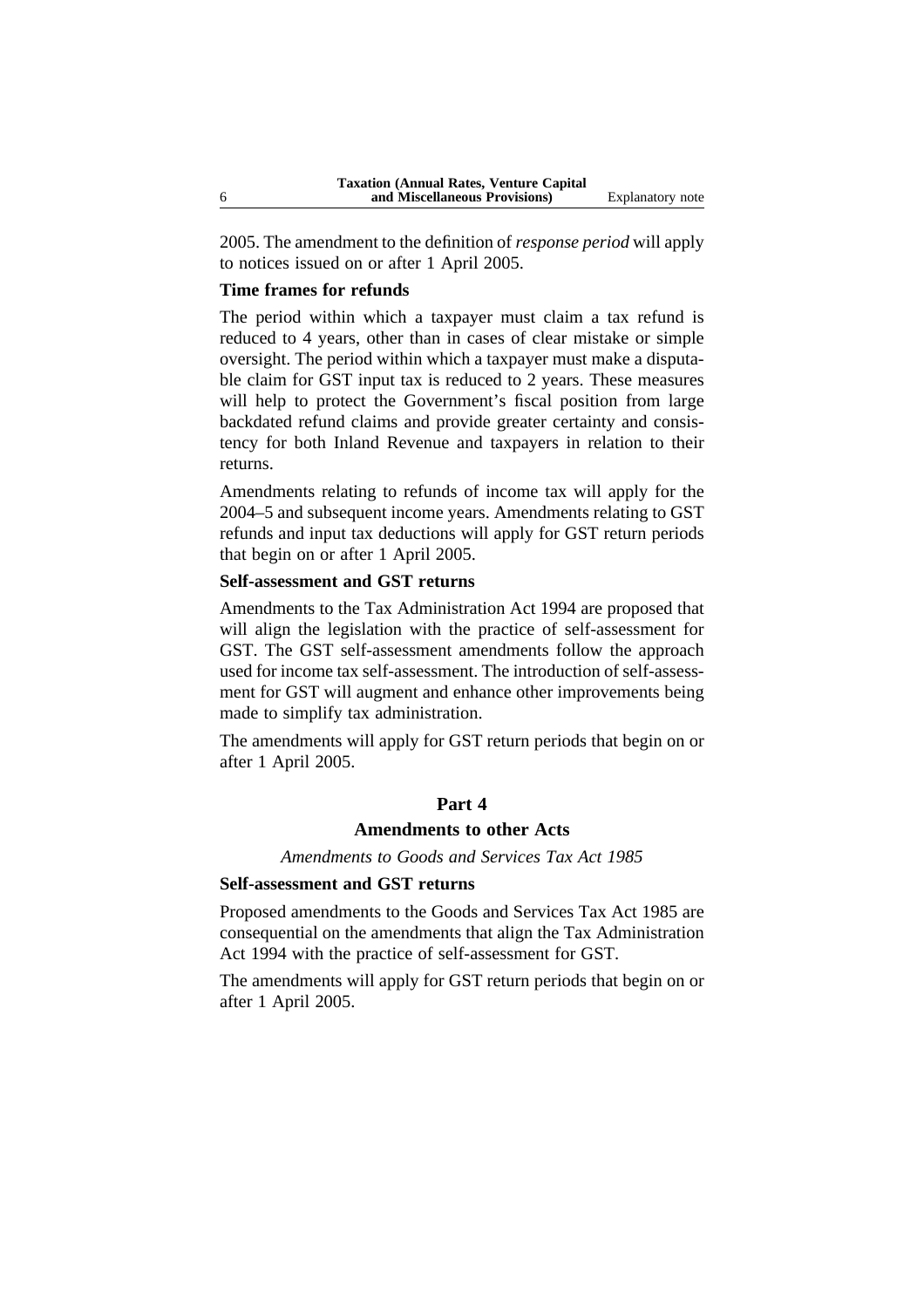2005. The amendment to the definition of *response period* will apply to notices issued on or after 1 April 2005.

**Time frames for refunds**

The period within which a taxpayer must claim a tax refund is reduced to 4 years, other than in cases of clear mistake or simple oversight. The period within which a taxpayer must make a disputable claim for GST input tax is reduced to 2 years. These measures will help to protect the Government's fiscal position from large backdated refund claims and provide greater certainty and consistency for both Inland Revenue and taxpayers in relation to their returns.

Amendments relating to refunds of income tax will apply for the 2004–5 and subsequent income years. Amendments relating to GST refunds and input tax deductions will apply for GST return periods that begin on or after 1 April 2005.

**Self-assessment and GST returns**

Amendments to the Tax Administration Act 1994 are proposed that will align the legislation with the practice of self-assessment for GST. The GST self-assessment amendments follow the approach used for income tax self-assessment. The introduction of self-assessment for GST will augment and enhance other improvements being made to simplify tax administration.

The amendments will apply for GST return periods that begin on or after 1 April 2005.

## Part 4

## Amendments to other Acts

*Amendments to Goods and Services Tax Act 1985*

**Self-assessment and GST returns**

Proposed amendments to the Goods and Services Tax Act 1985 are consequential on the amendments that align the Tax Administration Act 1994 with the practice of self-assessment for GST.

The amendments will apply for GST return periods that begin on or after 1 April 2005.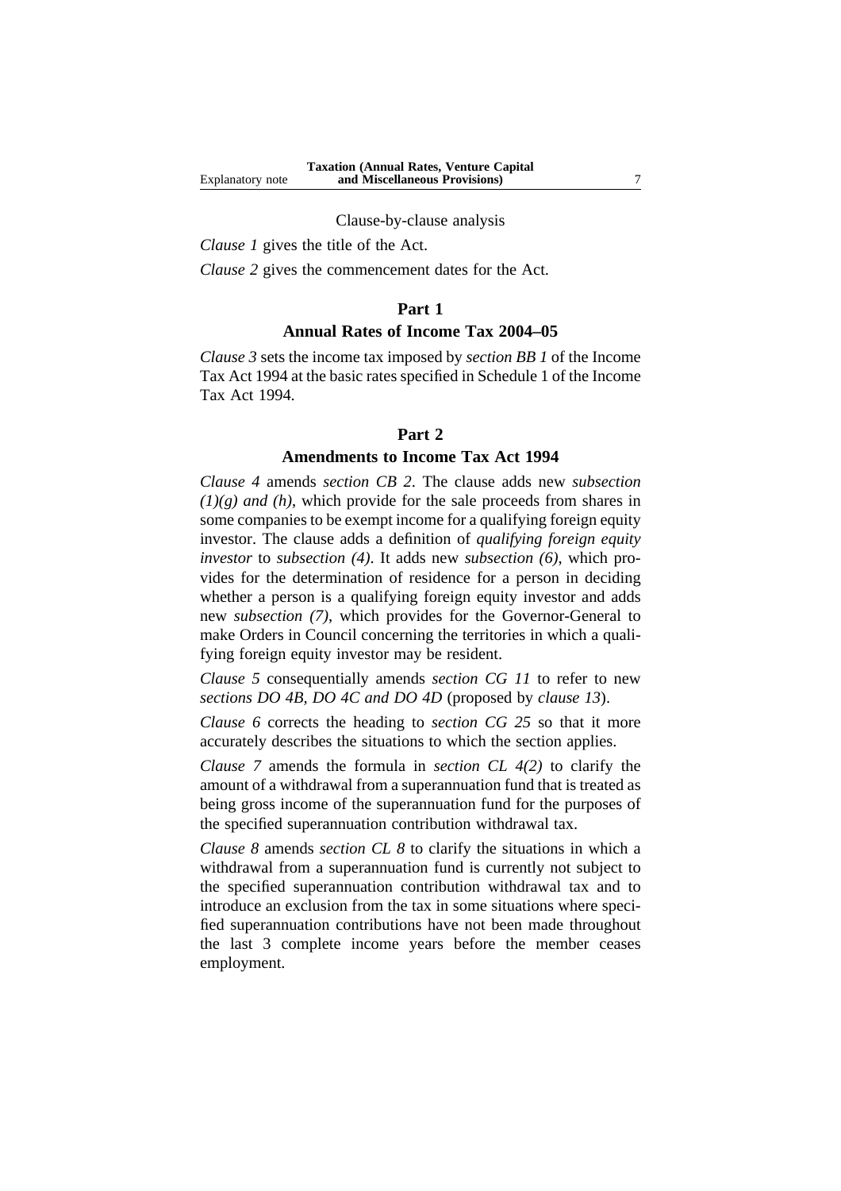Clause-by-clause analysis

*Clause 1* gives the title of the Act.

*Clause 2* gives the commencement dates for the Act.

## Part 1

## Annual Rates of Income Tax 2004–05

*Clause 3* sets the income tax imposed by *section BB 1* of the Income Tax Act 1994 at the basic rates specified in Schedule 1 of the Income Tax Act 1994.

## Part 2

## Amendments to Income Tax Act 1994

*Clause 4* amends *section CB 2*. The clause adds new *subsection (1)(g) and (h)*, which provide for the sale proceeds from shares in some companies to be exempt income for a qualifying foreign equity investor. The clause adds a definition of *qualifying foreign equity investor* to *subsection (4)*. It adds new *subsection (6)*, which provides for the determination of residence for a person in deciding whether a person is a qualifying foreign equity investor and adds new *subsection (7)*, which provides for the Governor-General to make Orders in Council concerning the territories in which a qualifying foreign equity investor may be resident.

*Clause 5* consequentially amends *section CG 11* to refer to new *sections DO 4B, DO 4C and DO 4D* (proposed by *clause 13*).

*Clause 6* corrects the heading to *section CG 25* so that it more accurately describes the situations to which the section applies.

*Clause 7* amends the formula in *section CL 4(2)* to clarify the amount of a withdrawal from a superannuation fund that is treated as being gross income of the superannuation fund for the purposes of the specified superannuation contribution withdrawal tax.

*Clause 8* amends *section CL 8* to clarify the situations in which a withdrawal from a superannuation fund is currently not subject to the specified superannuation contribution withdrawal tax and to introduce an exclusion from the tax in some situations where specified superannuation contributions have not been made throughout the last 3 complete income years before the member ceases employment.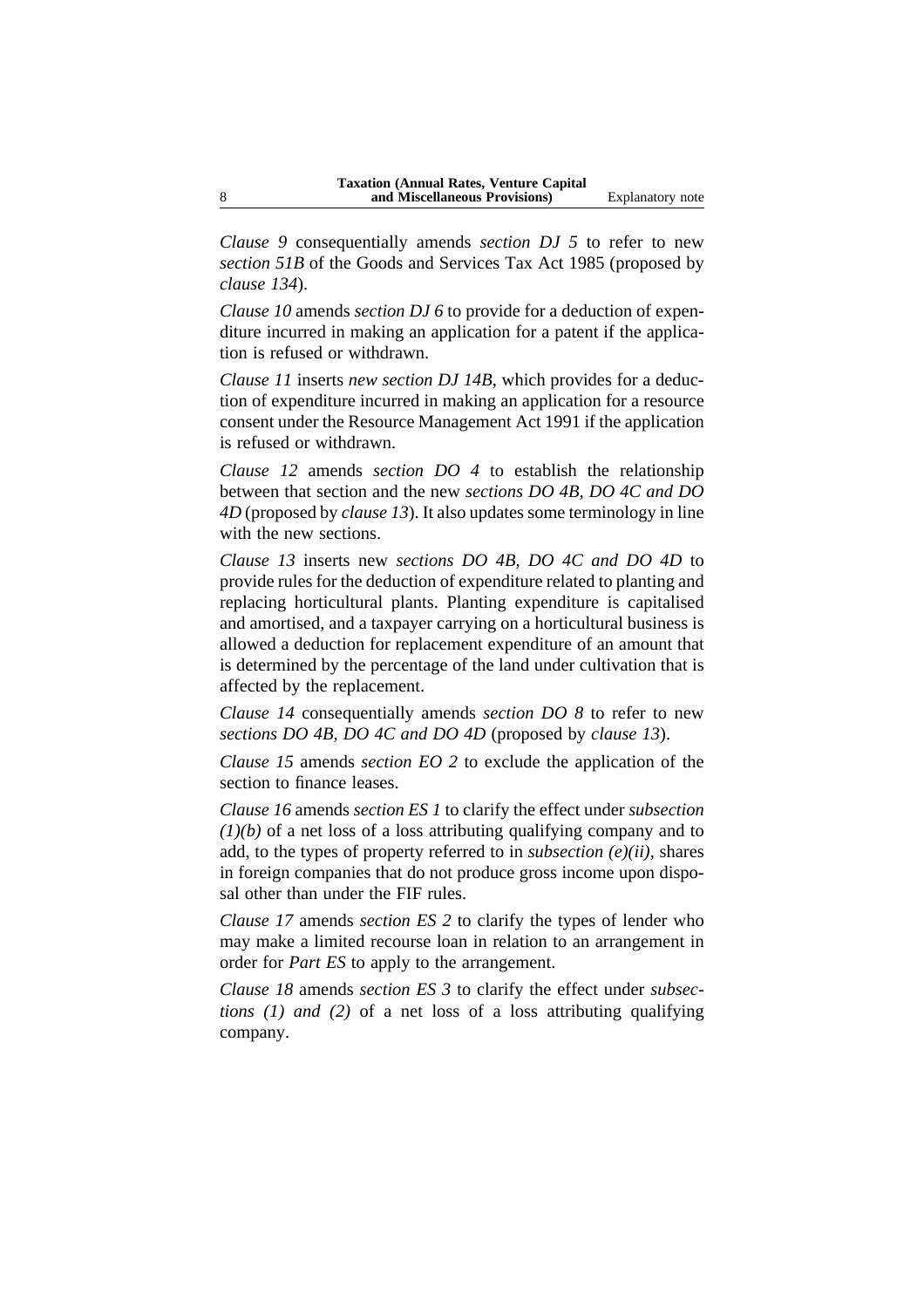*Clause 9* consequentially amends *section DJ 5* to refer to new *section 51B* of the Goods and Services Tax Act 1985 (proposed by *clause 134*).

*Clause 10* amends *section DJ 6* to provide for a deduction of expenditure incurred in making an application for a patent if the application is refused or withdrawn.

*Clause 11* inserts *new section DJ 14B*, which provides for a deduction of expenditure incurred in making an application for a resource consent under the Resource Management Act 1991 if the application is refused or withdrawn.

*Clause 12* amends *section DO 4* to establish the relationship between that section and the new *sections DO 4B, DO 4C and DO 4D* (proposed by *clause 13*). It also updates some terminology in line with the new sections.

*Clause 13* inserts new *sections DO 4B, DO 4C and DO 4D* to provide rules for the deduction of expenditure related to planting and replacing horticultural plants. Planting expenditure is capitalised and amortised, and a taxpayer carrying on a horticultural business is allowed a deduction for replacement expenditure of an amount that is determined by the percentage of the land under cultivation that is affected by the replacement.

*Clause 14* consequentially amends *section DO 8* to refer to new *sections DO 4B, DO 4C and DO 4D* (proposed by *clause 13*).

*Clause 15* amends *section EO 2* to exclude the application of the section to finance leases.

*Clause 16* amends *section ES 1* to clarify the effect under *subsection (1)(b)* of a net loss of a loss attributing qualifying company and to add, to the types of property referred to in *subsection (e)(ii)*, shares in foreign companies that do not produce gross income upon disposal other than under the FIF rules.

*Clause 17* amends *section ES 2* to clarify the types of lender who may make a limited recourse loan in relation to an arrangement in order for *Part ES* to apply to the arrangement.

*Clause 18* amends *section ES 3* to clarify the effect under *subsections (1) and (2)* of a net loss of a loss attributing qualifying company.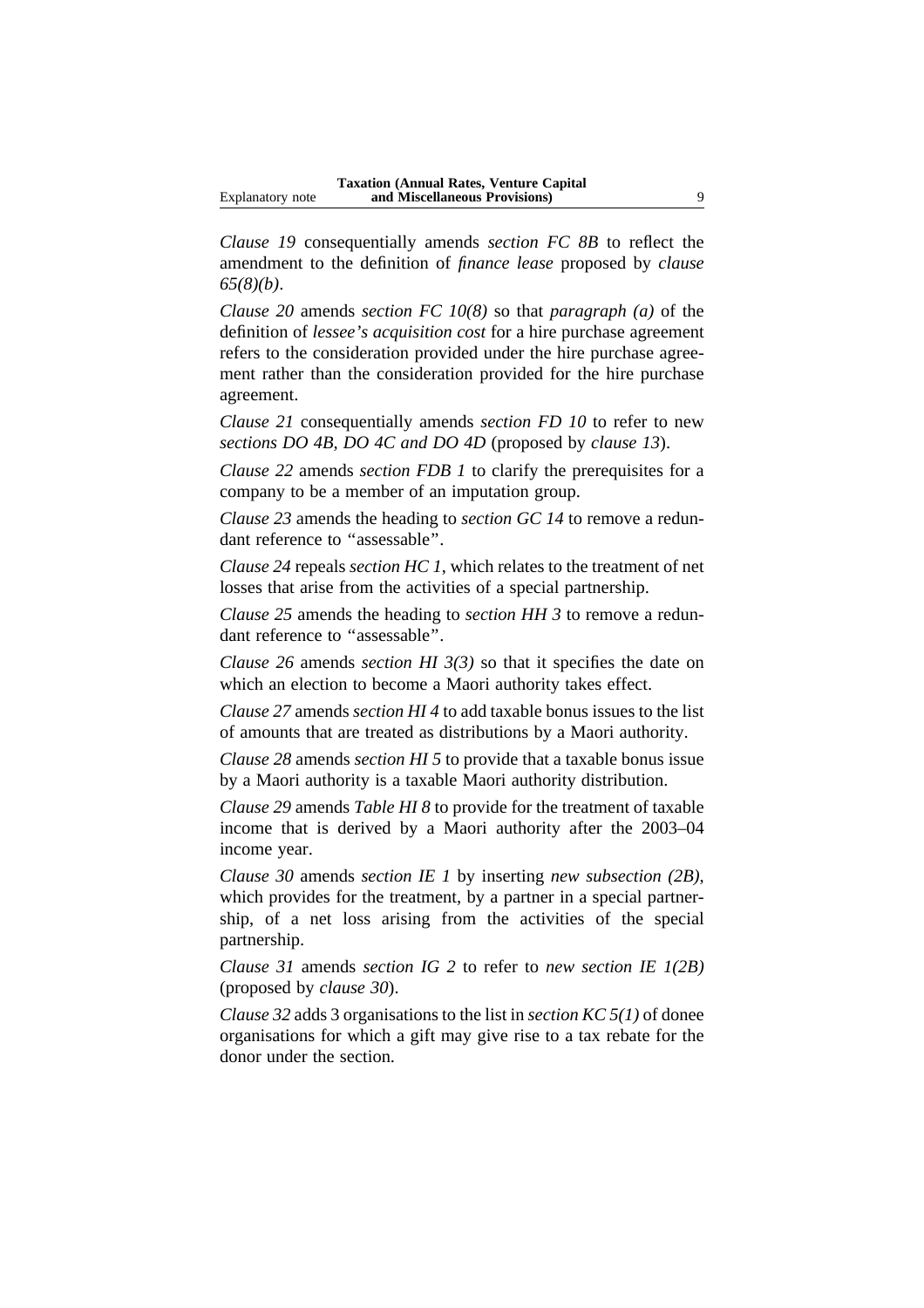*Clause 19* consequentially amends *section FC 8B* to reflect the amendment to the definition of *finance lease* proposed by *clause 65(8)(b)*.

*Clause 20* amends *section FC 10(8)* so that *paragraph (a)* of the definition of *lessee's acquisition cost* for a hire purchase agreement refers to the consideration provided under the hire purchase agreement rather than the consideration provided for the hire purchase agreement.

*Clause 21* consequentially amends *section FD 10* to refer to new *sections DO 4B, DO 4C and DO 4D* (proposed by *clause 13*).

*Clause 22* amends *section FDB 1* to clarify the prerequisites for a company to be a member of an imputation group.

*Clause 23* amends the heading to *section GC 14* to remove a redundant reference to "assessable".

*Clause 24* repeals *section HC 1*, which relates to the treatment of net losses that arise from the activities of a special partnership.

*Clause 25* amends the heading to *section HH 3* to remove a redundant reference to "assessable".

*Clause 26* amends *section HI 3(3)* so that it specifies the date on which an election to become a Maori authority takes effect.

*Clause 27* amends *section HI 4* to add taxable bonus issues to the list of amounts that are treated as distributions by a Maori authority.

*Clause 28* amends *section HI 5* to provide that a taxable bonus issue by a Maori authority is a taxable Maori authority distribution.

*Clause 29* amends *Table HI 8* to provide for the treatment of taxable income that is derived by a Maori authority after the 2003–04 income year.

*Clause 30* amends *section IE 1* by inserting *new subsection (2B)*, which provides for the treatment, by a partner in a special partnership, of a net loss arising from the activities of the special partnership.

*Clause 31* amends *section IG 2* to refer to *new section IE 1(2B)* (proposed by *clause 30*).

*Clause 32* adds 3 organisations to the list in *section KC 5(1)* of donee organisations for which a gift may give rise to a tax rebate for the donor under the section.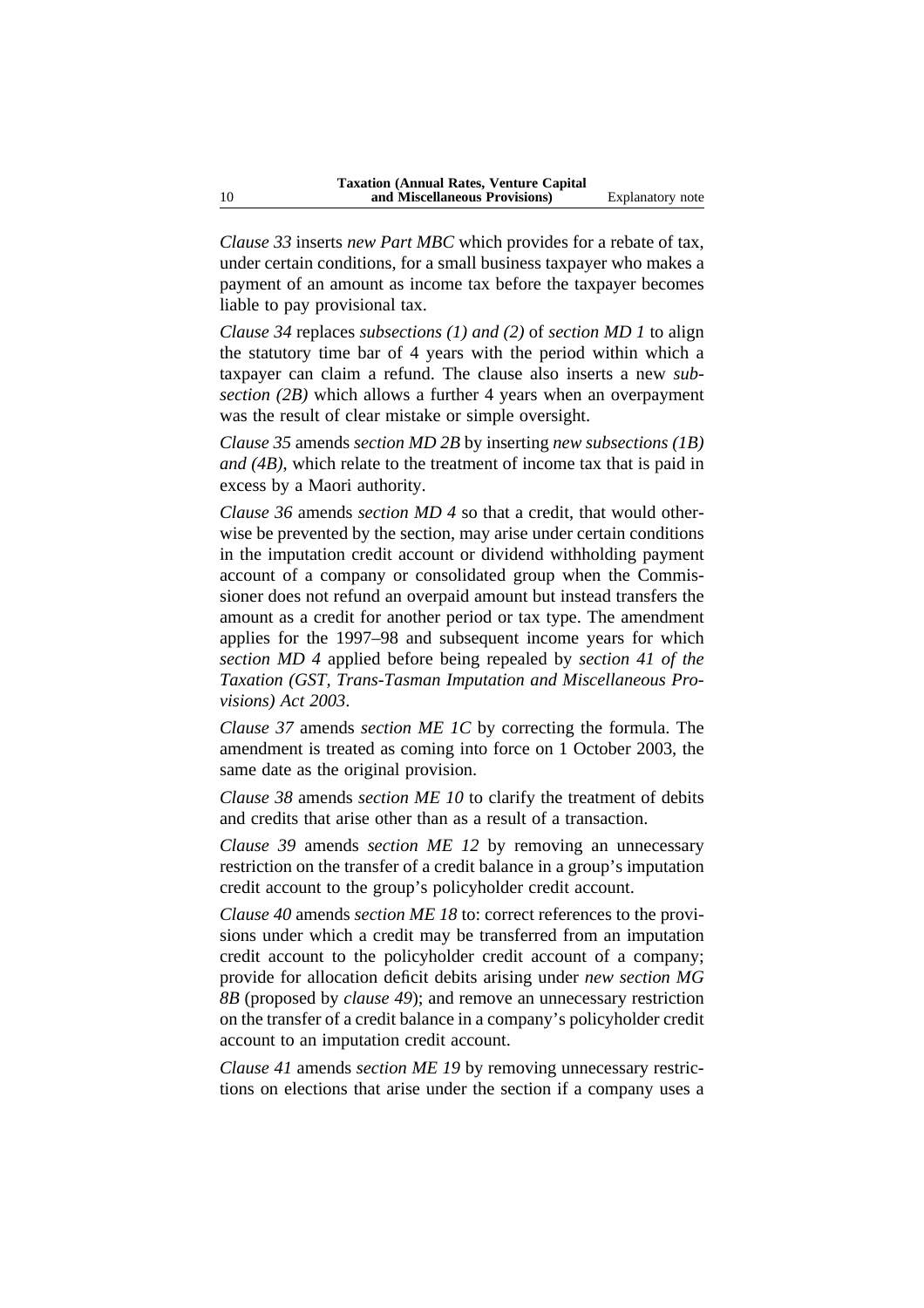*Clause 33* inserts *new Part MBC* which provides for a rebate of tax, under certain conditions, for a small business taxpayer who makes a payment of an amount as income tax before the taxpayer becomes liable to pay provisional tax.

*Clause 34* replaces *subsections (1) and (2)* of *section MD 1* to align the statutory time bar of 4 years with the period within which a taxpayer can claim a refund. The clause also inserts a new *subsection (2B)* which allows a further 4 years when an overpayment was the result of clear mistake or simple oversight.

*Clause 35* amends *section MD 2B* by inserting *new subsections (1B) and (4B)*, which relate to the treatment of income tax that is paid in excess by a Maori authority.

*Clause 36* amends *section MD 4* so that a credit, that would otherwise be prevented by the section, may arise under certain conditions in the imputation credit account or dividend withholding payment account of a company or consolidated group when the Commissioner does not refund an overpaid amount but instead transfers the amount as a credit for another period or tax type. The amendment applies for the 1997–98 and subsequent income years for which *section MD 4* applied before being repealed by *section 41 of the Taxation (GST, Trans-Tasman Imputation and Miscellaneous Provisions) Act 2003*.

*Clause 37* amends *section ME 1C* by correcting the formula. The amendment is treated as coming into force on 1 October 2003, the same date as the original provision.

*Clause 38* amends *section ME 10* to clarify the treatment of debits and credits that arise other than as a result of a transaction.

*Clause 39* amends *section ME 12* by removing an unnecessary restriction on the transfer of a credit balance in a group's imputation credit account to the group's policyholder credit account.

*Clause 40* amends *section ME 18* to: correct references to the provisions under which a credit may be transferred from an imputation credit account to the policyholder credit account of a company; provide for allocation deficit debits arising under *new section MG 8B* (proposed by *clause 49*); and remove an unnecessary restriction on the transfer of a credit balance in a company's policyholder credit account to an imputation credit account.

*Clause 41* amends *section ME 19* by removing unnecessary restrictions on elections that arise under the section if a company uses a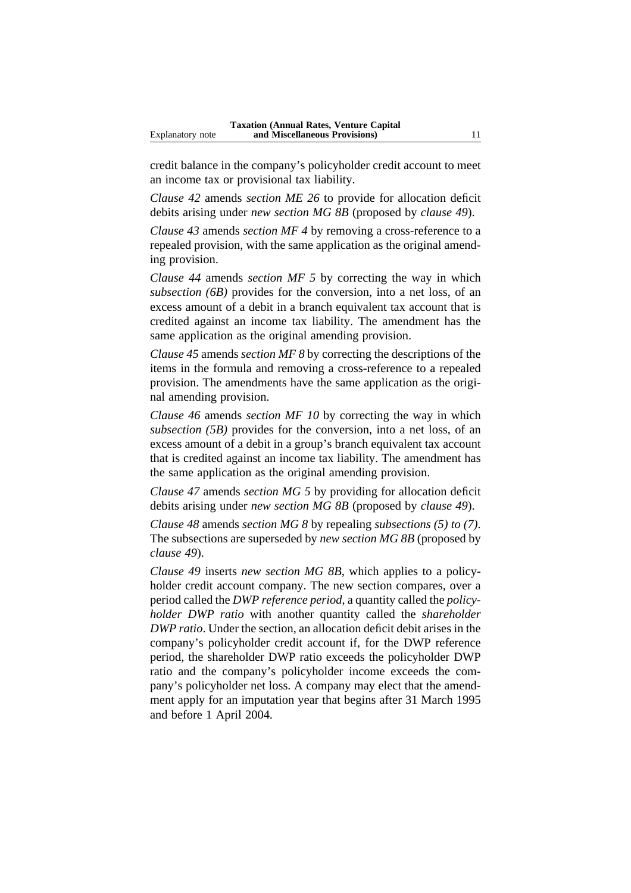credit balance in the company's policyholder credit account to meet an income tax or provisional tax liability.

*Clause 42* amends *section ME 26* to provide for allocation deficit debits arising under *new section MG 8B* (proposed by *clause 49*).

*Clause 43* amends *section MF 4* by removing a cross-reference to a repealed provision, with the same application as the original amending provision.

*Clause 44* amends *section MF 5* by correcting the way in which *subsection (6B)* provides for the conversion, into a net loss, of an excess amount of a debit in a branch equivalent tax account that is credited against an income tax liability. The amendment has the same application as the original amending provision.

*Clause 45* amends *section MF 8* by correcting the descriptions of the items in the formula and removing a cross-reference to a repealed provision. The amendments have the same application as the original amending provision.

*Clause 46* amends *section MF 10* by correcting the way in which *subsection (5B)* provides for the conversion, into a net loss, of an excess amount of a debit in a group's branch equivalent tax account that is credited against an income tax liability. The amendment has the same application as the original amending provision.

*Clause 47* amends *section MG 5* by providing for allocation deficit debits arising under *new section MG 8B* (proposed by *clause 49*).

*Clause 48* amends *section MG 8* by repealing *subsections (5) to (7)*. The subsections are superseded by *new section MG 8B* (proposed by *clause 49*).

*Clause 49* inserts *new section MG 8B*, which applies to a policyholder credit account company. The new section compares, over a period called the *DWP reference period*, a quantity called the *policyholder DWP ratio* with another quantity called the *shareholder DWP ratio*. Under the section, an allocation deficit debit arises in the company's policyholder credit account if, for the DWP reference period, the shareholder DWP ratio exceeds the policyholder DWP ratio and the company's policyholder income exceeds the company's policyholder net loss. A company may elect that the amendment apply for an imputation year that begins after 31 March 1995 and before 1 April 2004.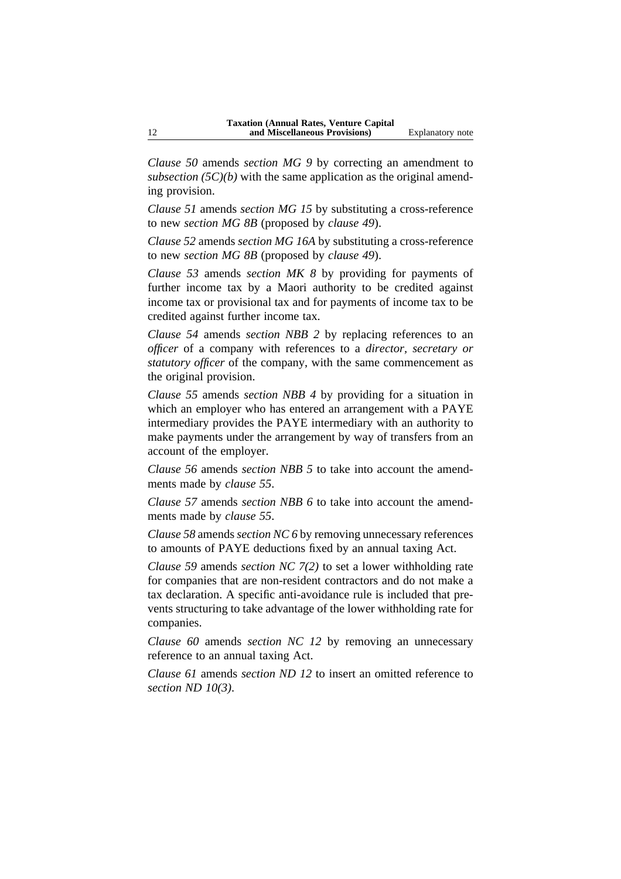*Clause 50* amends *section MG 9* by correcting an amendment to *subsection (5C)(b)* with the same application as the original amending provision.

*Clause 51* amends *section MG 15* by substituting a cross-reference to new *section MG 8B* (proposed by *clause 49*).

*Clause 52* amends *section MG 16A* by substituting a cross-reference to new *section MG 8B* (proposed by *clause 49*).

*Clause 53* amends *section MK 8* by providing for payments of further income tax by a Maori authority to be credited against income tax or provisional tax and for payments of income tax to be credited against further income tax.

*Clause 54* amends *section NBB 2* by replacing references to an *officer* of a company with references to a *director, secretary or statutory officer* of the company, with the same commencement as the original provision.

*Clause 55* amends *section NBB 4* by providing for a situation in which an employer who has entered an arrangement with a PAYE intermediary provides the PAYE intermediary with an authority to make payments under the arrangement by way of transfers from an account of the employer.

*Clause 56* amends *section NBB 5* to take into account the amendments made by *clause 55*.

*Clause 57* amends *section NBB 6* to take into account the amendments made by *clause 55*.

*Clause 58* amends *section NC 6* by removing unnecessary references to amounts of PAYE deductions fixed by an annual taxing Act.

*Clause 59* amends *section NC 7(2)* to set a lower withholding rate for companies that are non-resident contractors and do not make a tax declaration. A specific anti-avoidance rule is included that prevents structuring to take advantage of the lower withholding rate for companies.

*Clause 60* amends *section NC 12* by removing an unnecessary reference to an annual taxing Act.

*Clause 61* amends *section ND 12* to insert an omitted reference to *section ND 10(3)*.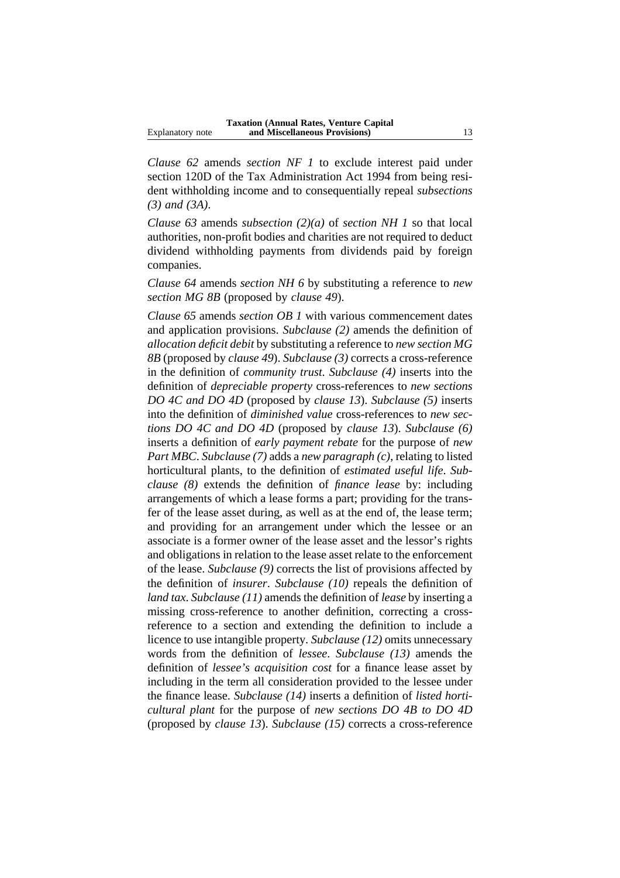*Clause 62* amends *section NF 1* to exclude interest paid under section 120D of the Tax Administration Act 1994 from being resident withholding income and to consequentially repeal *subsections (3) and (3A)*.

*Clause 63* amends *subsection (2)(a)* of *section NH 1* so that local authorities, non-profit bodies and charities are not required to deduct dividend withholding payments from dividends paid by foreign companies.

*Clause 64* amends *section NH 6* by substituting a reference to *new section MG 8B* (proposed by *clause 49*).

*Clause 65* amends *section OB 1* with various commencement dates and application provisions. *Subclause (2)* amends the definition of *allocation deficit debit* by substituting a reference to *new section MG 8B* (proposed by *clause 49*). *Subclause (3)* corrects a cross-reference in the definition of *community trust*. *Subclause (4)* inserts into the definition of *depreciable property* cross-references to *new sections DO 4C and DO 4D* (proposed by *clause 13*). *Subclause (5)* inserts into the definition of *diminished value* cross-references to *new sections DO 4C and DO 4D* (proposed by *clause 13*). *Subclause (6)* inserts a definition of *early payment rebate* for the purpose of *new Part MBC*. *Subclause (7)* adds a *new paragraph (c)*, relating to listed horticultural plants, to the definition of *estimated useful life*. *Subclause (8)* extends the definition of *finance lease* by: including arrangements of which a lease forms a part; providing for the transfer of the lease asset during, as well as at the end of, the lease term; and providing for an arrangement under which the lessee or an associate is a former owner of the lease asset and the lessor's rights and obligations in relation to the lease asset relate to the enforcement of the lease. *Subclause (9)* corrects the list of provisions affected by the definition of *insurer*. *Subclause (10)* repeals the definition of *land tax*. *Subclause (11)* amends the definition of *lease* by inserting a missing cross-reference to another definition, correcting a cross-reference to a section and extending the definition to include a licence to use intangible property. *Subclause (12)* omits unnecessary words from the definition of *lessee*. *Subclause (13)* amends the definition of *lessee's acquisition cost* for a finance lease asset by including in the term all consideration provided to the lessee under the finance lease. *Subclause (14)* inserts a definition of *listed horticultural plant* for the purpose of *new sections DO 4B to DO 4D* (proposed by *clause 13*). *Subclause (15)* corrects a cross-reference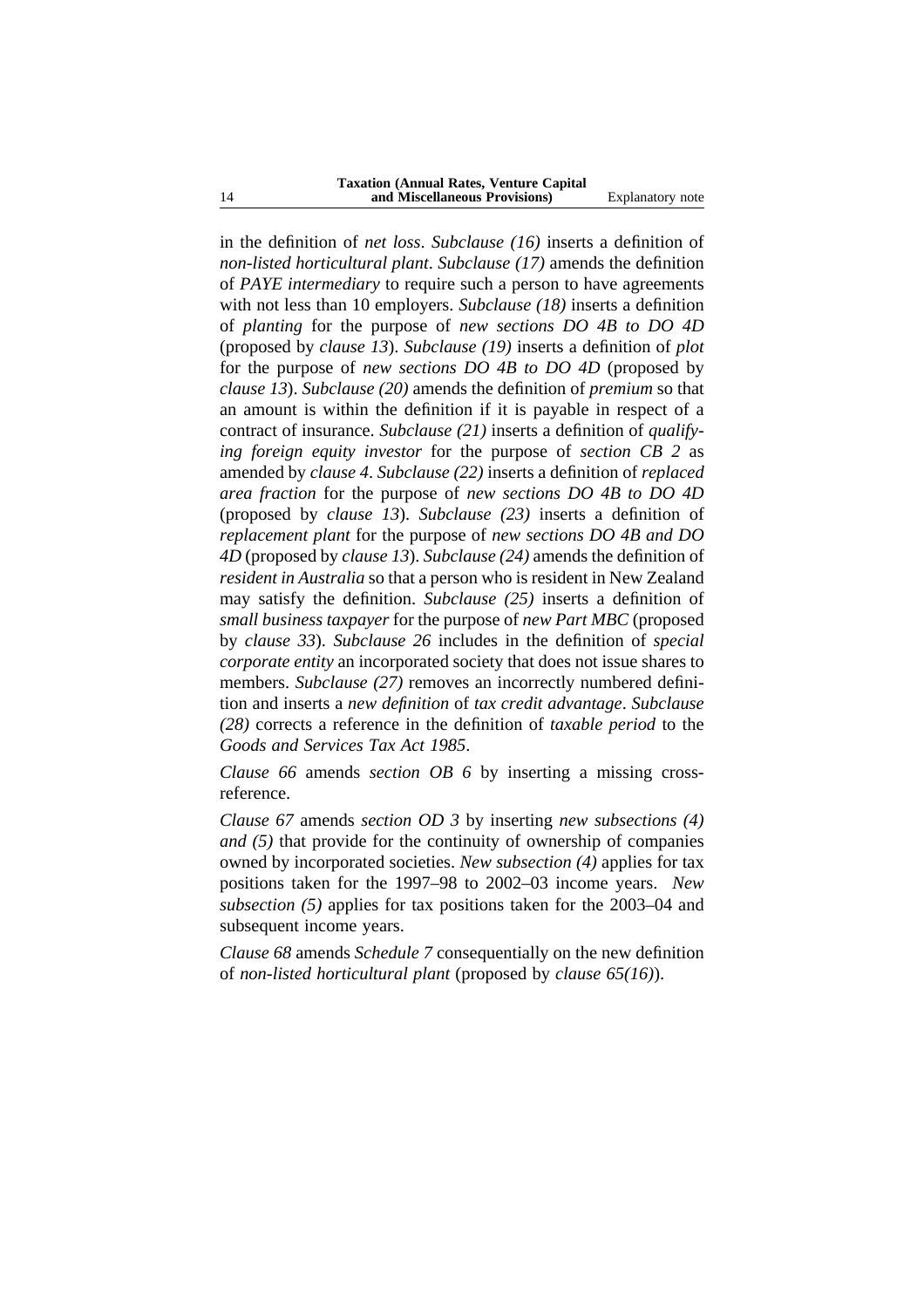in the definition of *net loss*. *Subclause (16)* inserts a definition of *non-listed horticultural plant*. *Subclause (17)* amends the definition of *PAYE intermediary* to require such a person to have agreements with not less than 10 employers. *Subclause (18)* inserts a definition of *planting* for the purpose of *new sections DO 4B to DO 4D* (proposed by *clause 13*). *Subclause (19)* inserts a definition of *plot* for the purpose of *new sections DO 4B to DO 4D* (proposed by *clause 13*). *Subclause (20)* amends the definition of *premium* so that an amount is within the definition if it is payable in respect of a contract of insurance. *Subclause (21)* inserts a definition of *qualifying foreign equity investor* for the purpose of *section CB 2* as amended by *clause 4*. *Subclause (22)* inserts a definition of *replaced area fraction* for the purpose of *new sections DO 4B to DO 4D* (proposed by *clause 13*). *Subclause (23)* inserts a definition of *replacement plant* for the purpose of *new sections DO 4B and DO 4D* (proposed by *clause 13*). *Subclause (24)* amends the definition of *resident in Australia* so that a person who is resident in New Zealand may satisfy the definition. *Subclause (25)* inserts a definition of *small business taxpayer* for the purpose of *new Part MBC* (proposed by *clause 33*). *Subclause 26* includes in the definition of *special corporate entity* an incorporated society that does not issue shares to members. *Subclause (27)* removes an incorrectly numbered definition and inserts a *new definition* of *tax credit advantage*. *Subclause (28)* corrects a reference in the definition of *taxable period* to the *Goods and Services Tax Act 1985*.

*Clause 66* amends *section OB 6* by inserting a missing cross-reference.

*Clause 67* amends *section OD 3* by inserting *new subsections (4) and (5)* that provide for the continuity of ownership of companies owned by incorporated societies. *New subsection (4)* applies for tax positions taken for the 1997–98 to 2002–03 income years. *New subsection (5)* applies for tax positions taken for the 2003–04 and subsequent income years.

*Clause 68* amends *Schedule 7* consequentially on the new definition of *non-listed horticultural plant* (proposed by *clause 65(16)*).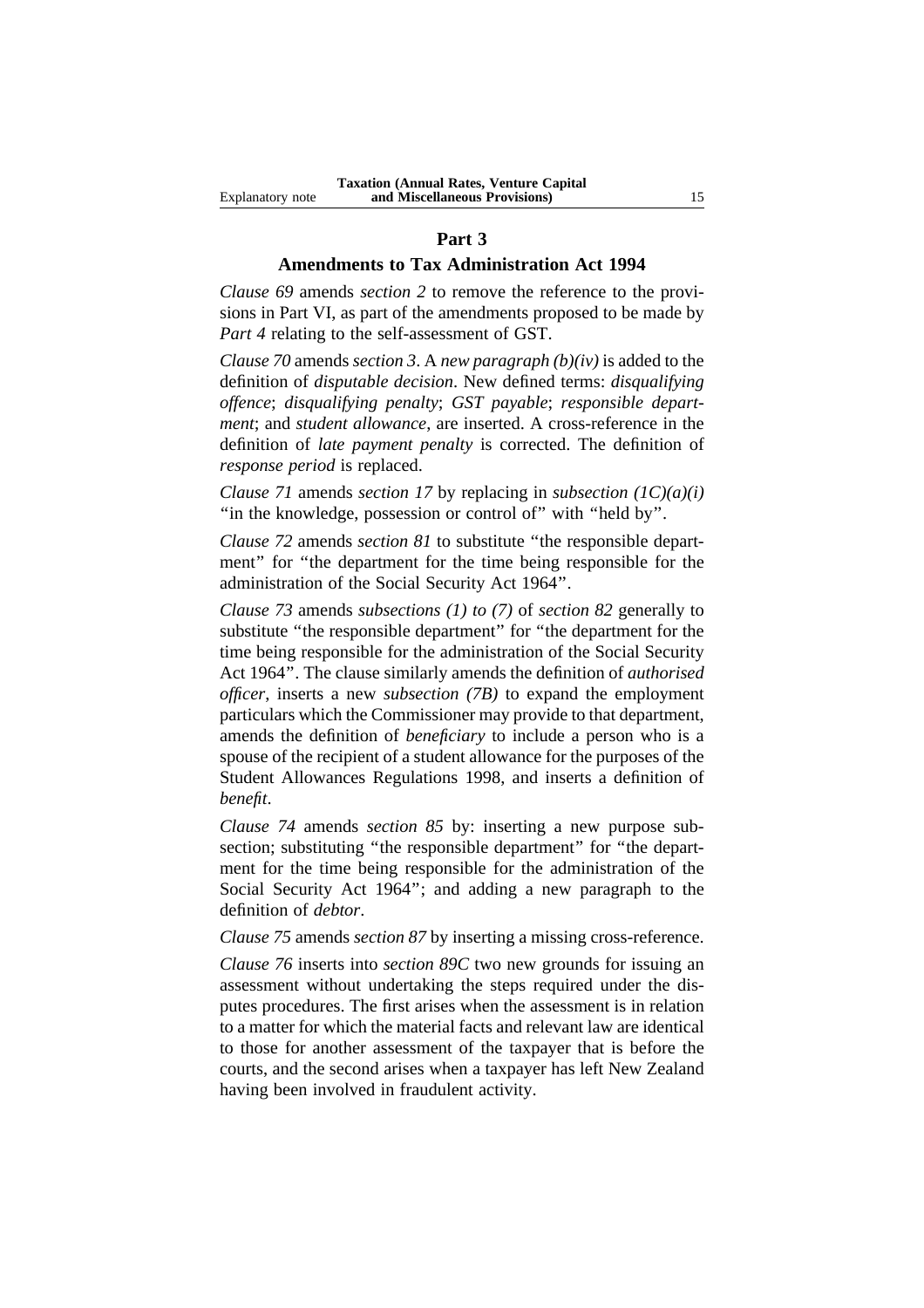## Part 3

### Amendments to Tax Administration Act 1994

*Clause 69* amends *section 2* to remove the reference to the provisions in Part VI, as part of the amendments proposed to be made by *Part 4* relating to the self-assessment of GST.

*Clause 70* amends *section 3*. A *new paragraph (b)(iv)* is added to the definition of *disputable decision*. New defined terms: *disqualifying offence*; *disqualifying penalty*; *GST payable*; *responsible department*; and *student allowance*, are inserted. A cross-reference in the definition of *late payment penalty* is corrected. The definition of *response period* is replaced.

*Clause 71* amends *section 17* by replacing in *subsection (1C)(a)(i)* "in the knowledge, possession or control of" with "held by".

*Clause 72* amends *section 81* to substitute "the responsible department" for "the department for the time being responsible for the administration of the Social Security Act 1964".

*Clause 73* amends *subsections (1) to (7)* of *section 82* generally to substitute "the responsible department" for "the department for the time being responsible for the administration of the Social Security Act 1964". The clause similarly amends the definition of *authorised officer*, inserts a new *subsection (7B)* to expand the employment particulars which the Commissioner may provide to that department, amends the definition of *beneficiary* to include a person who is a spouse of the recipient of a student allowance for the purposes of the Student Allowances Regulations 1998, and inserts a definition of *benefit*.

*Clause 74* amends *section 85* by: inserting a new purpose subsection; substituting "the responsible department" for "the department for the time being responsible for the administration of the Social Security Act 1964"; and adding a new paragraph to the definition of *debtor*.

*Clause 75* amends *section 87* by inserting a missing cross-reference.

*Clause 76* inserts into *section 89C* two new grounds for issuing an assessment without undertaking the steps required under the disputes procedures. The first arises when the assessment is in relation to a matter for which the material facts and relevant law are identical to those for another assessment of the taxpayer that is before the courts, and the second arises when a taxpayer has left New Zealand having been involved in fraudulent activity.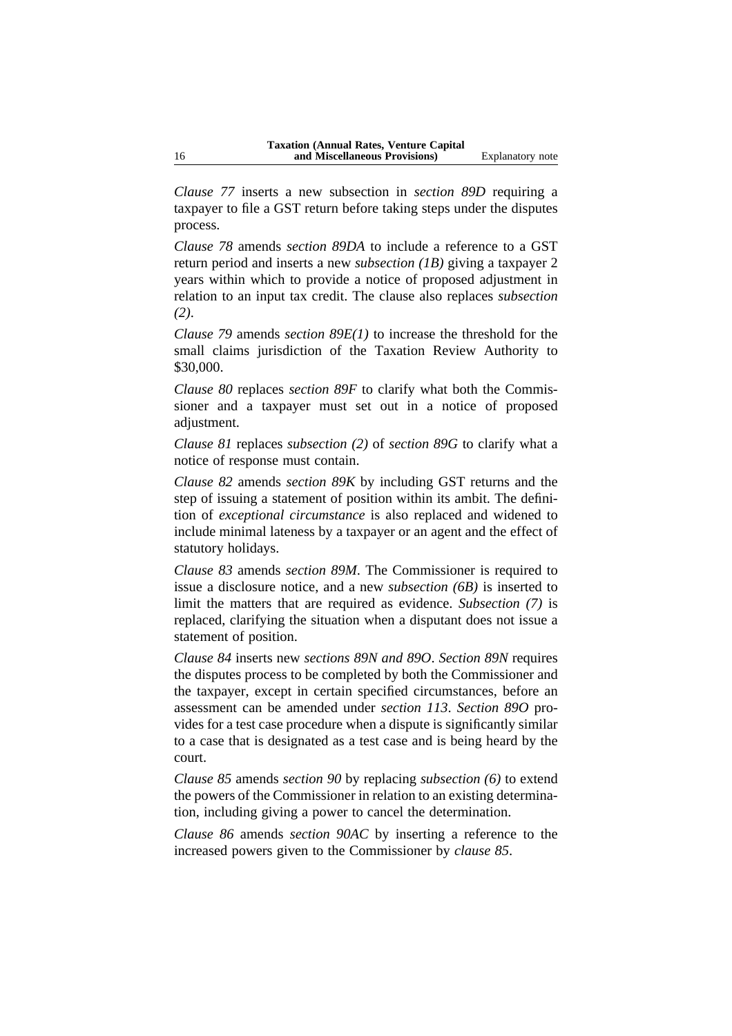*Clause 77* inserts a new subsection in *section 89D* requiring a taxpayer to file a GST return before taking steps under the disputes process.

*Clause 78* amends *section 89DA* to include a reference to a GST return period and inserts a new *subsection (1B)* giving a taxpayer 2 years within which to provide a notice of proposed adjustment in relation to an input tax credit. The clause also replaces *subsection (2)*.

*Clause 79* amends *section 89E(1)* to increase the threshold for the small claims jurisdiction of the Taxation Review Authority to $30,000.

*Clause 80* replaces *section 89F* to clarify what both the Commissioner and a taxpayer must set out in a notice of proposed adjustment.

*Clause 81* replaces *subsection (2)* of *section 89G* to clarify what a notice of response must contain.

*Clause 82* amends *section 89K* by including GST returns and the step of issuing a statement of position within its ambit. The definition of *exceptional circumstance* is also replaced and widened to include minimal lateness by a taxpayer or an agent and the effect of statutory holidays.

*Clause 83* amends *section 89M*. The Commissioner is required to issue a disclosure notice, and a new *subsection (6B)* is inserted to limit the matters that are required as evidence. *Subsection (7)* is replaced, clarifying the situation when a disputant does not issue a statement of position.

*Clause 84* inserts new *sections 89N and 89O*. *Section 89N* requires the disputes process to be completed by both the Commissioner and the taxpayer, except in certain specified circumstances, before an assessment can be amended under *section 113*. *Section 89O* provides for a test case procedure when a dispute is significantly similar to a case that is designated as a test case and is being heard by the court.

*Clause 85* amends *section 90* by replacing *subsection (6)* to extend the powers of the Commissioner in relation to an existing determination, including giving a power to cancel the determination.

*Clause 86* amends *section 90AC* by inserting a reference to the increased powers given to the Commissioner by *clause 85*.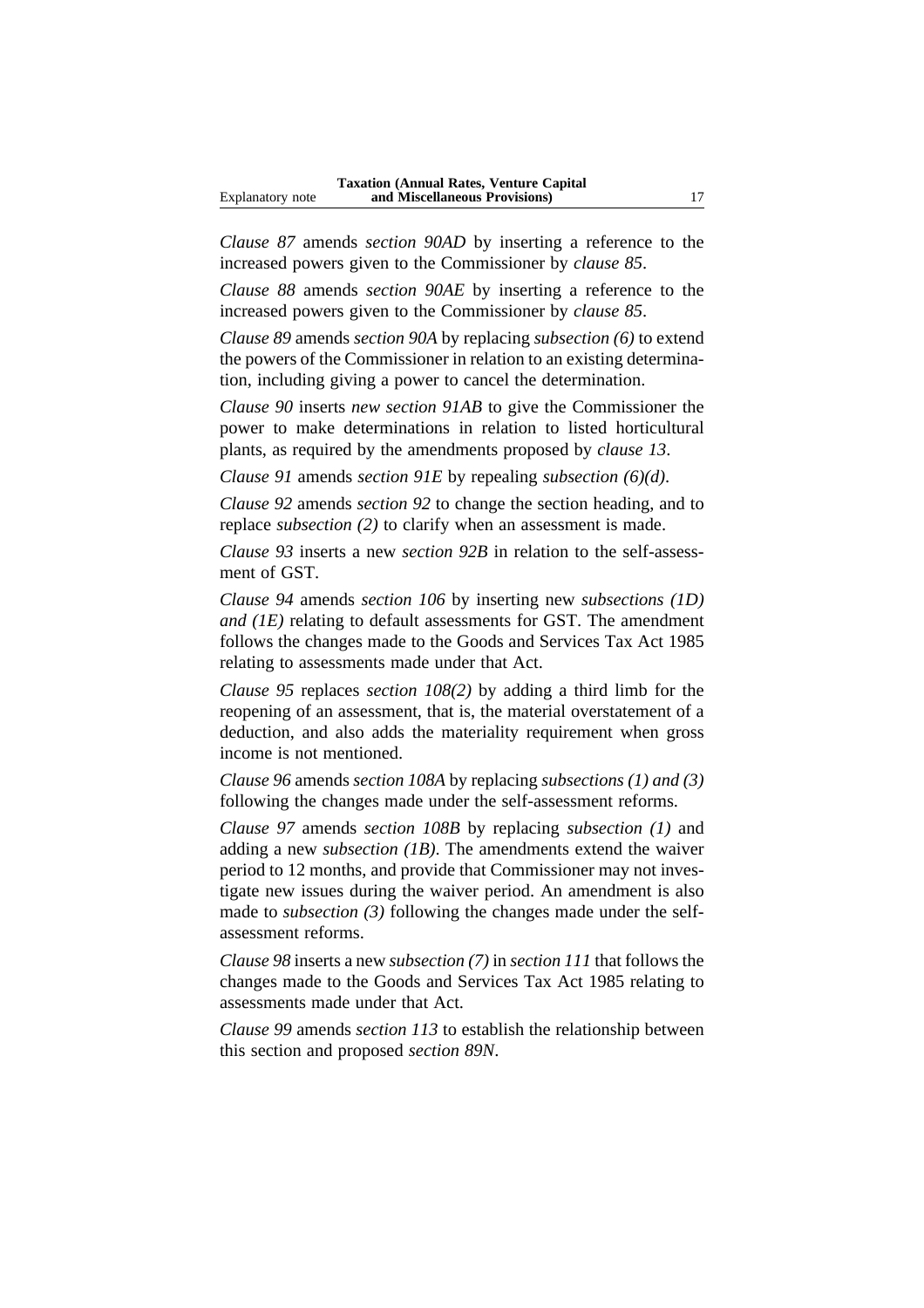*Clause 87* amends *section 90AD* by inserting a reference to the increased powers given to the Commissioner by *clause 85*.

*Clause 88* amends *section 90AE* by inserting a reference to the increased powers given to the Commissioner by *clause 85*.

*Clause 89* amends *section 90A* by replacing *subsection (6)* to extend the powers of the Commissioner in relation to an existing determination, including giving a power to cancel the determination.

*Clause 90* inserts *new section 91AB* to give the Commissioner the power to make determinations in relation to listed horticultural plants, as required by the amendments proposed by *clause 13*.

*Clause 91* amends *section 91E* by repealing *subsection (6)(d)*.

*Clause 92* amends *section 92* to change the section heading, and to replace *subsection (2)* to clarify when an assessment is made.

*Clause 93* inserts a new *section 92B* in relation to the self-assessment of GST.

*Clause 94* amends *section 106* by inserting new *subsections (1D) and (1E)* relating to default assessments for GST. The amendment follows the changes made to the Goods and Services Tax Act 1985 relating to assessments made under that Act.

*Clause 95* replaces *section 108(2)* by adding a third limb for the reopening of an assessment, that is, the material overstatement of a deduction, and also adds the materiality requirement when gross income is not mentioned.

*Clause 96* amends *section 108A* by replacing *subsections (1) and (3)* following the changes made under the self-assessment reforms.

*Clause 97* amends *section 108B* by replacing *subsection (1)* and adding a new *subsection (1B)*. The amendments extend the waiver period to 12 months, and provide that Commissioner may not investigate new issues during the waiver period. An amendment is also made to *subsection (3)* following the changes made under the self-assessment reforms.

*Clause 98* inserts a new *subsection (7)* in *section 111* that follows the changes made to the Goods and Services Tax Act 1985 relating to assessments made under that Act.

*Clause 99* amends *section 113* to establish the relationship between this section and proposed *section 89N*.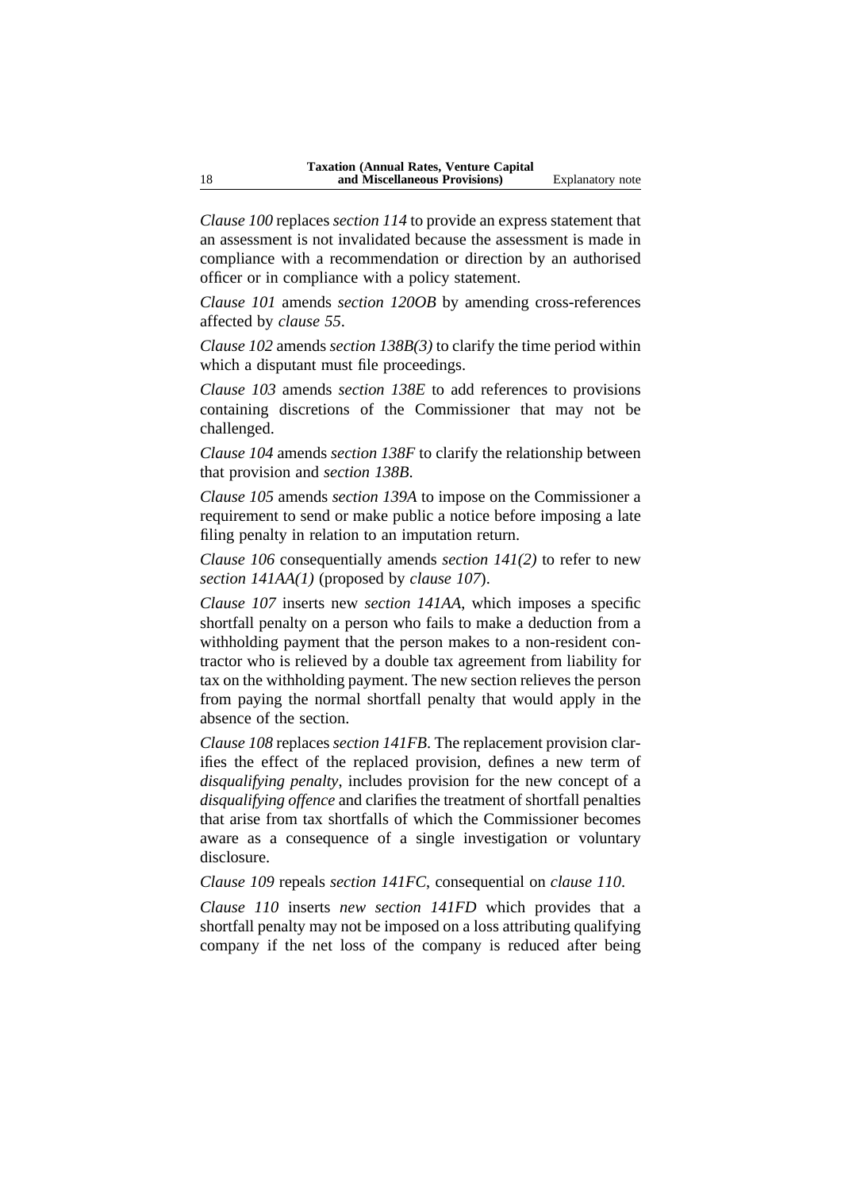*Clause 100* replaces *section 114* to provide an express statement that an assessment is not invalidated because the assessment is made in compliance with a recommendation or direction by an authorised officer or in compliance with a policy statement.

*Clause 101* amends *section 120OB* by amending cross-references affected by *clause 55*.

*Clause 102* amends *section 138B(3)* to clarify the time period within which a disputant must file proceedings.

*Clause 103* amends *section 138E* to add references to provisions containing discretions of the Commissioner that may not be challenged.

*Clause 104* amends *section 138F* to clarify the relationship between that provision and *section 138B*.

*Clause 105* amends *section 139A* to impose on the Commissioner a requirement to send or make public a notice before imposing a late filing penalty in relation to an imputation return.

*Clause 106* consequentially amends *section 141(2)* to refer to new *section 141AA(1)* (proposed by *clause 107*).

*Clause 107* inserts new *section 141AA*, which imposes a specific shortfall penalty on a person who fails to make a deduction from a withholding payment that the person makes to a non-resident contractor who is relieved by a double tax agreement from liability for tax on the withholding payment. The new section relieves the person from paying the normal shortfall penalty that would apply in the absence of the section.

*Clause 108* replaces *section 141FB*. The replacement provision clarifies the effect of the replaced provision, defines a new term of *disqualifying penalty*, includes provision for the new concept of a *disqualifying offence* and clarifies the treatment of shortfall penalties that arise from tax shortfalls of which the Commissioner becomes aware as a consequence of a single investigation or voluntary disclosure.

*Clause 109* repeals *section 141FC*, consequential on *clause 110*.

*Clause 110* inserts *new section 141FD* which provides that a shortfall penalty may not be imposed on a loss attributing qualifying company if the net loss of the company is reduced after being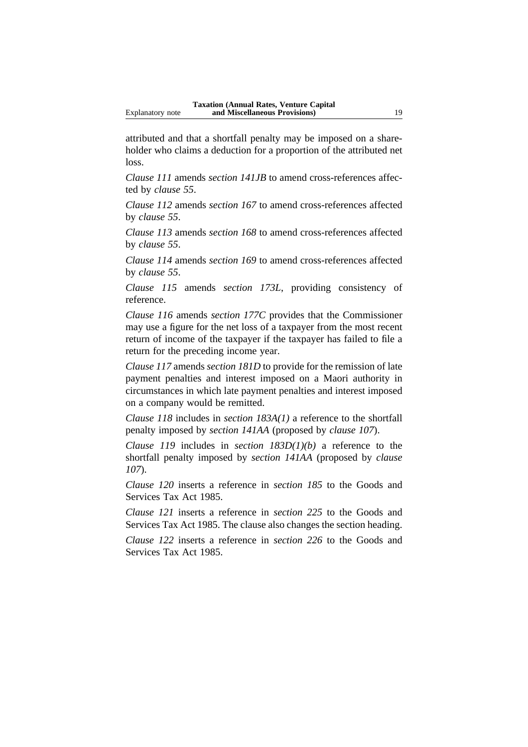attributed and that a shortfall penalty may be imposed on a shareholder who claims a deduction for a proportion of the attributed net loss.

*Clause 111* amends *section 141JB* to amend cross-references affected by *clause 55*.

*Clause 112* amends *section 167* to amend cross-references affected by *clause 55*.

*Clause 113* amends *section 168* to amend cross-references affected by *clause 55*.

*Clause 114* amends *section 169* to amend cross-references affected by *clause 55*.

*Clause 115* amends *section 173L*, providing consistency of reference.

*Clause 116* amends *section 177C* provides that the Commissioner may use a figure for the net loss of a taxpayer from the most recent return of income of the taxpayer if the taxpayer has failed to file a return for the preceding income year.

*Clause 117* amends *section 181D* to provide for the remission of late payment penalties and interest imposed on a Maori authority in circumstances in which late payment penalties and interest imposed on a company would be remitted.

*Clause 118* includes in *section 183A(1)* a reference to the shortfall penalty imposed by *section 141AA* (proposed by *clause 107*).

*Clause 119* includes in *section 183D(1)(b)* a reference to the shortfall penalty imposed by *section 141AA* (proposed by *clause 107*).

*Clause 120* inserts a reference in *section 185* to the Goods and Services Tax Act 1985.

*Clause 121* inserts a reference in *section 225* to the Goods and Services Tax Act 1985. The clause also changes the section heading.

*Clause 122* inserts a reference in *section 226* to the Goods and Services Tax Act 1985.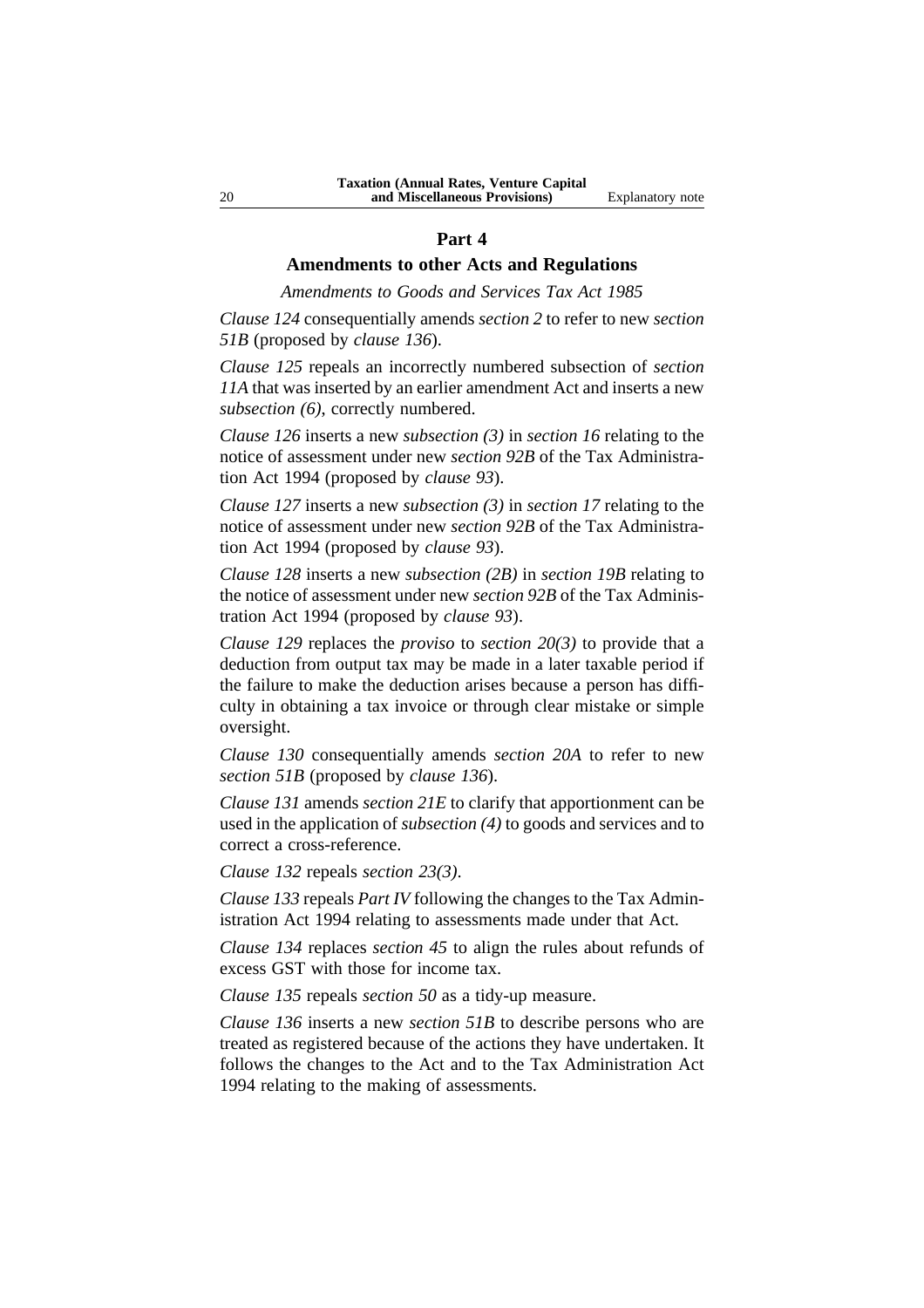## Part 4

### Amendments to other Acts and Regulations

*Amendments to Goods and Services Tax Act 1985*

*Clause 124* consequentially amends *section 2* to refer to new *section 51B* (proposed by *clause 136*).

*Clause 125* repeals an incorrectly numbered subsection of *section 11A* that was inserted by an earlier amendment Act and inserts a new *subsection (6)*, correctly numbered.

*Clause 126* inserts a new *subsection (3)* in *section 16* relating to the notice of assessment under new *section 92B* of the Tax Administration Act 1994 (proposed by *clause 93*).

*Clause 127* inserts a new *subsection (3)* in *section 17* relating to the notice of assessment under new *section 92B* of the Tax Administration Act 1994 (proposed by *clause 93*).

*Clause 128* inserts a new *subsection (2B)* in *section 19B* relating to the notice of assessment under new *section 92B* of the Tax Administration Act 1994 (proposed by *clause 93*).

*Clause 129* replaces the *proviso* to *section 20(3)* to provide that a deduction from output tax may be made in a later taxable period if the failure to make the deduction arises because a person has difficulty in obtaining a tax invoice or through clear mistake or simple oversight.

*Clause 130* consequentially amends *section 20A* to refer to new *section 51B* (proposed by *clause 136*).

*Clause 131* amends *section 21E* to clarify that apportionment can be used in the application of *subsection (4)* to goods and services and to correct a cross-reference.

*Clause 132* repeals *section 23(3)*.

*Clause 133* repeals *Part IV* following the changes to the Tax Administration Act 1994 relating to assessments made under that Act.

*Clause 134* replaces *section 45* to align the rules about refunds of excess GST with those for income tax.

*Clause 135* repeals *section 50* as a tidy-up measure.

*Clause 136* inserts a new *section 51B* to describe persons who are treated as registered because of the actions they have undertaken. It follows the changes to the Act and to the Tax Administration Act 1994 relating to the making of assessments.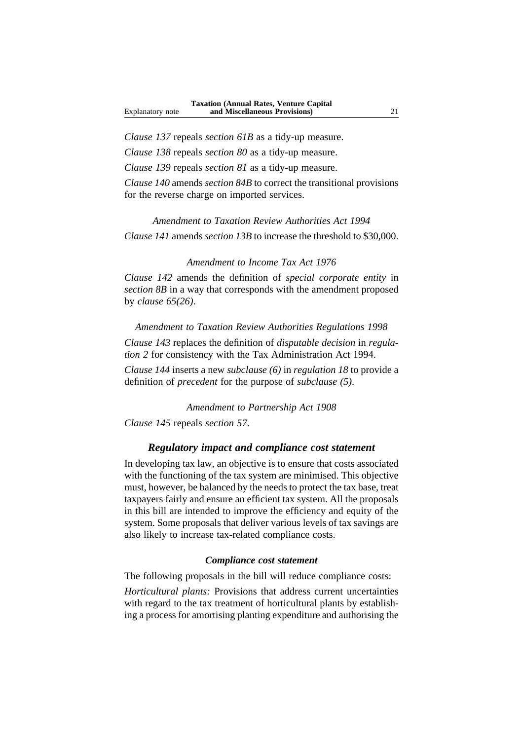*Clause 137* repeals *section 61B* as a tidy-up measure.

*Clause 138* repeals *section 80* as a tidy-up measure.

*Clause 139* repeals *section 81* as a tidy-up measure.

*Clause 140* amends *section 84B* to correct the transitional provisions for the reverse charge on imported services.

*Amendment to Taxation Review Authorities Act 1994*

*Clause 141* amends *section 13B* to increase the threshold to $30,000.

*Amendment to Income Tax Act 1976*

*Clause 142* amends the definition of *special corporate entity* in *section 8B* in a way that corresponds with the amendment proposed by *clause 65(26)*.

*Amendment to Taxation Review Authorities Regulations 1998*

*Clause 143* replaces the definition of *disputable decision* in *regulation 2* for consistency with the Tax Administration Act 1994.

*Clause 144* inserts a new *subclause (6)* in *regulation 18* to provide a definition of *precedent* for the purpose of *subclause (5)*.

*Amendment to Partnership Act 1908*

*Clause 145* repeals *section 57*.

## ***Regulatory impact and compliance cost statement***

In developing tax law, an objective is to ensure that costs associated with the functioning of the tax system are minimised. This objective must, however, be balanced by the needs to protect the tax base, treat taxpayers fairly and ensure an efficient tax system. All the proposals in this bill are intended to improve the efficiency and equity of the system. Some proposals that deliver various levels of tax savings are also likely to increase tax-related compliance costs.

### ***Compliance cost statement***

The following proposals in the bill will reduce compliance costs:

*Horticultural plants:* Provisions that address current uncertainties with regard to the tax treatment of horticultural plants by establishing a process for amortising planting expenditure and authorising the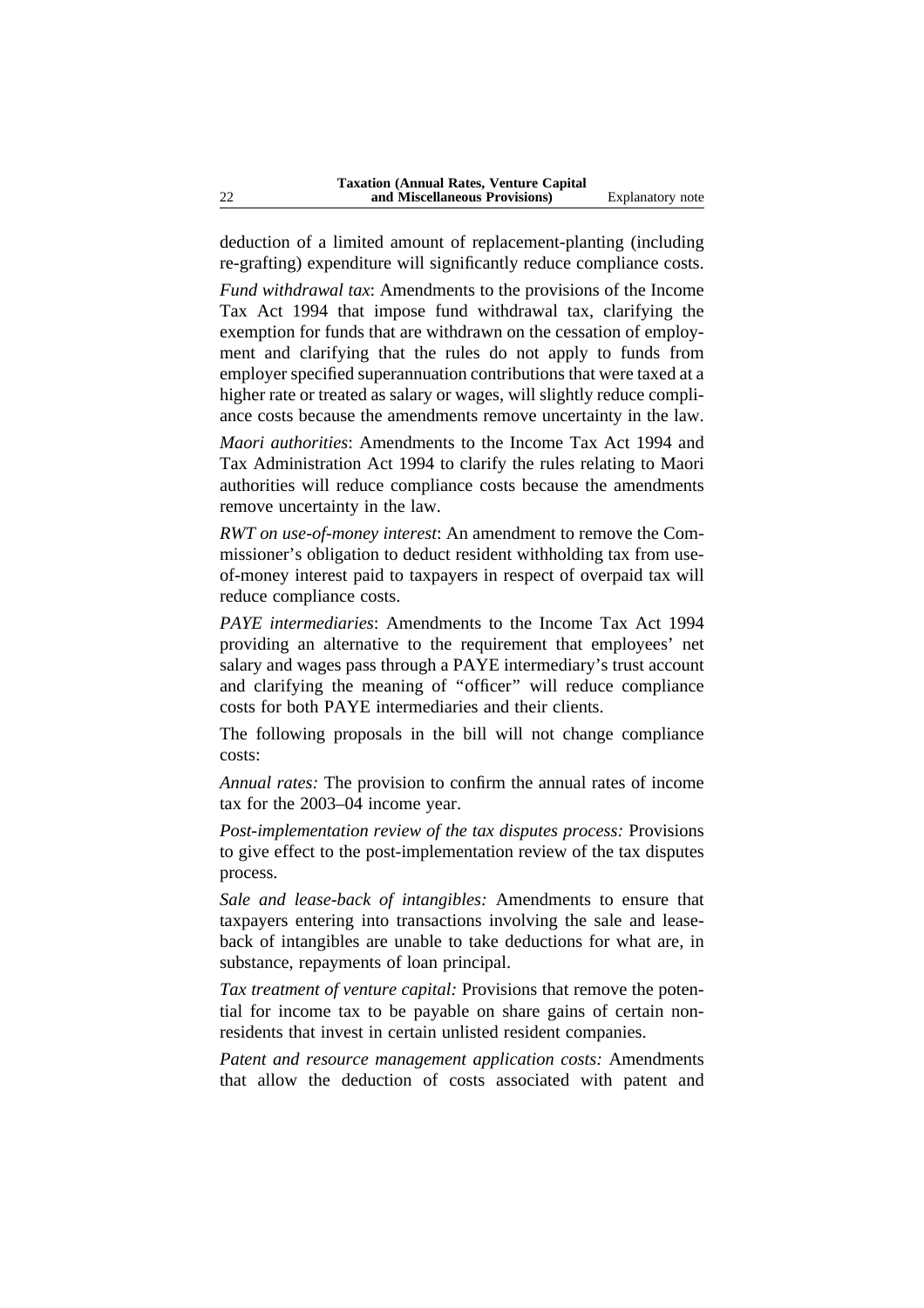deduction of a limited amount of replacement-planting (including re-grafting) expenditure will significantly reduce compliance costs.

*Fund withdrawal tax*: Amendments to the provisions of the Income Tax Act 1994 that impose fund withdrawal tax, clarifying the exemption for funds that are withdrawn on the cessation of employment and clarifying that the rules do not apply to funds from employer specified superannuation contributions that were taxed at a higher rate or treated as salary or wages, will slightly reduce compliance costs because the amendments remove uncertainty in the law.

*Maori authorities*: Amendments to the Income Tax Act 1994 and Tax Administration Act 1994 to clarify the rules relating to Maori authorities will reduce compliance costs because the amendments remove uncertainty in the law.

*RWT on use-of-money interest*: An amendment to remove the Commissioner's obligation to deduct resident withholding tax from use-of-money interest paid to taxpayers in respect of overpaid tax will reduce compliance costs.

*PAYE intermediaries*: Amendments to the Income Tax Act 1994 providing an alternative to the requirement that employees' net salary and wages pass through a PAYE intermediary's trust account and clarifying the meaning of "officer" will reduce compliance costs for both PAYE intermediaries and their clients.

The following proposals in the bill will not change compliance costs:

*Annual rates:* The provision to confirm the annual rates of income tax for the 2003–04 income year.

*Post-implementation review of the tax disputes process:* Provisions to give effect to the post-implementation review of the tax disputes process.

*Sale and lease-back of intangibles:* Amendments to ensure that taxpayers entering into transactions involving the sale and lease-back of intangibles are unable to take deductions for what are, in substance, repayments of loan principal.

*Tax treatment of venture capital:* Provisions that remove the potential for income tax to be payable on share gains of certain non-residents that invest in certain unlisted resident companies.

*Patent and resource management application costs:* Amendments that allow the deduction of costs associated with patent and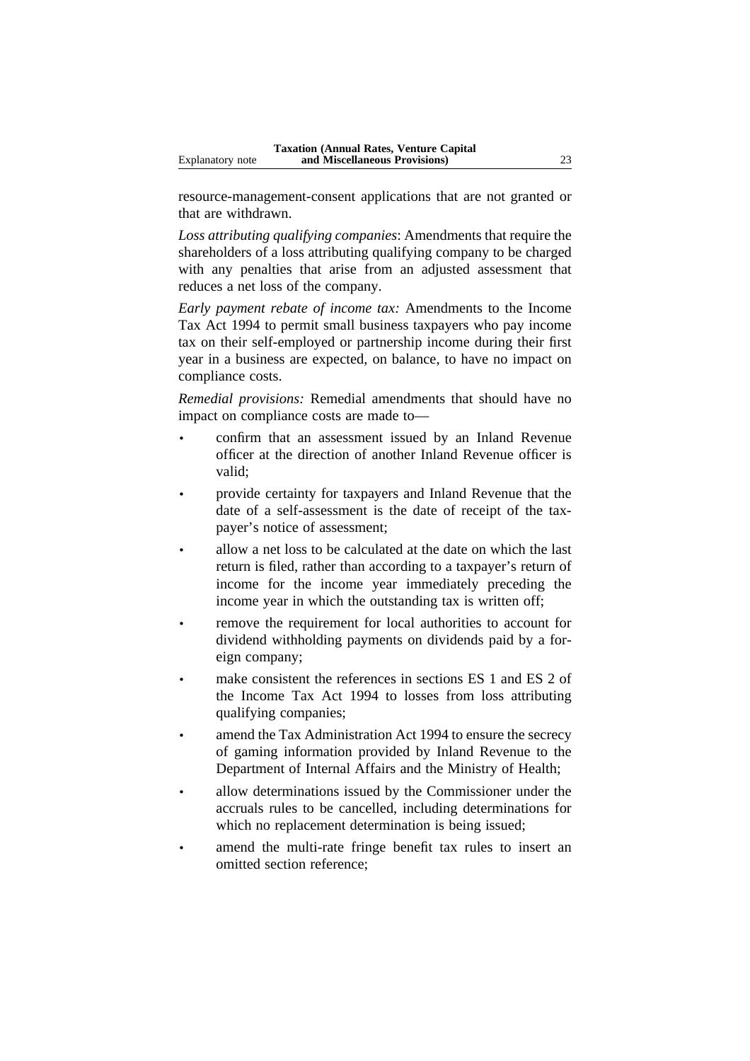resource-management-consent applications that are not granted or that are withdrawn.

*Loss attributing qualifying companies*: Amendments that require the shareholders of a loss attributing qualifying company to be charged with any penalties that arise from an adjusted assessment that reduces a net loss of the company.

*Early payment rebate of income tax:* Amendments to the Income Tax Act 1994 to permit small business taxpayers who pay income tax on their self-employed or partnership income during their first year in a business are expected, on balance, to have no impact on compliance costs.

*Remedial provisions:* Remedial amendments that should have no impact on compliance costs are made to—

- confirm that an assessment issued by an Inland Revenue officer at the direction of another Inland Revenue officer is valid;
- provide certainty for taxpayers and Inland Revenue that the date of a self-assessment is the date of receipt of the taxpayer's notice of assessment;
- allow a net loss to be calculated at the date on which the last return is filed, rather than according to a taxpayer's return of income for the income year immediately preceding the income year in which the outstanding tax is written off;
- remove the requirement for local authorities to account for dividend withholding payments on dividends paid by a foreign company;
- make consistent the references in sections ES 1 and ES 2 of the Income Tax Act 1994 to losses from loss attributing qualifying companies;
- amend the Tax Administration Act 1994 to ensure the secrecy of gaming information provided by Inland Revenue to the Department of Internal Affairs and the Ministry of Health;
- allow determinations issued by the Commissioner under the accruals rules to be cancelled, including determinations for which no replacement determination is being issued;
- amend the multi-rate fringe benefit tax rules to insert an omitted section reference;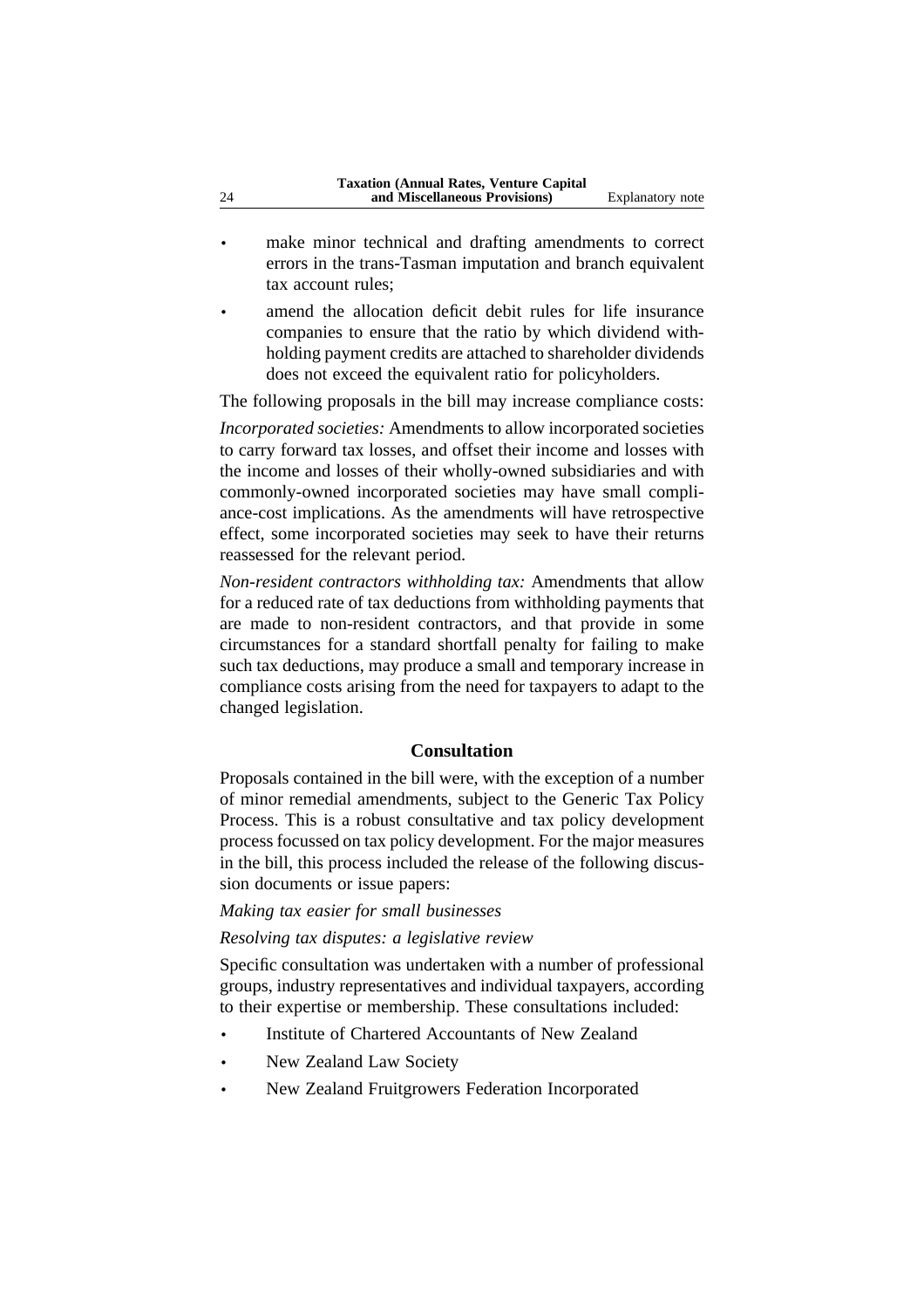- make minor technical and drafting amendments to correct errors in the trans-Tasman imputation and branch equivalent tax account rules;
- amend the allocation deficit debit rules for life insurance companies to ensure that the ratio by which dividend withholding payment credits are attached to shareholder dividends does not exceed the equivalent ratio for policyholders.

The following proposals in the bill may increase compliance costs:

*Incorporated societies:* Amendments to allow incorporated societies to carry forward tax losses, and offset their income and losses with the income and losses of their wholly-owned subsidiaries and with commonly-owned incorporated societies may have small compliance-cost implications. As the amendments will have retrospective effect, some incorporated societies may seek to have their returns reassessed for the relevant period.

*Non-resident contractors withholding tax:* Amendments that allow for a reduced rate of tax deductions from withholding payments that are made to non-resident contractors, and that provide in some circumstances for a standard shortfall penalty for failing to make such tax deductions, may produce a small and temporary increase in compliance costs arising from the need for taxpayers to adapt to the changed legislation.

## Consultation

Proposals contained in the bill were, with the exception of a number of minor remedial amendments, subject to the Generic Tax Policy Process. This is a robust consultative and tax policy development process focussed on tax policy development. For the major measures in the bill, this process included the release of the following discussion documents or issue papers:

*Making tax easier for small businesses*

*Resolving tax disputes: a legislative review*

Specific consultation was undertaken with a number of professional groups, industry representatives and individual taxpayers, according to their expertise or membership. These consultations included:

- Institute of Chartered Accountants of New Zealand
- New Zealand Law Society
- New Zealand Fruitgrowers Federation Incorporated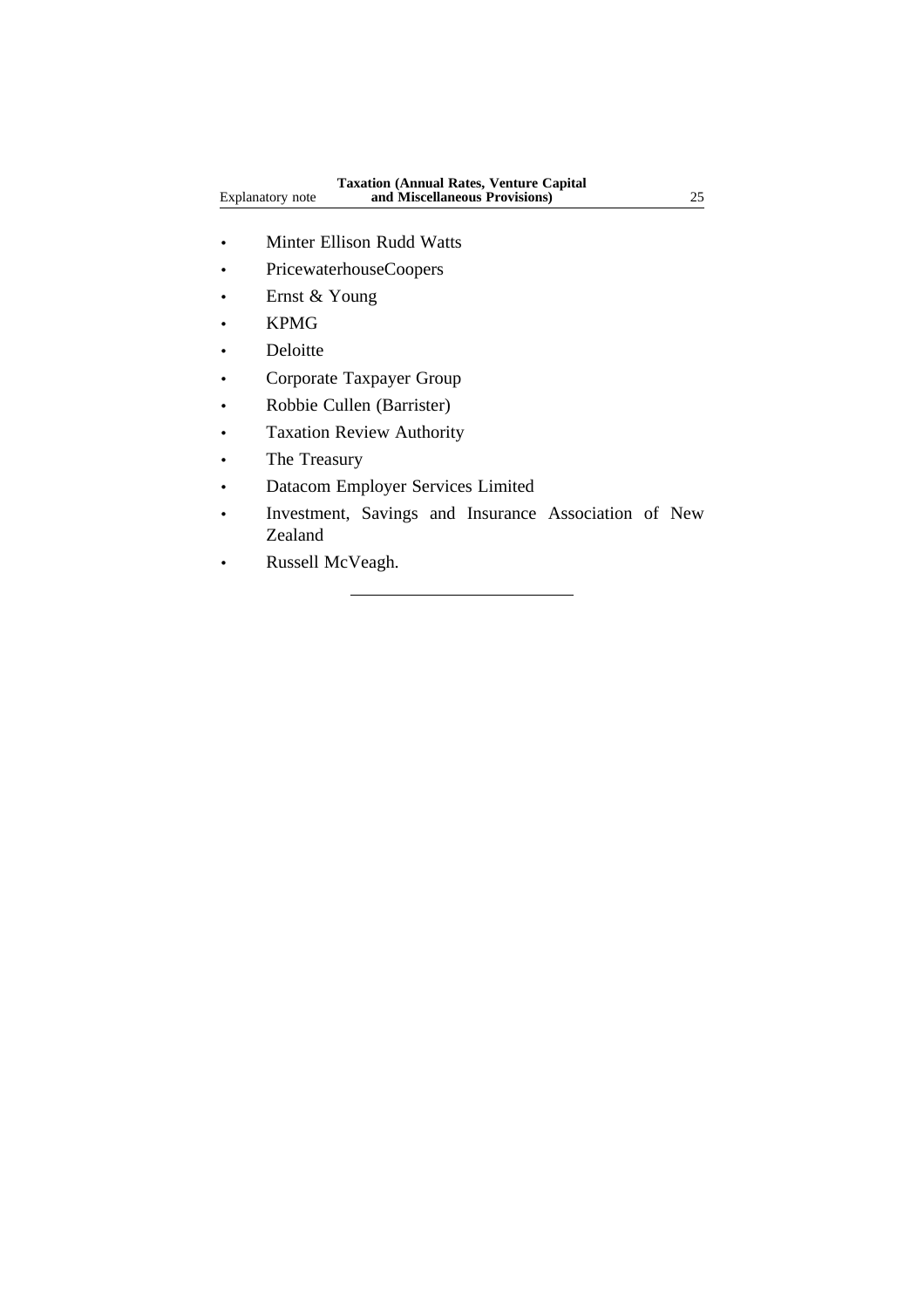- Minter Ellison Rudd Watts
- PricewaterhouseCoopers
- Ernst & Young
- KPMG
- Deloitte
- Corporate Taxpayer Group
- Robbie Cullen (Barrister)
- Taxation Review Authority
- The Treasury
- Datacom Employer Services Limited
- Investment, Savings and Insurance Association of New Zealand
- Russell McVeagh.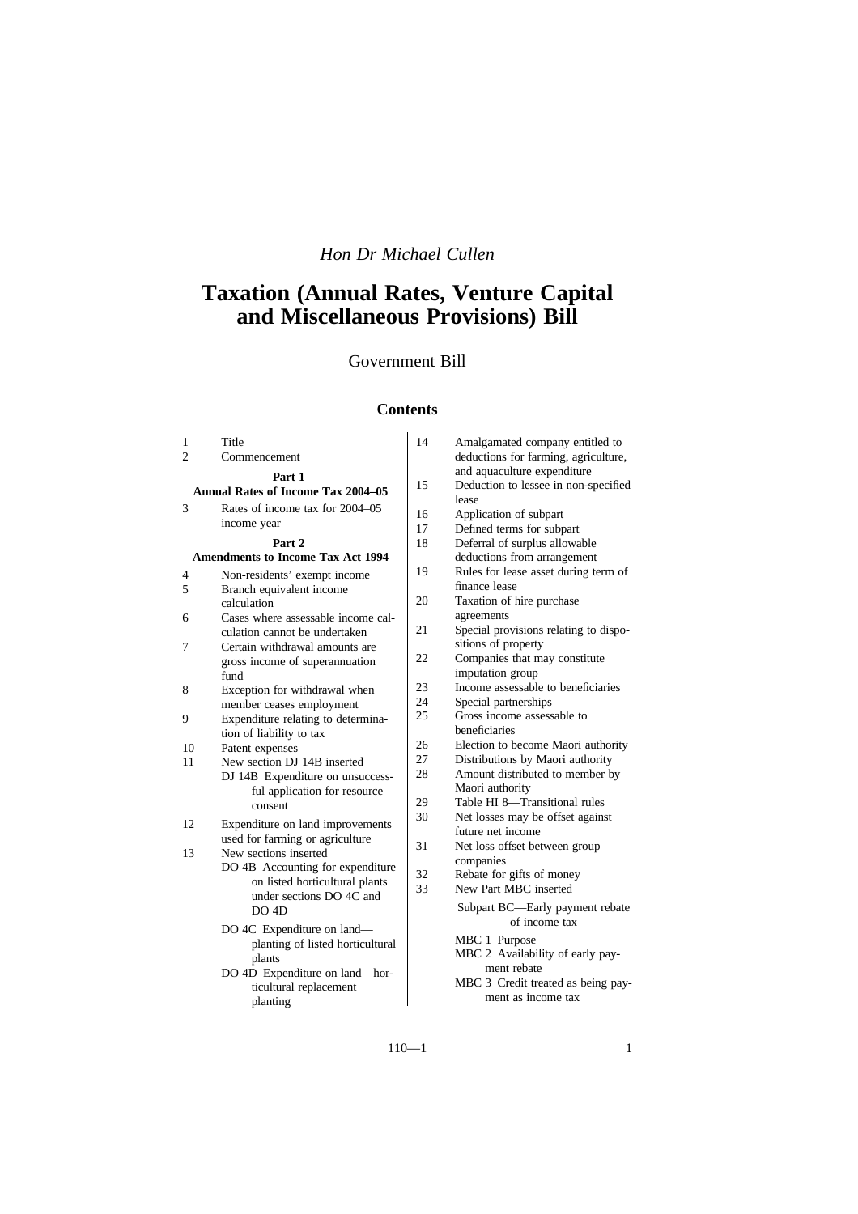*Hon Dr Michael Cullen*

# Taxation (Annual Rates, Venture Capital and Miscellaneous Provisions) Bill

Government Bill

## Contents

1 Title
2 Commencement

**Part 1**
**Annual Rates of Income Tax 2004–05**

3 Rates of income tax for 2004–05 income year

**Part 2**
**Amendments to Income Tax Act 1994**

4 Non-residents' exempt income
5 Branch equivalent income calculation
6 Cases where assessable income calculation cannot be undertaken
7 Certain withdrawal amounts are gross income of superannuation fund
8 Exception for withdrawal when member ceases employment
9 Expenditure relating to determination of liability to tax
10 Patent expenses
11 New section DJ 14B inserted
  DJ 14B Expenditure on unsuccessful application for resource consent
12 Expenditure on land improvements used for farming or agriculture
13 New sections inserted
  DO 4B Accounting for expenditure on listed horticultural plants under sections DO 4C and DO 4D
  DO 4C Expenditure on land—planting of listed horticultural plants
  DO 4D Expenditure on land—horticultural replacement planting
14 Amalgamated company entitled to deductions for farming, agriculture, and aquaculture expenditure
15 Deduction to lessee in non-specified lease
16 Application of subpart
17 Defined terms for subpart
18 Deferral of surplus allowable deductions from arrangement
19 Rules for lease asset during term of finance lease
20 Taxation of hire purchase agreements
21 Special provisions relating to dispositions of property
22 Companies that may constitute imputation group
23 Income assessable to beneficiaries
24 Special partnerships
25 Gross income assessable to beneficiaries
26 Election to become Maori authority
27 Distributions by Maori authority
28 Amount distributed to member by Maori authority
29 Table HI 8—Transitional rules
30 Net losses may be offset against future net income
31 Net loss offset between group companies
32 Rebate for gifts of money
33 New Part MBC inserted
  Subpart BC—Early payment rebate of income tax
  MBC 1 Purpose
  MBC 2 Availability of early payment rebate
  MBC 3 Credit treated as being payment as income tax

110—1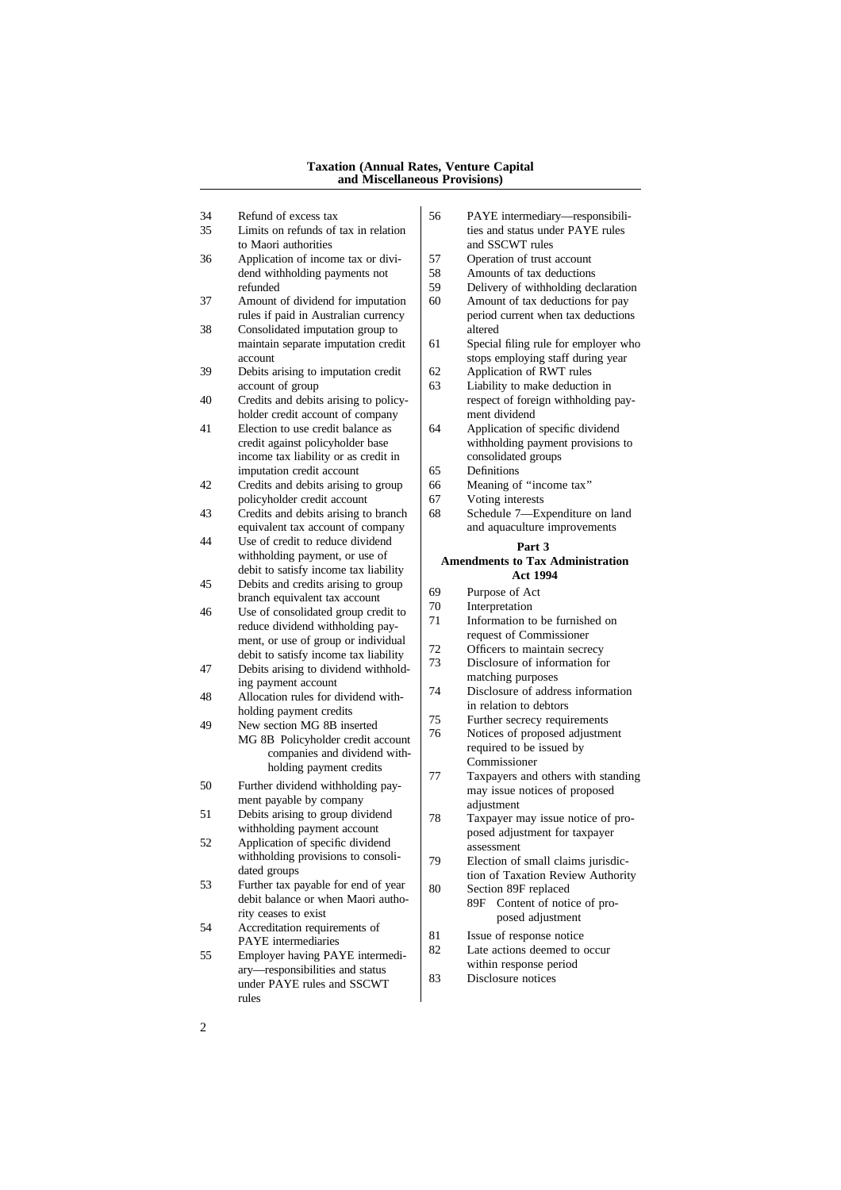34 Refund of excess tax
35 Limits on refunds of tax in relation to Maori authorities
36 Application of income tax or dividend withholding payments not refunded
37 Amount of dividend for imputation rules if paid in Australian currency
38 Consolidated imputation group to maintain separate imputation credit account
39 Debits arising to imputation credit account of group
40 Credits and debits arising to policyholder credit account of company
41 Election to use credit balance as credit against policyholder base income tax liability or as credit in imputation credit account
42 Credits and debits arising to group policyholder credit account
43 Credits and debits arising to branch equivalent tax account of company
44 Use of credit to reduce dividend withholding payment, or use of debit to satisfy income tax liability
45 Debits and credits arising to group branch equivalent tax account
46 Use of consolidated group credit to reduce dividend withholding payment, or use of group or individual debit to satisfy income tax liability
47 Debits arising to dividend withholding payment account
48 Allocation rules for dividend withholding payment credits
49 New section MG 8B inserted
 MG 8B Policyholder credit account companies and dividend withholding payment credits
50 Further dividend withholding payment payable by company
51 Debits arising to group dividend withholding payment account
52 Application of specific dividend withholding provisions to consolidated groups
53 Further tax payable for end of year debit balance or when Maori authority ceases to exist
54 Accreditation requirements of PAYE intermediaries
55 Employer having PAYE intermediary—responsibilities and status under PAYE rules and SSCWT rules
56 PAYE intermediary—responsibilities and status under PAYE rules and SSCWT rules
57 Operation of trust account
58 Amounts of tax deductions
59 Delivery of withholding declaration
60 Amount of tax deductions for pay period current when tax deductions altered
61 Special filing rule for employer who stops employing staff during year
62 Application of RWT rules
63 Liability to make deduction in respect of foreign withholding payment dividend
64 Application of specific dividend withholding payment provisions to consolidated groups
65 Definitions
66 Meaning of "income tax"
67 Voting interests
68 Schedule 7—Expenditure on land and aquaculture improvements

## Part 3
## Amendments to Tax Administration Act 1994

69 Purpose of Act
70 Interpretation
71 Information to be furnished on request of Commissioner
72 Officers to maintain secrecy
73 Disclosure of information for matching purposes
74 Disclosure of address information in relation to debtors
75 Further secrecy requirements
76 Notices of proposed adjustment required to be issued by Commissioner
77 Taxpayers and others with standing may issue notices of proposed adjustment
78 Taxpayer may issue notice of proposed adjustment for taxpayer assessment
79 Election of small claims jurisdiction of Taxation Review Authority
80 Section 89F replaced
 89F Content of notice of proposed adjustment
81 Issue of response notice
82 Late actions deemed to occur within response period
83 Disclosure notices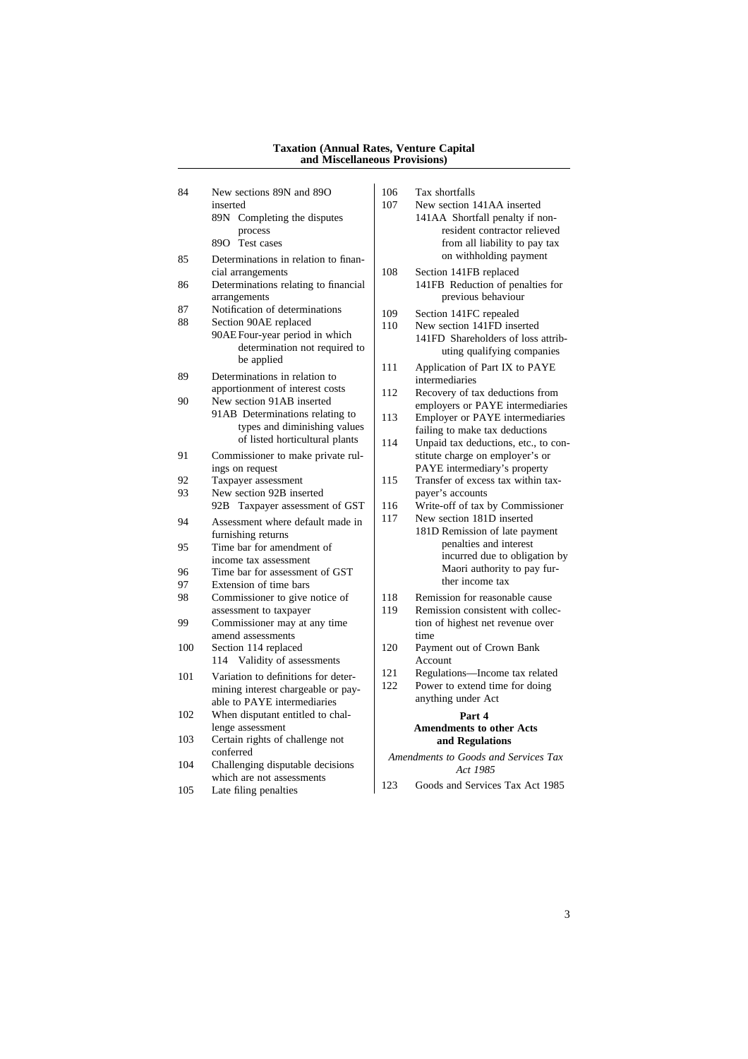84 New sections 89N and 89O inserted
  89N Completing the disputes process
  89O Test cases
85 Determinations in relation to financial arrangements
86 Determinations relating to financial arrangements
87 Notification of determinations
88 Section 90AE replaced
  90AE Four-year period in which determination not required to be applied
89 Determinations in relation to apportionment of interest costs
90 New section 91AB inserted
  91AB Determinations relating to types and diminishing values of listed horticultural plants
91 Commissioner to make private rulings on request
92 Taxpayer assessment
93 New section 92B inserted
  92B Taxpayer assessment of GST
94 Assessment where default made in furnishing returns
95 Time bar for amendment of income tax assessment
96 Time bar for assessment of GST
97 Extension of time bars
98 Commissioner to give notice of assessment to taxpayer
99 Commissioner may at any time amend assessments
100 Section 114 replaced
  114 Validity of assessments
101 Variation to definitions for determining interest chargeable or payable to PAYE intermediaries
102 When disputant entitled to challenge assessment
103 Certain rights of challenge not conferred
104 Challenging disputable decisions which are not assessments
105 Late filing penalties
106 Tax shortfalls
107 New section 141AA inserted
  141AA Shortfall penalty if non-resident contractor relieved from all liability to pay tax on withholding payment
108 Section 141FB replaced
  141FB Reduction of penalties for previous behaviour
109 Section 141FC repealed
110 New section 141FD inserted
  141FD Shareholders of loss attributing qualifying companies
111 Application of Part IX to PAYE intermediaries
112 Recovery of tax deductions from employers or PAYE intermediaries
113 Employer or PAYE intermediaries failing to make tax deductions
114 Unpaid tax deductions, etc., to constitute charge on employer's or PAYE intermediary's property
115 Transfer of excess tax within taxpayer's accounts
116 Write-off of tax by Commissioner
117 New section 181D inserted
  181D Remission of late payment penalties and interest incurred due to obligation by Maori authority to pay further income tax
118 Remission for reasonable cause
119 Remission consistent with collection of highest net revenue over time
120 Payment out of Crown Bank Account
121 Regulations—Income tax related
122 Power to extend time for doing anything under Act

**Part 4**
**Amendments to other Acts and Regulations**

*Amendments to Goods and Services Tax Act 1985*

123 Goods and Services Tax Act 1985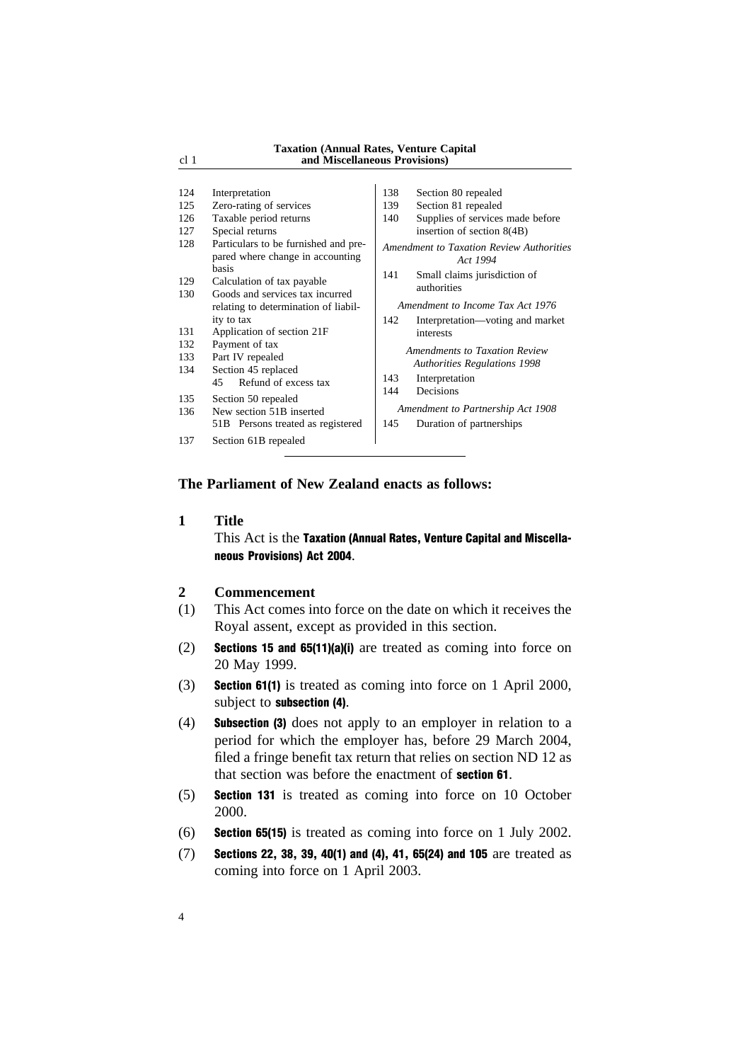124 Interpretation
125 Zero-rating of services
126 Taxable period returns
127 Special returns
128 Particulars to be furnished and prepared where change in accounting basis
129 Calculation of tax payable
130 Goods and services tax incurred relating to determination of liability to tax
131 Application of section 21F
132 Payment of tax
133 Part IV repealed
134 Section 45 replaced
  45 Refund of excess tax
135 Section 50 repealed
136 New section 51B inserted
  51B Persons treated as registered
137 Section 61B repealed
138 Section 80 repealed
139 Section 81 repealed
140 Supplies of services made before insertion of section 8(4B)

*Amendment to Taxation Review Authorities Act 1994*

141 Small claims jurisdiction of authorities

*Amendment to Income Tax Act 1976*

142 Interpretation—voting and market interests

*Amendments to Taxation Review Authorities Regulations 1998*

143 Interpretation
144 Decisions

*Amendment to Partnership Act 1908*

145 Duration of partnerships

---

**The Parliament of New Zealand enacts as follows:**

## 1 Title

This Act is the **Taxation (Annual Rates, Venture Capital and Miscellaneous Provisions) Act 2004**.

## 2 Commencement

(1) This Act comes into force on the date on which it receives the Royal assent, except as provided in this section.

(2) **Sections 15 and 65(11)(a)(i)** are treated as coming into force on 20 May 1999.

(3) **Section 61(1)** is treated as coming into force on 1 April 2000, subject to **subsection (4)**.

(4) **Subsection (3)** does not apply to an employer in relation to a period for which the employer has, before 29 March 2004, filed a fringe benefit tax return that relies on section ND 12 as that section was before the enactment of **section 61**.

(5) **Section 131** is treated as coming into force on 10 October 2000.

(6) **Section 65(15)** is treated as coming into force on 1 July 2002.

(7) **Sections 22, 38, 39, 40(1) and (4), 41, 65(24) and 105** are treated as coming into force on 1 April 2003.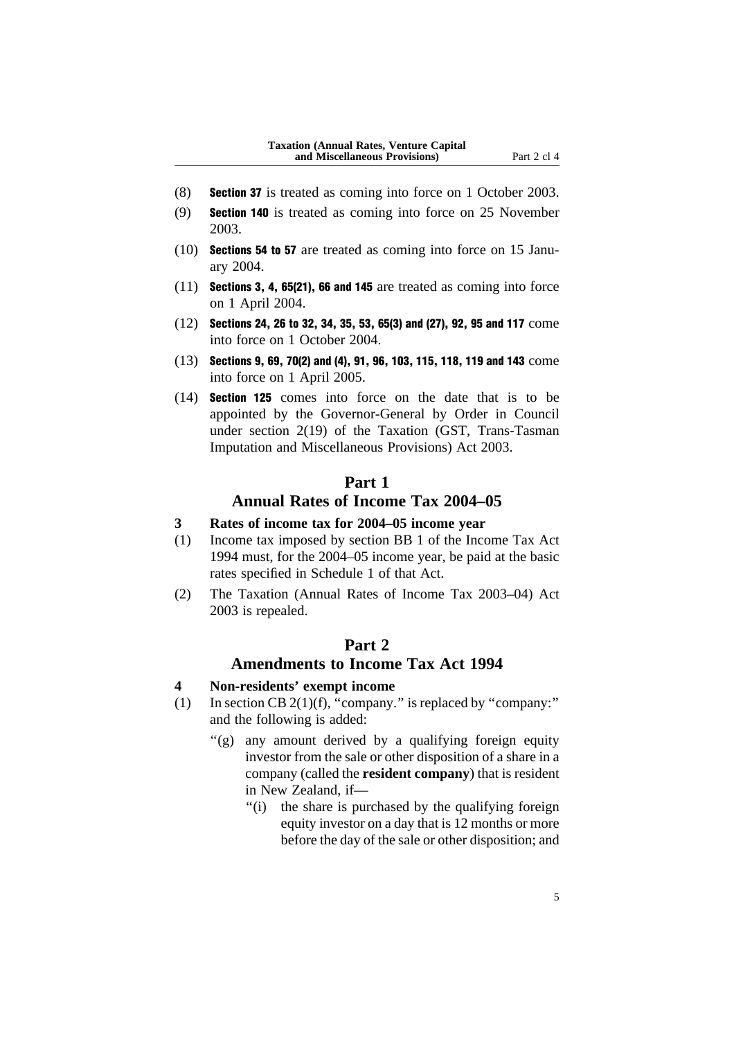(8) **Section 37** is treated as coming into force on 1 October 2003.

(9) **Section 140** is treated as coming into force on 25 November 2003.

(10) **Sections 54 to 57** are treated as coming into force on 15 January 2004.

(11) **Sections 3, 4, 65(21), 66 and 145** are treated as coming into force on 1 April 2004.

(12) **Sections 24, 26 to 32, 34, 35, 53, 65(3) and (27), 92, 95 and 117** come into force on 1 October 2004.

(13) **Sections 9, 69, 70(2) and (4), 91, 96, 103, 115, 118, 119 and 143** come into force on 1 April 2005.

(14) **Section 125** comes into force on the date that is to be appointed by the Governor-General by Order in Council under section 2(19) of the Taxation (GST, Trans-Tasman Imputation and Miscellaneous Provisions) Act 2003.

## Part 1
## Annual Rates of Income Tax 2004–05

### 3 Rates of income tax for 2004–05 income year

(1) Income tax imposed by section BB 1 of the Income Tax Act 1994 must, for the 2004–05 income year, be paid at the basic rates specified in Schedule 1 of that Act.

(2) The Taxation (Annual Rates of Income Tax 2003–04) Act 2003 is repealed.

## Part 2
## Amendments to Income Tax Act 1994

### 4 Non-residents' exempt income

(1) In section CB 2(1)(f), "company." is replaced by "company:" and the following is added:

"(g) any amount derived by a qualifying foreign equity investor from the sale or other disposition of a share in a company (called the **resident company**) that is resident in New Zealand, if—

"(i) the share is purchased by the qualifying foreign equity investor on a day that is 12 months or more before the day of the sale or other disposition; and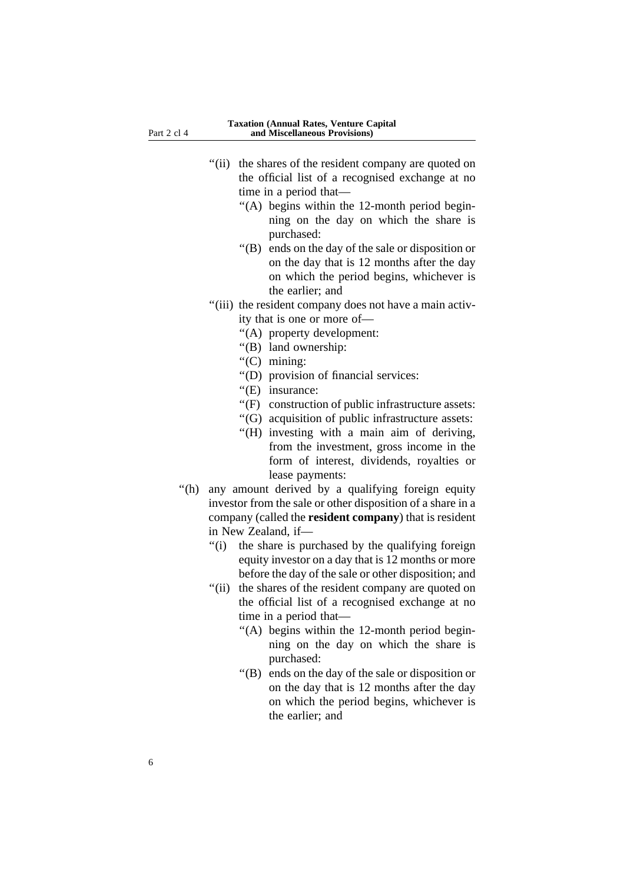"(ii) the shares of the resident company are quoted on the official list of a recognised exchange at no time in a period that—

"(A) begins within the 12-month period beginning on the day on which the share is purchased:

"(B) ends on the day of the sale or disposition or on the day that is 12 months after the day on which the period begins, whichever is the earlier; and

"(iii) the resident company does not have a main activity that is one or more of—

"(A) property development:

"(B) land ownership:

"(C) mining:

"(D) provision of financial services:

"(E) insurance:

"(F) construction of public infrastructure assets:

"(G) acquisition of public infrastructure assets:

"(H) investing with a main aim of deriving, from the investment, gross income in the form of interest, dividends, royalties or lease payments:

"(h) any amount derived by a qualifying foreign equity investor from the sale or other disposition of a share in a company (called the **resident company**) that is resident in New Zealand, if—

"(i) the share is purchased by the qualifying foreign equity investor on a day that is 12 months or more before the day of the sale or other disposition; and

"(ii) the shares of the resident company are quoted on the official list of a recognised exchange at no time in a period that—

"(A) begins within the 12-month period beginning on the day on which the share is purchased:

"(B) ends on the day of the sale or disposition or on the day that is 12 months after the day on which the period begins, whichever is the earlier; and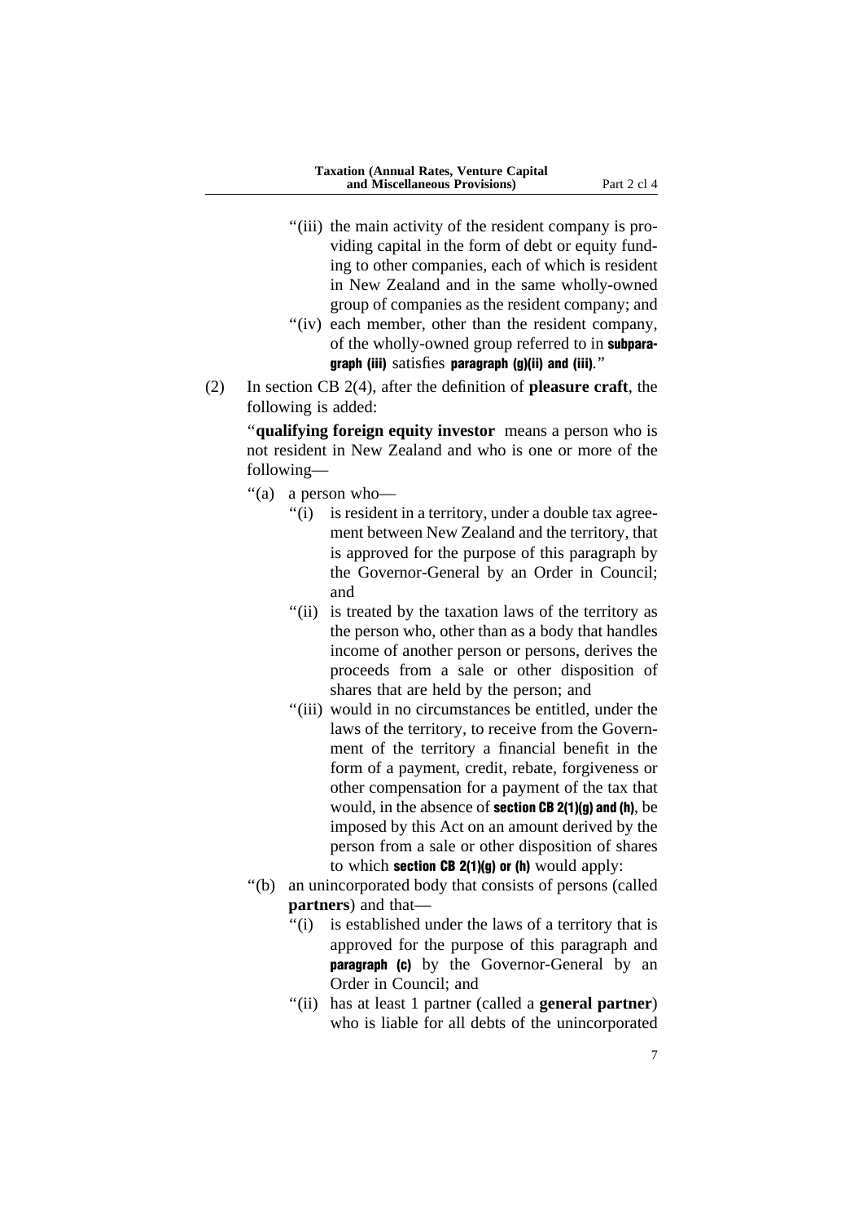"(iii) the main activity of the resident company is providing capital in the form of debt or equity funding to other companies, each of which is resident in New Zealand and in the same wholly-owned group of companies as the resident company; and

"(iv) each member, other than the resident company, of the wholly-owned group referred to in **subparagraph (iii)** satisfies **paragraph (g)(ii) and (iii)**."

(2) In section CB 2(4), after the definition of **pleasure craft**, the following is added:

"**qualifying foreign equity investor** means a person who is not resident in New Zealand and who is one or more of the following—

"(a) a person who—

"(i) is resident in a territory, under a double tax agreement between New Zealand and the territory, that is approved for the purpose of this paragraph by the Governor-General by an Order in Council; and

"(ii) is treated by the taxation laws of the territory as the person who, other than as a body that handles income of another person or persons, derives the proceeds from a sale or other disposition of shares that are held by the person; and

"(iii) would in no circumstances be entitled, under the laws of the territory, to receive from the Government of the territory a financial benefit in the form of a payment, credit, rebate, forgiveness or other compensation for a payment of the tax that would, in the absence of **section CB 2(1)(g) and (h)**, be imposed by this Act on an amount derived by the person from a sale or other disposition of shares to which **section CB 2(1)(g) or (h)** would apply:

"(b) an unincorporated body that consists of persons (called **partners**) and that—

"(i) is established under the laws of a territory that is approved for the purpose of this paragraph and **paragraph (c)** by the Governor-General by an Order in Council; and

"(ii) has at least 1 partner (called a **general partner**) who is liable for all debts of the unincorporated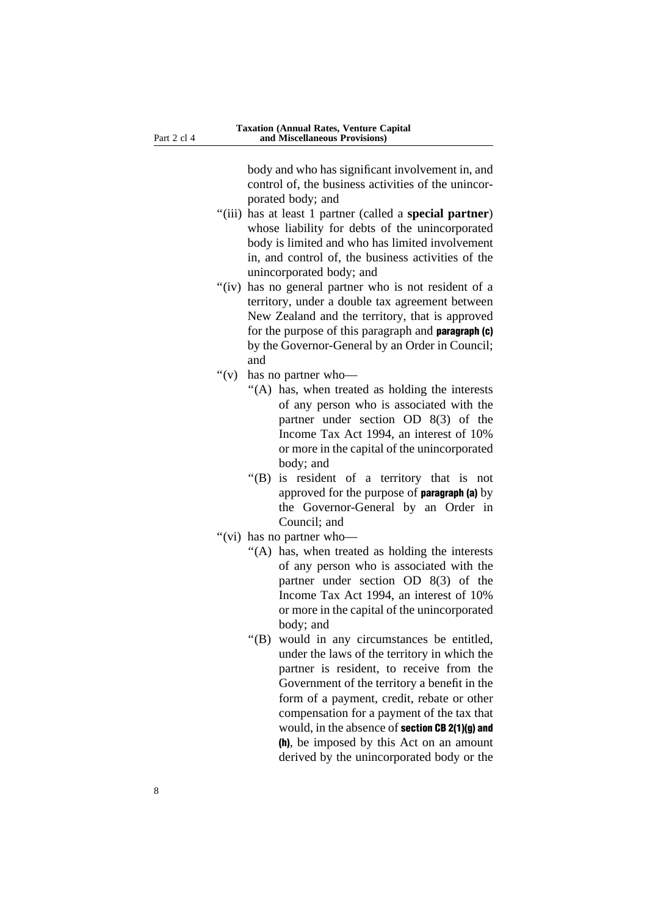body and who has significant involvement in, and control of, the business activities of the unincorporated body; and

"(iii) has at least 1 partner (called a **special partner**) whose liability for debts of the unincorporated body is limited and who has limited involvement in, and control of, the business activities of the unincorporated body; and

"(iv) has no general partner who is not resident of a territory, under a double tax agreement between New Zealand and the territory, that is approved for the purpose of this paragraph and **paragraph (c)** by the Governor-General by an Order in Council; and

"(v) has no partner who—

"(A) has, when treated as holding the interests of any person who is associated with the partner under section OD 8(3) of the Income Tax Act 1994, an interest of 10% or more in the capital of the unincorporated body; and

"(B) is resident of a territory that is not approved for the purpose of **paragraph (a)** by the Governor-General by an Order in Council; and

"(vi) has no partner who—

"(A) has, when treated as holding the interests of any person who is associated with the partner under section OD 8(3) of the Income Tax Act 1994, an interest of 10% or more in the capital of the unincorporated body; and

"(B) would in any circumstances be entitled, under the laws of the territory in which the partner is resident, to receive from the Government of the territory a benefit in the form of a payment, credit, rebate or other compensation for a payment of the tax that would, in the absence of **section CB 2(1)(g) and (h)**, be imposed by this Act on an amount derived by the unincorporated body or the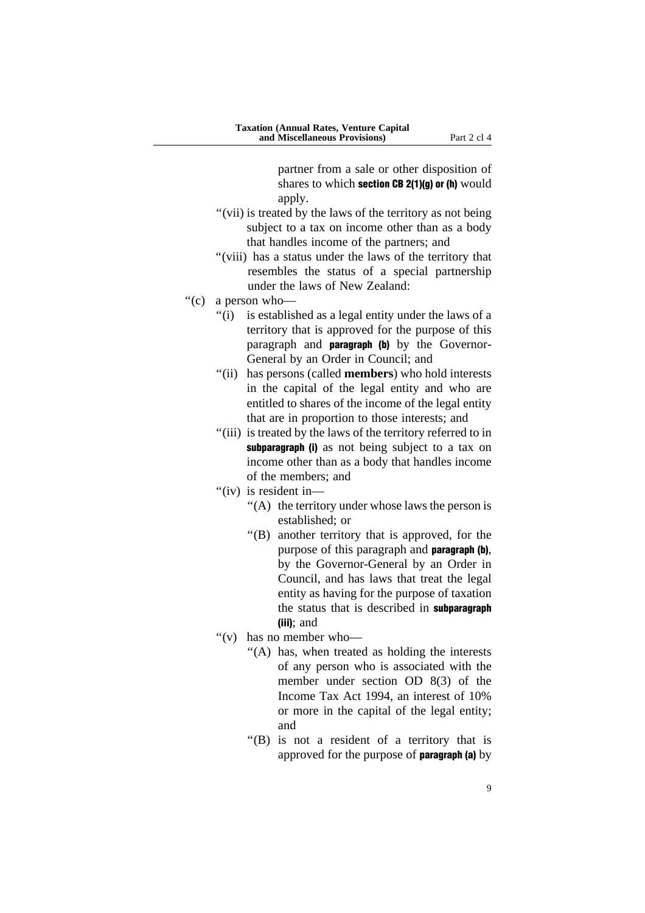partner from a sale or other disposition of shares to which **section CB 2(1)(g) or (h)** would apply.

"(vii) is treated by the laws of the territory as not being subject to a tax on income other than as a body that handles income of the partners; and

"(viii) has a status under the laws of the territory that resembles the status of a special partnership under the laws of New Zealand:

"(c) a person who—

"(i) is established as a legal entity under the laws of a territory that is approved for the purpose of this paragraph and **paragraph (b)** by the Governor-General by an Order in Council; and

"(ii) has persons (called **members**) who hold interests in the capital of the legal entity and who are entitled to shares of the income of the legal entity that are in proportion to those interests; and

"(iii) is treated by the laws of the territory referred to in **subparagraph (i)** as not being subject to a tax on income other than as a body that handles income of the members; and

"(iv) is resident in—

"(A) the territory under whose laws the person is established; or

"(B) another territory that is approved, for the purpose of this paragraph and **paragraph (b)**, by the Governor-General by an Order in Council, and has laws that treat the legal entity as having for the purpose of taxation the status that is described in **subparagraph (iii)**; and

"(v) has no member who—

"(A) has, when treated as holding the interests of any person who is associated with the member under section OD 8(3) of the Income Tax Act 1994, an interest of 10% or more in the capital of the legal entity; and

"(B) is not a resident of a territory that is approved for the purpose of **paragraph (a)** by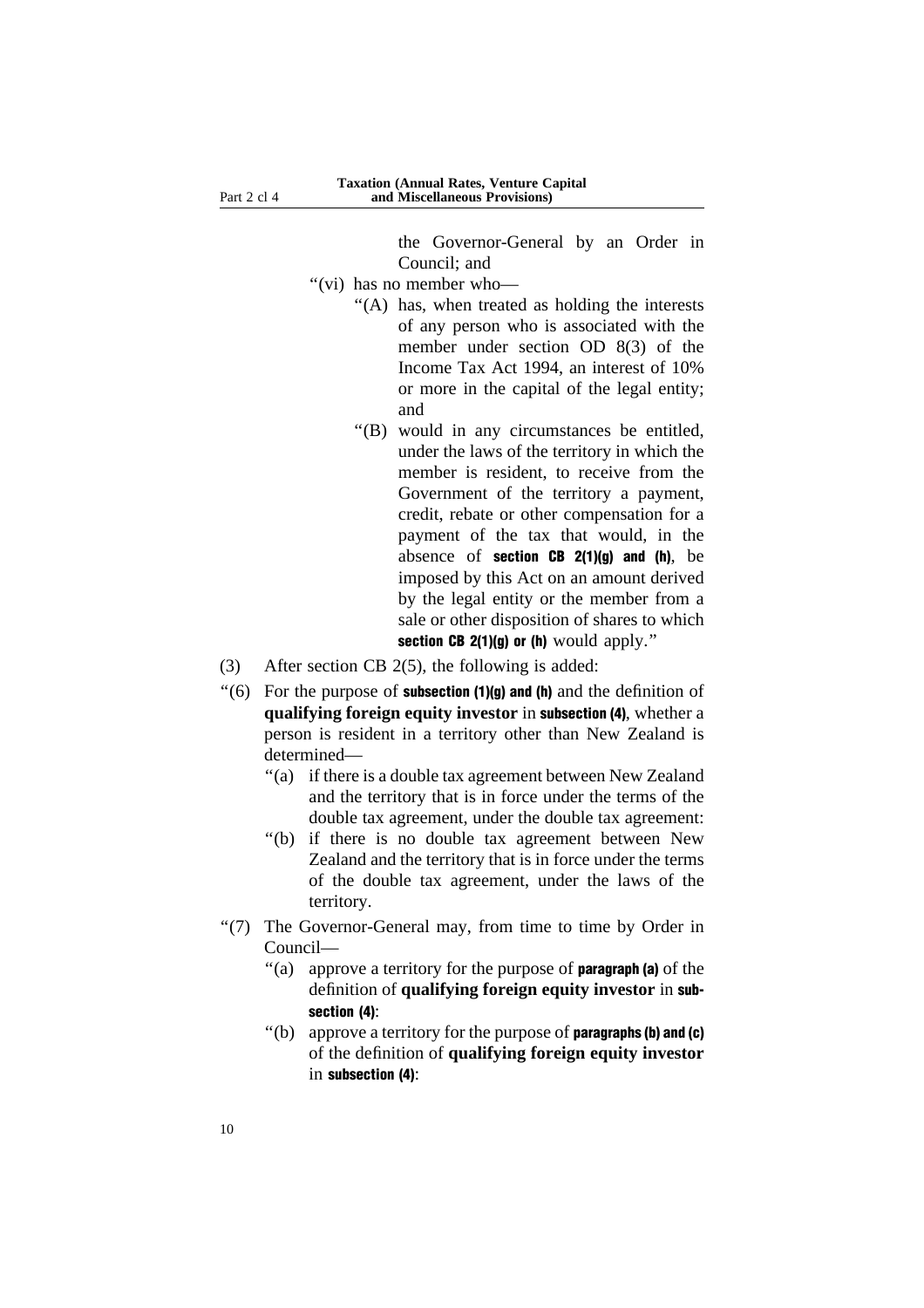the Governor-General by an Order in Council; and

"(vi) has no member who—

"(A) has, when treated as holding the interests of any person who is associated with the member under section OD 8(3) of the Income Tax Act 1994, an interest of 10% or more in the capital of the legal entity; and

"(B) would in any circumstances be entitled, under the laws of the territory in which the member is resident, to receive from the Government of the territory a payment, credit, rebate or other compensation for a payment of the tax that would, in the absence of **section CB 2(1)(g) and (h)**, be imposed by this Act on an amount derived by the legal entity or the member from a sale or other disposition of shares to which **section CB 2(1)(g) or (h)** would apply."

(3) After section CB 2(5), the following is added:

"(6) For the purpose of **subsection (1)(g) and (h)** and the definition of **qualifying foreign equity investor** in **subsection (4)**, whether a person is resident in a territory other than New Zealand is determined—

"(a) if there is a double tax agreement between New Zealand and the territory that is in force under the terms of the double tax agreement, under the double tax agreement:

"(b) if there is no double tax agreement between New Zealand and the territory that is in force under the terms of the double tax agreement, under the laws of the territory.

"(7) The Governor-General may, from time to time by Order in Council—

"(a) approve a territory for the purpose of **paragraph (a)** of the definition of **qualifying foreign equity investor** in **subsection (4)**:

"(b) approve a territory for the purpose of **paragraphs (b) and (c)** of the definition of **qualifying foreign equity investor** in **subsection (4)**: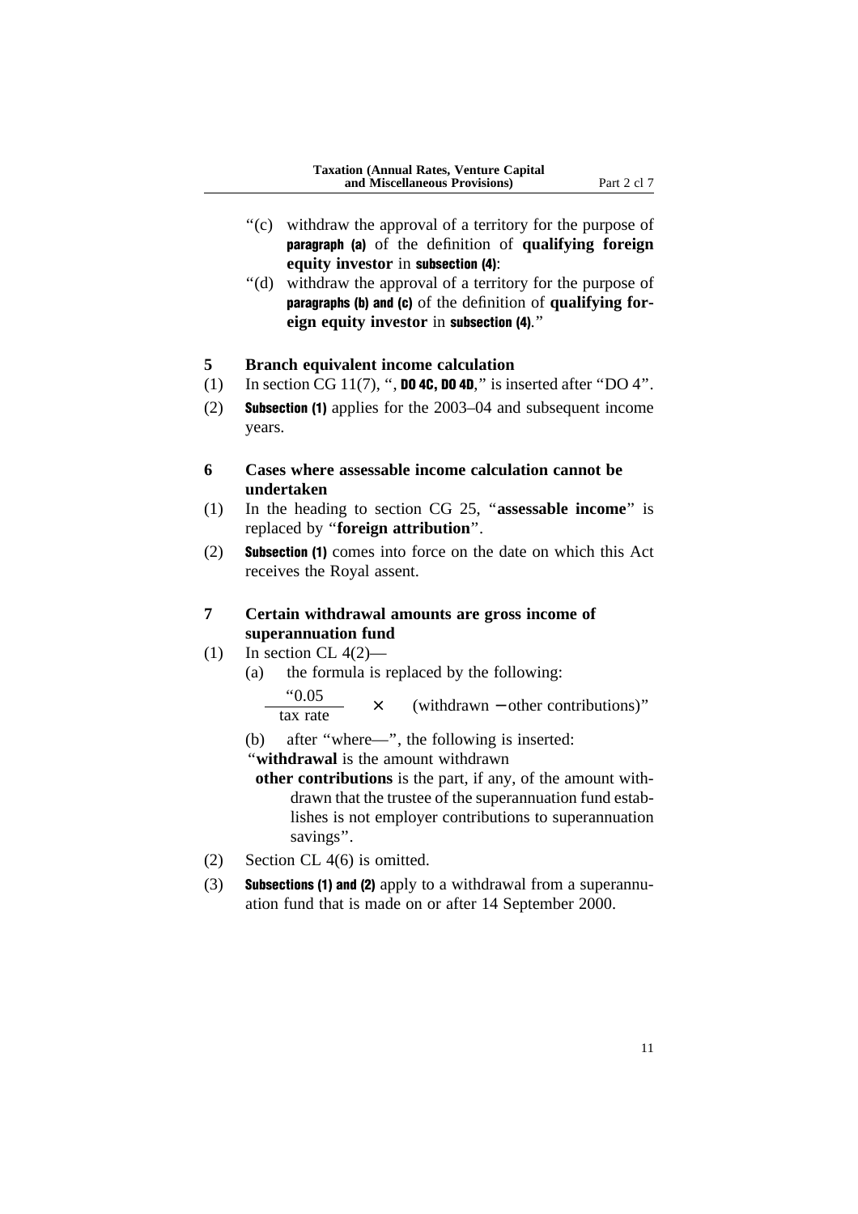"(c) withdraw the approval of a territory for the purpose of **paragraph (a)** of the definition of **qualifying foreign equity investor** in **subsection (4)**:

"(d) withdraw the approval of a territory for the purpose of **paragraphs (b) and (c)** of the definition of **qualifying foreign equity investor** in **subsection (4)**."

## 5 Branch equivalent income calculation

(1) In section CG 11(7), ", **DO 4C, DO 4D**," is inserted after "DO 4".

(2) **Subsection (1)** applies for the 2003–04 and subsequent income years.

## 6 Cases where assessable income calculation cannot be undertaken

(1) In the heading to section CG 25, "**assessable income**" is replaced by "**foreign attribution**".

(2) **Subsection (1)** comes into force on the date on which this Act receives the Royal assent.

## 7 Certain withdrawal amounts are gross income of superannuation fund

(1) In section CL 4(2)—

(a) the formula is replaced by the following:

$$\text{“}\frac{0.05}{\text{tax rate}} \times \text{(withdrawn} - \text{other contributions)”}$$

(b) after "where—", the following is inserted:

"**withdrawal** is the amount withdrawn

**other contributions** is the part, if any, of the amount withdrawn that the trustee of the superannuation fund establishes is not employer contributions to superannuation savings".

(2) Section CL 4(6) is omitted.

(3) **Subsections (1) and (2)** apply to a withdrawal from a superannuation fund that is made on or after 14 September 2000.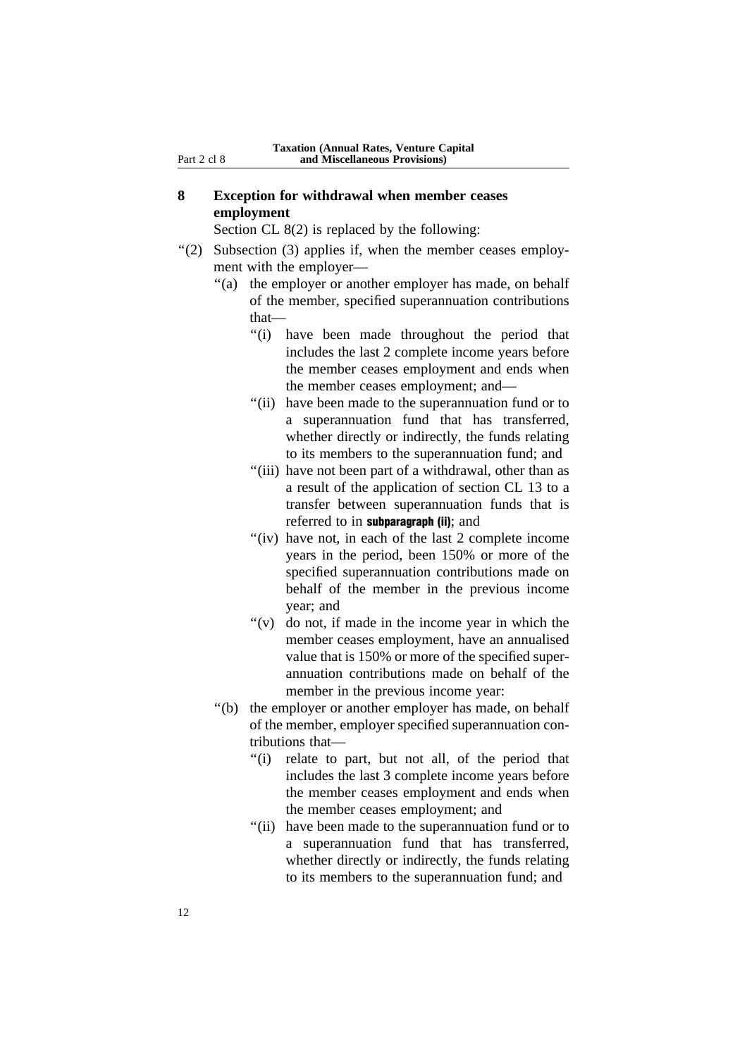## 8 Exception for withdrawal when member ceases employment

Section CL 8(2) is replaced by the following:

"(2) Subsection (3) applies if, when the member ceases employment with the employer—

"(a) the employer or another employer has made, on behalf of the member, specified superannuation contributions that—

"(i) have been made throughout the period that includes the last 2 complete income years before the member ceases employment and ends when the member ceases employment; and—

"(ii) have been made to the superannuation fund or to a superannuation fund that has transferred, whether directly or indirectly, the funds relating to its members to the superannuation fund; and

"(iii) have not been part of a withdrawal, other than as a result of the application of section CL 13 to a transfer between superannuation funds that is referred to in **subparagraph (ii)**; and

"(iv) have not, in each of the last 2 complete income years in the period, been 150% or more of the specified superannuation contributions made on behalf of the member in the previous income year; and

"(v) do not, if made in the income year in which the member ceases employment, have an annualised value that is 150% or more of the specified superannuation contributions made on behalf of the member in the previous income year:

"(b) the employer or another employer has made, on behalf of the member, employer specified superannuation contributions that—

"(i) relate to part, but not all, of the period that includes the last 3 complete income years before the member ceases employment and ends when the member ceases employment; and

"(ii) have been made to the superannuation fund or to a superannuation fund that has transferred, whether directly or indirectly, the funds relating to its members to the superannuation fund; and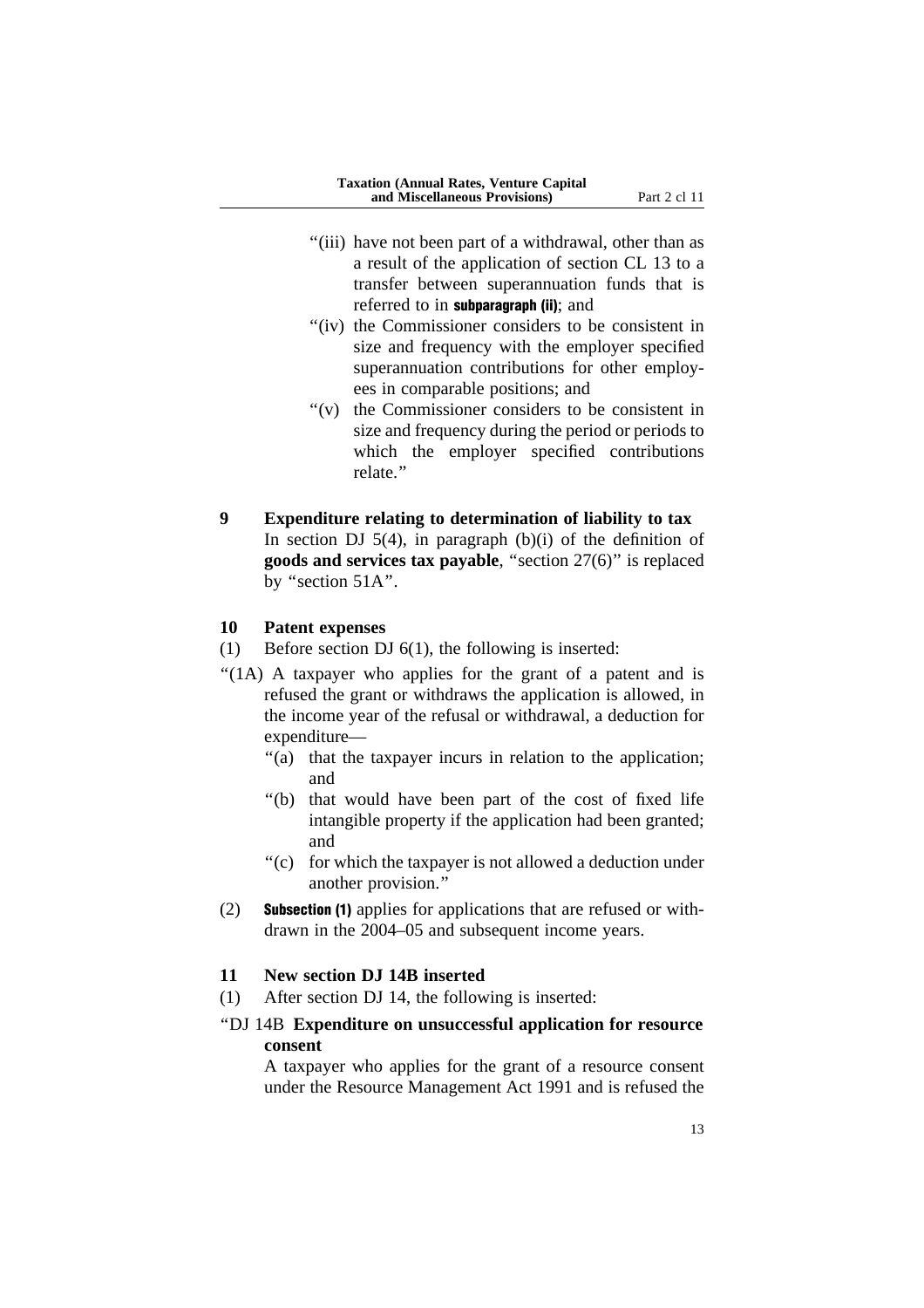"(iii) have not been part of a withdrawal, other than as a result of the application of section CL 13 to a transfer between superannuation funds that is referred to in **subparagraph (ii)**; and

"(iv) the Commissioner considers to be consistent in size and frequency with the employer specified superannuation contributions for other employees in comparable positions; and

"(v) the Commissioner considers to be consistent in size and frequency during the period or periods to which the employer specified contributions relate."

**9 Expenditure relating to determination of liability to tax**

In section DJ 5(4), in paragraph (b)(i) of the definition of **goods and services tax payable**, "section 27(6)" is replaced by "section 51A".

**10 Patent expenses**

(1) Before section DJ 6(1), the following is inserted:

"(1A) A taxpayer who applies for the grant of a patent and is refused the grant or withdraws the application is allowed, in the income year of the refusal or withdrawal, a deduction for expenditure—

"(a) that the taxpayer incurs in relation to the application; and

"(b) that would have been part of the cost of fixed life intangible property if the application had been granted; and

"(c) for which the taxpayer is not allowed a deduction under another provision."

(2) **Subsection (1)** applies for applications that are refused or withdrawn in the 2004–05 and subsequent income years.

**11 New section DJ 14B inserted**

(1) After section DJ 14, the following is inserted:

"DJ 14B **Expenditure on unsuccessful application for resource consent**

A taxpayer who applies for the grant of a resource consent under the Resource Management Act 1991 and is refused the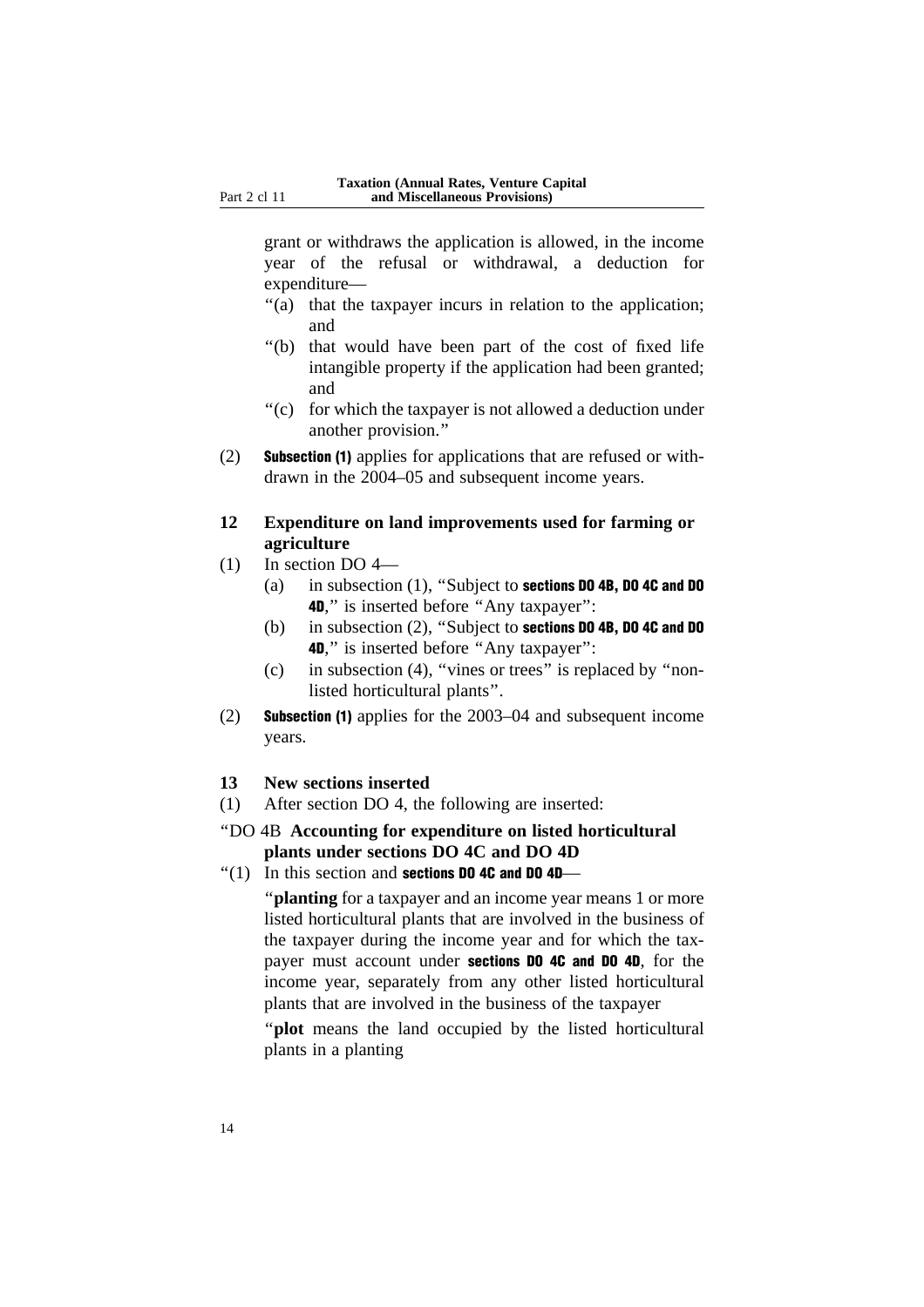grant or withdraws the application is allowed, in the income year of the refusal or withdrawal, a deduction for expenditure—

"(a) that the taxpayer incurs in relation to the application; and

"(b) that would have been part of the cost of fixed life intangible property if the application had been granted; and

"(c) for which the taxpayer is not allowed a deduction under another provision."

(2) **Subsection (1)** applies for applications that are refused or withdrawn in the 2004–05 and subsequent income years.

### 12 Expenditure on land improvements used for farming or agriculture

(1) In section DO 4—

(a) in subsection (1), "Subject to **sections DO 4B, DO 4C and DO 4D**," is inserted before "Any taxpayer":

(b) in subsection (2), "Subject to **sections DO 4B, DO 4C and DO 4D**," is inserted before "Any taxpayer":

(c) in subsection (4), "vines or trees" is replaced by "non-listed horticultural plants".

(2) **Subsection (1)** applies for the 2003–04 and subsequent income years.

### 13 New sections inserted

(1) After section DO 4, the following are inserted:

"DO 4B **Accounting for expenditure on listed horticultural plants under sections DO 4C and DO 4D**

"(1) In this section and **sections DO 4C and DO 4D**—

"**planting** for a taxpayer and an income year means 1 or more listed horticultural plants that are involved in the business of the taxpayer during the income year and for which the taxpayer must account under **sections DO 4C and DO 4D**, for the income year, separately from any other listed horticultural plants that are involved in the business of the taxpayer

"**plot** means the land occupied by the listed horticultural plants in a planting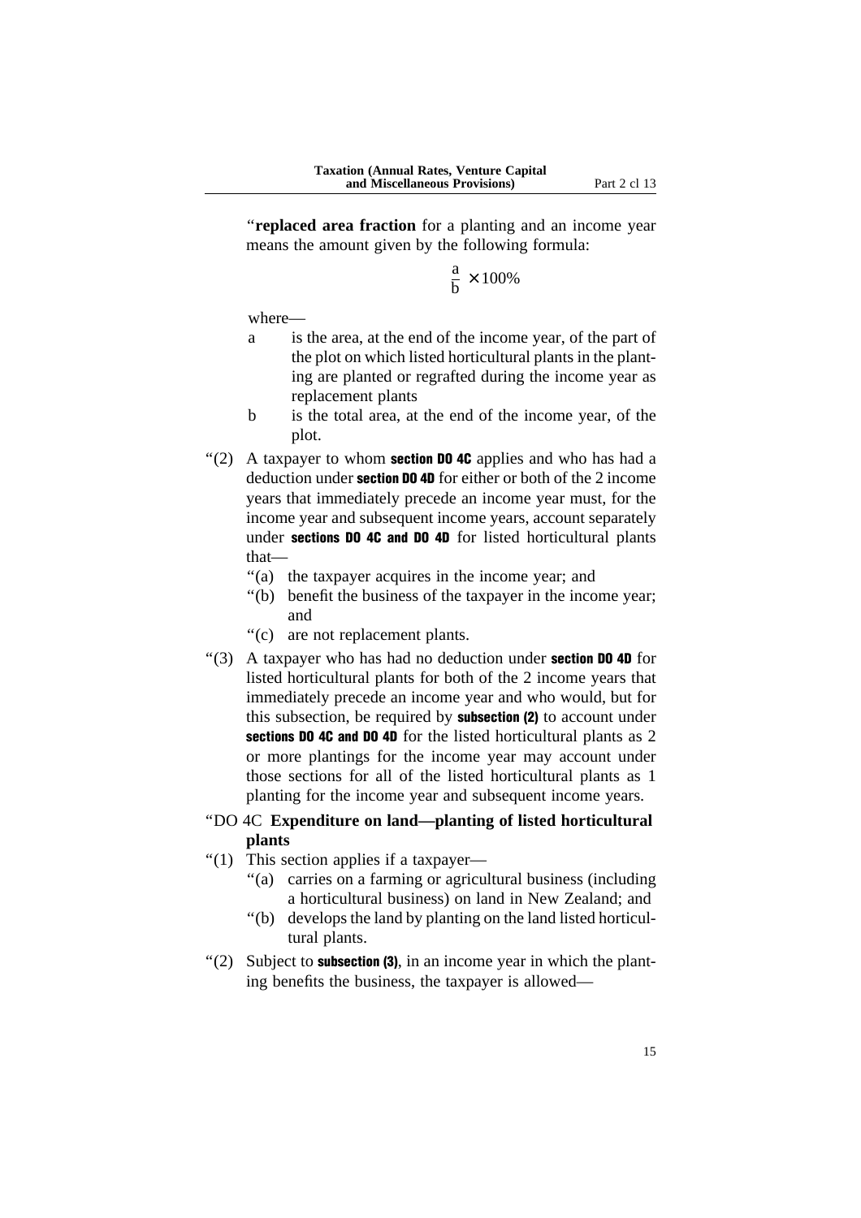"**replaced area fraction** for a planting and an income year means the amount given by the following formula:

$$\frac{a}{b} \times 100\%$$

where—

- a is the area, at the end of the income year, of the part of the plot on which listed horticultural plants in the planting are planted or regrafted during the income year as replacement plants
- b is the total area, at the end of the income year, of the plot.

"(2) A taxpayer to whom **section DO 4C** applies and who has had a deduction under **section DO 4D** for either or both of the 2 income years that immediately precede an income year must, for the income year and subsequent income years, account separately under **sections DO 4C and DO 4D** for listed horticultural plants that—

- "(a) the taxpayer acquires in the income year; and
- "(b) benefit the business of the taxpayer in the income year; and
- "(c) are not replacement plants.

"(3) A taxpayer who has had no deduction under **section DO 4D** for listed horticultural plants for both of the 2 income years that immediately precede an income year and who would, but for this subsection, be required by **subsection (2)** to account under **sections DO 4C and DO 4D** for the listed horticultural plants as 2 or more plantings for the income year may account under those sections for all of the listed horticultural plants as 1 planting for the income year and subsequent income years.

"DO 4C **Expenditure on land—planting of listed horticultural plants**

"(1) This section applies if a taxpayer—

- "(a) carries on a farming or agricultural business (including a horticultural business) on land in New Zealand; and
- "(b) develops the land by planting on the land listed horticultural plants.

"(2) Subject to **subsection (3)**, in an income year in which the planting benefits the business, the taxpayer is allowed—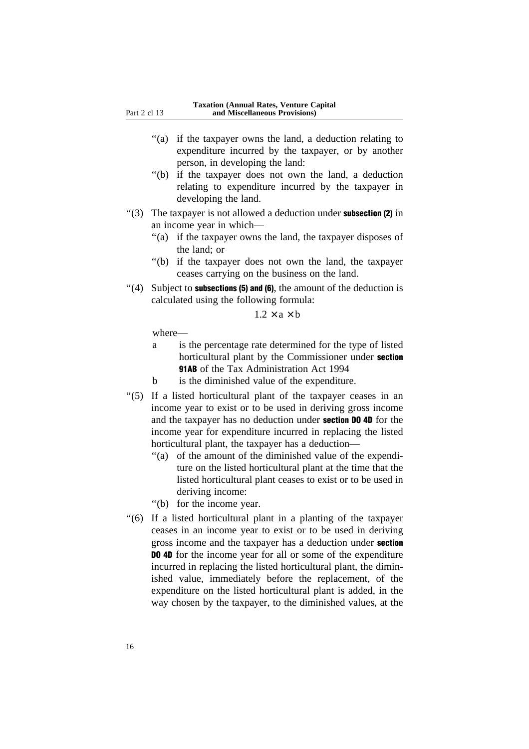"(a) if the taxpayer owns the land, a deduction relating to expenditure incurred by the taxpayer, or by another person, in developing the land:

"(b) if the taxpayer does not own the land, a deduction relating to expenditure incurred by the taxpayer in developing the land.

"(3) The taxpayer is not allowed a deduction under **subsection (2)** in an income year in which—

"(a) if the taxpayer owns the land, the taxpayer disposes of the land; or

"(b) if the taxpayer does not own the land, the taxpayer ceases carrying on the business on the land.

"(4) Subject to **subsections (5) and (6)**, the amount of the deduction is calculated using the following formula:

$$1.2 \times a \times b$$

where—

a is the percentage rate determined for the type of listed horticultural plant by the Commissioner under **section 91AB** of the Tax Administration Act 1994

b is the diminished value of the expenditure.

"(5) If a listed horticultural plant of the taxpayer ceases in an income year to exist or to be used in deriving gross income and the taxpayer has no deduction under **section DO 4D** for the income year for expenditure incurred in replacing the listed horticultural plant, the taxpayer has a deduction—

"(a) of the amount of the diminished value of the expenditure on the listed horticultural plant at the time that the listed horticultural plant ceases to exist or to be used in deriving income:

"(b) for the income year.

"(6) If a listed horticultural plant in a planting of the taxpayer ceases in an income year to exist or to be used in deriving gross income and the taxpayer has a deduction under **section DO 4D** for the income year for all or some of the expenditure incurred in replacing the listed horticultural plant, the diminished value, immediately before the replacement, of the expenditure on the listed horticultural plant is added, in the way chosen by the taxpayer, to the diminished values, at the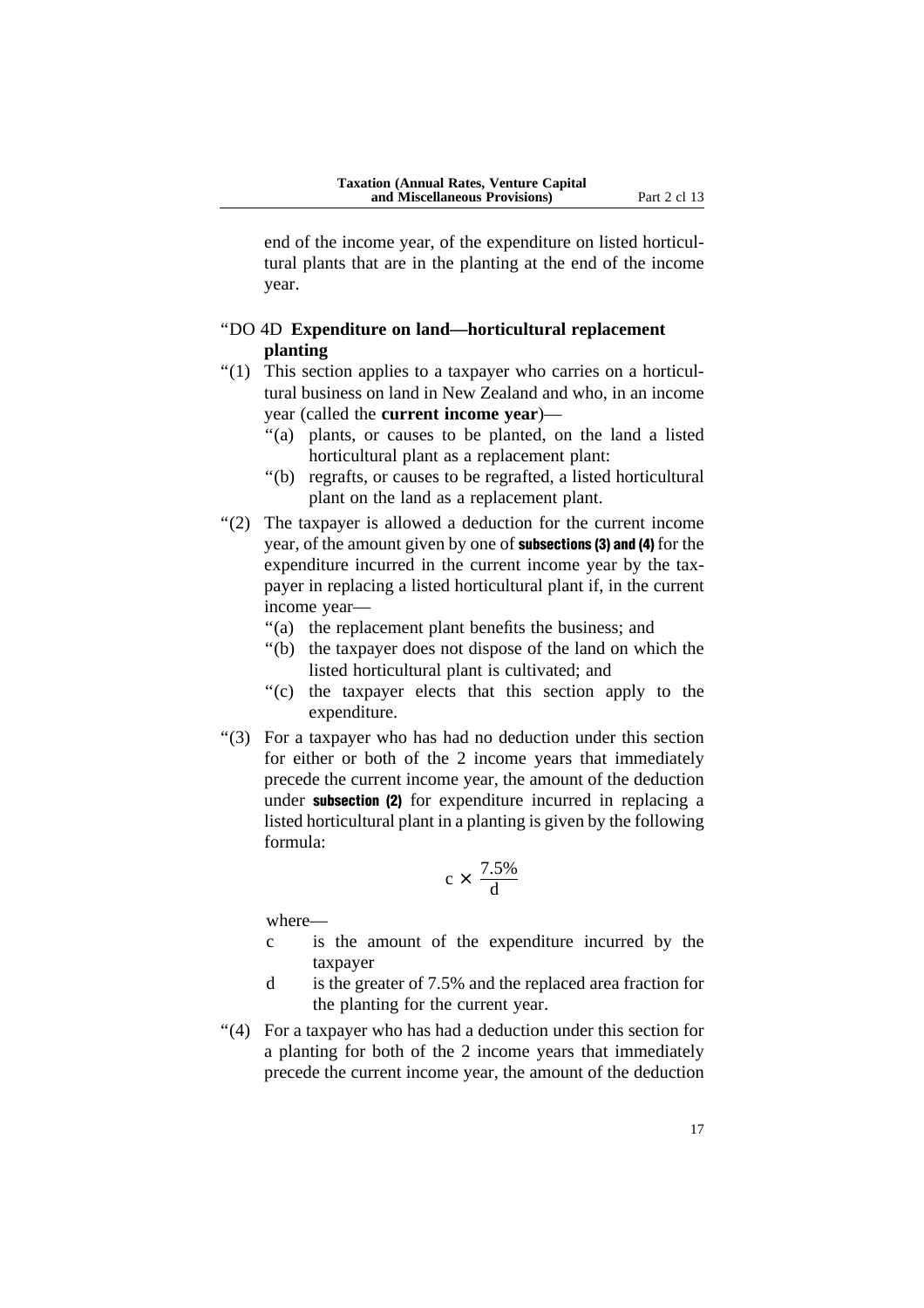end of the income year, of the expenditure on listed horticultural plants that are in the planting at the end of the income year.

"DO 4D **Expenditure on land—horticultural replacement planting**

"(1) This section applies to a taxpayer who carries on a horticultural business on land in New Zealand and who, in an income year (called the **current income year**)—

"(a) plants, or causes to be planted, on the land a listed horticultural plant as a replacement plant:

"(b) regrafts, or causes to be regrafted, a listed horticultural plant on the land as a replacement plant.

"(2) The taxpayer is allowed a deduction for the current income year, of the amount given by one of **subsections (3) and (4)** for the expenditure incurred in the current income year by the taxpayer in replacing a listed horticultural plant if, in the current income year—

"(a) the replacement plant benefits the business; and

"(b) the taxpayer does not dispose of the land on which the listed horticultural plant is cultivated; and

"(c) the taxpayer elects that this section apply to the expenditure.

"(3) For a taxpayer who has had no deduction under this section for either or both of the 2 income years that immediately precede the current income year, the amount of the deduction under **subsection (2)** for expenditure incurred in replacing a listed horticultural plant in a planting is given by the following formula:

$$c \times \frac{7.5\%}{d}$$

where—

c is the amount of the expenditure incurred by the taxpayer

d is the greater of 7.5% and the replaced area fraction for the planting for the current year.

"(4) For a taxpayer who has had a deduction under this section for a planting for both of the 2 income years that immediately precede the current income year, the amount of the deduction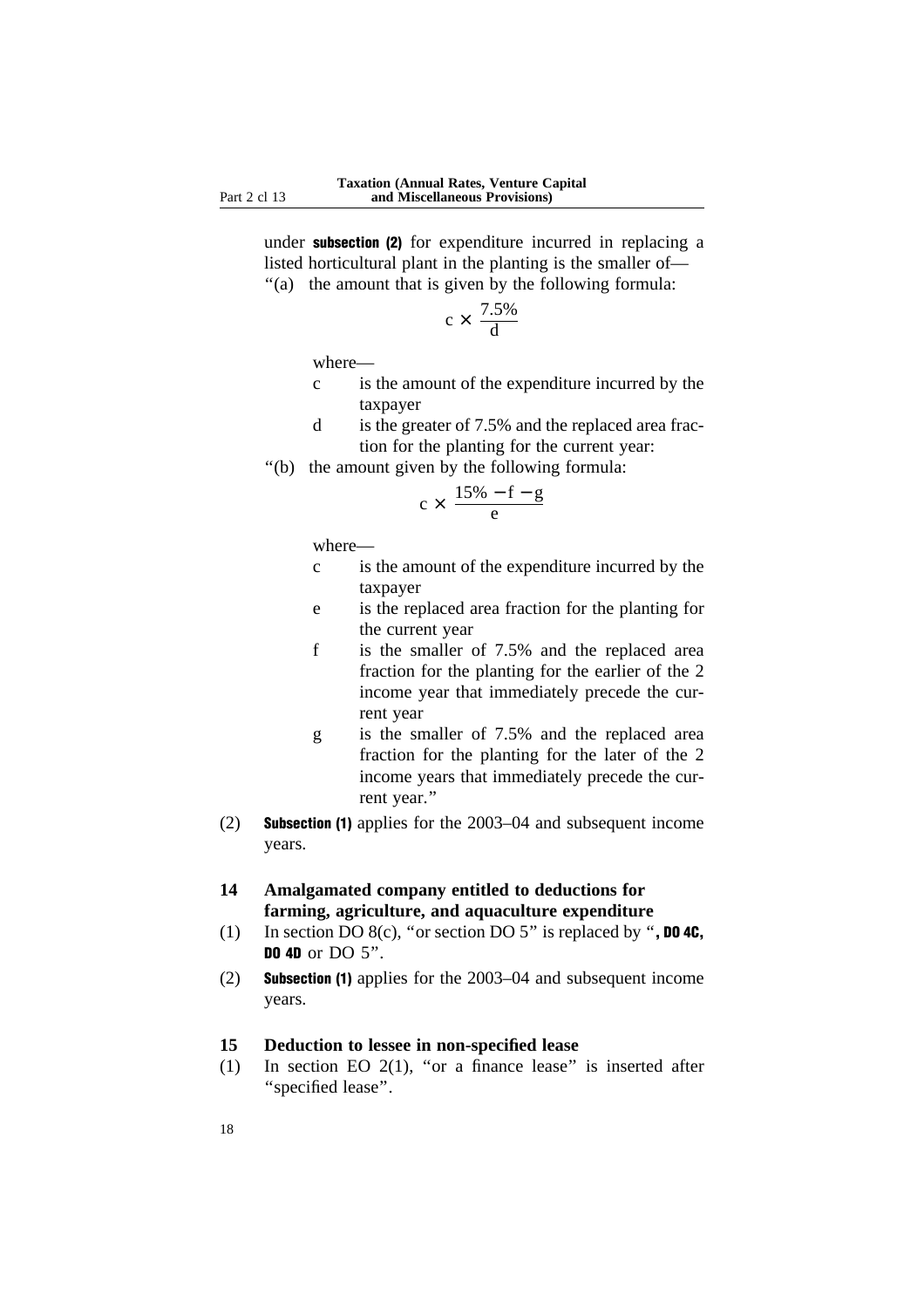under **subsection (2)** for expenditure incurred in replacing a listed horticultural plant in the planting is the smaller of—

"(a) the amount that is given by the following formula:

$$c \times \frac{7.5\%}{d}$$

where—

c is the amount of the expenditure incurred by the taxpayer

d is the greater of 7.5% and the replaced area fraction for the planting for the current year:

"(b) the amount given by the following formula:

$$c \times \frac{15\% - f - g}{e}$$

where—

c is the amount of the expenditure incurred by the taxpayer

e is the replaced area fraction for the planting for the current year

f is the smaller of 7.5% and the replaced area fraction for the planting for the earlier of the 2 income year that immediately precede the current year

g is the smaller of 7.5% and the replaced area fraction for the planting for the later of the 2 income years that immediately precede the current year."

(2) **Subsection (1)** applies for the 2003–04 and subsequent income years.

**14 Amalgamated company entitled to deductions for farming, agriculture, and aquaculture expenditure**

(1) In section DO 8(c), "or section DO 5" is replaced by "**, DO 4C, DO 4D** or DO 5".

(2) **Subsection (1)** applies for the 2003–04 and subsequent income years.

**15 Deduction to lessee in non-specified lease**

(1) In section EO 2(1), "or a finance lease" is inserted after "specified lease".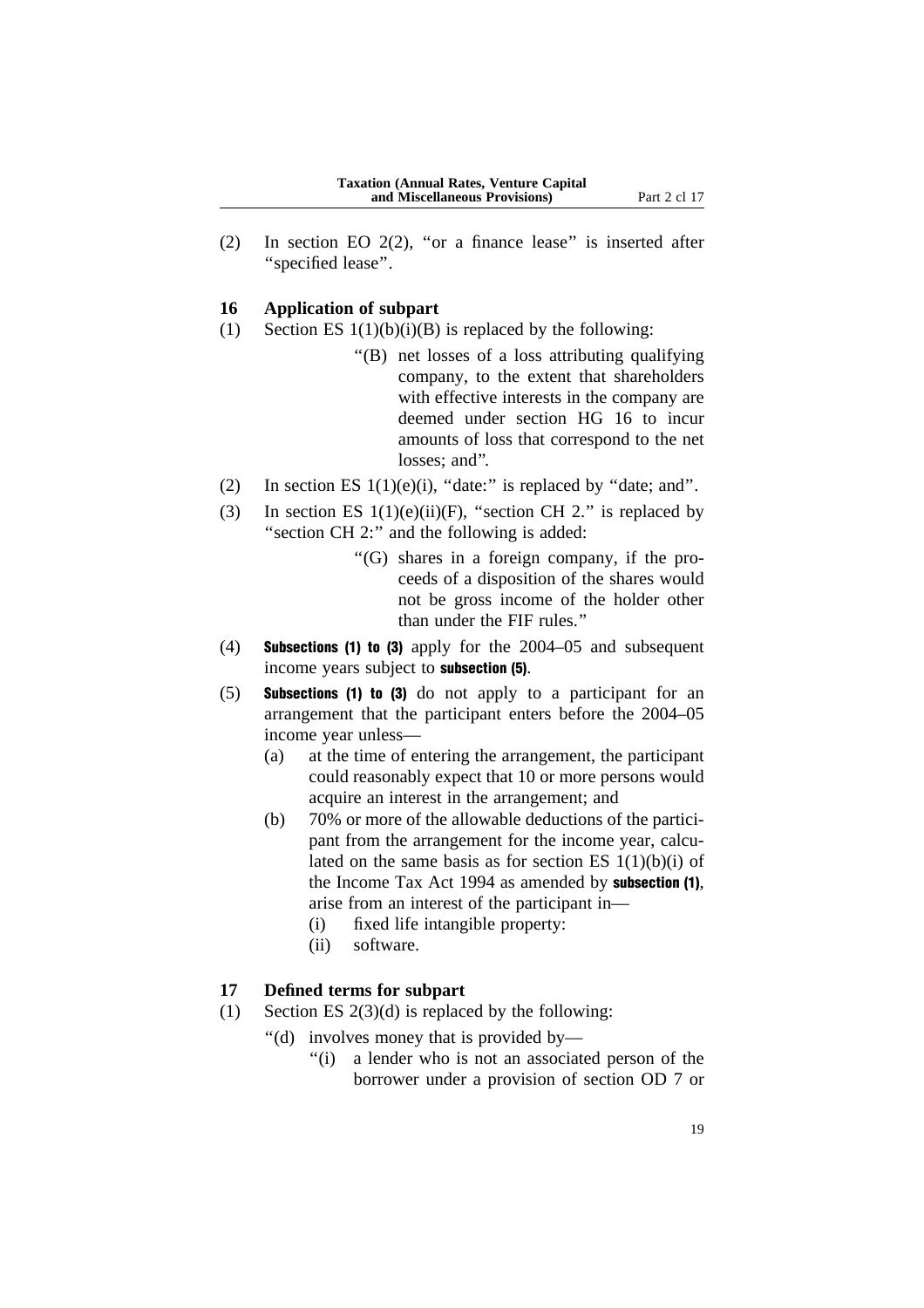(2) In section EO 2(2), "or a finance lease" is inserted after "specified lease".

### 16 Application of subpart

(1) Section ES 1(1)(b)(i)(B) is replaced by the following:

> "(B) net losses of a loss attributing qualifying company, to the extent that shareholders with effective interests in the company are deemed under section HG 16 to incur amounts of loss that correspond to the net losses; and".

(2) In section ES 1(1)(e)(i), "date:" is replaced by "date; and".

(3) In section ES 1(1)(e)(ii)(F), "section CH 2." is replaced by "section CH 2:" and the following is added:

> "(G) shares in a foreign company, if the proceeds of a disposition of the shares would not be gross income of the holder other than under the FIF rules."

(4) **Subsections (1) to (3)** apply for the 2004–05 and subsequent income years subject to **subsection (5)**.

(5) **Subsections (1) to (3)** do not apply to a participant for an arrangement that the participant enters before the 2004–05 income year unless—

- (a) at the time of entering the arrangement, the participant could reasonably expect that 10 or more persons would acquire an interest in the arrangement; and
- (b) 70% or more of the allowable deductions of the participant from the arrangement for the income year, calculated on the same basis as for section ES 1(1)(b)(i) of the Income Tax Act 1994 as amended by **subsection (1)**, arise from an interest of the participant in—
  - (i) fixed life intangible property:
  - (ii) software.

### 17 Defined terms for subpart

(1) Section ES 2(3)(d) is replaced by the following:

> "(d) involves money that is provided by—
>
> "(i) a lender who is not an associated person of the borrower under a provision of section OD 7 or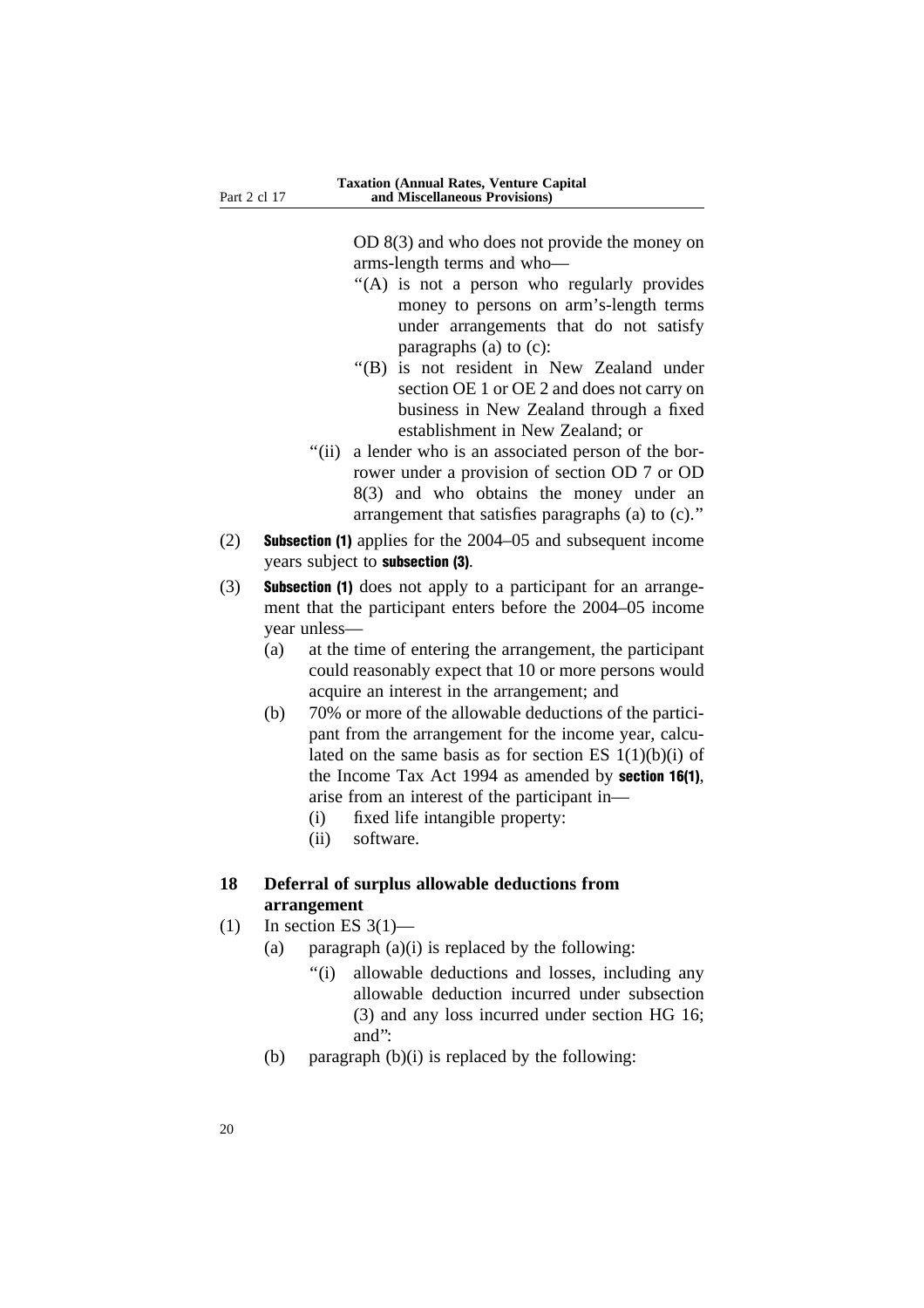OD 8(3) and who does not provide the money on arms-length terms and who—

"(A) is not a person who regularly provides money to persons on arm's-length terms under arrangements that do not satisfy paragraphs (a) to (c):

"(B) is not resident in New Zealand under section OE 1 or OE 2 and does not carry on business in New Zealand through a fixed establishment in New Zealand; or

"(ii) a lender who is an associated person of the borrower under a provision of section OD 7 or OD 8(3) and who obtains the money under an arrangement that satisfies paragraphs (a) to (c)."

(2) **Subsection (1)** applies for the 2004–05 and subsequent income years subject to **subsection (3)**.

(3) **Subsection (1)** does not apply to a participant for an arrangement that the participant enters before the 2004–05 income year unless—

(a) at the time of entering the arrangement, the participant could reasonably expect that 10 or more persons would acquire an interest in the arrangement; and

(b) 70% or more of the allowable deductions of the participant from the arrangement for the income year, calculated on the same basis as for section ES 1(1)(b)(i) of the Income Tax Act 1994 as amended by **section 16(1)**, arise from an interest of the participant in—

(i) fixed life intangible property:

(ii) software.

### 18 Deferral of surplus allowable deductions from arrangement

(1) In section ES 3(1)—

(a) paragraph (a)(i) is replaced by the following:

"(i) allowable deductions and losses, including any allowable deduction incurred under subsection (3) and any loss incurred under section HG 16; and":

(b) paragraph (b)(i) is replaced by the following: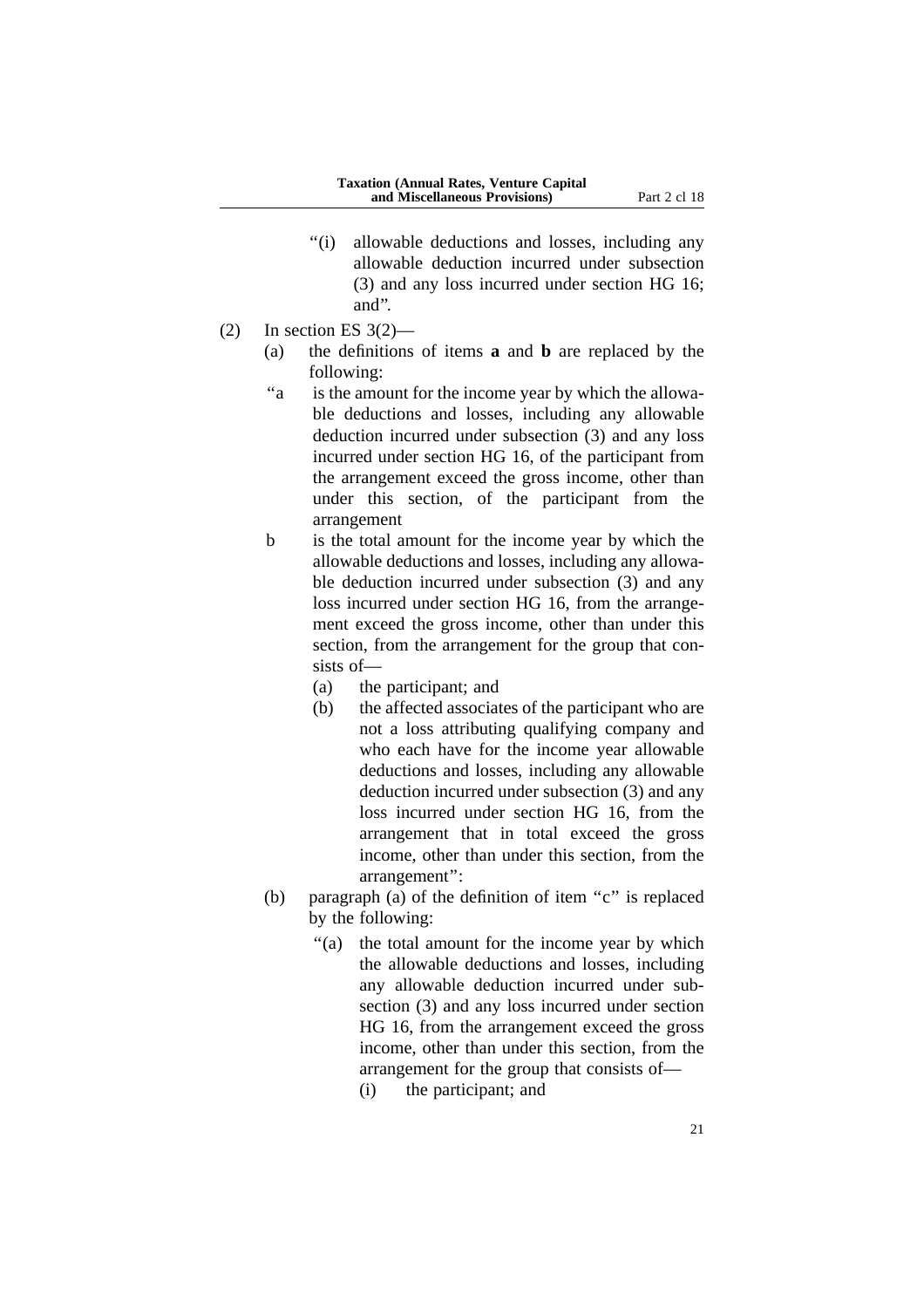"(i) allowable deductions and losses, including any allowable deduction incurred under subsection (3) and any loss incurred under section HG 16; and".

(2) In section ES 3(2)—

(a) the definitions of items **a** and **b** are replaced by the following:

"a is the amount for the income year by which the allowable deductions and losses, including any allowable deduction incurred under subsection (3) and any loss incurred under section HG 16, of the participant from the arrangement exceed the gross income, other than under this section, of the participant from the arrangement

b is the total amount for the income year by which the allowable deductions and losses, including any allowable deduction incurred under subsection (3) and any loss incurred under section HG 16, from the arrangement exceed the gross income, other than under this section, from the arrangement for the group that consists of—

(a) the participant; and

(b) the affected associates of the participant who are not a loss attributing qualifying company and who each have for the income year allowable deductions and losses, including any allowable deduction incurred under subsection (3) and any loss incurred under section HG 16, from the arrangement that in total exceed the gross income, other than under this section, from the arrangement":

(b) paragraph (a) of the definition of item "c" is replaced by the following:

"(a) the total amount for the income year by which the allowable deductions and losses, including any allowable deduction incurred under subsection (3) and any loss incurred under section HG 16, from the arrangement exceed the gross income, other than under this section, from the arrangement for the group that consists of—

(i) the participant; and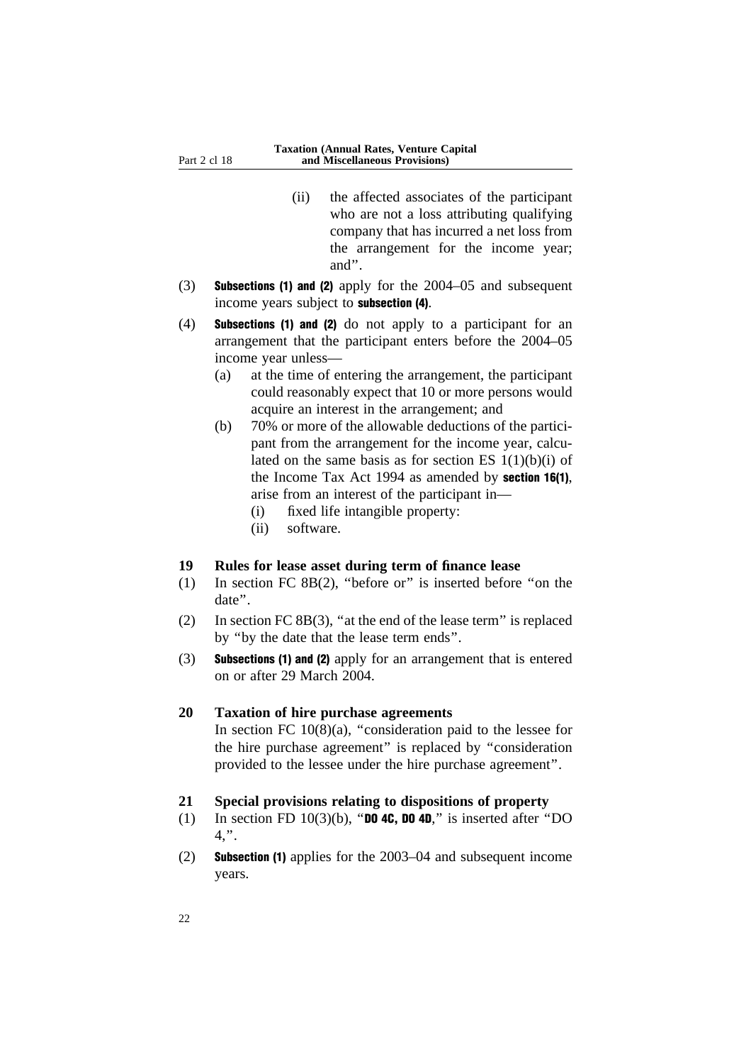(ii) the affected associates of the participant who are not a loss attributing qualifying company that has incurred a net loss from the arrangement for the income year; and".

(3) **Subsections (1) and (2)** apply for the 2004–05 and subsequent income years subject to **subsection (4)**.

(4) **Subsections (1) and (2)** do not apply to a participant for an arrangement that the participant enters before the 2004–05 income year unless—

(a) at the time of entering the arrangement, the participant could reasonably expect that 10 or more persons would acquire an interest in the arrangement; and

(b) 70% or more of the allowable deductions of the participant from the arrangement for the income year, calculated on the same basis as for section ES 1(1)(b)(i) of the Income Tax Act 1994 as amended by **section 16(1)**, arise from an interest of the participant in—

(i) fixed life intangible property:

(ii) software.

### 19 Rules for lease asset during term of finance lease

(1) In section FC 8B(2), "before or" is inserted before "on the date".

(2) In section FC 8B(3), "at the end of the lease term" is replaced by "by the date that the lease term ends".

(3) **Subsections (1) and (2)** apply for an arrangement that is entered on or after 29 March 2004.

### 20 Taxation of hire purchase agreements

In section FC 10(8)(a), "consideration paid to the lessee for the hire purchase agreement" is replaced by "consideration provided to the lessee under the hire purchase agreement".

### 21 Special provisions relating to dispositions of property

(1) In section FD 10(3)(b), "**DO 4C, DO 4D**," is inserted after "DO 4,".

(2) **Subsection (1)** applies for the 2003–04 and subsequent income years.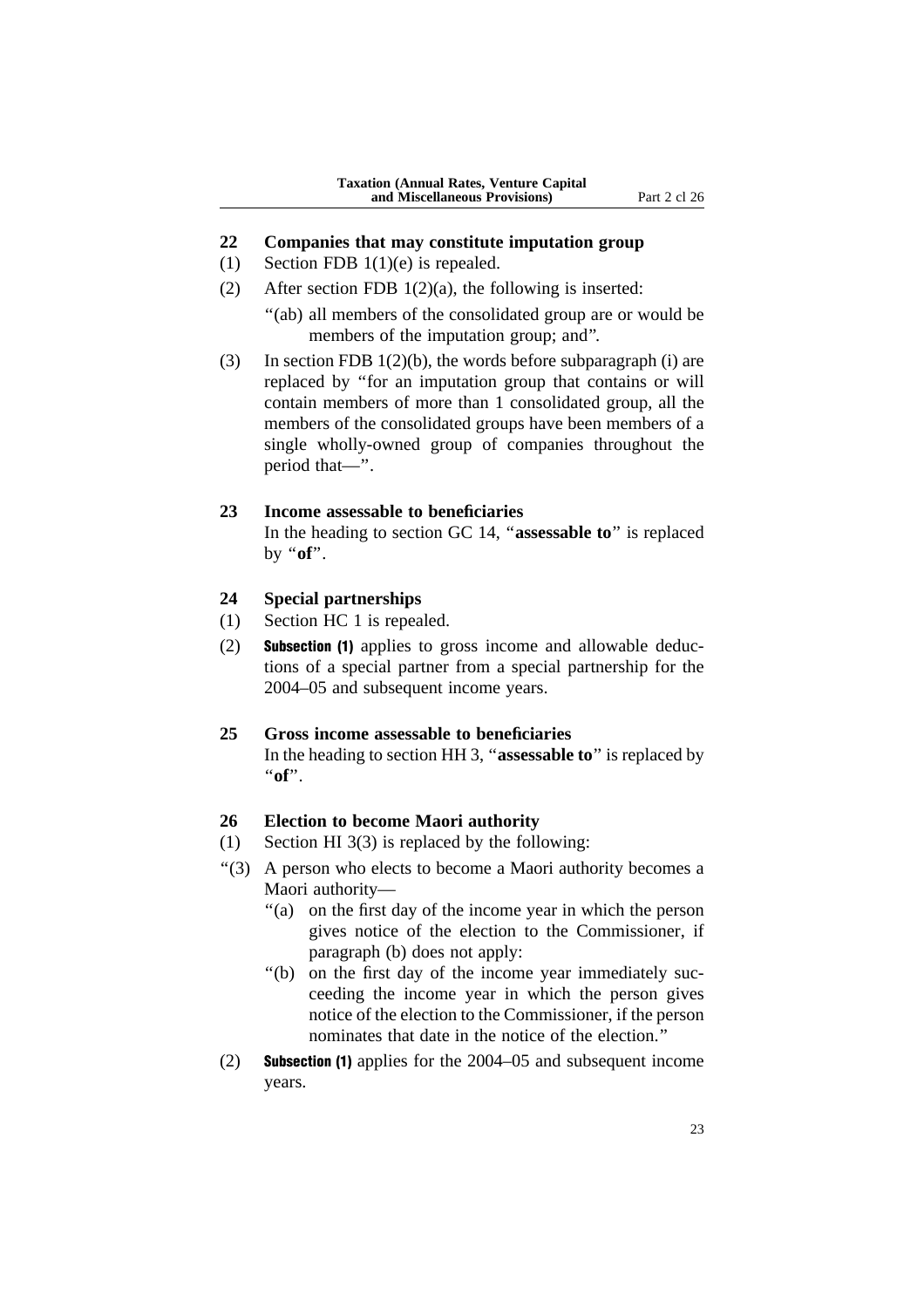## 22 Companies that may constitute imputation group

(1) Section FDB 1(1)(e) is repealed.

(2) After section FDB 1(2)(a), the following is inserted:

"(ab) all members of the consolidated group are or would be members of the imputation group; and".

(3) In section FDB 1(2)(b), the words before subparagraph (i) are replaced by "for an imputation group that contains or will contain members of more than 1 consolidated group, all the members of the consolidated groups have been members of a single wholly-owned group of companies throughout the period that—".

## 23 Income assessable to beneficiaries

In the heading to section GC 14, "**assessable to**" is replaced by "**of**".

## 24 Special partnerships

(1) Section HC 1 is repealed.

(2) **Subsection (1)** applies to gross income and allowable deductions of a special partner from a special partnership for the 2004–05 and subsequent income years.

## 25 Gross income assessable to beneficiaries

In the heading to section HH 3, "**assessable to**" is replaced by "**of**".

## 26 Election to become Maori authority

(1) Section HI 3(3) is replaced by the following:

"(3) A person who elects to become a Maori authority becomes a Maori authority—

"(a) on the first day of the income year in which the person gives notice of the election to the Commissioner, if paragraph (b) does not apply:

"(b) on the first day of the income year immediately succeeding the income year in which the person gives notice of the election to the Commissioner, if the person nominates that date in the notice of the election."

(2) **Subsection (1)** applies for the 2004–05 and subsequent income years.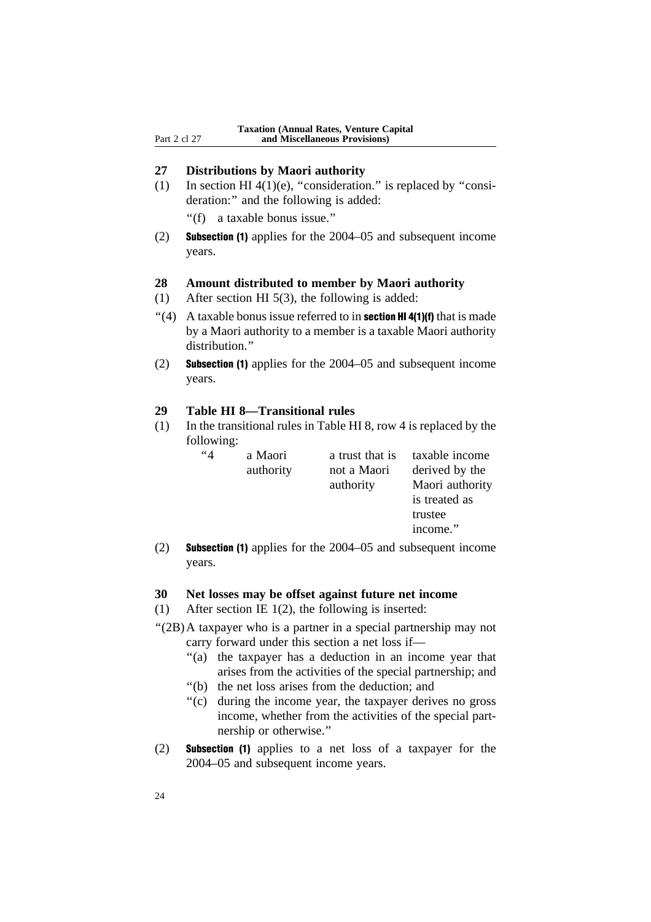### 27 Distributions by Maori authority

(1) In section HI 4(1)(e), "consideration." is replaced by "consideration:" and the following is added:

"(f) a taxable bonus issue."

(2) **Subsection (1)** applies for the 2004–05 and subsequent income years.

### 28 Amount distributed to member by Maori authority

(1) After section HI 5(3), the following is added:

"(4) A taxable bonus issue referred to in **section HI 4(1)(f)** that is made by a Maori authority to a member is a taxable Maori authority distribution."

(2) **Subsection (1)** applies for the 2004–05 and subsequent income years.

### 29 Table HI 8—Transitional rules

(1) In the transitional rules in Table HI 8, row 4 is replaced by the following:

| | | | |
|---|---|---|---|
| "4 | a Maori authority | a trust that is not a Maori authority | taxable income derived by the Maori authority is treated as trustee income." |

(2) **Subsection (1)** applies for the 2004–05 and subsequent income years.

### 30 Net losses may be offset against future net income

(1) After section IE 1(2), the following is inserted:

"(2B) A taxpayer who is a partner in a special partnership may not carry forward under this section a net loss if—

"(a) the taxpayer has a deduction in an income year that arises from the activities of the special partnership; and

"(b) the net loss arises from the deduction; and

"(c) during the income year, the taxpayer derives no gross income, whether from the activities of the special partnership or otherwise."

(2) **Subsection (1)** applies to a net loss of a taxpayer for the 2004–05 and subsequent income years.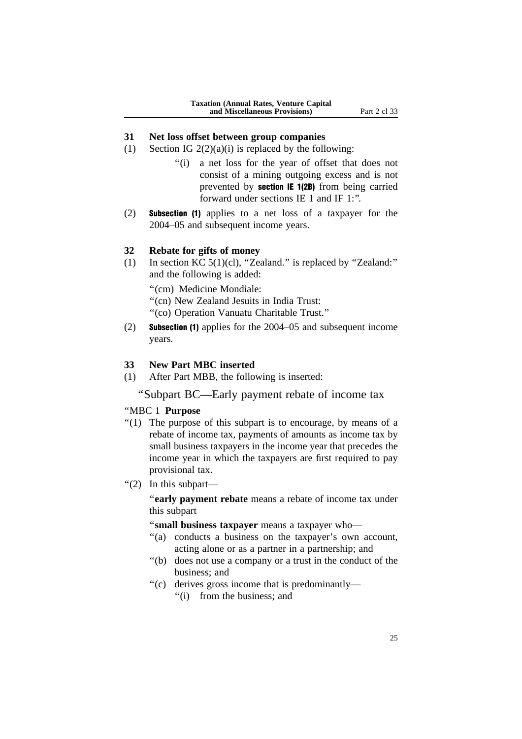## 31 Net loss offset between group companies

(1) Section IG 2(2)(a)(i) is replaced by the following:

> "(i) a net loss for the year of offset that does not consist of a mining outgoing excess and is not prevented by **section IE 1(2B)** from being carried forward under sections IE 1 and IF 1:".

(2) **Subsection (1)** applies to a net loss of a taxpayer for the 2004–05 and subsequent income years.

## 32 Rebate for gifts of money

(1) In section KC 5(1)(cl), "Zealand." is replaced by "Zealand:" and the following is added:

> "(cm) Medicine Mondiale:
>
> "(cn) New Zealand Jesuits in India Trust:
>
> "(co) Operation Vanuatu Charitable Trust."

(2) **Subsection (1)** applies for the 2004–05 and subsequent income years.

## 33 New Part MBC inserted

(1) After Part MBB, the following is inserted:

### "Subpart BC—Early payment rebate of income tax

"MBC 1 **Purpose**

"(1) The purpose of this subpart is to encourage, by means of a rebate of income tax, payments of amounts as income tax by small business taxpayers in the income year that precedes the income year in which the taxpayers are first required to pay provisional tax.

"(2) In this subpart—

"**early payment rebate** means a rebate of income tax under this subpart

"**small business taxpayer** means a taxpayer who—

"(a) conducts a business on the taxpayer's own account, acting alone or as a partner in a partnership; and

"(b) does not use a company or a trust in the conduct of the business; and

"(c) derives gross income that is predominantly—

"(i) from the business; and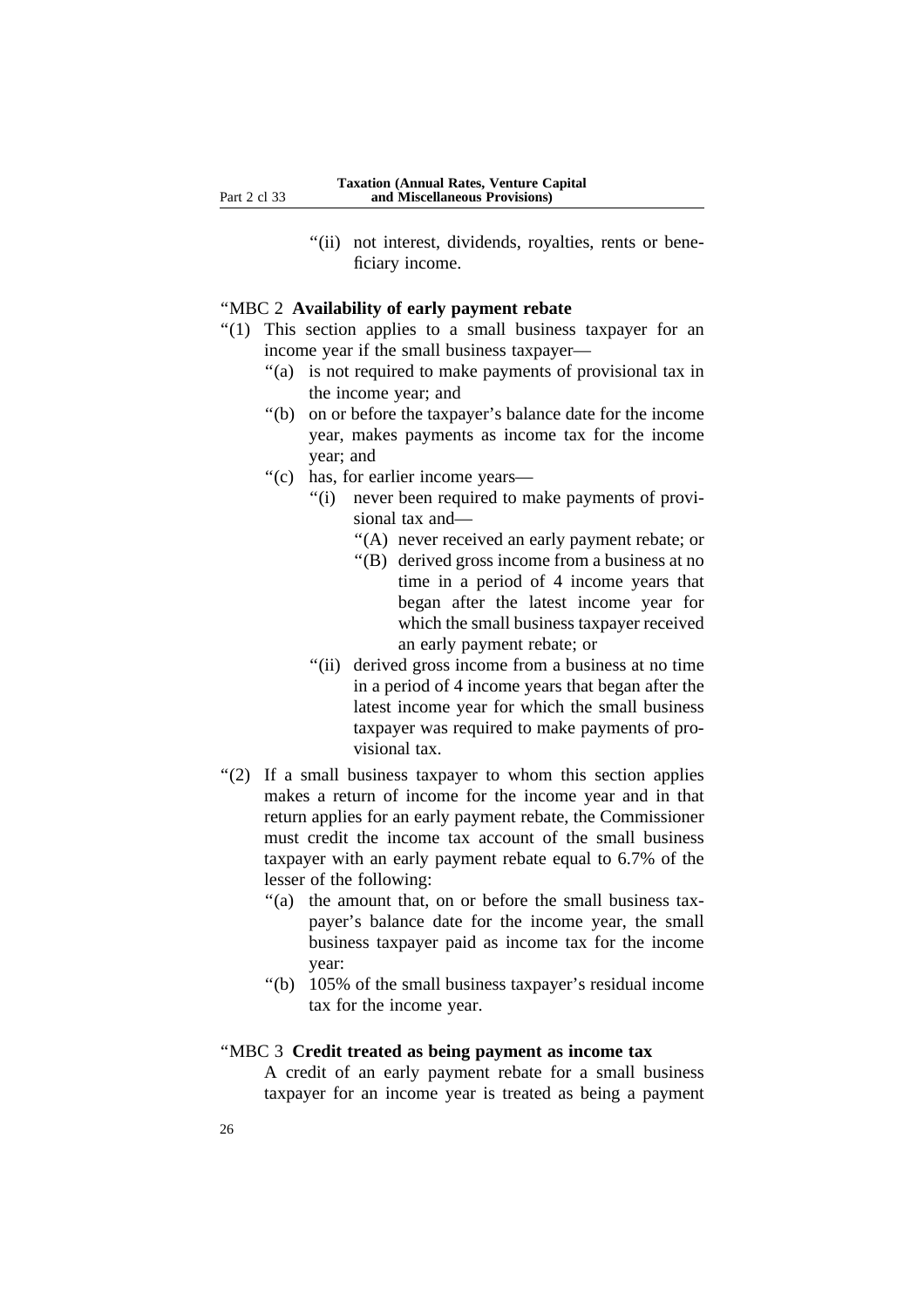"(ii) not interest, dividends, royalties, rents or beneficiary income.

"MBC 2 **Availability of early payment rebate**

"(1) This section applies to a small business taxpayer for an income year if the small business taxpayer—

"(a) is not required to make payments of provisional tax in the income year; and

"(b) on or before the taxpayer's balance date for the income year, makes payments as income tax for the income year; and

"(c) has, for earlier income years—

"(i) never been required to make payments of provisional tax and—

"(A) never received an early payment rebate; or

"(B) derived gross income from a business at no time in a period of 4 income years that began after the latest income year for which the small business taxpayer received an early payment rebate; or

"(ii) derived gross income from a business at no time in a period of 4 income years that began after the latest income year for which the small business taxpayer was required to make payments of provisional tax.

"(2) If a small business taxpayer to whom this section applies makes a return of income for the income year and in that return applies for an early payment rebate, the Commissioner must credit the income tax account of the small business taxpayer with an early payment rebate equal to 6.7% of the lesser of the following:

"(a) the amount that, on or before the small business taxpayer's balance date for the income year, the small business taxpayer paid as income tax for the income year:

"(b) 105% of the small business taxpayer's residual income tax for the income year.

"MBC 3 **Credit treated as being payment as income tax**

A credit of an early payment rebate for a small business taxpayer for an income year is treated as being a payment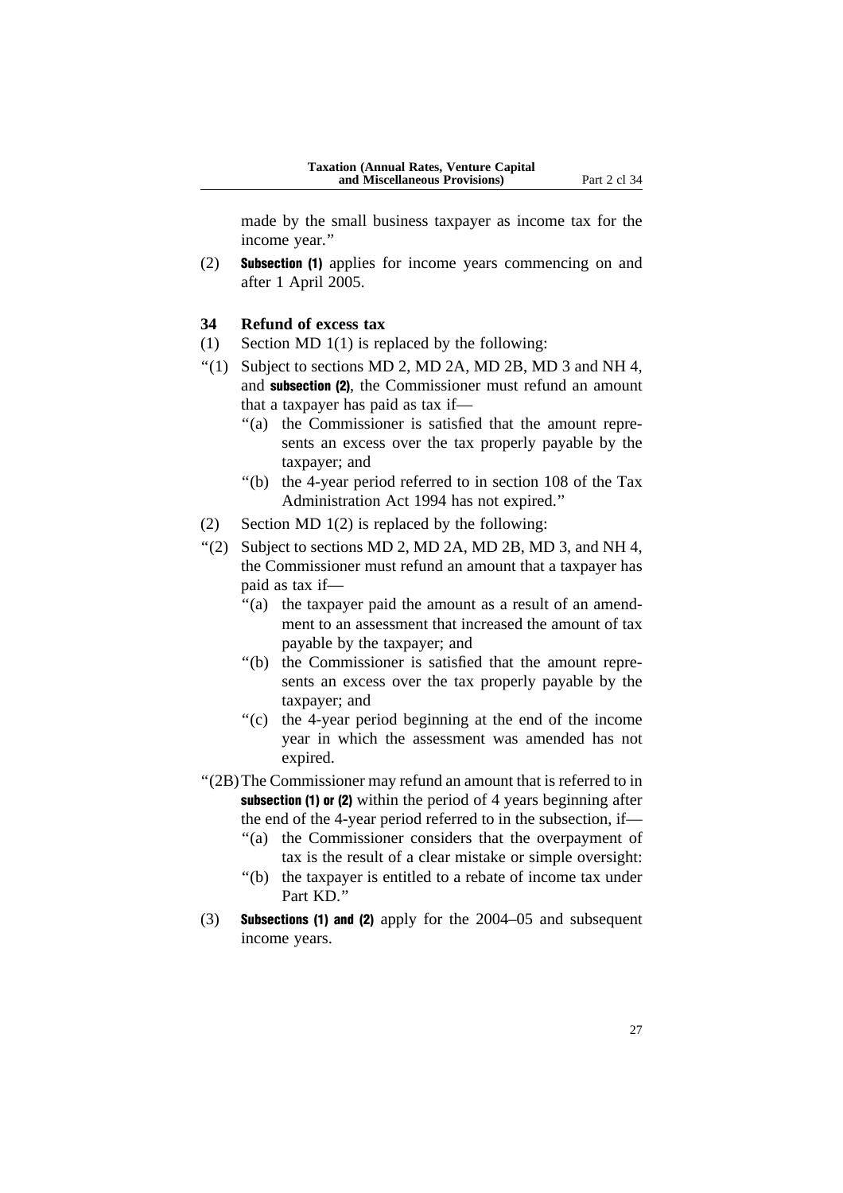made by the small business taxpayer as income tax for the income year."

(2) **Subsection (1)** applies for income years commencing on and after 1 April 2005.

### 34 Refund of excess tax

(1) Section MD 1(1) is replaced by the following:

"(1) Subject to sections MD 2, MD 2A, MD 2B, MD 3 and NH 4, and **subsection (2)**, the Commissioner must refund an amount that a taxpayer has paid as tax if—

"(a) the Commissioner is satisfied that the amount represents an excess over the tax properly payable by the taxpayer; and

"(b) the 4-year period referred to in section 108 of the Tax Administration Act 1994 has not expired."

(2) Section MD 1(2) is replaced by the following:

"(2) Subject to sections MD 2, MD 2A, MD 2B, MD 3, and NH 4, the Commissioner must refund an amount that a taxpayer has paid as tax if—

"(a) the taxpayer paid the amount as a result of an amendment to an assessment that increased the amount of tax payable by the taxpayer; and

"(b) the Commissioner is satisfied that the amount represents an excess over the tax properly payable by the taxpayer; and

"(c) the 4-year period beginning at the end of the income year in which the assessment was amended has not expired.

"(2B) The Commissioner may refund an amount that is referred to in **subsection (1) or (2)** within the period of 4 years beginning after the end of the 4-year period referred to in the subsection, if—

"(a) the Commissioner considers that the overpayment of tax is the result of a clear mistake or simple oversight:

"(b) the taxpayer is entitled to a rebate of income tax under Part KD."

(3) **Subsections (1) and (2)** apply for the 2004–05 and subsequent income years.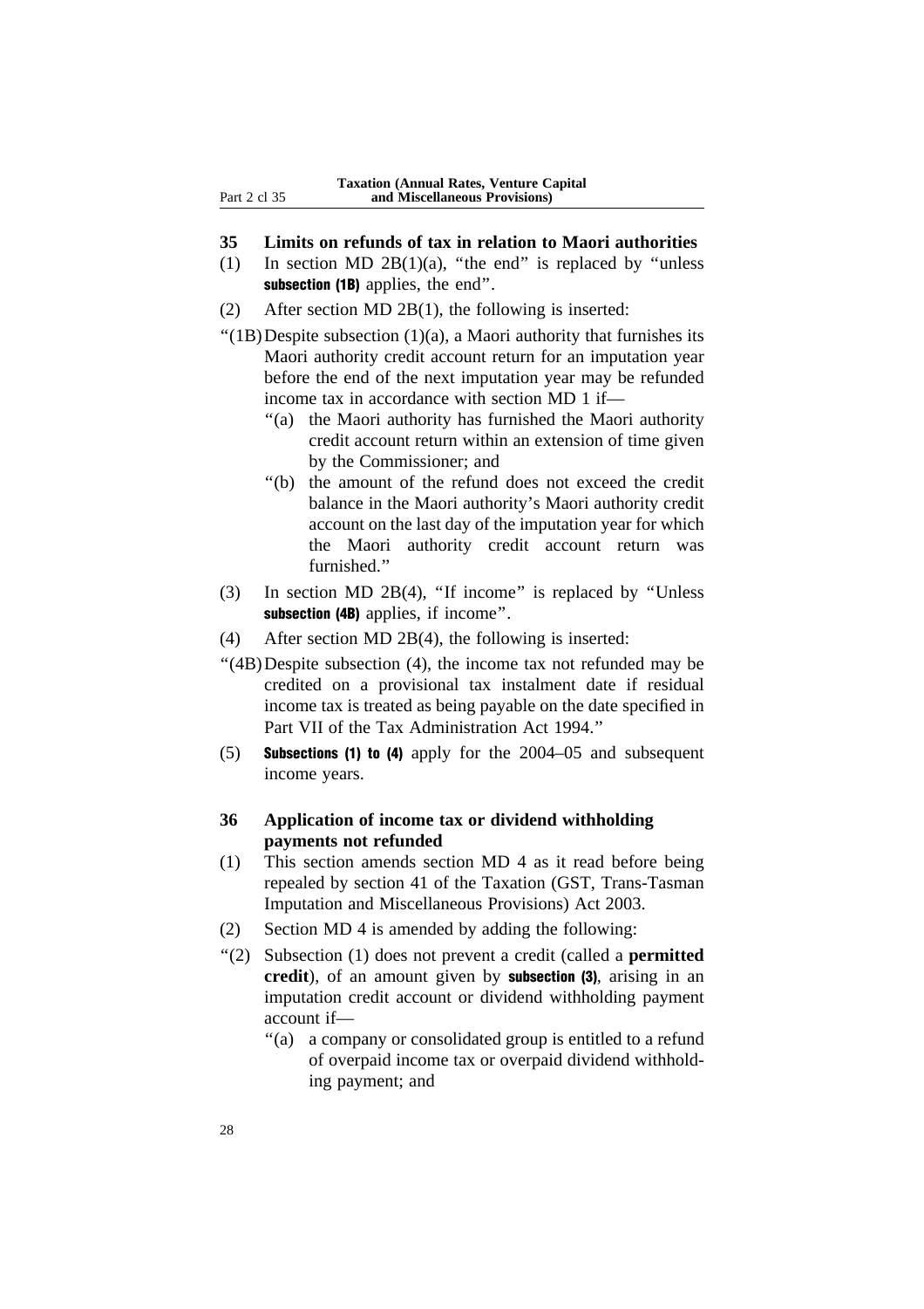## 35 Limits on refunds of tax in relation to Maori authorities

(1) In section MD 2B(1)(a), "the end" is replaced by "unless **subsection (1B)** applies, the end".

(2) After section MD 2B(1), the following is inserted:

"(1B) Despite subsection (1)(a), a Maori authority that furnishes its Maori authority credit account return for an imputation year before the end of the next imputation year may be refunded income tax in accordance with section MD 1 if—

"(a) the Maori authority has furnished the Maori authority credit account return within an extension of time given by the Commissioner; and

"(b) the amount of the refund does not exceed the credit balance in the Maori authority's Maori authority credit account on the last day of the imputation year for which the Maori authority credit account return was furnished."

(3) In section MD 2B(4), "If income" is replaced by "Unless **subsection (4B)** applies, if income".

(4) After section MD 2B(4), the following is inserted:

"(4B) Despite subsection (4), the income tax not refunded may be credited on a provisional tax instalment date if residual income tax is treated as being payable on the date specified in Part VII of the Tax Administration Act 1994."

(5) **Subsections (1) to (4)** apply for the 2004–05 and subsequent income years.

## 36 Application of income tax or dividend withholding payments not refunded

(1) This section amends section MD 4 as it read before being repealed by section 41 of the Taxation (GST, Trans-Tasman Imputation and Miscellaneous Provisions) Act 2003.

(2) Section MD 4 is amended by adding the following:

"(2) Subsection (1) does not prevent a credit (called a **permitted credit**), of an amount given by **subsection (3)**, arising in an imputation credit account or dividend withholding payment account if—

"(a) a company or consolidated group is entitled to a refund of overpaid income tax or overpaid dividend withholding payment; and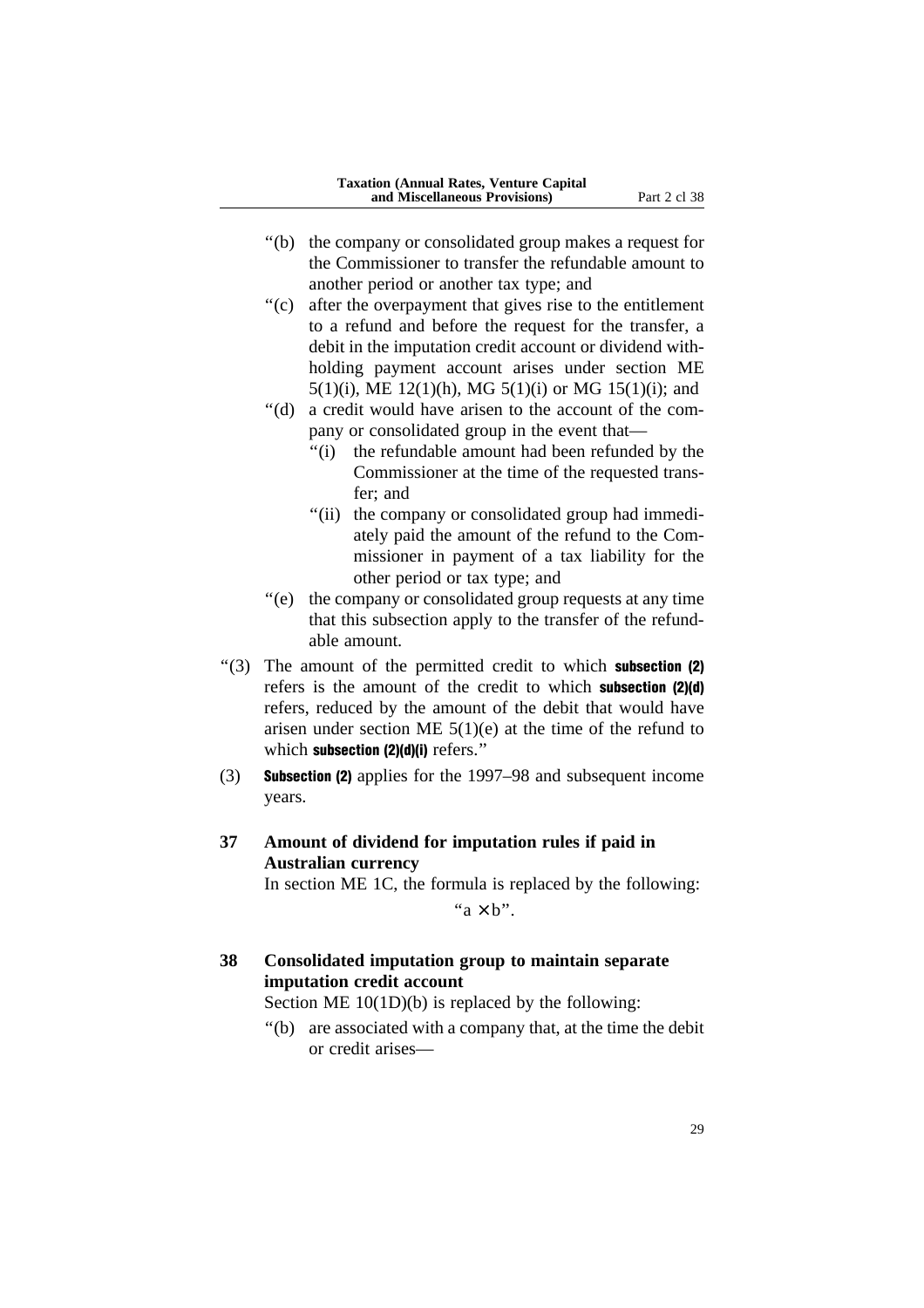"(b) the company or consolidated group makes a request for the Commissioner to transfer the refundable amount to another period or another tax type; and

"(c) after the overpayment that gives rise to the entitlement to a refund and before the request for the transfer, a debit in the imputation credit account or dividend withholding payment account arises under section ME 5(1)(i), ME 12(1)(h), MG 5(1)(i) or MG 15(1)(i); and

"(d) a credit would have arisen to the account of the company or consolidated group in the event that—

"(i) the refundable amount had been refunded by the Commissioner at the time of the requested transfer; and

"(ii) the company or consolidated group had immediately paid the amount of the refund to the Commissioner in payment of a tax liability for the other period or tax type; and

"(e) the company or consolidated group requests at any time that this subsection apply to the transfer of the refundable amount.

"(3) The amount of the permitted credit to which **subsection (2)** refers is the amount of the credit to which **subsection (2)(d)** refers, reduced by the amount of the debit that would have arisen under section ME 5(1)(e) at the time of the refund to which **subsection (2)(d)(i)** refers."

(3) **Subsection (2)** applies for the 1997–98 and subsequent income years.

**37 Amount of dividend for imputation rules if paid in Australian currency**

In section ME 1C, the formula is replaced by the following:

"$a \times b$".

**38 Consolidated imputation group to maintain separate imputation credit account**

Section ME 10(1D)(b) is replaced by the following:

"(b) are associated with a company that, at the time the debit or credit arises—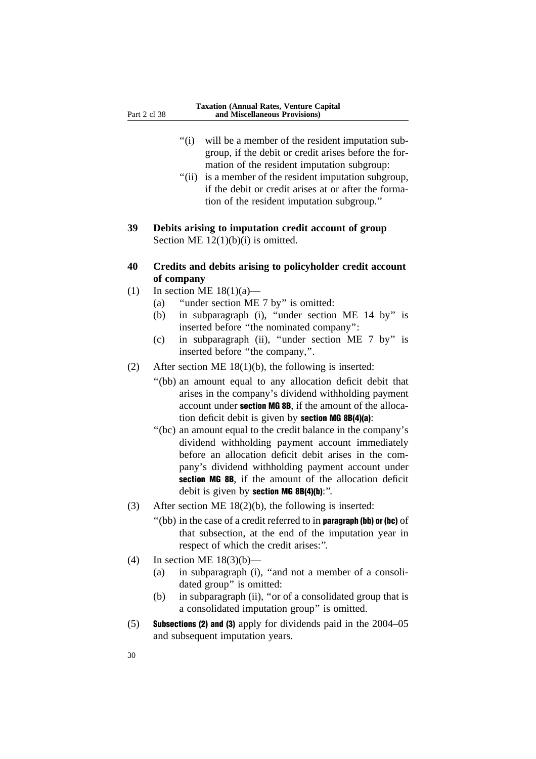"(i) will be a member of the resident imputation subgroup, if the debit or credit arises before the formation of the resident imputation subgroup:

"(ii) is a member of the resident imputation subgroup, if the debit or credit arises at or after the formation of the resident imputation subgroup."

**39 Debits arising to imputation credit account of group**

Section ME 12(1)(b)(i) is omitted.

**40 Credits and debits arising to policyholder credit account of company**

(1) In section ME 18(1)(a)—

(a) "under section ME 7 by" is omitted:

(b) in subparagraph (i), "under section ME 14 by" is inserted before "the nominated company":

(c) in subparagraph (ii), "under section ME 7 by" is inserted before "the company,".

(2) After section ME 18(1)(b), the following is inserted:

"(bb) an amount equal to any allocation deficit debit that arises in the company's dividend withholding payment account under **section MG 8B**, if the amount of the allocation deficit debit is given by **section MG 8B(4)(a)**:

"(bc) an amount equal to the credit balance in the company's dividend withholding payment account immediately before an allocation deficit debit arises in the company's dividend withholding payment account under **section MG 8B**, if the amount of the allocation deficit debit is given by **section MG 8B(4)(b)**:".

(3) After section ME 18(2)(b), the following is inserted:

"(bb) in the case of a credit referred to in **paragraph (bb) or (bc)** of that subsection, at the end of the imputation year in respect of which the credit arises:".

(4) In section ME 18(3)(b)—

(a) in subparagraph (i), "and not a member of a consolidated group" is omitted:

(b) in subparagraph (ii), "or of a consolidated group that is a consolidated imputation group" is omitted.

(5) **Subsections (2) and (3)** apply for dividends paid in the 2004–05 and subsequent imputation years.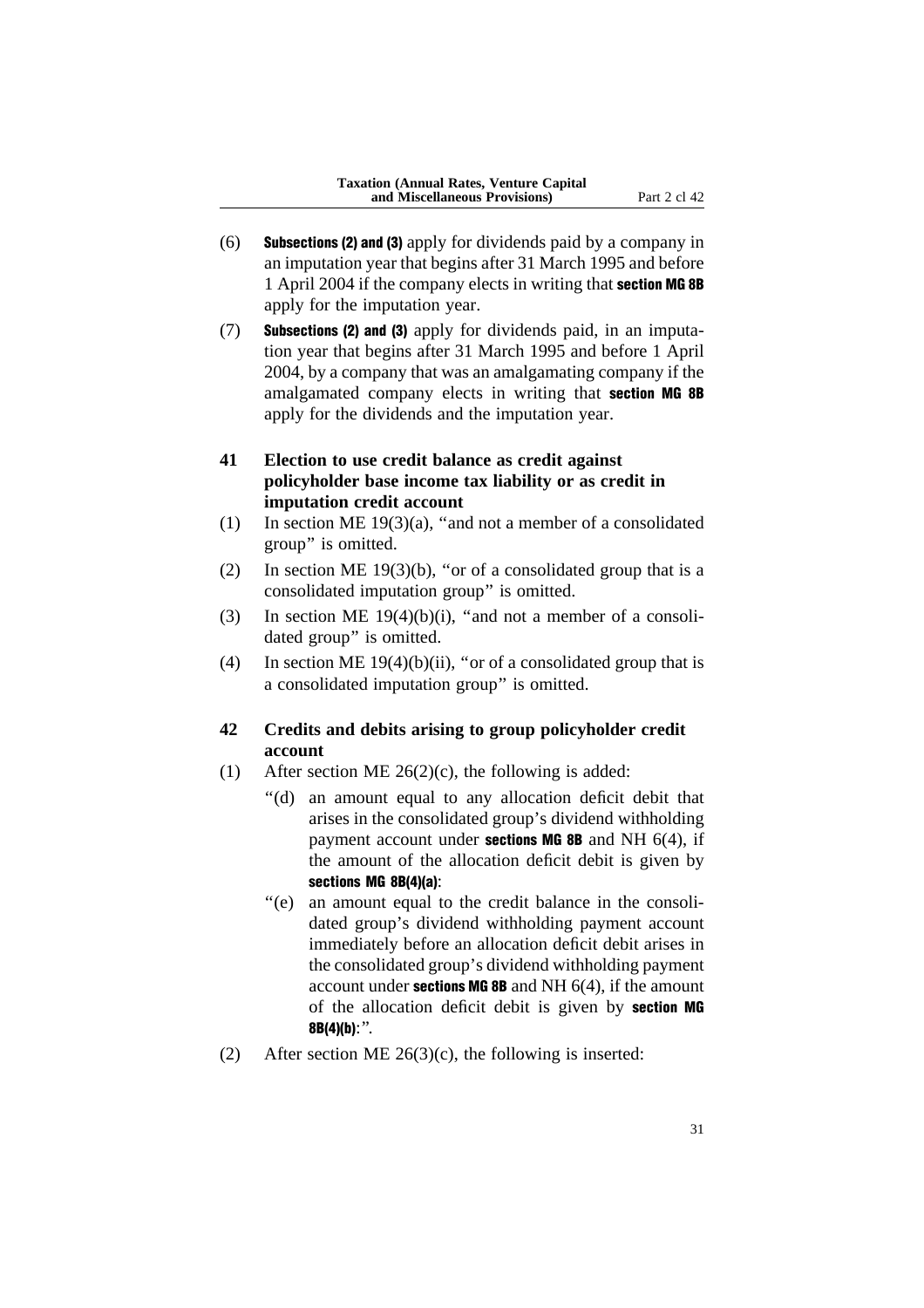(6) **Subsections (2) and (3)** apply for dividends paid by a company in an imputation year that begins after 31 March 1995 and before 1 April 2004 if the company elects in writing that **section MG 8B** apply for the imputation year.

(7) **Subsections (2) and (3)** apply for dividends paid, in an imputation year that begins after 31 March 1995 and before 1 April 2004, by a company that was an amalgamating company if the amalgamated company elects in writing that **section MG 8B** apply for the dividends and the imputation year.

### 41 Election to use credit balance as credit against policyholder base income tax liability or as credit in imputation credit account

(1) In section ME 19(3)(a), "and not a member of a consolidated group" is omitted.

(2) In section ME 19(3)(b), "or of a consolidated group that is a consolidated imputation group" is omitted.

(3) In section ME 19(4)(b)(i), "and not a member of a consolidated group" is omitted.

(4) In section ME 19(4)(b)(ii), "or of a consolidated group that is a consolidated imputation group" is omitted.

### 42 Credits and debits arising to group policyholder credit account

(1) After section ME 26(2)(c), the following is added:

"(d) an amount equal to any allocation deficit debit that arises in the consolidated group's dividend withholding payment account under **sections MG 8B** and NH 6(4), if the amount of the allocation deficit debit is given by **sections MG 8B(4)(a)**:

"(e) an amount equal to the credit balance in the consolidated group's dividend withholding payment account immediately before an allocation deficit debit arises in the consolidated group's dividend withholding payment account under **sections MG 8B** and NH 6(4), if the amount of the allocation deficit debit is given by **section MG 8B(4)(b)**:".

(2) After section ME 26(3)(c), the following is inserted: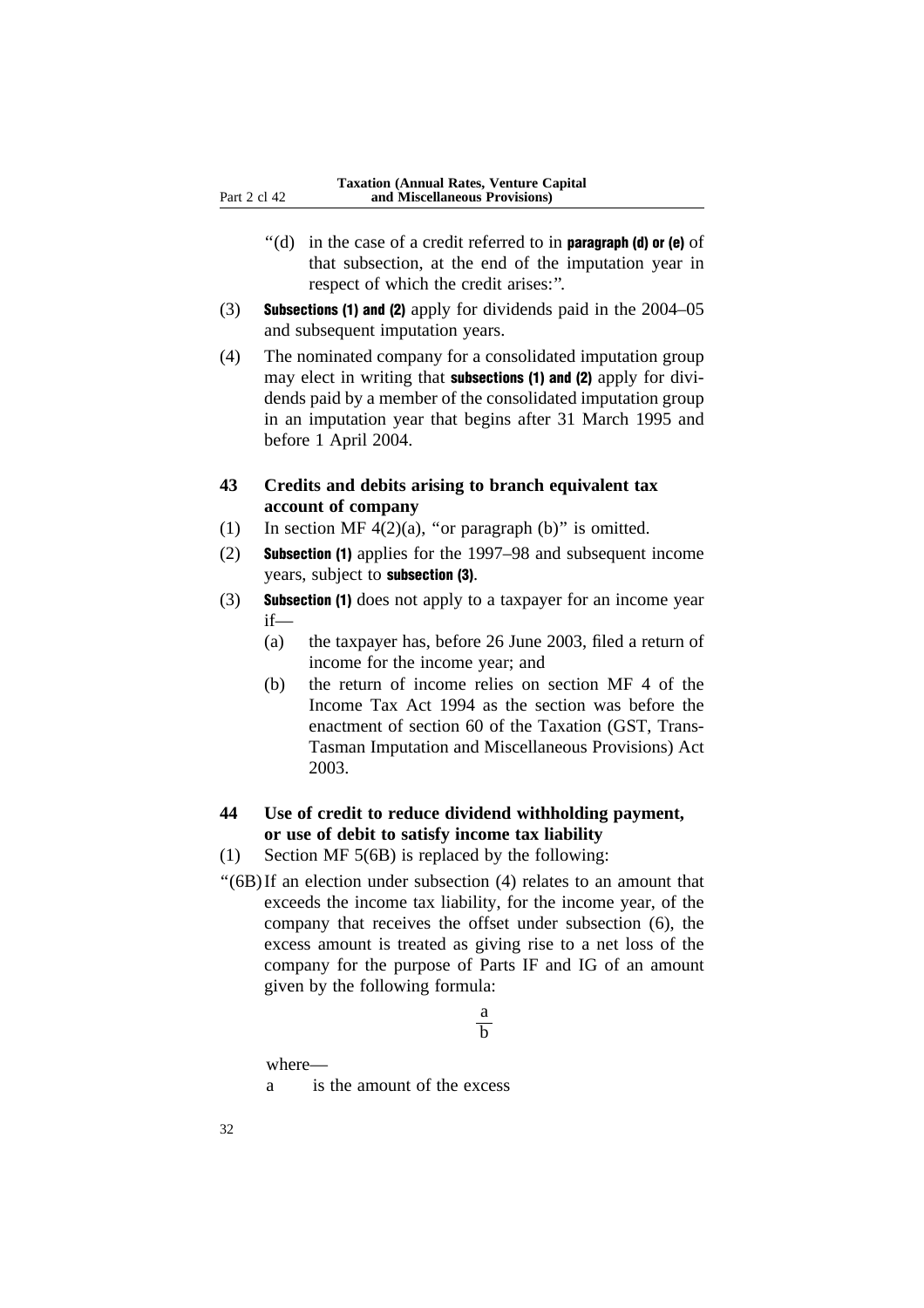"(d) in the case of a credit referred to in **paragraph (d) or (e)** of that subsection, at the end of the imputation year in respect of which the credit arises:".

(3) **Subsections (1) and (2)** apply for dividends paid in the 2004–05 and subsequent imputation years.

(4) The nominated company for a consolidated imputation group may elect in writing that **subsections (1) and (2)** apply for dividends paid by a member of the consolidated imputation group in an imputation year that begins after 31 March 1995 and before 1 April 2004.

### 43 Credits and debits arising to branch equivalent tax account of company

(1) In section MF 4(2)(a), "or paragraph (b)" is omitted.

(2) **Subsection (1)** applies for the 1997–98 and subsequent income years, subject to **subsection (3)**.

(3) **Subsection (1)** does not apply to a taxpayer for an income year if—

(a) the taxpayer has, before 26 June 2003, filed a return of income for the income year; and

(b) the return of income relies on section MF 4 of the Income Tax Act 1994 as the section was before the enactment of section 60 of the Taxation (GST, Trans-Tasman Imputation and Miscellaneous Provisions) Act 2003.

### 44 Use of credit to reduce dividend withholding payment, or use of debit to satisfy income tax liability

(1) Section MF 5(6B) is replaced by the following:

"(6B) If an election under subsection (4) relates to an amount that exceeds the income tax liability, for the income year, of the company that receives the offset under subsection (6), the excess amount is treated as giving rise to a net loss of the company for the purpose of Parts IF and IG of an amount given by the following formula:

$$\frac{a}{b}$$

where—

a is the amount of the excess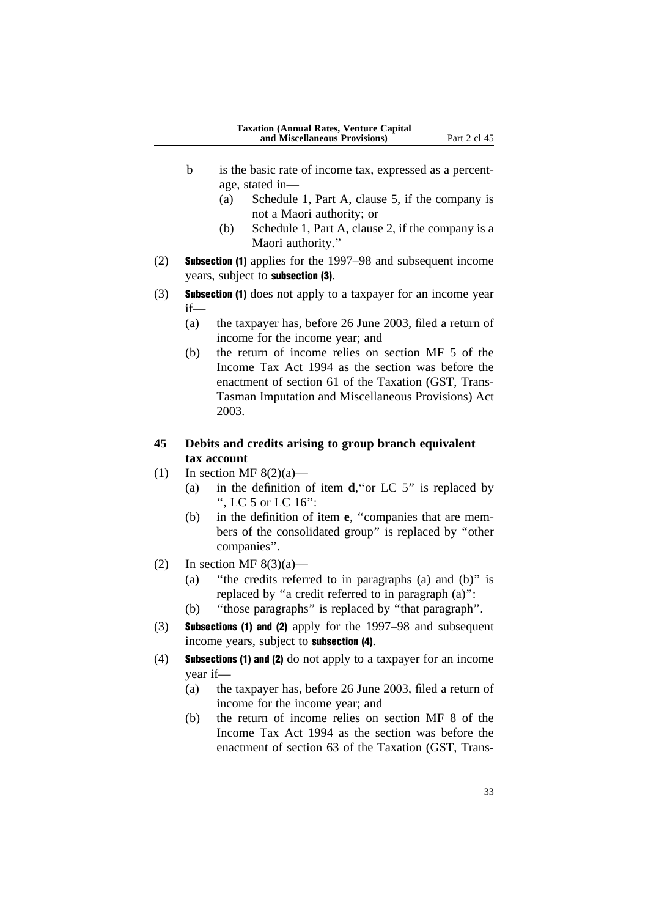b is the basic rate of income tax, expressed as a percentage, stated in—

   (a) Schedule 1, Part A, clause 5, if the company is not a Maori authority; or

   (b) Schedule 1, Part A, clause 2, if the company is a Maori authority."

(2) **Subsection (1)** applies for the 1997–98 and subsequent income years, subject to **subsection (3)**.

(3) **Subsection (1)** does not apply to a taxpayer for an income year if—

   (a) the taxpayer has, before 26 June 2003, filed a return of income for the income year; and

   (b) the return of income relies on section MF 5 of the Income Tax Act 1994 as the section was before the enactment of section 61 of the Taxation (GST, Trans-Tasman Imputation and Miscellaneous Provisions) Act 2003.

### 45 Debits and credits arising to group branch equivalent tax account

(1) In section MF 8(2)(a)—

   (a) in the definition of item **d**, "or LC 5" is replaced by ", LC 5 or LC 16":

   (b) in the definition of item **e**, "companies that are members of the consolidated group" is replaced by "other companies".

(2) In section MF 8(3)(a)—

   (a) "the credits referred to in paragraphs (a) and (b)" is replaced by "a credit referred to in paragraph (a)":

   (b) "those paragraphs" is replaced by "that paragraph".

(3) **Subsections (1) and (2)** apply for the 1997–98 and subsequent income years, subject to **subsection (4)**.

(4) **Subsections (1) and (2)** do not apply to a taxpayer for an income year if—

   (a) the taxpayer has, before 26 June 2003, filed a return of income for the income year; and

   (b) the return of income relies on section MF 8 of the Income Tax Act 1994 as the section was before the enactment of section 63 of the Taxation (GST, Trans-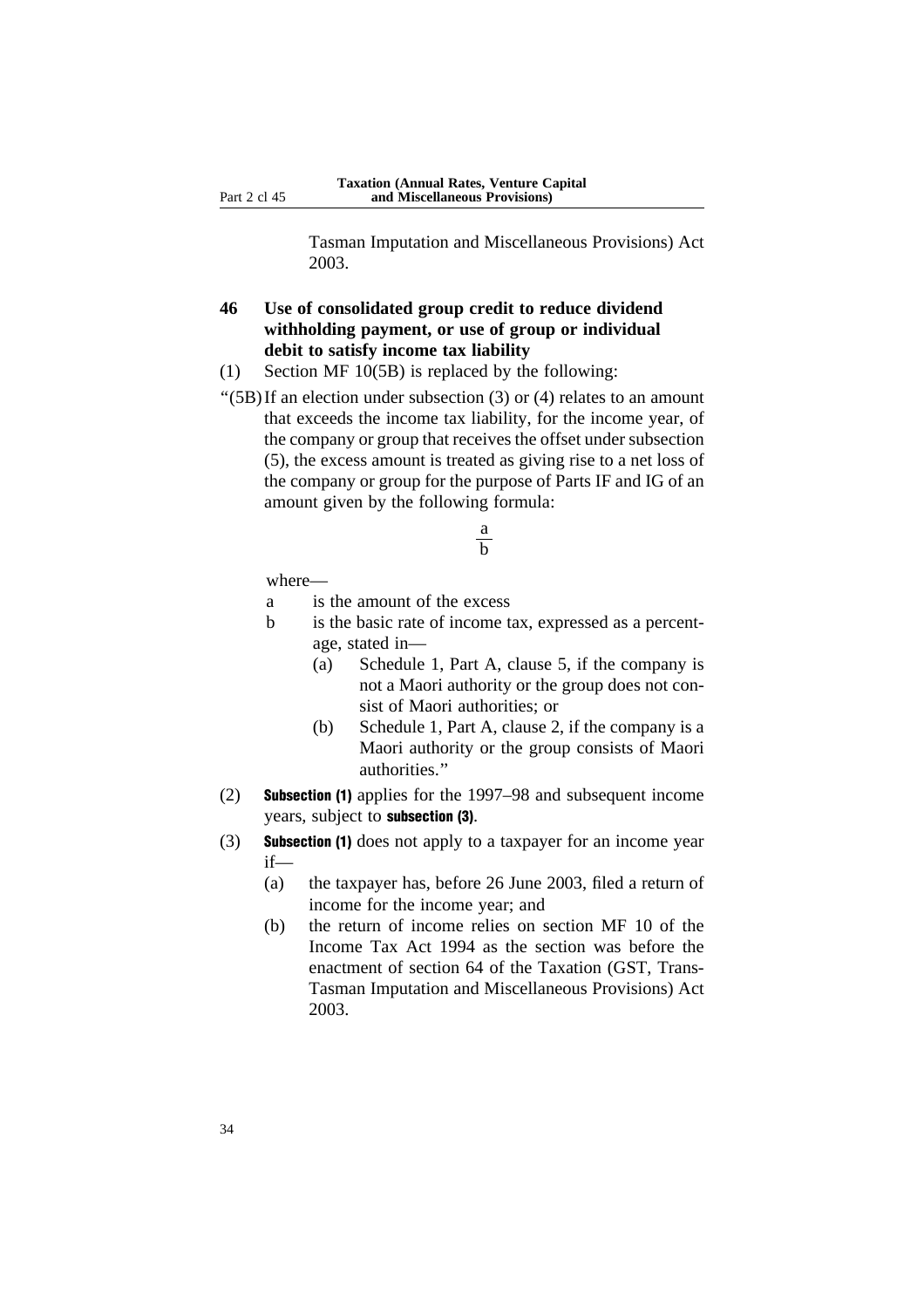Tasman Imputation and Miscellaneous Provisions) Act 2003.

### 46 Use of consolidated group credit to reduce dividend withholding payment, or use of group or individual debit to satisfy income tax liability

(1) Section MF 10(5B) is replaced by the following:

"(5B) If an election under subsection (3) or (4) relates to an amount that exceeds the income tax liability, for the income year, of the company or group that receives the offset under subsection (5), the excess amount is treated as giving rise to a net loss of the company or group for the purpose of Parts IF and IG of an amount given by the following formula:

$$\frac{a}{b}$$

where—

a is the amount of the excess

b is the basic rate of income tax, expressed as a percentage, stated in—

(a) Schedule 1, Part A, clause 5, if the company is not a Maori authority or the group does not consist of Maori authorities; or

(b) Schedule 1, Part A, clause 2, if the company is a Maori authority or the group consists of Maori authorities."

(2) **Subsection (1)** applies for the 1997–98 and subsequent income years, subject to **subsection (3)**.

(3) **Subsection (1)** does not apply to a taxpayer for an income year if—

(a) the taxpayer has, before 26 June 2003, filed a return of income for the income year; and

(b) the return of income relies on section MF 10 of the Income Tax Act 1994 as the section was before the enactment of section 64 of the Taxation (GST, Trans-Tasman Imputation and Miscellaneous Provisions) Act 2003.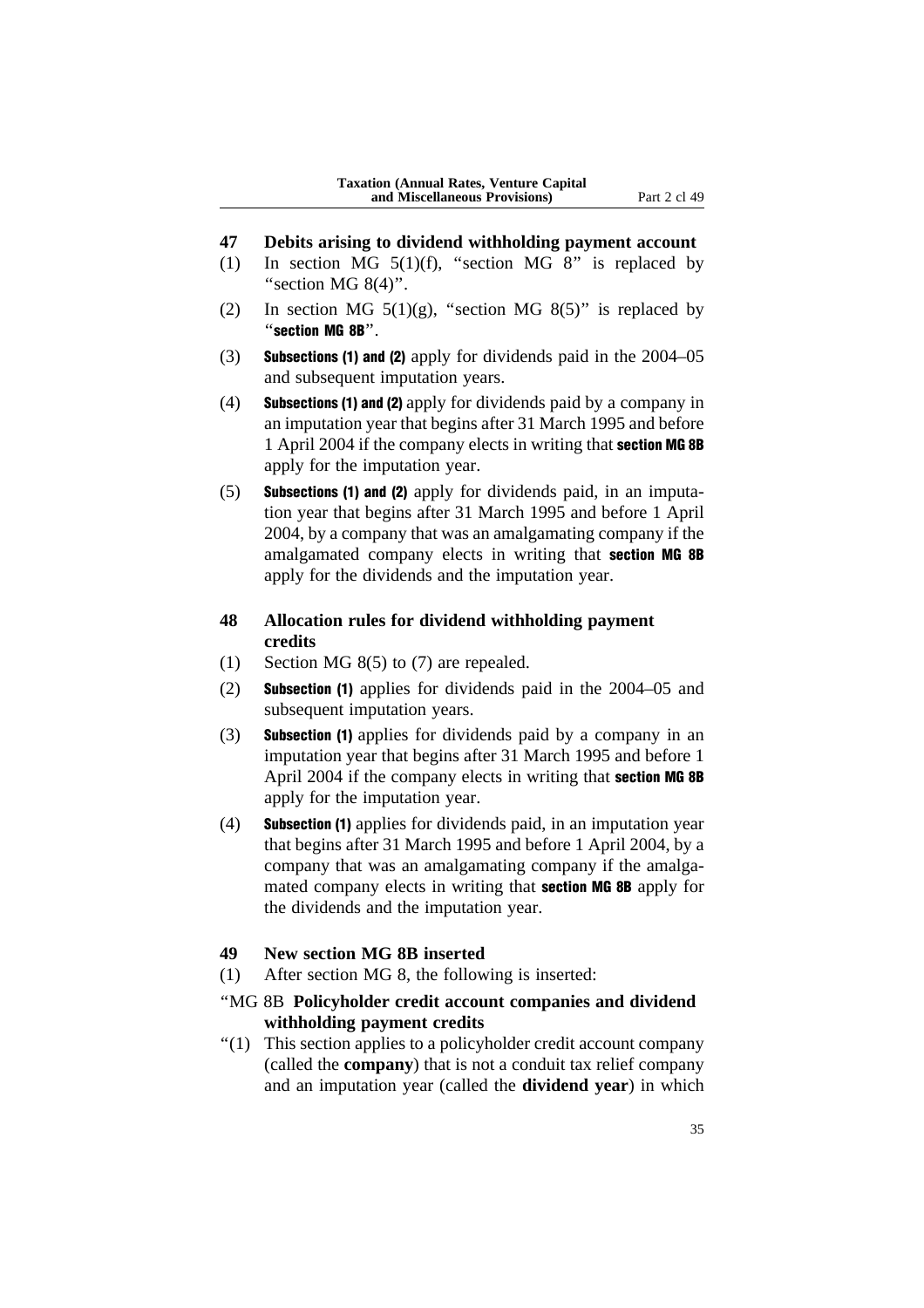## 47 Debits arising to dividend withholding payment account

(1) In section MG 5(1)(f), "section MG 8" is replaced by "section MG 8(4)".

(2) In section MG 5(1)(g), "section MG 8(5)" is replaced by "**section MG 8B**".

(3) **Subsections (1) and (2)** apply for dividends paid in the 2004–05 and subsequent imputation years.

(4) **Subsections (1) and (2)** apply for dividends paid by a company in an imputation year that begins after 31 March 1995 and before 1 April 2004 if the company elects in writing that **section MG 8B** apply for the imputation year.

(5) **Subsections (1) and (2)** apply for dividends paid, in an imputation year that begins after 31 March 1995 and before 1 April 2004, by a company that was an amalgamating company if the amalgamated company elects in writing that **section MG 8B** apply for the dividends and the imputation year.

## 48 Allocation rules for dividend withholding payment credits

(1) Section MG 8(5) to (7) are repealed.

(2) **Subsection (1)** applies for dividends paid in the 2004–05 and subsequent imputation years.

(3) **Subsection (1)** applies for dividends paid by a company in an imputation year that begins after 31 March 1995 and before 1 April 2004 if the company elects in writing that **section MG 8B** apply for the imputation year.

(4) **Subsection (1)** applies for dividends paid, in an imputation year that begins after 31 March 1995 and before 1 April 2004, by a company that was an amalgamating company if the amalgamated company elects in writing that **section MG 8B** apply for the dividends and the imputation year.

## 49 New section MG 8B inserted

(1) After section MG 8, the following is inserted:

"MG 8B **Policyholder credit account companies and dividend withholding payment credits**

"(1) This section applies to a policyholder credit account company (called the **company**) that is not a conduit tax relief company and an imputation year (called the **dividend year**) in which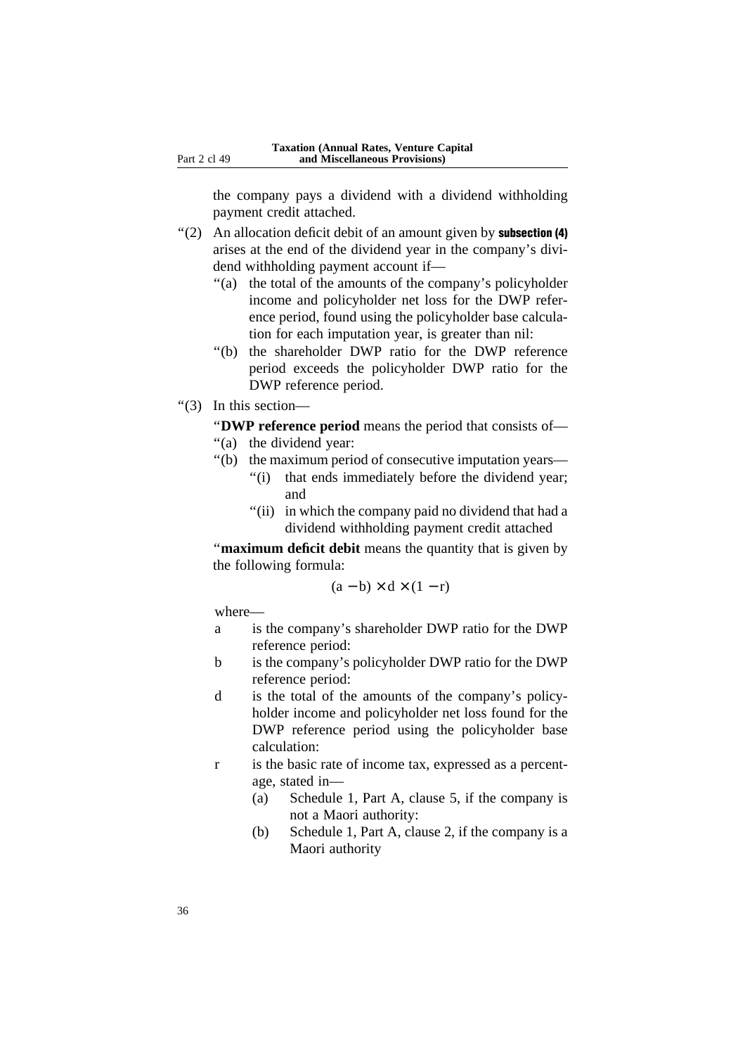the company pays a dividend with a dividend withholding payment credit attached.

“(2) An allocation deficit debit of an amount given by **subsection (4)** arises at the end of the dividend year in the company’s dividend withholding payment account if—

“(a) the total of the amounts of the company’s policyholder income and policyholder net loss for the DWP reference period, found using the policyholder base calculation for each imputation year, is greater than nil:

“(b) the shareholder DWP ratio for the DWP reference period exceeds the policyholder DWP ratio for the DWP reference period.

“(3) In this section—

“**DWP reference period** means the period that consists of—

“(a) the dividend year:

“(b) the maximum period of consecutive imputation years—

“(i) that ends immediately before the dividend year; and

“(ii) in which the company paid no dividend that had a dividend withholding payment credit attached

“**maximum deficit debit** means the quantity that is given by the following formula:

$$(a - b) \times d \times (1 - r)$$

where—

a is the company’s shareholder DWP ratio for the DWP reference period:

b is the company’s policyholder DWP ratio for the DWP reference period:

d is the total of the amounts of the company’s policyholder income and policyholder net loss found for the DWP reference period using the policyholder base calculation:

r is the basic rate of income tax, expressed as a percentage, stated in—

(a) Schedule 1, Part A, clause 5, if the company is not a Maori authority:

(b) Schedule 1, Part A, clause 2, if the company is a Maori authority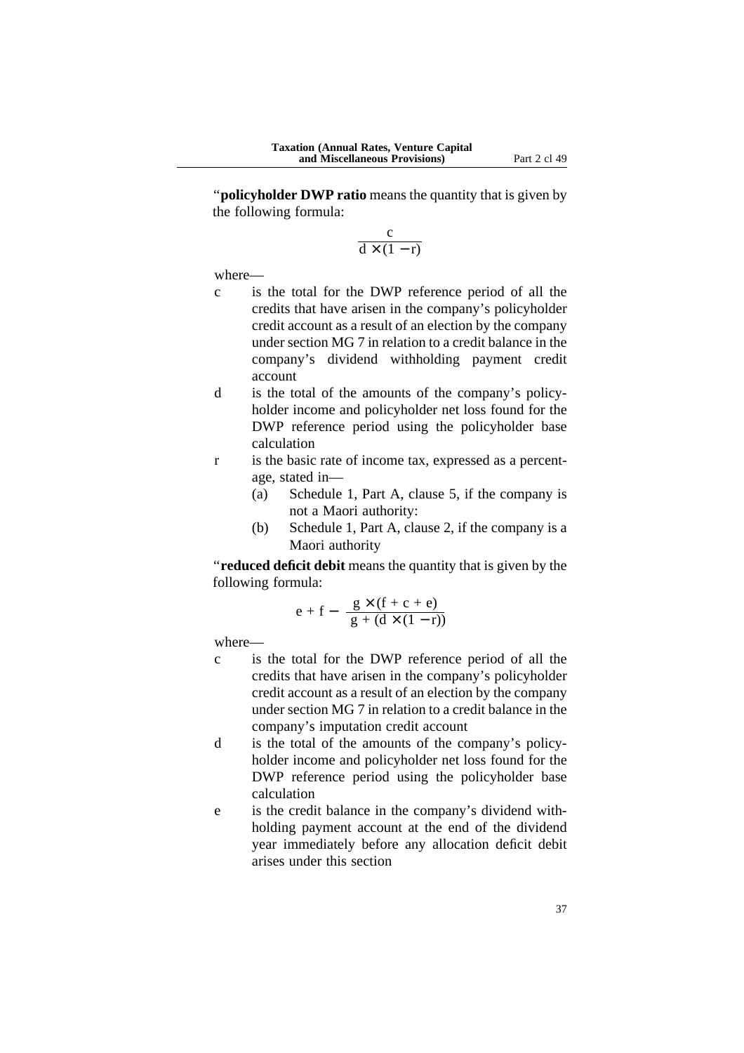“**policyholder DWP ratio** means the quantity that is given by the following formula:

$$\frac{c}{d \times (1 - r)}$$

where—

c is the total for the DWP reference period of all the credits that have arisen in the company’s policyholder credit account as a result of an election by the company under section MG 7 in relation to a credit balance in the company’s dividend withholding payment credit account

d is the total of the amounts of the company’s policyholder income and policyholder net loss found for the DWP reference period using the policyholder base calculation

r is the basic rate of income tax, expressed as a percentage, stated in—

- (a) Schedule 1, Part A, clause 5, if the company is not a Maori authority:
- (b) Schedule 1, Part A, clause 2, if the company is a Maori authority

“**reduced deficit debit** means the quantity that is given by the following formula:

$$e + f - \frac{g \times (f + c + e)}{g + (d \times (1 - r))}$$

where—

c is the total for the DWP reference period of all the credits that have arisen in the company’s policyholder credit account as a result of an election by the company under section MG 7 in relation to a credit balance in the company’s imputation credit account

d is the total of the amounts of the company’s policyholder income and policyholder net loss found for the DWP reference period using the policyholder base calculation

e is the credit balance in the company’s dividend withholding payment account at the end of the dividend year immediately before any allocation deficit debit arises under this section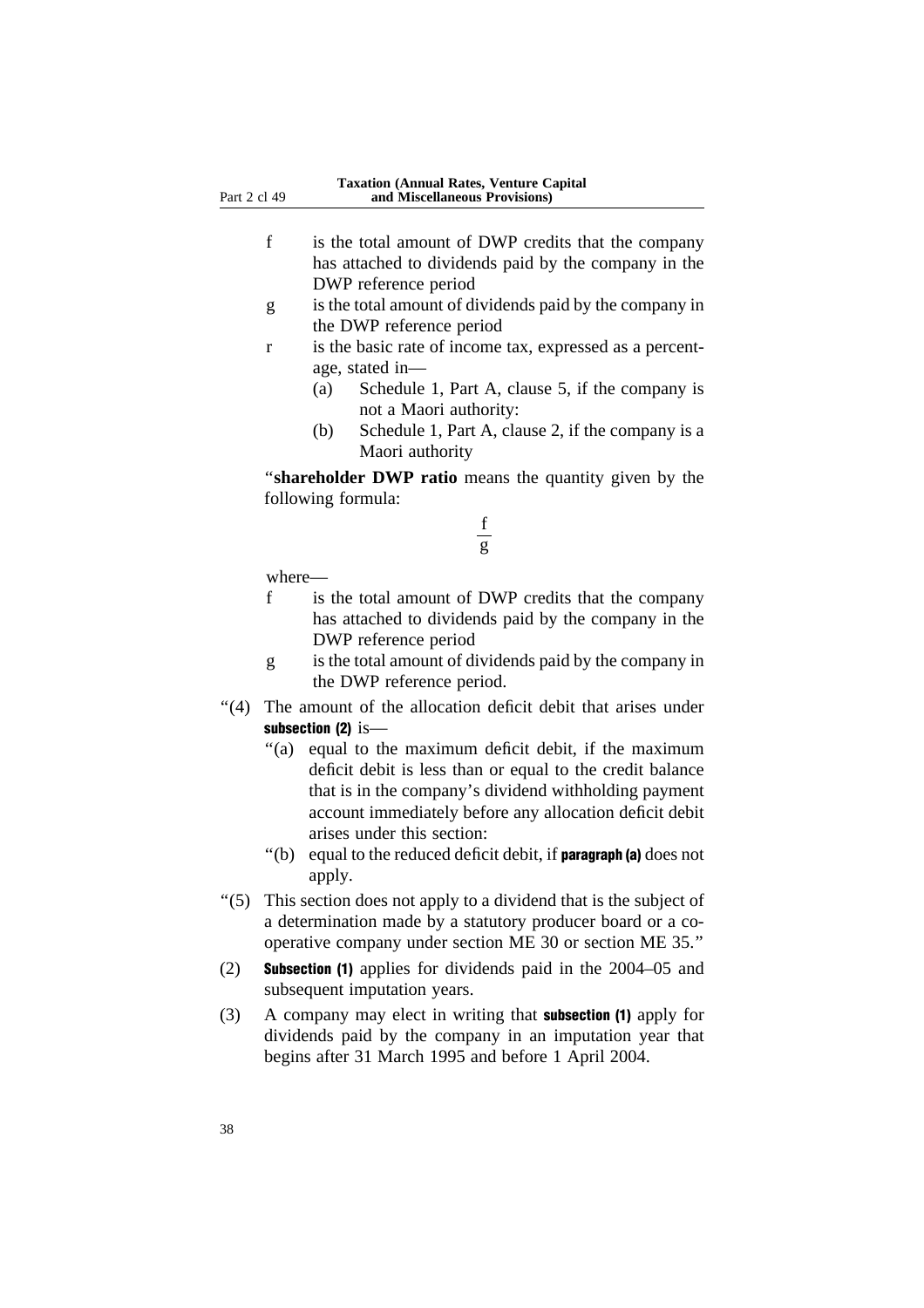f is the total amount of DWP credits that the company has attached to dividends paid by the company in the DWP reference period

g is the total amount of dividends paid by the company in the DWP reference period

r is the basic rate of income tax, expressed as a percentage, stated in—

(a) Schedule 1, Part A, clause 5, if the company is not a Maori authority:

(b) Schedule 1, Part A, clause 2, if the company is a Maori authority

"**shareholder DWP ratio** means the quantity given by the following formula:

$$\frac{f}{g}$$

where—

f is the total amount of DWP credits that the company has attached to dividends paid by the company in the DWP reference period

g is the total amount of dividends paid by the company in the DWP reference period.

"(4) The amount of the allocation deficit debit that arises under **subsection (2)** is—

"(a) equal to the maximum deficit debit, if the maximum deficit debit is less than or equal to the credit balance that is in the company's dividend withholding payment account immediately before any allocation deficit debit arises under this section:

"(b) equal to the reduced deficit debit, if **paragraph (a)** does not apply.

"(5) This section does not apply to a dividend that is the subject of a determination made by a statutory producer board or a co-operative company under section ME 30 or section ME 35."

(2) **Subsection (1)** applies for dividends paid in the 2004–05 and subsequent imputation years.

(3) A company may elect in writing that **subsection (1)** apply for dividends paid by the company in an imputation year that begins after 31 March 1995 and before 1 April 2004.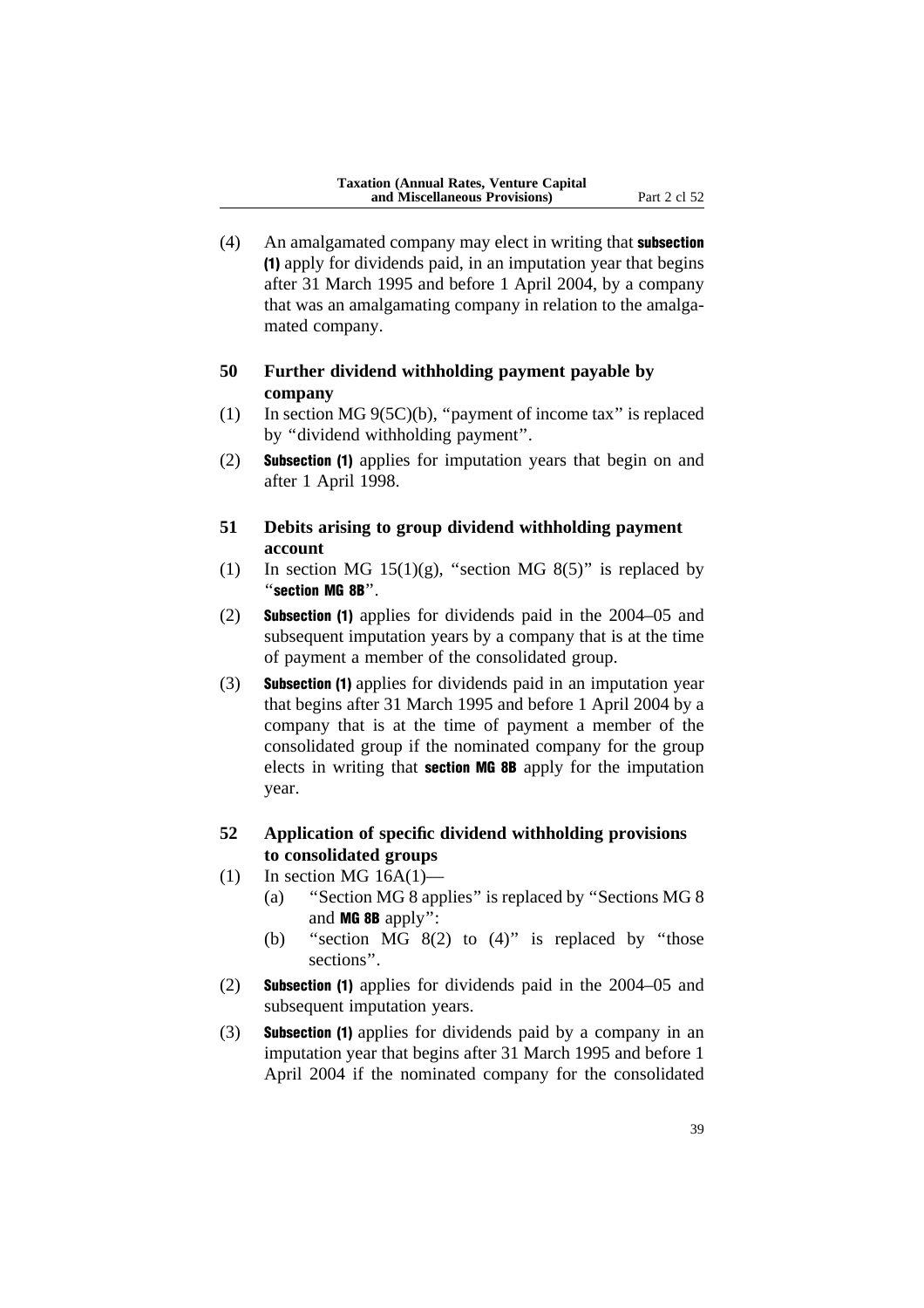(4) An amalgamated company may elect in writing that **subsection (1)** apply for dividends paid, in an imputation year that begins after 31 March 1995 and before 1 April 2004, by a company that was an amalgamating company in relation to the amalgamated company.

### 50 Further dividend withholding payment payable by company

(1) In section MG 9(5C)(b), "payment of income tax" is replaced by "dividend withholding payment".

(2) **Subsection (1)** applies for imputation years that begin on and after 1 April 1998.

### 51 Debits arising to group dividend withholding payment account

(1) In section MG 15(1)(g), "section MG 8(5)" is replaced by "**section MG 8B**".

(2) **Subsection (1)** applies for dividends paid in the 2004–05 and subsequent imputation years by a company that is at the time of payment a member of the consolidated group.

(3) **Subsection (1)** applies for dividends paid in an imputation year that begins after 31 March 1995 and before 1 April 2004 by a company that is at the time of payment a member of the consolidated group if the nominated company for the group elects in writing that **section MG 8B** apply for the imputation year.

### 52 Application of specific dividend withholding provisions to consolidated groups

(1) In section MG 16A(1)—
   - (a) "Section MG 8 applies" is replaced by "Sections MG 8 and **MG 8B** apply":
   - (b) "section MG 8(2) to (4)" is replaced by "those sections".

(2) **Subsection (1)** applies for dividends paid in the 2004–05 and subsequent imputation years.

(3) **Subsection (1)** applies for dividends paid by a company in an imputation year that begins after 31 March 1995 and before 1 April 2004 if the nominated company for the consolidated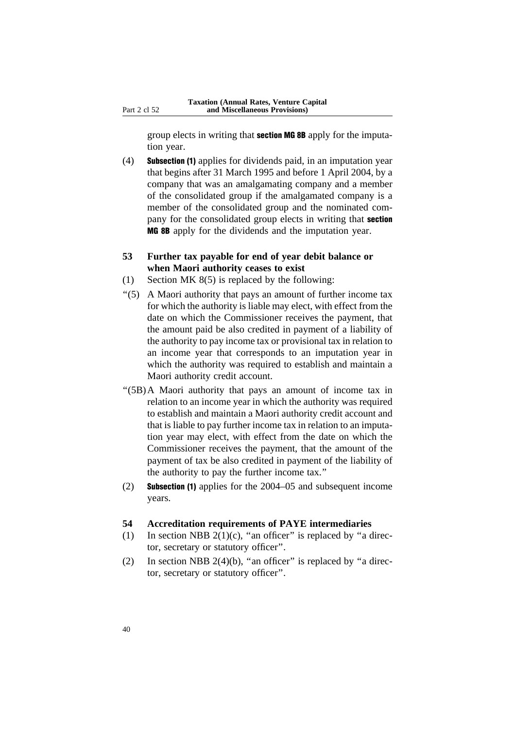group elects in writing that **section MG 8B** apply for the imputation year.

(4) **Subsection (1)** applies for dividends paid, in an imputation year that begins after 31 March 1995 and before 1 April 2004, by a company that was an amalgamating company and a member of the consolidated group if the amalgamated company is a member of the consolidated group and the nominated company for the consolidated group elects in writing that **section MG 8B** apply for the dividends and the imputation year.

### 53 Further tax payable for end of year debit balance or when Maori authority ceases to exist

(1) Section MK 8(5) is replaced by the following:

"(5) A Maori authority that pays an amount of further income tax for which the authority is liable may elect, with effect from the date on which the Commissioner receives the payment, that the amount paid be also credited in payment of a liability of the authority to pay income tax or provisional tax in relation to an income year that corresponds to an imputation year in which the authority was required to establish and maintain a Maori authority credit account.

"(5B) A Maori authority that pays an amount of income tax in relation to an income year in which the authority was required to establish and maintain a Maori authority credit account and that is liable to pay further income tax in relation to an imputation year may elect, with effect from the date on which the Commissioner receives the payment, that the amount of the payment of tax be also credited in payment of the liability of the authority to pay the further income tax."

(2) **Subsection (1)** applies for the 2004–05 and subsequent income years.

### 54 Accreditation requirements of PAYE intermediaries

(1) In section NBB 2(1)(c), "an officer" is replaced by "a director, secretary or statutory officer".

(2) In section NBB 2(4)(b), "an officer" is replaced by "a director, secretary or statutory officer".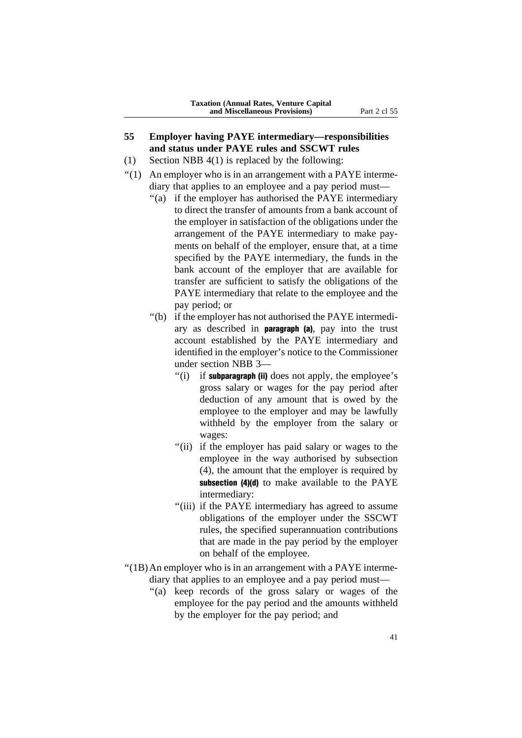## 55 Employer having PAYE intermediary—responsibilities and status under PAYE rules and SSCWT rules

(1) Section NBB 4(1) is replaced by the following:

"(1) An employer who is in an arrangement with a PAYE intermediary that applies to an employee and a pay period must—

"(a) if the employer has authorised the PAYE intermediary to direct the transfer of amounts from a bank account of the employer in satisfaction of the obligations under the arrangement of the PAYE intermediary to make payments on behalf of the employer, ensure that, at a time specified by the PAYE intermediary, the funds in the bank account of the employer that are available for transfer are sufficient to satisfy the obligations of the PAYE intermediary that relate to the employee and the pay period; or

"(b) if the employer has not authorised the PAYE intermediary as described in **paragraph (a)**, pay into the trust account established by the PAYE intermediary and identified in the employer's notice to the Commissioner under section NBB 3—

"(i) if **subparagraph (ii)** does not apply, the employee's gross salary or wages for the pay period after deduction of any amount that is owed by the employee to the employer and may be lawfully withheld by the employer from the salary or wages:

"(ii) if the employer has paid salary or wages to the employee in the way authorised by subsection (4), the amount that the employer is required by **subsection (4)(d)** to make available to the PAYE intermediary:

"(iii) if the PAYE intermediary has agreed to assume obligations of the employer under the SSCWT rules, the specified superannuation contributions that are made in the pay period by the employer on behalf of the employee.

"(1B) An employer who is in an arrangement with a PAYE intermediary that applies to an employee and a pay period must—

"(a) keep records of the gross salary or wages of the employee for the pay period and the amounts withheld by the employer for the pay period; and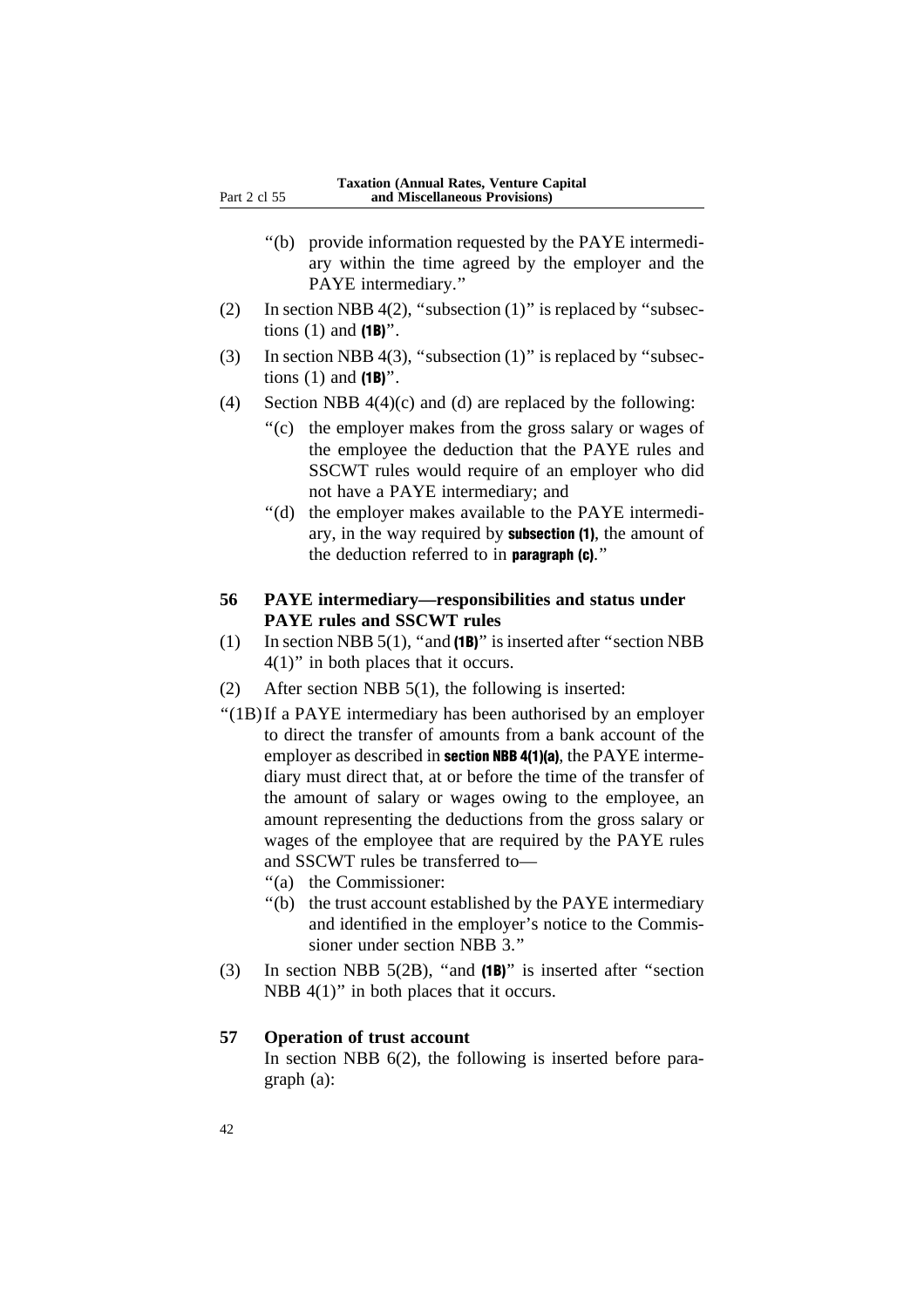"(b) provide information requested by the PAYE intermediary within the time agreed by the employer and the PAYE intermediary."

(2) In section NBB 4(2), "subsection (1)" is replaced by "subsections (1) and **(1B)**".

(3) In section NBB 4(3), "subsection (1)" is replaced by "subsections (1) and **(1B)**".

(4) Section NBB 4(4)(c) and (d) are replaced by the following:

"(c) the employer makes from the gross salary or wages of the employee the deduction that the PAYE rules and SSCWT rules would require of an employer who did not have a PAYE intermediary; and

"(d) the employer makes available to the PAYE intermediary, in the way required by **subsection (1)**, the amount of the deduction referred to in **paragraph (c)**."

### 56 PAYE intermediary—responsibilities and status under PAYE rules and SSCWT rules

(1) In section NBB 5(1), "and **(1B)**" is inserted after "section NBB 4(1)" in both places that it occurs.

(2) After section NBB 5(1), the following is inserted:

"(1B) If a PAYE intermediary has been authorised by an employer to direct the transfer of amounts from a bank account of the employer as described in **section NBB 4(1)(a)**, the PAYE intermediary must direct that, at or before the time of the transfer of the amount of salary or wages owing to the employee, an amount representing the deductions from the gross salary or wages of the employee that are required by the PAYE rules and SSCWT rules be transferred to—

"(a) the Commissioner:

"(b) the trust account established by the PAYE intermediary and identified in the employer's notice to the Commissioner under section NBB 3."

(3) In section NBB 5(2B), "and **(1B)**" is inserted after "section NBB 4(1)" in both places that it occurs.

### 57 Operation of trust account

In section NBB 6(2), the following is inserted before paragraph (a):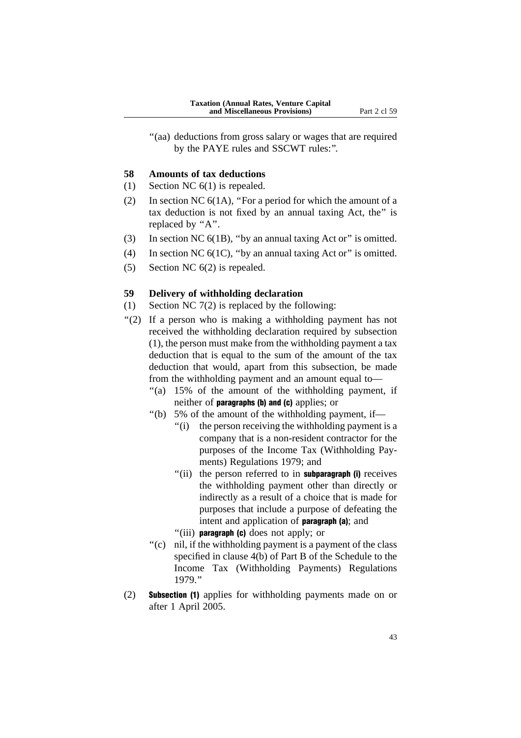"(aa) deductions from gross salary or wages that are required by the PAYE rules and SSCWT rules:".

**58 Amounts of tax deductions**

(1) Section NC 6(1) is repealed.

(2) In section NC 6(1A), "For a period for which the amount of a tax deduction is not fixed by an annual taxing Act, the" is replaced by "A".

(3) In section NC 6(1B), "by an annual taxing Act or" is omitted.

(4) In section NC 6(1C), "by an annual taxing Act or" is omitted.

(5) Section NC 6(2) is repealed.

**59 Delivery of withholding declaration**

(1) Section NC 7(2) is replaced by the following:

"(2) If a person who is making a withholding payment has not received the withholding declaration required by subsection (1), the person must make from the withholding payment a tax deduction that is equal to the sum of the amount of the tax deduction that would, apart from this subsection, be made from the withholding payment and an amount equal to—

"(a) 15% of the amount of the withholding payment, if neither of **paragraphs (b) and (c)** applies; or

"(b) 5% of the amount of the withholding payment, if—

"(i) the person receiving the withholding payment is a company that is a non-resident contractor for the purposes of the Income Tax (Withholding Payments) Regulations 1979; and

"(ii) the person referred to in **subparagraph (i)** receives the withholding payment other than directly or indirectly as a result of a choice that is made for purposes that include a purpose of defeating the intent and application of **paragraph (a)**; and

"(iii) **paragraph (c)** does not apply; or

"(c) nil, if the withholding payment is a payment of the class specified in clause 4(b) of Part B of the Schedule to the Income Tax (Withholding Payments) Regulations 1979."

(2) **Subsection (1)** applies for withholding payments made on or after 1 April 2005.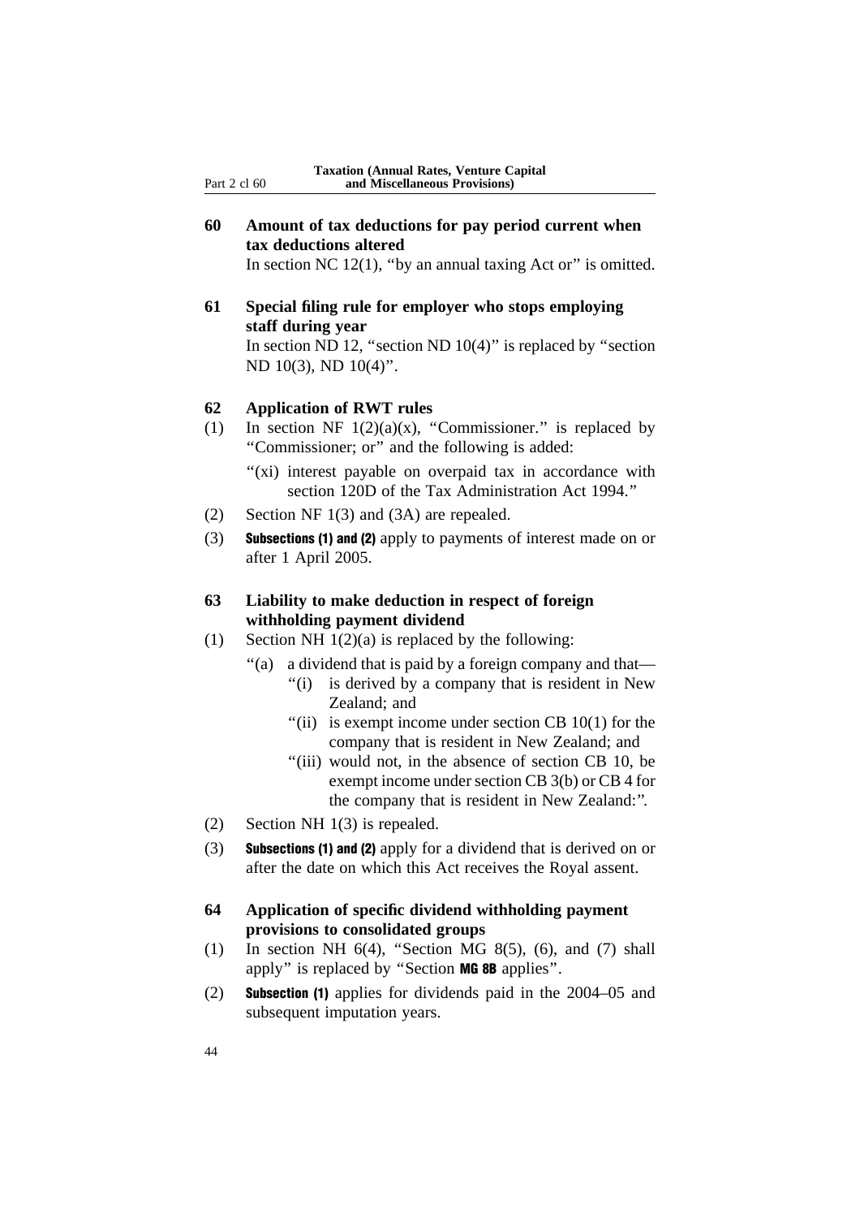### 60 Amount of tax deductions for pay period current when tax deductions altered

In section NC 12(1), "by an annual taxing Act or" is omitted.

### 61 Special filing rule for employer who stops employing staff during year

In section ND 12, "section ND 10(4)" is replaced by "section ND 10(3), ND 10(4)".

### 62 Application of RWT rules

(1) In section NF 1(2)(a)(x), "Commissioner." is replaced by "Commissioner; or" and the following is added:

"(xi) interest payable on overpaid tax in accordance with section 120D of the Tax Administration Act 1994."

(2) Section NF 1(3) and (3A) are repealed.

(3) **Subsections (1) and (2)** apply to payments of interest made on or after 1 April 2005.

### 63 Liability to make deduction in respect of foreign withholding payment dividend

(1) Section NH 1(2)(a) is replaced by the following:

"(a) a dividend that is paid by a foreign company and that—

"(i) is derived by a company that is resident in New Zealand; and

"(ii) is exempt income under section CB 10(1) for the company that is resident in New Zealand; and

"(iii) would not, in the absence of section CB 10, be exempt income under section CB 3(b) or CB 4 for the company that is resident in New Zealand:".

(2) Section NH 1(3) is repealed.

(3) **Subsections (1) and (2)** apply for a dividend that is derived on or after the date on which this Act receives the Royal assent.

### 64 Application of specific dividend withholding payment provisions to consolidated groups

(1) In section NH 6(4), "Section MG 8(5), (6), and (7) shall apply" is replaced by "Section **MG 8B** applies".

(2) **Subsection (1)** applies for dividends paid in the 2004–05 and subsequent imputation years.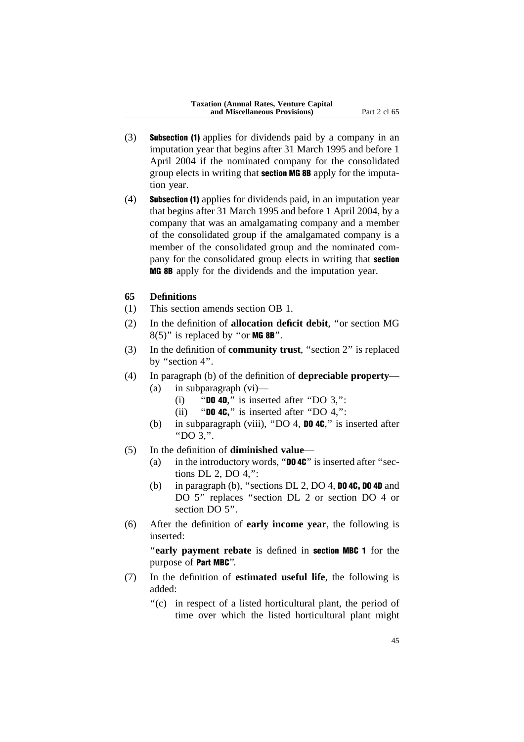(3) **Subsection (1)** applies for dividends paid by a company in an imputation year that begins after 31 March 1995 and before 1 April 2004 if the nominated company for the consolidated group elects in writing that **section MG 8B** apply for the imputation year.

(4) **Subsection (1)** applies for dividends paid, in an imputation year that begins after 31 March 1995 and before 1 April 2004, by a company that was an amalgamating company and a member of the consolidated group if the amalgamated company is a member of the consolidated group and the nominated company for the consolidated group elects in writing that **section MG 8B** apply for the dividends and the imputation year.

### 65 Definitions

(1) This section amends section OB 1.

(2) In the definition of **allocation deficit debit**, "or section MG 8(5)" is replaced by "or **MG 8B**".

(3) In the definition of **community trust**, "section 2" is replaced by "section 4".

(4) In paragraph (b) of the definition of **depreciable property**—
   - (a) in subparagraph (vi)—
     - (i) "**DO 4D**," is inserted after "DO 3,":
     - (ii) "**DO 4C,**" is inserted after "DO 4,":
   - (b) in subparagraph (viii), "DO 4, **DO 4C**," is inserted after "DO 3,".

(5) In the definition of **diminished value**—
   - (a) in the introductory words, "**DO 4C**" is inserted after "sections DL 2, DO 4,":
   - (b) in paragraph (b), "sections DL 2, DO 4, **DO 4C, DO 4D** and DO 5" replaces "section DL 2 or section DO 4 or section DO 5".

(6) After the definition of **early income year**, the following is inserted:

   "**early payment rebate** is defined in **section MBC 1** for the purpose of **Part MBC**".

(7) In the definition of **estimated useful life**, the following is added:

   "(c) in respect of a listed horticultural plant, the period of time over which the listed horticultural plant might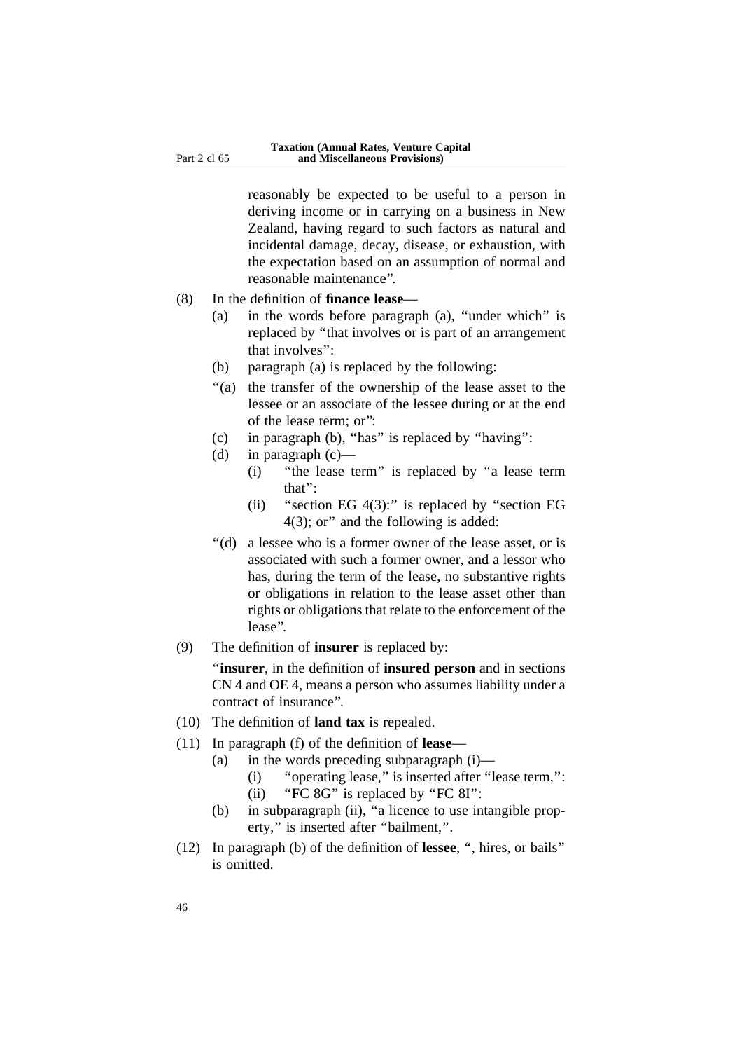reasonably be expected to be useful to a person in deriving income or in carrying on a business in New Zealand, having regard to such factors as natural and incidental damage, decay, disease, or exhaustion, with the expectation based on an assumption of normal and reasonable maintenance".

(8) In the definition of **finance lease**—

(a) in the words before paragraph (a), "under which" is replaced by "that involves or is part of an arrangement that involves":

(b) paragraph (a) is replaced by the following:

"(a) the transfer of the ownership of the lease asset to the lessee or an associate of the lessee during or at the end of the lease term; or":

(c) in paragraph (b), "has" is replaced by "having":

(d) in paragraph (c)—

(i) "the lease term" is replaced by "a lease term that":

(ii) "section EG 4(3):" is replaced by "section EG 4(3); or" and the following is added:

"(d) a lessee who is a former owner of the lease asset, or is associated with such a former owner, and a lessor who has, during the term of the lease, no substantive rights or obligations in relation to the lease asset other than rights or obligations that relate to the enforcement of the lease".

(9) The definition of **insurer** is replaced by:

"**insurer**, in the definition of **insured person** and in sections CN 4 and OE 4, means a person who assumes liability under a contract of insurance".

(10) The definition of **land tax** is repealed.

(11) In paragraph (f) of the definition of **lease**—

(a) in the words preceding subparagraph (i)—

(i) "operating lease," is inserted after "lease term,":

(ii) "FC 8G" is replaced by "FC 8I":

(b) in subparagraph (ii), "a licence to use intangible property," is inserted after "bailment,".

(12) In paragraph (b) of the definition of **lessee**, ", hires, or bails" is omitted.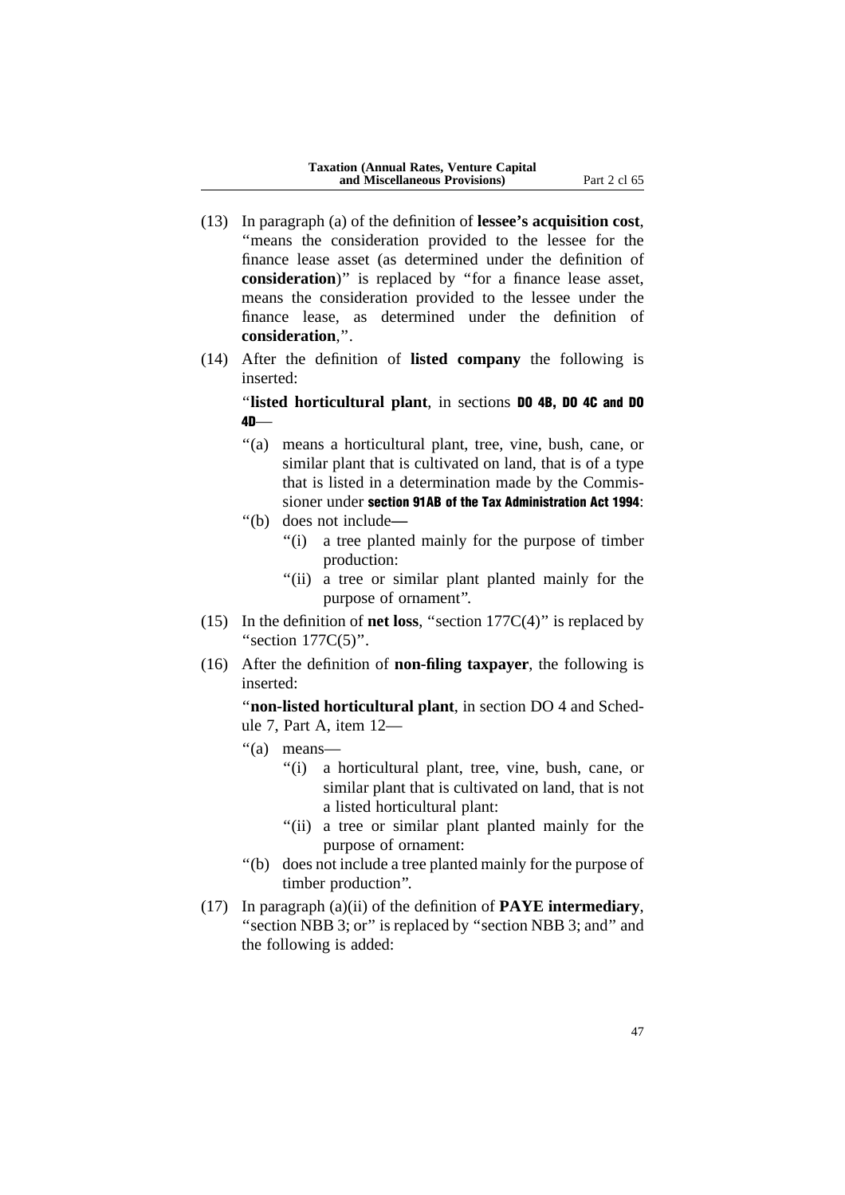(13) In paragraph (a) of the definition of **lessee's acquisition cost**, "means the consideration provided to the lessee for the finance lease asset (as determined under the definition of **consideration**)" is replaced by "for a finance lease asset, means the consideration provided to the lessee under the finance lease, as determined under the definition of **consideration**,".

(14) After the definition of **listed company** the following is inserted:

"**listed horticultural plant**, in sections **DO 4B, DO 4C and DO 4D**—

"(a) means a horticultural plant, tree, vine, bush, cane, or similar plant that is cultivated on land, that is of a type that is listed in a determination made by the Commissioner under **section 91AB of the Tax Administration Act 1994**:

"(b) does not include—

"(i) a tree planted mainly for the purpose of timber production:

"(ii) a tree or similar plant planted mainly for the purpose of ornament".

(15) In the definition of **net loss**, "section 177C(4)" is replaced by "section 177C(5)".

(16) After the definition of **non-filing taxpayer**, the following is inserted:

"**non-listed horticultural plant**, in section DO 4 and Schedule 7, Part A, item 12—

"(a) means—

"(i) a horticultural plant, tree, vine, bush, cane, or similar plant that is cultivated on land, that is not a listed horticultural plant:

"(ii) a tree or similar plant planted mainly for the purpose of ornament:

"(b) does not include a tree planted mainly for the purpose of timber production".

(17) In paragraph (a)(ii) of the definition of **PAYE intermediary**, "section NBB 3; or" is replaced by "section NBB 3; and" and the following is added: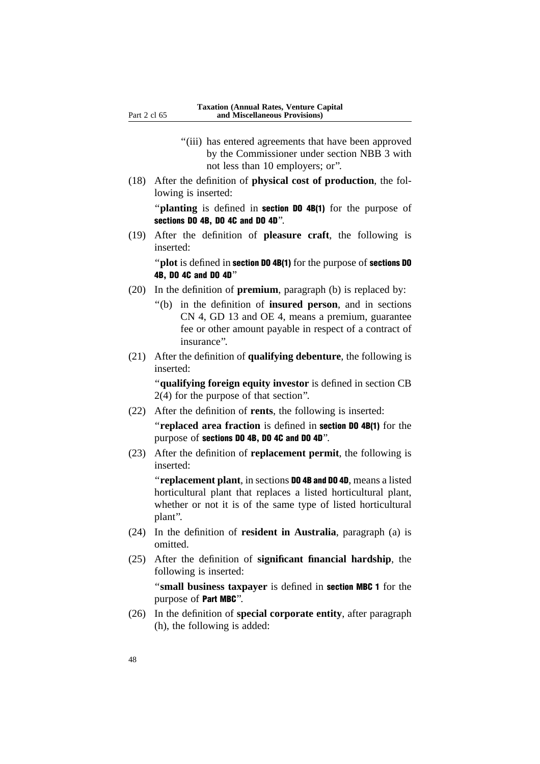"(iii) has entered agreements that have been approved by the Commissioner under section NBB 3 with not less than 10 employers; or".

(18) After the definition of **physical cost of production**, the following is inserted:

"**planting** is defined in **section DO 4B(1)** for the purpose of **sections DO 4B, DO 4C and DO 4D**".

(19) After the definition of **pleasure craft**, the following is inserted:

"**plot** is defined in **section DO 4B(1)** for the purpose of **sections DO 4B, DO 4C and DO 4D**"

(20) In the definition of **premium**, paragraph (b) is replaced by:

"(b) in the definition of **insured person**, and in sections CN 4, GD 13 and OE 4, means a premium, guarantee fee or other amount payable in respect of a contract of insurance".

(21) After the definition of **qualifying debenture**, the following is inserted:

"**qualifying foreign equity investor** is defined in section CB 2(4) for the purpose of that section".

(22) After the definition of **rents**, the following is inserted:

"**replaced area fraction** is defined in **section DO 4B(1)** for the purpose of **sections DO 4B, DO 4C and DO 4D**".

(23) After the definition of **replacement permit**, the following is inserted:

"**replacement plant**, in sections **DO 4B and DO 4D**, means a listed horticultural plant that replaces a listed horticultural plant, whether or not it is of the same type of listed horticultural plant".

(24) In the definition of **resident in Australia**, paragraph (a) is omitted.

(25) After the definition of **significant financial hardship**, the following is inserted:

"**small business taxpayer** is defined in **section MBC 1** for the purpose of **Part MBC**".

(26) In the definition of **special corporate entity**, after paragraph (h), the following is added: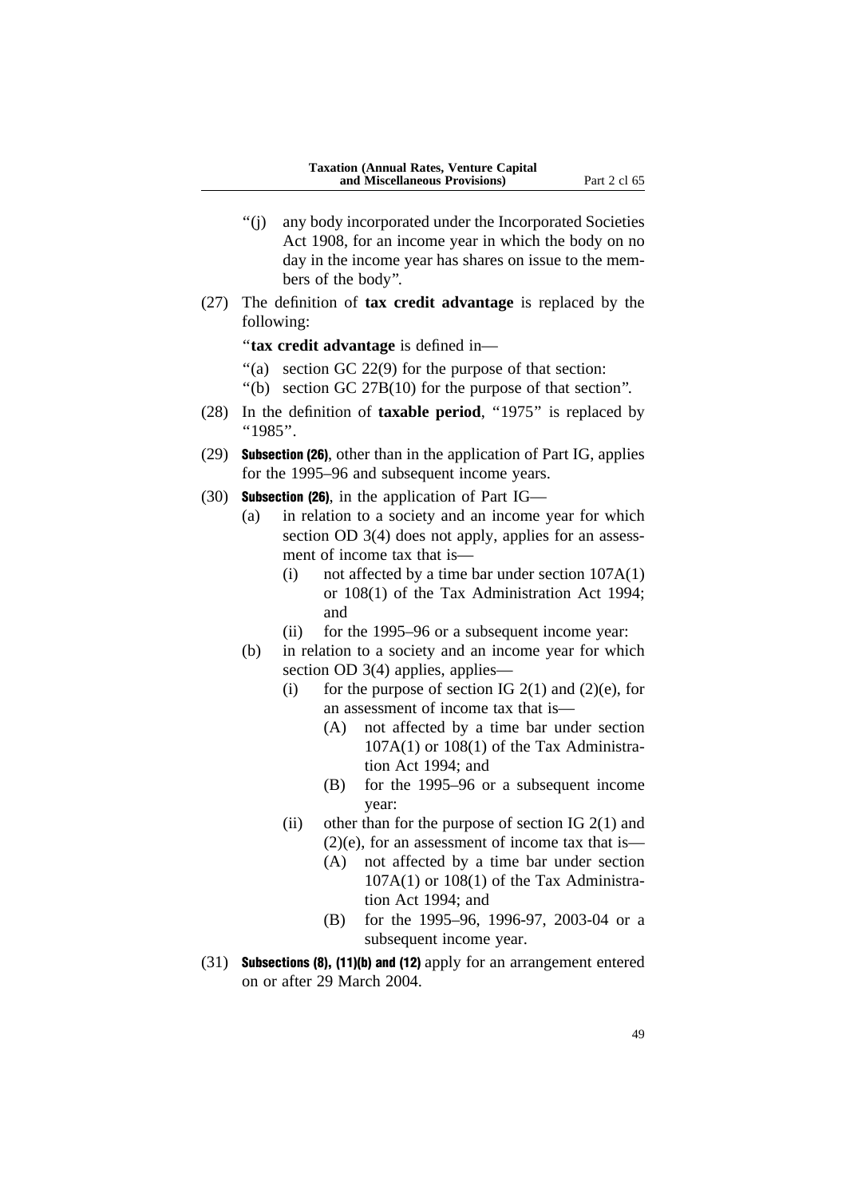"(j) any body incorporated under the Incorporated Societies Act 1908, for an income year in which the body on no day in the income year has shares on issue to the members of the body".

(27) The definition of **tax credit advantage** is replaced by the following:

"**tax credit advantage** is defined in—

"(a) section GC 22(9) for the purpose of that section:

"(b) section GC 27B(10) for the purpose of that section".

(28) In the definition of **taxable period**, "1975" is replaced by "1985".

(29) **Subsection (26)**, other than in the application of Part IG, applies for the 1995–96 and subsequent income years.

(30) **Subsection (26)**, in the application of Part IG—

- (a) in relation to a society and an income year for which section OD 3(4) does not apply, applies for an assessment of income tax that is—
  - (i) not affected by a time bar under section 107A(1) or 108(1) of the Tax Administration Act 1994; and
  - (ii) for the 1995–96 or a subsequent income year:
- (b) in relation to a society and an income year for which section OD 3(4) applies, applies—
  - (i) for the purpose of section IG 2(1) and (2)(e), for an assessment of income tax that is—
    - (A) not affected by a time bar under section 107A(1) or 108(1) of the Tax Administration Act 1994; and
    - (B) for the 1995–96 or a subsequent income year:
  - (ii) other than for the purpose of section IG 2(1) and (2)(e), for an assessment of income tax that is—
    - (A) not affected by a time bar under section 107A(1) or 108(1) of the Tax Administration Act 1994; and
    - (B) for the 1995–96, 1996-97, 2003-04 or a subsequent income year.

(31) **Subsections (8), (11)(b) and (12)** apply for an arrangement entered on or after 29 March 2004.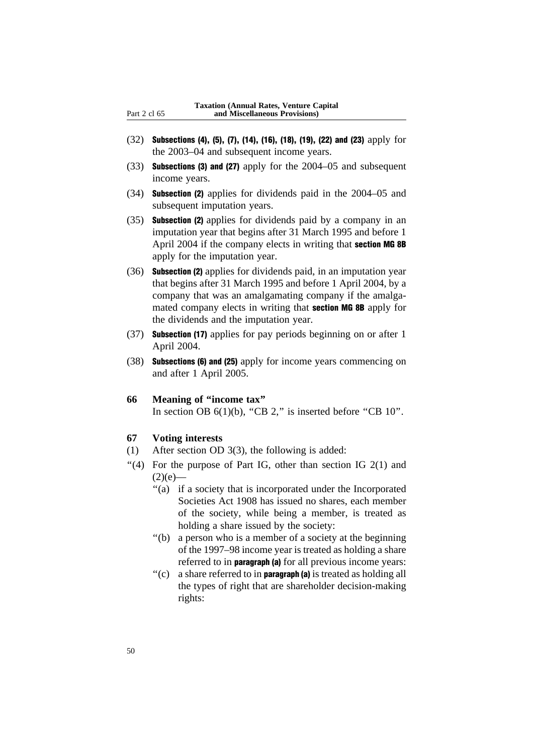(32) **Subsections (4), (5), (7), (14), (16), (18), (19), (22) and (23)** apply for the 2003–04 and subsequent income years.

(33) **Subsections (3) and (27)** apply for the 2004–05 and subsequent income years.

(34) **Subsection (2)** applies for dividends paid in the 2004–05 and subsequent imputation years.

(35) **Subsection (2)** applies for dividends paid by a company in an imputation year that begins after 31 March 1995 and before 1 April 2004 if the company elects in writing that **section MG 8B** apply for the imputation year.

(36) **Subsection (2)** applies for dividends paid, in an imputation year that begins after 31 March 1995 and before 1 April 2004, by a company that was an amalgamating company if the amalgamated company elects in writing that **section MG 8B** apply for the dividends and the imputation year.

(37) **Subsection (17)** applies for pay periods beginning on or after 1 April 2004.

(38) **Subsections (6) and (25)** apply for income years commencing on and after 1 April 2005.

**66 Meaning of "income tax"**

In section OB 6(1)(b), "CB 2," is inserted before "CB 10".

**67 Voting interests**

(1) After section OD 3(3), the following is added:

"(4) For the purpose of Part IG, other than section IG 2(1) and (2)(e)—

"(a) if a society that is incorporated under the Incorporated Societies Act 1908 has issued no shares, each member of the society, while being a member, is treated as holding a share issued by the society:

"(b) a person who is a member of a society at the beginning of the 1997–98 income year is treated as holding a share referred to in **paragraph (a)** for all previous income years:

"(c) a share referred to in **paragraph (a)** is treated as holding all the types of right that are shareholder decision-making rights: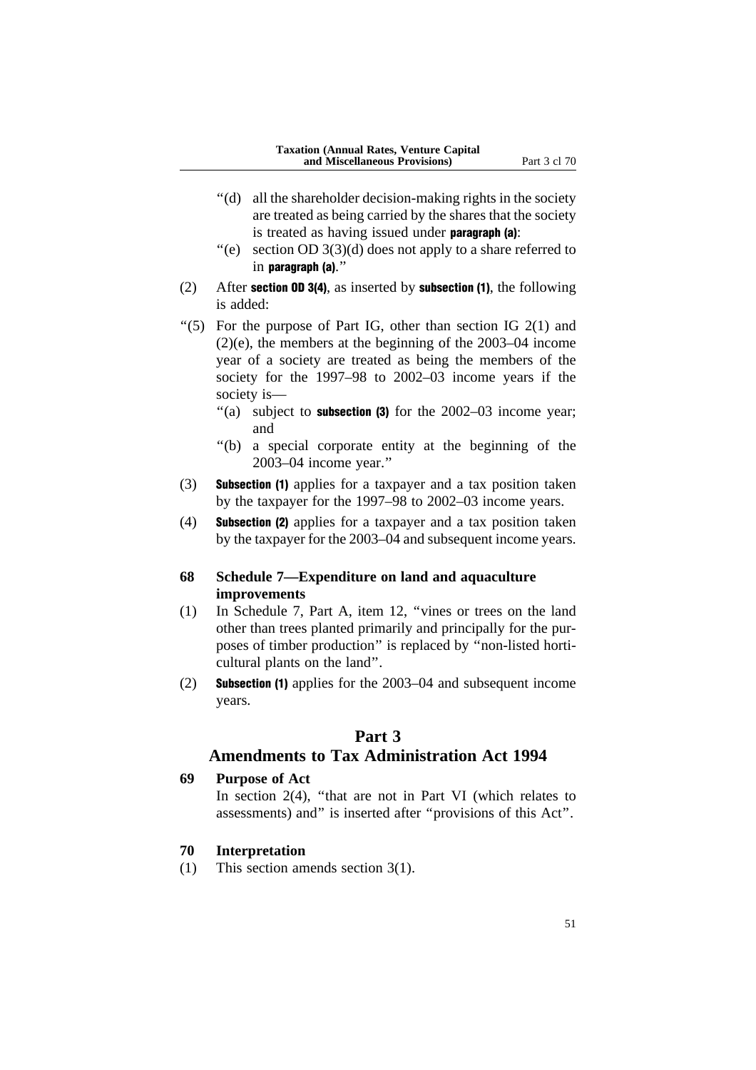"(d) all the shareholder decision-making rights in the society are treated as being carried by the shares that the society is treated as having issued under **paragraph (a)**:

"(e) section OD 3(3)(d) does not apply to a share referred to in **paragraph (a)**."

(2) After **section OD 3(4)**, as inserted by **subsection (1)**, the following is added:

"(5) For the purpose of Part IG, other than section IG 2(1) and (2)(e), the members at the beginning of the 2003–04 income year of a society are treated as being the members of the society for the 1997–98 to 2002–03 income years if the society is—

"(a) subject to **subsection (3)** for the 2002–03 income year; and

"(b) a special corporate entity at the beginning of the 2003–04 income year."

(3) **Subsection (1)** applies for a taxpayer and a tax position taken by the taxpayer for the 1997–98 to 2002–03 income years.

(4) **Subsection (2)** applies for a taxpayer and a tax position taken by the taxpayer for the 2003–04 and subsequent income years.

### 68 Schedule 7—Expenditure on land and aquaculture improvements

(1) In Schedule 7, Part A, item 12, "vines or trees on the land other than trees planted primarily and principally for the purposes of timber production" is replaced by "non-listed horticultural plants on the land".

(2) **Subsection (1)** applies for the 2003–04 and subsequent income years.

## Part 3
## Amendments to Tax Administration Act 1994

### 69 Purpose of Act

In section 2(4), "that are not in Part VI (which relates to assessments) and" is inserted after "provisions of this Act".

### 70 Interpretation

(1) This section amends section 3(1).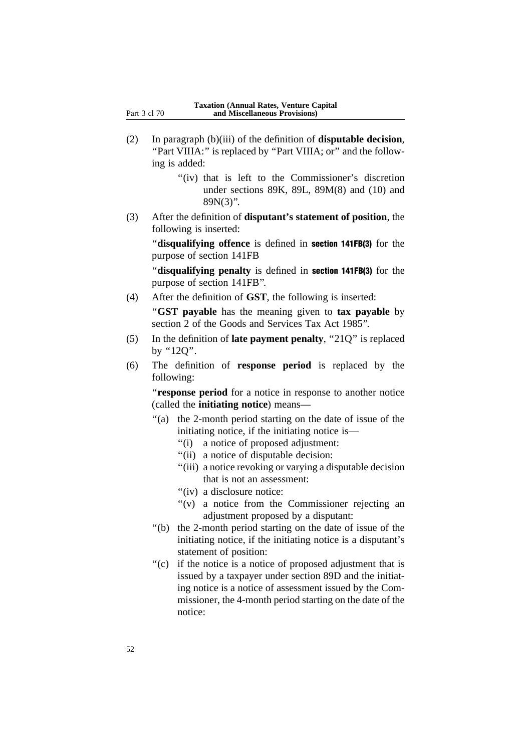(2) In paragraph (b)(iii) of the definition of **disputable decision**, "Part VIIIA:" is replaced by "Part VIIIA; or" and the following is added:

"(iv) that is left to the Commissioner's discretion under sections 89K, 89L, 89M(8) and (10) and 89N(3)".

(3) After the definition of **disputant's statement of position**, the following is inserted:

"**disqualifying offence** is defined in **section 141FB(3)** for the purpose of section 141FB

"**disqualifying penalty** is defined in **section 141FB(3)** for the purpose of section 141FB".

(4) After the definition of **GST**, the following is inserted:

"**GST payable** has the meaning given to **tax payable** by section 2 of the Goods and Services Tax Act 1985".

(5) In the definition of **late payment penalty**, "21Q" is replaced by "12Q".

(6) The definition of **response period** is replaced by the following:

"**response period** for a notice in response to another notice (called the **initiating notice**) means—

"(a) the 2-month period starting on the date of issue of the initiating notice, if the initiating notice is—

"(i) a notice of proposed adjustment:

"(ii) a notice of disputable decision:

"(iii) a notice revoking or varying a disputable decision that is not an assessment:

"(iv) a disclosure notice:

"(v) a notice from the Commissioner rejecting an adjustment proposed by a disputant:

"(b) the 2-month period starting on the date of issue of the initiating notice, if the initiating notice is a disputant's statement of position:

"(c) if the notice is a notice of proposed adjustment that is issued by a taxpayer under section 89D and the initiating notice is a notice of assessment issued by the Commissioner, the 4-month period starting on the date of the notice: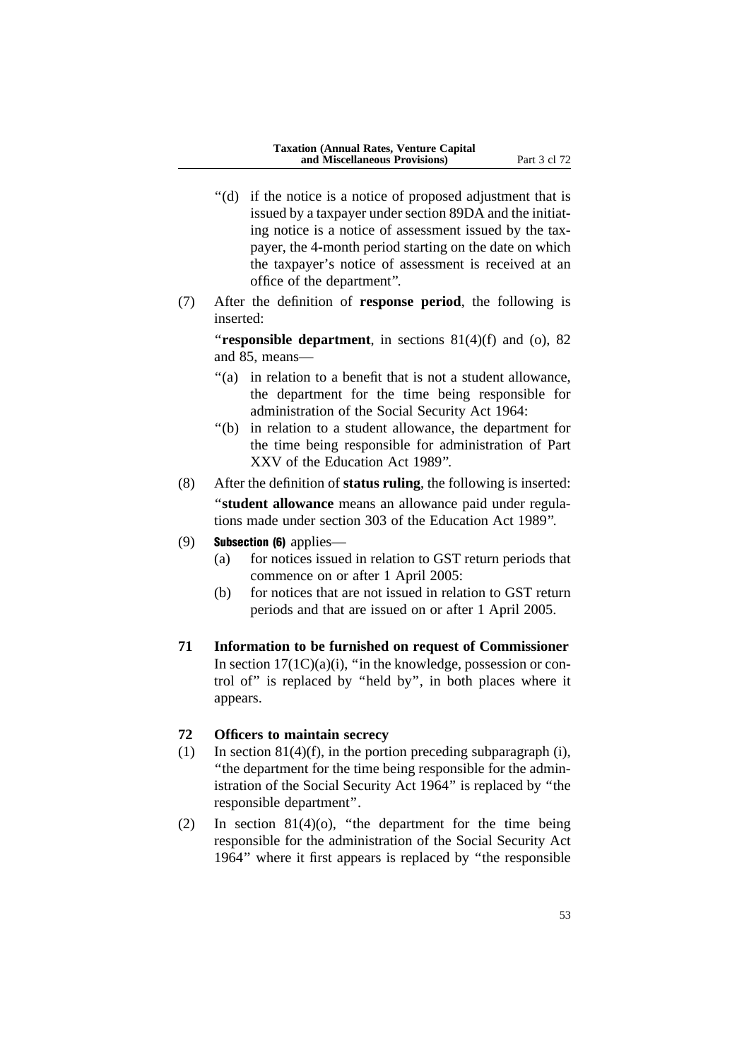“(d) if the notice is a notice of proposed adjustment that is issued by a taxpayer under section 89DA and the initiating notice is a notice of assessment issued by the taxpayer, the 4-month period starting on the date on which the taxpayer’s notice of assessment is received at an office of the department”.

(7) After the definition of **response period**, the following is inserted:

“**responsible department**, in sections 81(4)(f) and (o), 82 and 85, means—

“(a) in relation to a benefit that is not a student allowance, the department for the time being responsible for administration of the Social Security Act 1964:

“(b) in relation to a student allowance, the department for the time being responsible for administration of Part XXV of the Education Act 1989”.

(8) After the definition of **status ruling**, the following is inserted:

“**student allowance** means an allowance paid under regulations made under section 303 of the Education Act 1989”.

(9) **Subsection (6)** applies—

(a) for notices issued in relation to GST return periods that commence on or after 1 April 2005:

(b) for notices that are not issued in relation to GST return periods and that are issued on or after 1 April 2005.

**71 Information to be furnished on request of Commissioner**

In section 17(1C)(a)(i), “in the knowledge, possession or control of” is replaced by “held by”, in both places where it appears.

**72 Officers to maintain secrecy**

(1) In section 81(4)(f), in the portion preceding subparagraph (i), “the department for the time being responsible for the administration of the Social Security Act 1964” is replaced by “the responsible department”.

(2) In section 81(4)(o), “the department for the time being responsible for the administration of the Social Security Act 1964” where it first appears is replaced by “the responsible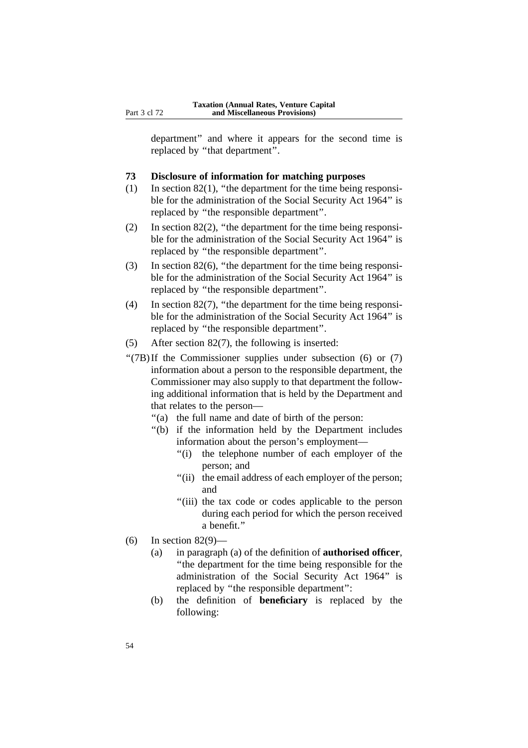department" and where it appears for the second time is replaced by "that department".

**73 Disclosure of information for matching purposes**

(1) In section 82(1), "the department for the time being responsible for the administration of the Social Security Act 1964" is replaced by "the responsible department".

(2) In section 82(2), "the department for the time being responsible for the administration of the Social Security Act 1964" is replaced by "the responsible department".

(3) In section 82(6), "the department for the time being responsible for the administration of the Social Security Act 1964" is replaced by "the responsible department".

(4) In section 82(7), "the department for the time being responsible for the administration of the Social Security Act 1964" is replaced by "the responsible department".

(5) After section 82(7), the following is inserted:

"(7B) If the Commissioner supplies under subsection (6) or (7) information about a person to the responsible department, the Commissioner may also supply to that department the following additional information that is held by the Department and that relates to the person—

- "(a) the full name and date of birth of the person:
- "(b) if the information held by the Department includes information about the person's employment—
  - "(i) the telephone number of each employer of the person; and
  - "(ii) the email address of each employer of the person; and
  - "(iii) the tax code or codes applicable to the person during each period for which the person received a benefit."

(6) In section 82(9)—

- (a) in paragraph (a) of the definition of **authorised officer**, "the department for the time being responsible for the administration of the Social Security Act 1964" is replaced by "the responsible department":
- (b) the definition of **beneficiary** is replaced by the following: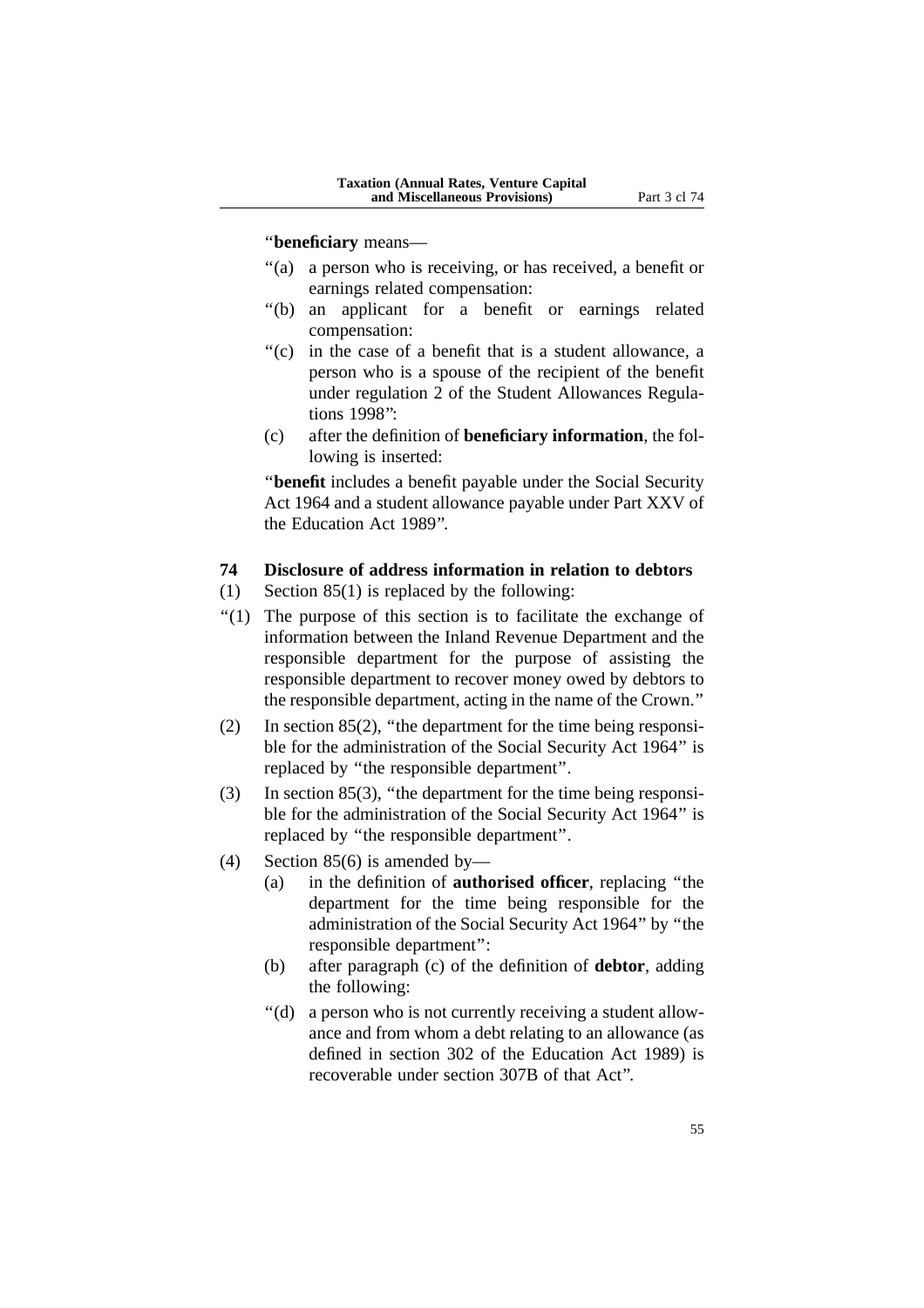"**beneficiary** means—

"(a) a person who is receiving, or has received, a benefit or earnings related compensation:

"(b) an applicant for a benefit or earnings related compensation:

"(c) in the case of a benefit that is a student allowance, a person who is a spouse of the recipient of the benefit under regulation 2 of the Student Allowances Regulations 1998":

(c) after the definition of **beneficiary information**, the following is inserted:

"**benefit** includes a benefit payable under the Social Security Act 1964 and a student allowance payable under Part XXV of the Education Act 1989".

## 74 Disclosure of address information in relation to debtors

(1) Section 85(1) is replaced by the following:

"(1) The purpose of this section is to facilitate the exchange of information between the Inland Revenue Department and the responsible department for the purpose of assisting the responsible department to recover money owed by debtors to the responsible department, acting in the name of the Crown."

(2) In section 85(2), "the department for the time being responsible for the administration of the Social Security Act 1964" is replaced by "the responsible department".

(3) In section 85(3), "the department for the time being responsible for the administration of the Social Security Act 1964" is replaced by "the responsible department".

(4) Section 85(6) is amended by—

(a) in the definition of **authorised officer**, replacing "the department for the time being responsible for the administration of the Social Security Act 1964" by "the responsible department":

(b) after paragraph (c) of the definition of **debtor**, adding the following:

"(d) a person who is not currently receiving a student allowance and from whom a debt relating to an allowance (as defined in section 302 of the Education Act 1989) is recoverable under section 307B of that Act".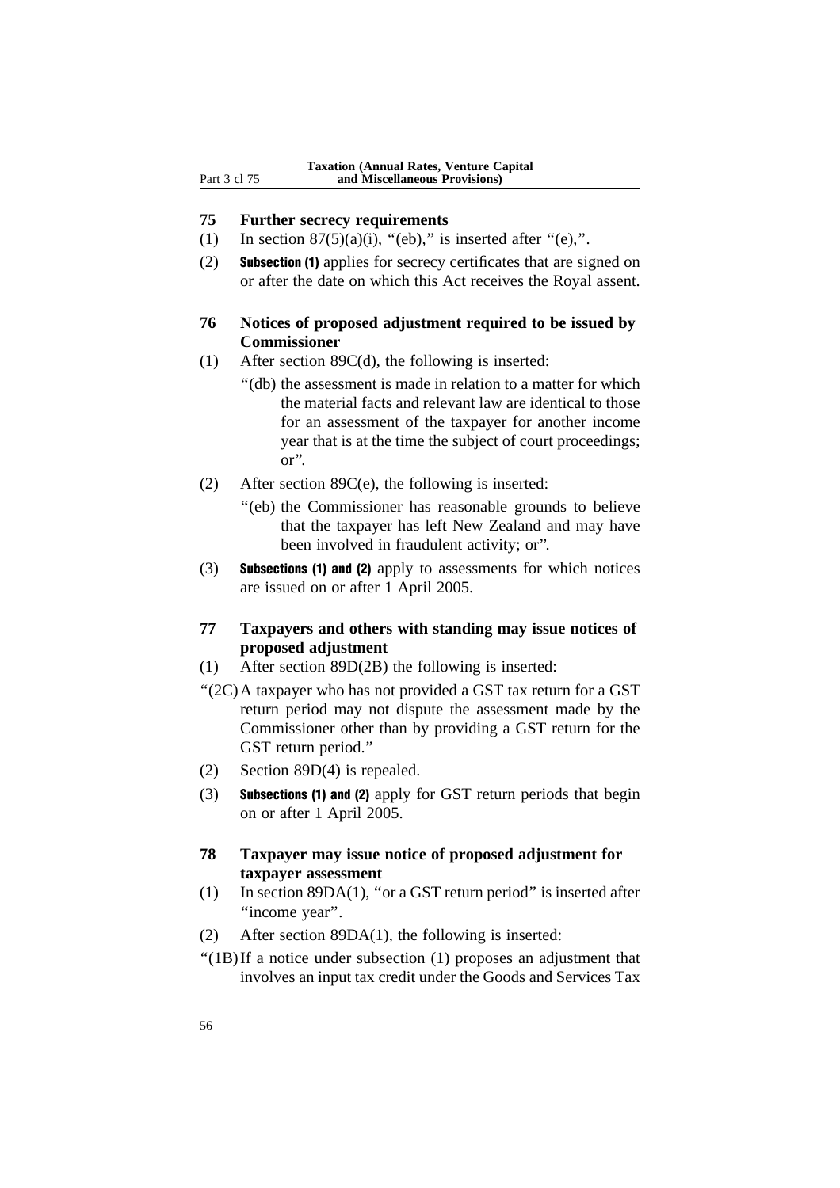### 75 Further secrecy requirements

(1) In section 87(5)(a)(i), "(eb)," is inserted after "(e),".

(2) **Subsection (1)** applies for secrecy certificates that are signed on or after the date on which this Act receives the Royal assent.

### 76 Notices of proposed adjustment required to be issued by Commissioner

(1) After section 89C(d), the following is inserted:

"(db) the assessment is made in relation to a matter for which the material facts and relevant law are identical to those for an assessment of the taxpayer for another income year that is at the time the subject of court proceedings; or".

(2) After section 89C(e), the following is inserted:

"(eb) the Commissioner has reasonable grounds to believe that the taxpayer has left New Zealand and may have been involved in fraudulent activity; or".

(3) **Subsections (1) and (2)** apply to assessments for which notices are issued on or after 1 April 2005.

### 77 Taxpayers and others with standing may issue notices of proposed adjustment

(1) After section 89D(2B) the following is inserted:

"(2C) A taxpayer who has not provided a GST tax return for a GST return period may not dispute the assessment made by the Commissioner other than by providing a GST return for the GST return period."

(2) Section 89D(4) is repealed.

(3) **Subsections (1) and (2)** apply for GST return periods that begin on or after 1 April 2005.

### 78 Taxpayer may issue notice of proposed adjustment for taxpayer assessment

(1) In section 89DA(1), "or a GST return period" is inserted after "income year".

(2) After section 89DA(1), the following is inserted:

"(1B) If a notice under subsection (1) proposes an adjustment that involves an input tax credit under the Goods and Services Tax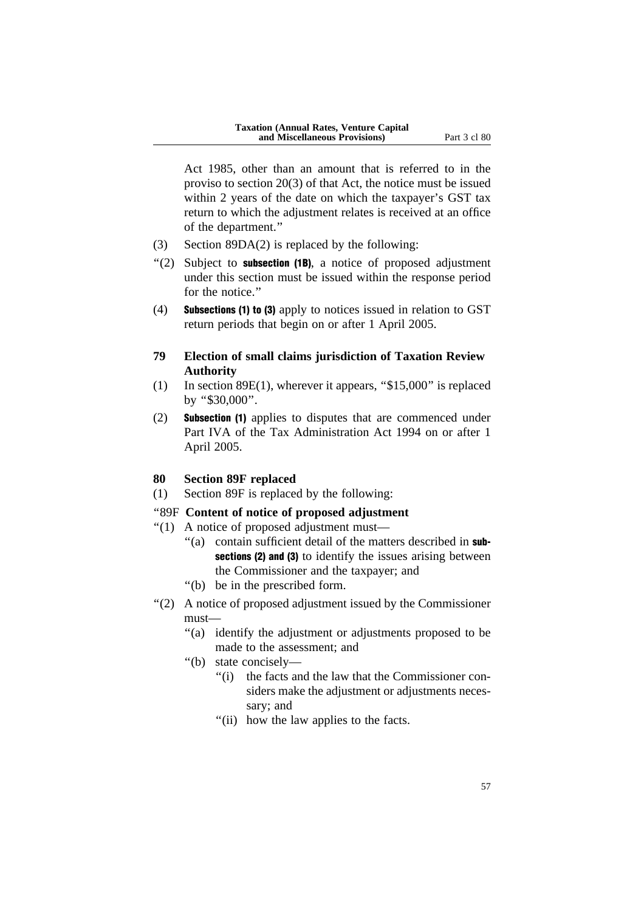Act 1985, other than an amount that is referred to in the proviso to section 20(3) of that Act, the notice must be issued within 2 years of the date on which the taxpayer's GST tax return to which the adjustment relates is received at an office of the department."

(3) Section 89DA(2) is replaced by the following:

"(2) Subject to **subsection (1B)**, a notice of proposed adjustment under this section must be issued within the response period for the notice."

(4) **Subsections (1) to (3)** apply to notices issued in relation to GST return periods that begin on or after 1 April 2005.

**79 Election of small claims jurisdiction of Taxation Review Authority**

(1) In section 89E(1), wherever it appears, "$15,000" is replaced by "$30,000".

(2) **Subsection (1)** applies to disputes that are commenced under Part IVA of the Tax Administration Act 1994 on or after 1 April 2005.

**80 Section 89F replaced**

(1) Section 89F is replaced by the following:

"89F **Content of notice of proposed adjustment**

"(1) A notice of proposed adjustment must—

- "(a) contain sufficient detail of the matters described in **subsections (2) and (3)** to identify the issues arising between the Commissioner and the taxpayer; and
- "(b) be in the prescribed form.

"(2) A notice of proposed adjustment issued by the Commissioner must—

- "(a) identify the adjustment or adjustments proposed to be made to the assessment; and
- "(b) state concisely—
  - "(i) the facts and the law that the Commissioner considers make the adjustment or adjustments necessary; and
  - "(ii) how the law applies to the facts.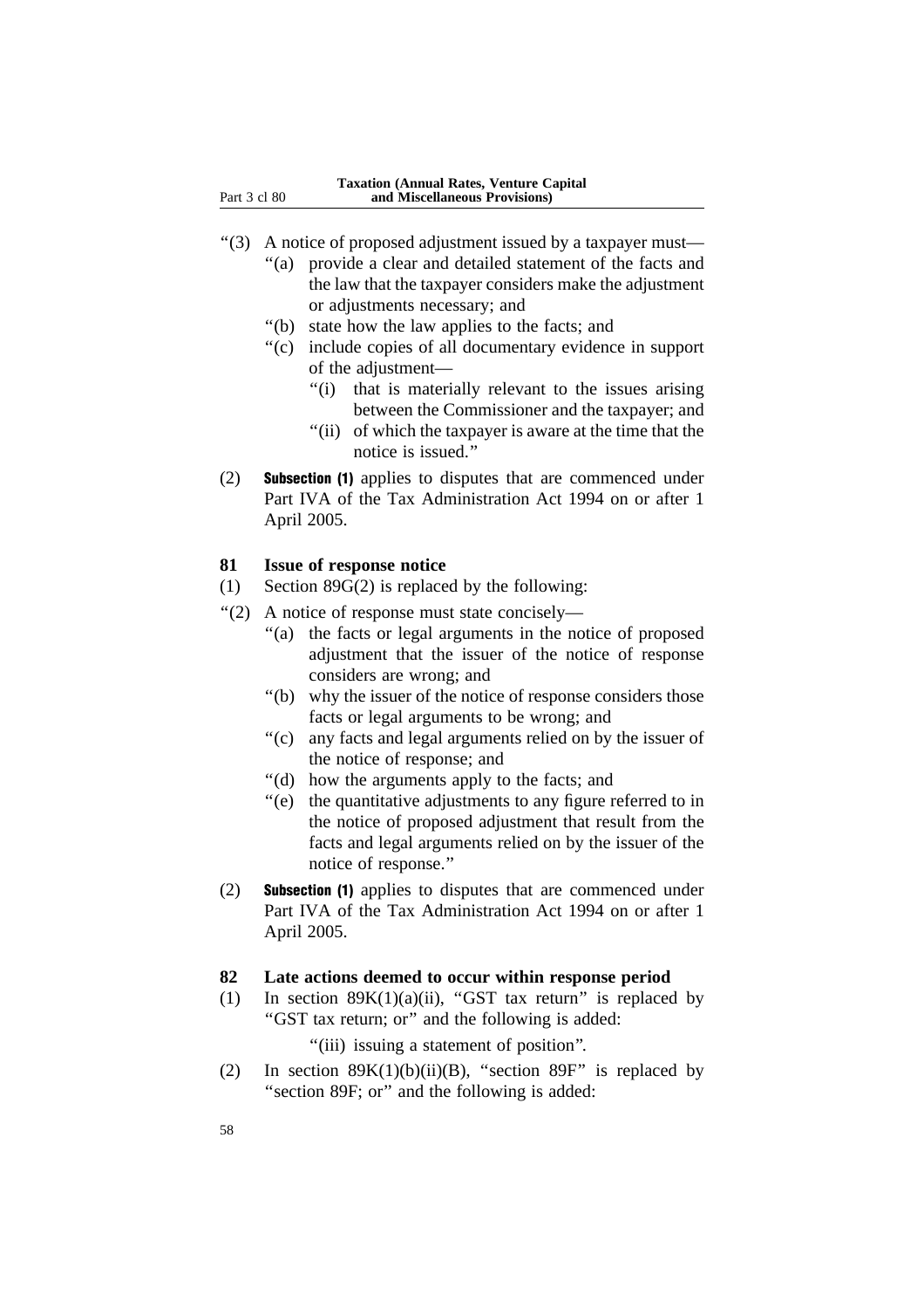"(3) A notice of proposed adjustment issued by a taxpayer must—

"(a) provide a clear and detailed statement of the facts and the law that the taxpayer considers make the adjustment or adjustments necessary; and

"(b) state how the law applies to the facts; and

"(c) include copies of all documentary evidence in support of the adjustment—

"(i) that is materially relevant to the issues arising between the Commissioner and the taxpayer; and

"(ii) of which the taxpayer is aware at the time that the notice is issued."

(2) **Subsection (1)** applies to disputes that are commenced under Part IVA of the Tax Administration Act 1994 on or after 1 April 2005.

### 81 Issue of response notice

(1) Section 89G(2) is replaced by the following:

"(2) A notice of response must state concisely—

"(a) the facts or legal arguments in the notice of proposed adjustment that the issuer of the notice of response considers are wrong; and

"(b) why the issuer of the notice of response considers those facts or legal arguments to be wrong; and

"(c) any facts and legal arguments relied on by the issuer of the notice of response; and

"(d) how the arguments apply to the facts; and

"(e) the quantitative adjustments to any figure referred to in the notice of proposed adjustment that result from the facts and legal arguments relied on by the issuer of the notice of response."

(2) **Subsection (1)** applies to disputes that are commenced under Part IVA of the Tax Administration Act 1994 on or after 1 April 2005.

### 82 Late actions deemed to occur within response period

(1) In section 89K(1)(a)(ii), "GST tax return" is replaced by "GST tax return; or" and the following is added:

"(iii) issuing a statement of position".

(2) In section 89K(1)(b)(ii)(B), "section 89F" is replaced by "section 89F; or" and the following is added: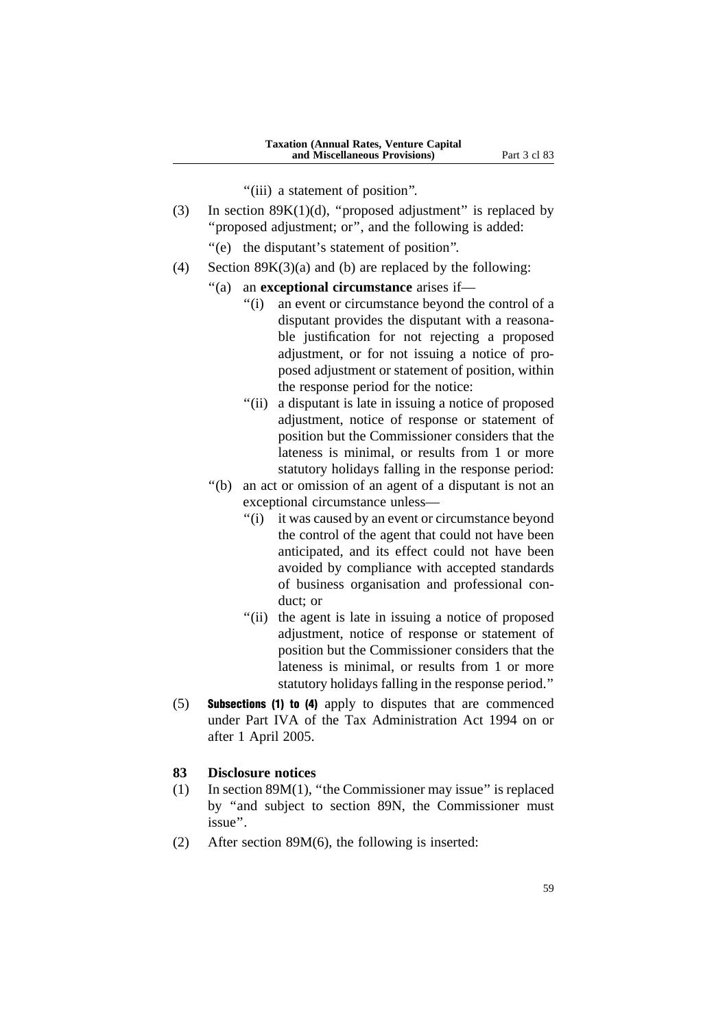"(iii) a statement of position".

(3) In section 89K(1)(d), "proposed adjustment" is replaced by "proposed adjustment; or", and the following is added:

"(e) the disputant's statement of position".

(4) Section 89K(3)(a) and (b) are replaced by the following:

"(a) an **exceptional circumstance** arises if—

"(i) an event or circumstance beyond the control of a disputant provides the disputant with a reasonable justification for not rejecting a proposed adjustment, or for not issuing a notice of proposed adjustment or statement of position, within the response period for the notice:

"(ii) a disputant is late in issuing a notice of proposed adjustment, notice of response or statement of position but the Commissioner considers that the lateness is minimal, or results from 1 or more statutory holidays falling in the response period:

"(b) an act or omission of an agent of a disputant is not an exceptional circumstance unless—

"(i) it was caused by an event or circumstance beyond the control of the agent that could not have been anticipated, and its effect could not have been avoided by compliance with accepted standards of business organisation and professional conduct; or

"(ii) the agent is late in issuing a notice of proposed adjustment, notice of response or statement of position but the Commissioner considers that the lateness is minimal, or results from 1 or more statutory holidays falling in the response period."

(5) **Subsections (1) to (4)** apply to disputes that are commenced under Part IVA of the Tax Administration Act 1994 on or after 1 April 2005.

### 83 Disclosure notices

(1) In section 89M(1), "the Commissioner may issue" is replaced by "and subject to section 89N, the Commissioner must issue".

(2) After section 89M(6), the following is inserted: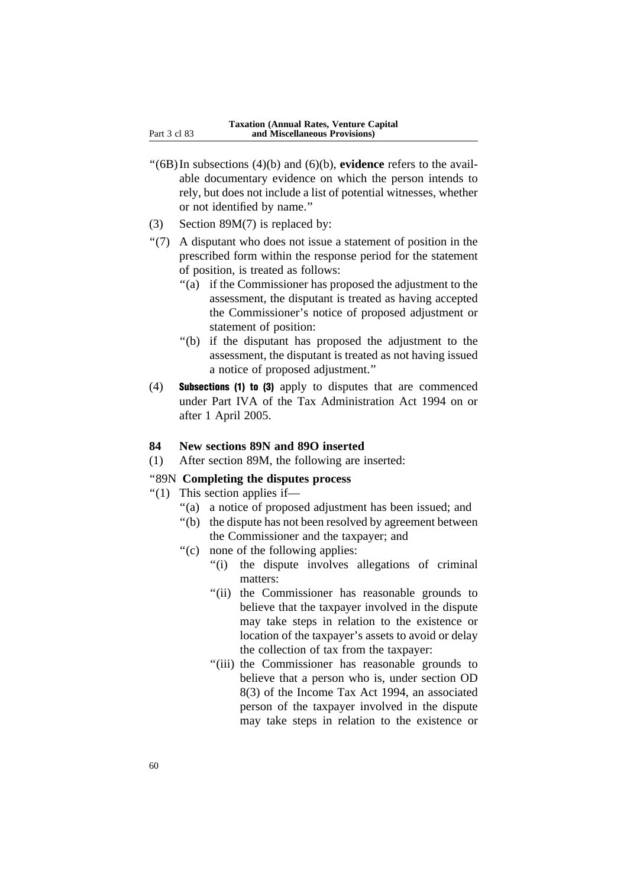"(6B) In subsections (4)(b) and (6)(b), **evidence** refers to the available documentary evidence on which the person intends to rely, but does not include a list of potential witnesses, whether or not identified by name."

(3) Section 89M(7) is replaced by:

"(7) A disputant who does not issue a statement of position in the prescribed form within the response period for the statement of position, is treated as follows:

"(a) if the Commissioner has proposed the adjustment to the assessment, the disputant is treated as having accepted the Commissioner's notice of proposed adjustment or statement of position:

"(b) if the disputant has proposed the adjustment to the assessment, the disputant is treated as not having issued a notice of proposed adjustment."

(4) **Subsections (1) to (3)** apply to disputes that are commenced under Part IVA of the Tax Administration Act 1994 on or after 1 April 2005.

**84 New sections 89N and 89O inserted**

(1) After section 89M, the following are inserted:

"89N **Completing the disputes process**

"(1) This section applies if—

"(a) a notice of proposed adjustment has been issued; and

"(b) the dispute has not been resolved by agreement between the Commissioner and the taxpayer; and

"(c) none of the following applies:

"(i) the dispute involves allegations of criminal matters:

"(ii) the Commissioner has reasonable grounds to believe that the taxpayer involved in the dispute may take steps in relation to the existence or location of the taxpayer's assets to avoid or delay the collection of tax from the taxpayer:

"(iii) the Commissioner has reasonable grounds to believe that a person who is, under section OD 8(3) of the Income Tax Act 1994, an associated person of the taxpayer involved in the dispute may take steps in relation to the existence or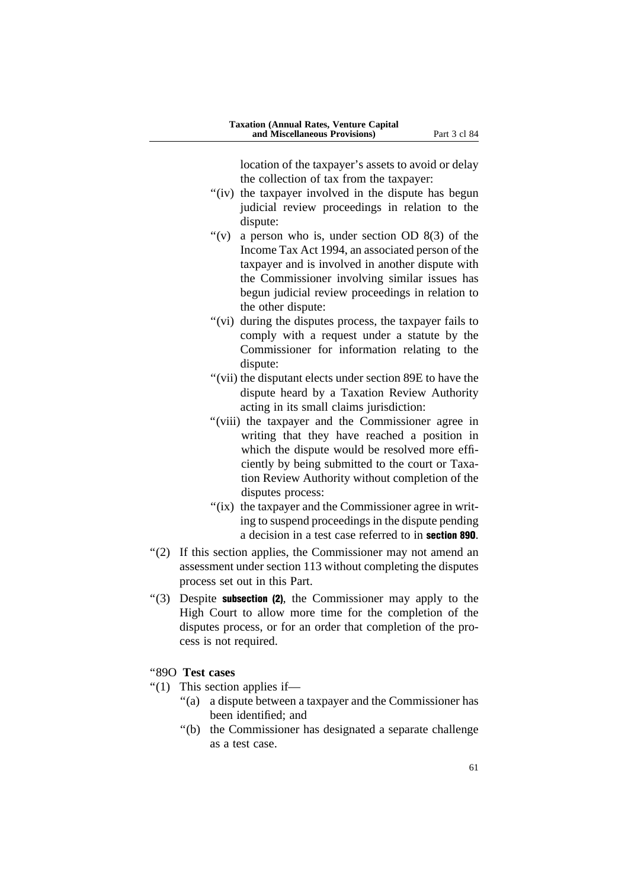location of the taxpayer's assets to avoid or delay the collection of tax from the taxpayer:

"(iv) the taxpayer involved in the dispute has begun judicial review proceedings in relation to the dispute:

"(v) a person who is, under section OD 8(3) of the Income Tax Act 1994, an associated person of the taxpayer and is involved in another dispute with the Commissioner involving similar issues has begun judicial review proceedings in relation to the other dispute:

"(vi) during the disputes process, the taxpayer fails to comply with a request under a statute by the Commissioner for information relating to the dispute:

"(vii) the disputant elects under section 89E to have the dispute heard by a Taxation Review Authority acting in its small claims jurisdiction:

"(viii) the taxpayer and the Commissioner agree in writing that they have reached a position in which the dispute would be resolved more efficiently by being submitted to the court or Taxation Review Authority without completion of the disputes process:

"(ix) the taxpayer and the Commissioner agree in writing to suspend proceedings in the dispute pending a decision in a test case referred to in **section 89O**.

"(2) If this section applies, the Commissioner may not amend an assessment under section 113 without completing the disputes process set out in this Part.

"(3) Despite **subsection (2)**, the Commissioner may apply to the High Court to allow more time for the completion of the disputes process, or for an order that completion of the process is not required.

"89O **Test cases**

"(1) This section applies if—

"(a) a dispute between a taxpayer and the Commissioner has been identified; and

"(b) the Commissioner has designated a separate challenge as a test case.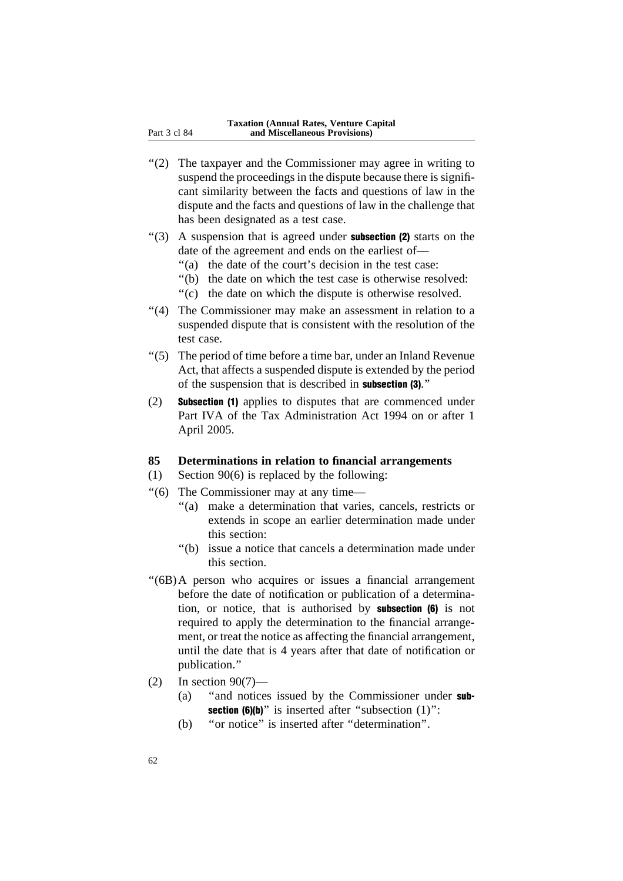"(2) The taxpayer and the Commissioner may agree in writing to suspend the proceedings in the dispute because there is significant similarity between the facts and questions of law in the dispute and the facts and questions of law in the challenge that has been designated as a test case.

"(3) A suspension that is agreed under **subsection (2)** starts on the date of the agreement and ends on the earliest of—

"(a) the date of the court's decision in the test case:

"(b) the date on which the test case is otherwise resolved:

"(c) the date on which the dispute is otherwise resolved.

"(4) The Commissioner may make an assessment in relation to a suspended dispute that is consistent with the resolution of the test case.

"(5) The period of time before a time bar, under an Inland Revenue Act, that affects a suspended dispute is extended by the period of the suspension that is described in **subsection (3)**."

(2) **Subsection (1)** applies to disputes that are commenced under Part IVA of the Tax Administration Act 1994 on or after 1 April 2005.

### 85 Determinations in relation to financial arrangements

(1) Section 90(6) is replaced by the following:

"(6) The Commissioner may at any time—

"(a) make a determination that varies, cancels, restricts or extends in scope an earlier determination made under this section:

"(b) issue a notice that cancels a determination made under this section.

"(6B) A person who acquires or issues a financial arrangement before the date of notification or publication of a determination, or notice, that is authorised by **subsection (6)** is not required to apply the determination to the financial arrangement, or treat the notice as affecting the financial arrangement, until the date that is 4 years after that date of notification or publication."

(2) In section 90(7)—

(a) "and notices issued by the Commissioner under **subsection (6)(b)**" is inserted after "subsection (1)":

(b) "or notice" is inserted after "determination".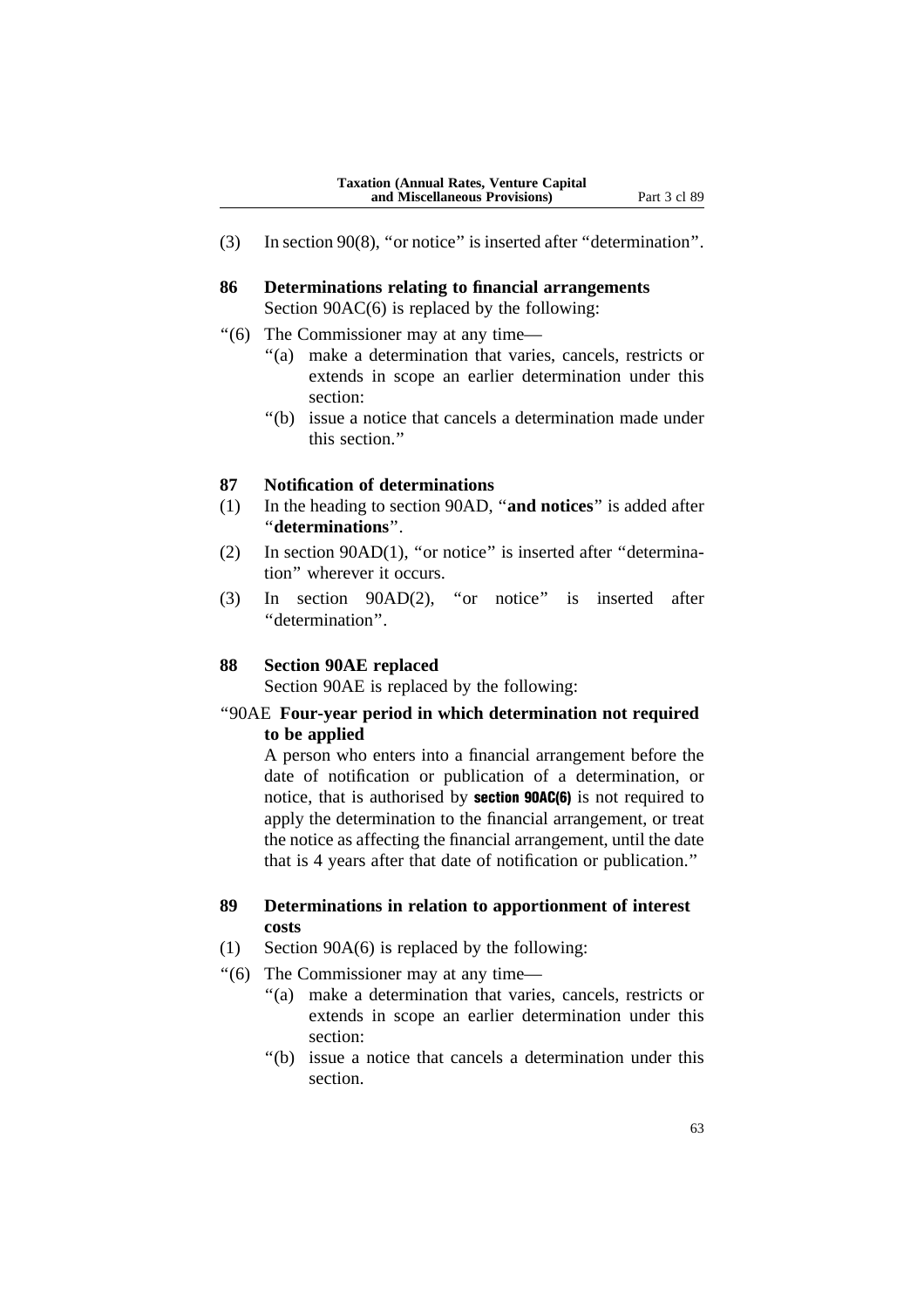(3) In section 90(8), "or notice" is inserted after "determination".

**86 Determinations relating to financial arrangements**

Section 90AC(6) is replaced by the following:

"(6) The Commissioner may at any time—

"(a) make a determination that varies, cancels, restricts or extends in scope an earlier determination under this section:

"(b) issue a notice that cancels a determination made under this section."

**87 Notification of determinations**

(1) In the heading to section 90AD, "**and notices**" is added after "**determinations**".

(2) In section 90AD(1), "or notice" is inserted after "determination" wherever it occurs.

(3) In section 90AD(2), "or notice" is inserted after "determination".

**88 Section 90AE replaced**

Section 90AE is replaced by the following:

"90AE **Four-year period in which determination not required to be applied**

A person who enters into a financial arrangement before the date of notification or publication of a determination, or notice, that is authorised by **section 90AC(6)** is not required to apply the determination to the financial arrangement, or treat the notice as affecting the financial arrangement, until the date that is 4 years after that date of notification or publication."

**89 Determinations in relation to apportionment of interest costs**

(1) Section 90A(6) is replaced by the following:

"(6) The Commissioner may at any time—

"(a) make a determination that varies, cancels, restricts or extends in scope an earlier determination under this section:

"(b) issue a notice that cancels a determination under this section.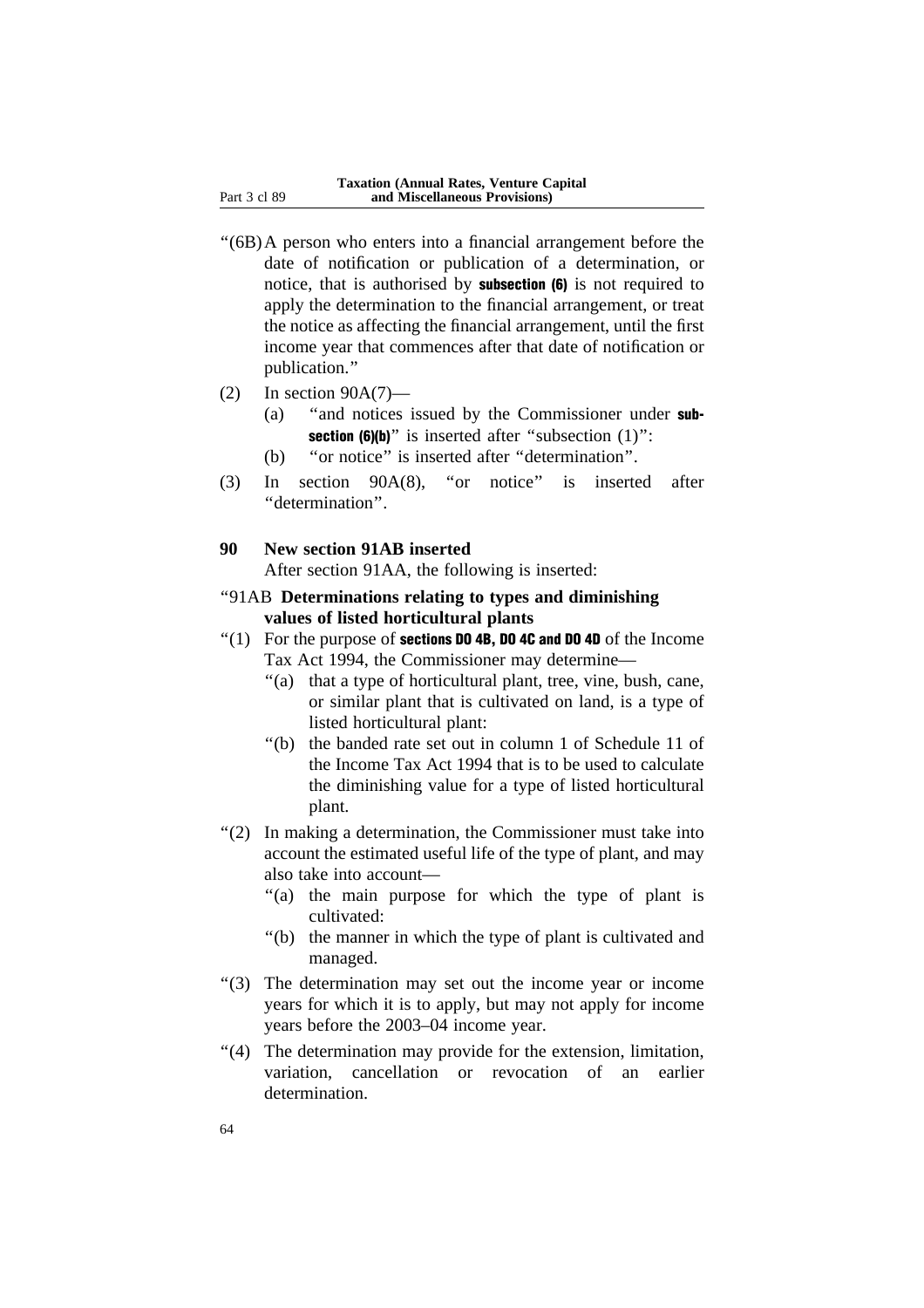"(6B) A person who enters into a financial arrangement before the date of notification or publication of a determination, or notice, that is authorised by **subsection (6)** is not required to apply the determination to the financial arrangement, or treat the notice as affecting the financial arrangement, until the first income year that commences after that date of notification or publication."

(2) In section 90A(7)—

(a) "and notices issued by the Commissioner under **subsection (6)(b)**" is inserted after "subsection (1)":

(b) "or notice" is inserted after "determination".

(3) In section 90A(8), "or notice" is inserted after "determination".

**90 New section 91AB inserted**

After section 91AA, the following is inserted:

"91AB **Determinations relating to types and diminishing values of listed horticultural plants**

"(1) For the purpose of **sections DO 4B, DO 4C and DO 4D** of the Income Tax Act 1994, the Commissioner may determine—

"(a) that a type of horticultural plant, tree, vine, bush, cane, or similar plant that is cultivated on land, is a type of listed horticultural plant:

"(b) the banded rate set out in column 1 of Schedule 11 of the Income Tax Act 1994 that is to be used to calculate the diminishing value for a type of listed horticultural plant.

"(2) In making a determination, the Commissioner must take into account the estimated useful life of the type of plant, and may also take into account—

"(a) the main purpose for which the type of plant is cultivated:

"(b) the manner in which the type of plant is cultivated and managed.

"(3) The determination may set out the income year or income years for which it is to apply, but may not apply for income years before the 2003–04 income year.

"(4) The determination may provide for the extension, limitation, variation, cancellation or revocation of an earlier determination.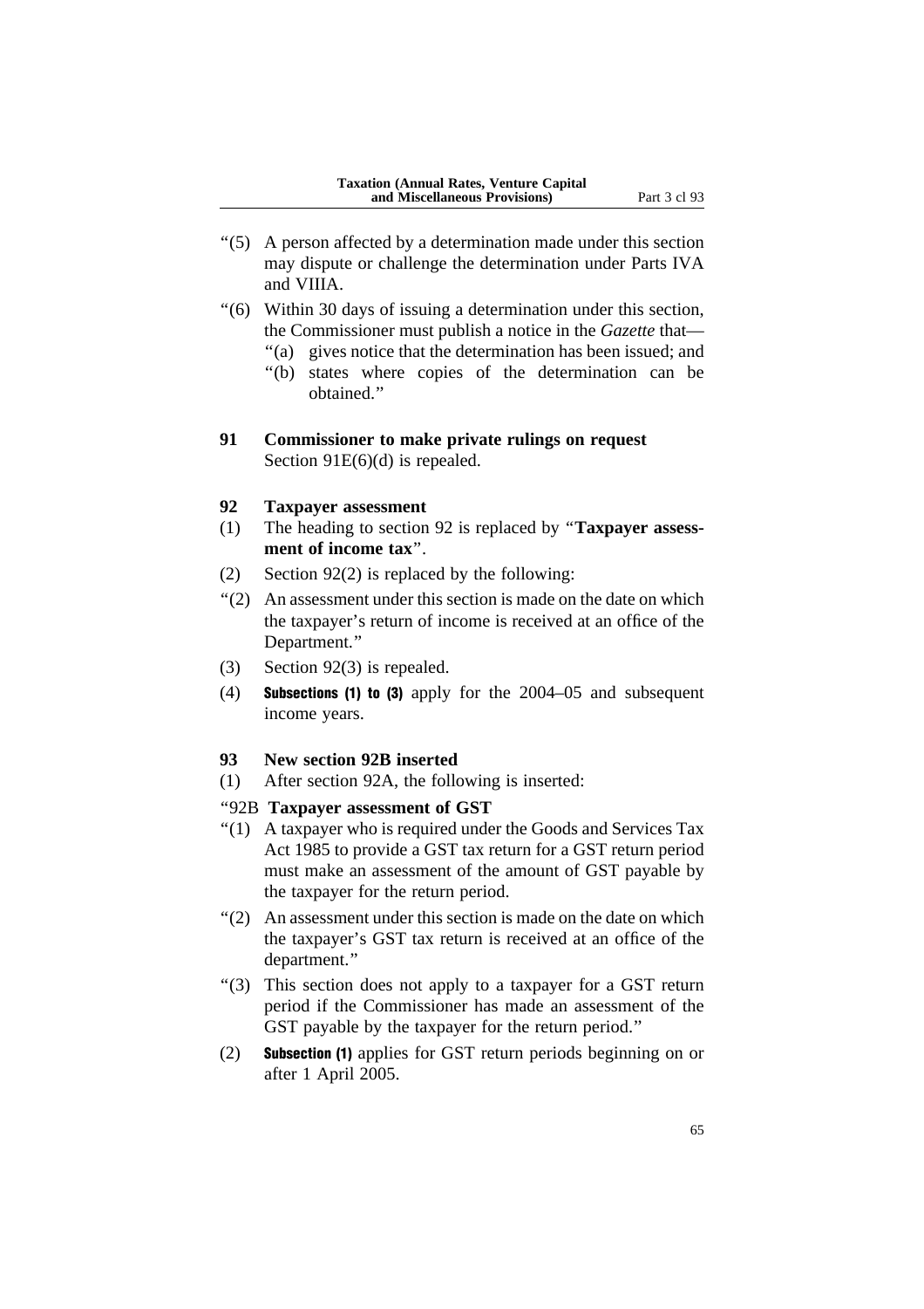"(5) A person affected by a determination made under this section may dispute or challenge the determination under Parts IVA and VIIIA.

"(6) Within 30 days of issuing a determination under this section, the Commissioner must publish a notice in the *Gazette* that—

"(a) gives notice that the determination has been issued; and

"(b) states where copies of the determination can be obtained."

### 91 Commissioner to make private rulings on request

Section 91E(6)(d) is repealed.

### 92 Taxpayer assessment

(1) The heading to section 92 is replaced by "**Taxpayer assessment of income tax**".

(2) Section 92(2) is replaced by the following:

"(2) An assessment under this section is made on the date on which the taxpayer's return of income is received at an office of the Department."

(3) Section 92(3) is repealed.

(4) **Subsections (1) to (3)** apply for the 2004–05 and subsequent income years.

### 93 New section 92B inserted

(1) After section 92A, the following is inserted:

"92B **Taxpayer assessment of GST**

"(1) A taxpayer who is required under the Goods and Services Tax Act 1985 to provide a GST tax return for a GST return period must make an assessment of the amount of GST payable by the taxpayer for the return period.

"(2) An assessment under this section is made on the date on which the taxpayer's GST tax return is received at an office of the department."

"(3) This section does not apply to a taxpayer for a GST return period if the Commissioner has made an assessment of the GST payable by the taxpayer for the return period."

(2) **Subsection (1)** applies for GST return periods beginning on or after 1 April 2005.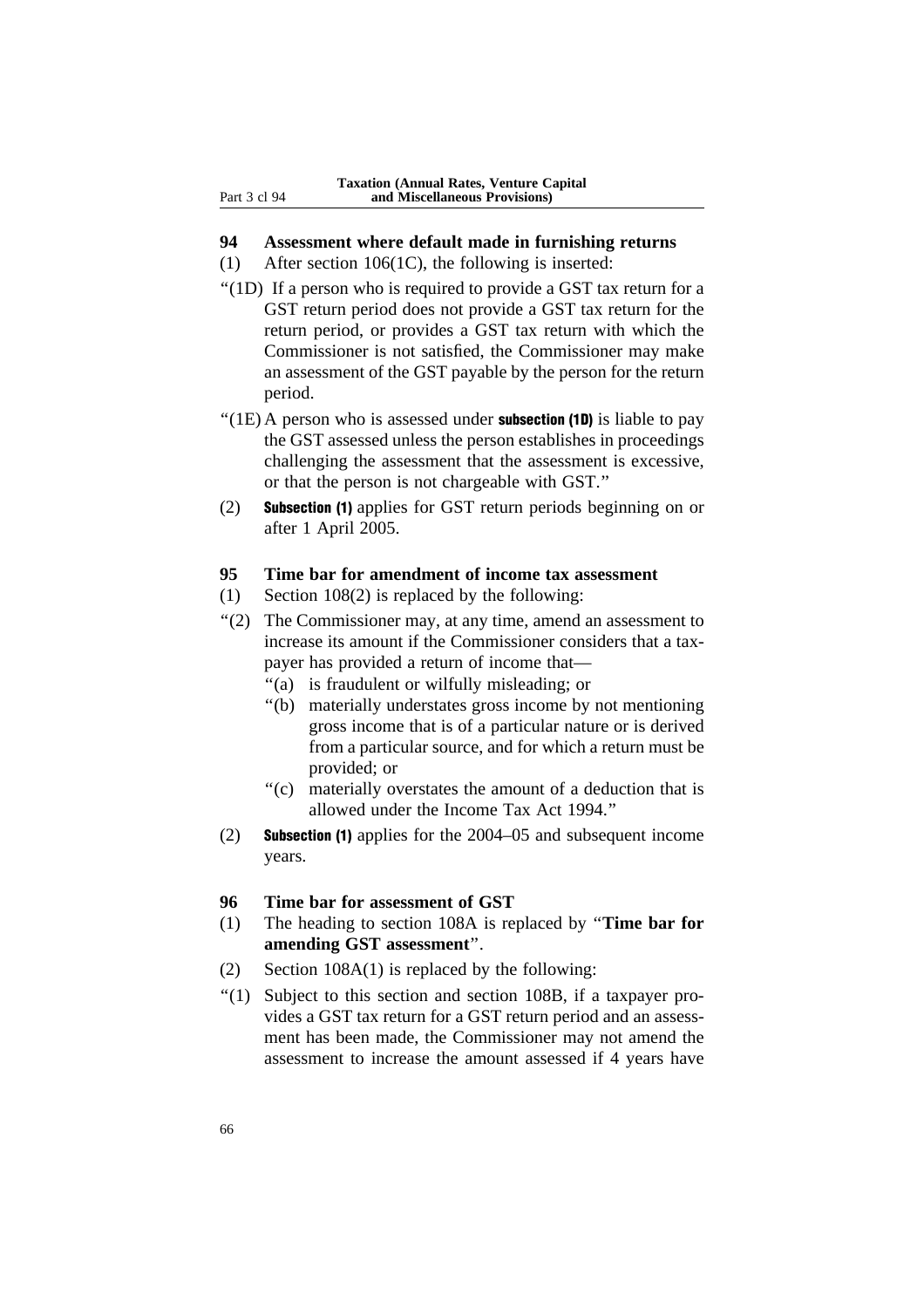## 94 Assessment where default made in furnishing returns

(1) After section 106(1C), the following is inserted:

"(1D) If a person who is required to provide a GST tax return for a GST return period does not provide a GST tax return for the return period, or provides a GST tax return with which the Commissioner is not satisfied, the Commissioner may make an assessment of the GST payable by the person for the return period.

"(1E) A person who is assessed under **subsection (1D)** is liable to pay the GST assessed unless the person establishes in proceedings challenging the assessment that the assessment is excessive, or that the person is not chargeable with GST."

(2) **Subsection (1)** applies for GST return periods beginning on or after 1 April 2005.

## 95 Time bar for amendment of income tax assessment

(1) Section 108(2) is replaced by the following:

"(2) The Commissioner may, at any time, amend an assessment to increase its amount if the Commissioner considers that a taxpayer has provided a return of income that—

"(a) is fraudulent or wilfully misleading; or

"(b) materially understates gross income by not mentioning gross income that is of a particular nature or is derived from a particular source, and for which a return must be provided; or

"(c) materially overstates the amount of a deduction that is allowed under the Income Tax Act 1994."

(2) **Subsection (1)** applies for the 2004–05 and subsequent income years.

## 96 Time bar for assessment of GST

(1) The heading to section 108A is replaced by "**Time bar for amending GST assessment**".

(2) Section 108A(1) is replaced by the following:

"(1) Subject to this section and section 108B, if a taxpayer provides a GST tax return for a GST return period and an assessment has been made, the Commissioner may not amend the assessment to increase the amount assessed if 4 years have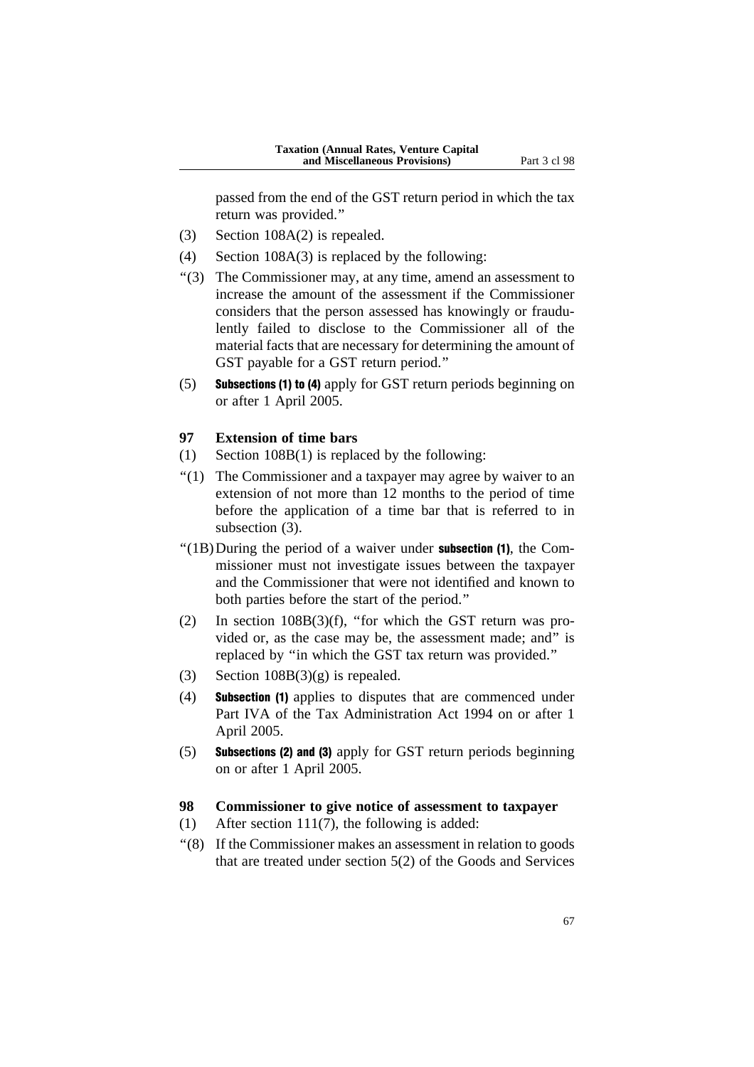passed from the end of the GST return period in which the tax return was provided.''

(3) Section 108A(2) is repealed.

(4) Section 108A(3) is replaced by the following:

''(3) The Commissioner may, at any time, amend an assessment to increase the amount of the assessment if the Commissioner considers that the person assessed has knowingly or fraudulently failed to disclose to the Commissioner all of the material facts that are necessary for determining the amount of GST payable for a GST return period.''

(5) **Subsections (1) to (4)** apply for GST return periods beginning on or after 1 April 2005.

### 97 Extension of time bars

(1) Section 108B(1) is replaced by the following:

''(1) The Commissioner and a taxpayer may agree by waiver to an extension of not more than 12 months to the period of time before the application of a time bar that is referred to in subsection (3).

''(1B) During the period of a waiver under **subsection (1)**, the Commissioner must not investigate issues between the taxpayer and the Commissioner that were not identified and known to both parties before the start of the period.''

(2) In section 108B(3)(f), ''for which the GST return was provided or, as the case may be, the assessment made; and'' is replaced by ''in which the GST tax return was provided.''

(3) Section 108B(3)(g) is repealed.

(4) **Subsection (1)** applies to disputes that are commenced under Part IVA of the Tax Administration Act 1994 on or after 1 April 2005.

(5) **Subsections (2) and (3)** apply for GST return periods beginning on or after 1 April 2005.

### 98 Commissioner to give notice of assessment to taxpayer

(1) After section 111(7), the following is added:

''(8) If the Commissioner makes an assessment in relation to goods that are treated under section 5(2) of the Goods and Services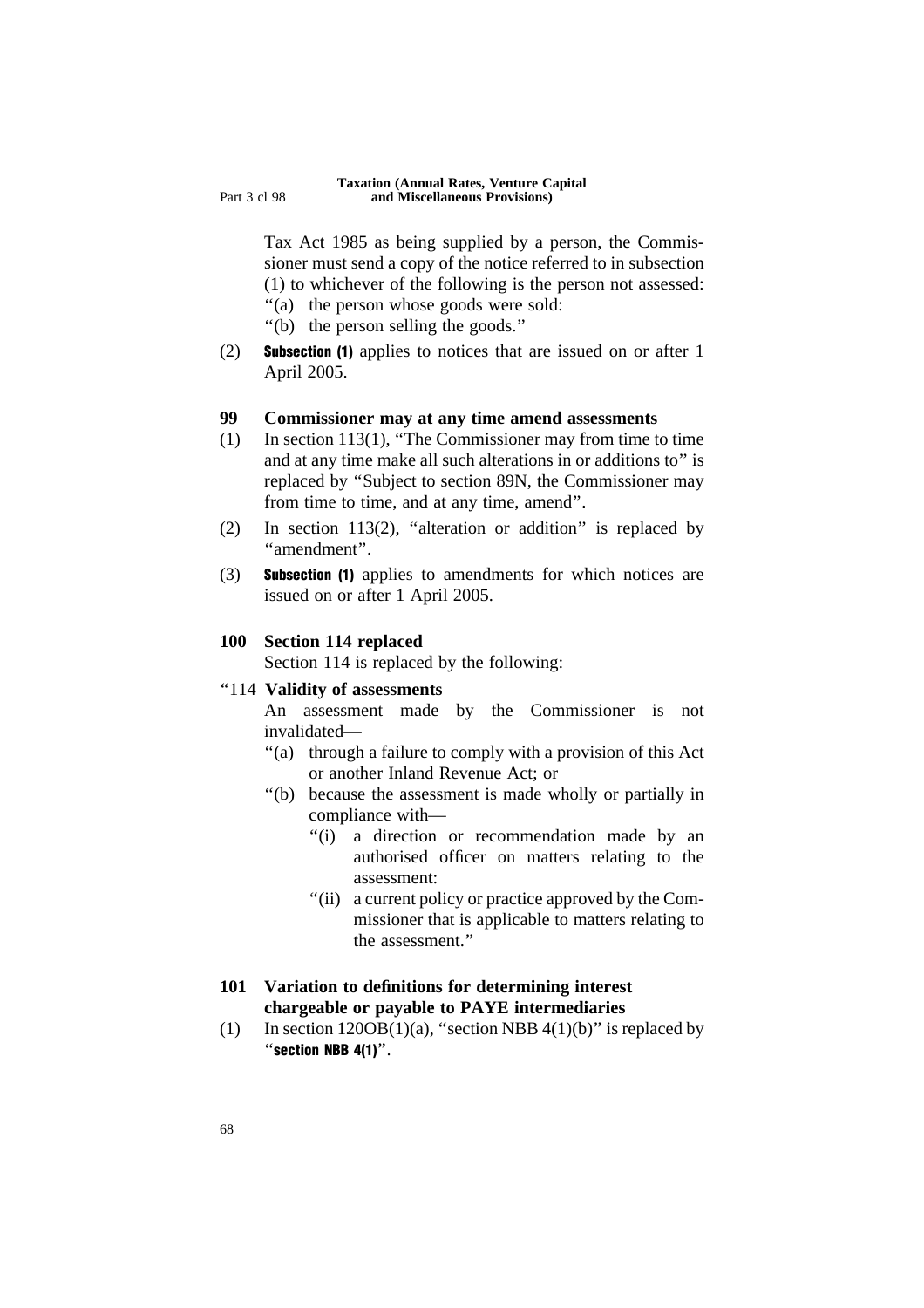Tax Act 1985 as being supplied by a person, the Commissioner must send a copy of the notice referred to in subsection (1) to whichever of the following is the person not assessed:

"(a) the person whose goods were sold:

"(b) the person selling the goods."

(2) **Subsection (1)** applies to notices that are issued on or after 1 April 2005.

**99 Commissioner may at any time amend assessments**

(1) In section 113(1), "The Commissioner may from time to time and at any time make all such alterations in or additions to" is replaced by "Subject to section 89N, the Commissioner may from time to time, and at any time, amend".

(2) In section 113(2), "alteration or addition" is replaced by "amendment".

(3) **Subsection (1)** applies to amendments for which notices are issued on or after 1 April 2005.

**100 Section 114 replaced**

Section 114 is replaced by the following:

"114 **Validity of assessments**

An assessment made by the Commissioner is not invalidated—

"(a) through a failure to comply with a provision of this Act or another Inland Revenue Act; or

"(b) because the assessment is made wholly or partially in compliance with—

"(i) a direction or recommendation made by an authorised officer on matters relating to the assessment:

"(ii) a current policy or practice approved by the Commissioner that is applicable to matters relating to the assessment."

**101 Variation to definitions for determining interest chargeable or payable to PAYE intermediaries**

(1) In section 120OB(1)(a), "section NBB 4(1)(b)" is replaced by "**section NBB 4(1)**".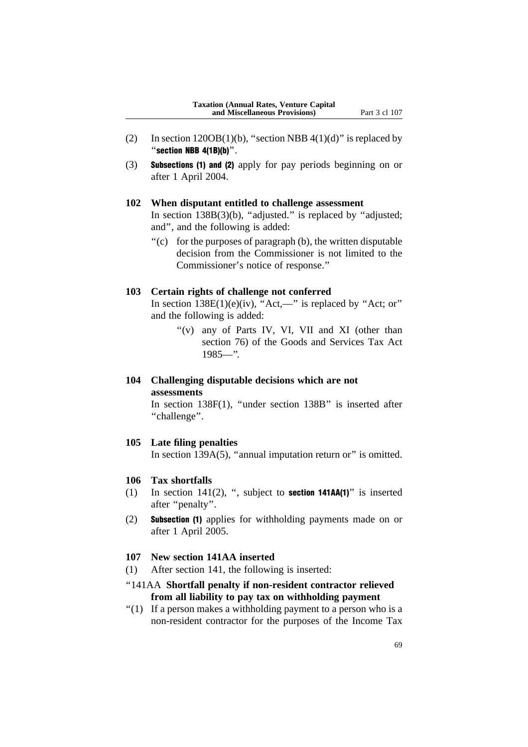(2) In section 120OB(1)(b), "section NBB 4(1)(d)" is replaced by "**section NBB 4(1B)(b)**".

(3) **Subsections (1) and (2)** apply for pay periods beginning on or after 1 April 2004.

### 102 When disputant entitled to challenge assessment

In section 138B(3)(b), "adjusted." is replaced by "adjusted; and", and the following is added:

"(c) for the purposes of paragraph (b), the written disputable decision from the Commissioner is not limited to the Commissioner's notice of response."

### 103 Certain rights of challenge not conferred

In section 138E(1)(e)(iv), "Act,—" is replaced by "Act; or" and the following is added:

"(v) any of Parts IV, VI, VII and XI (other than section 76) of the Goods and Services Tax Act 1985—".

### 104 Challenging disputable decisions which are not assessments

In section 138F(1), "under section 138B" is inserted after "challenge".

### 105 Late filing penalties

In section 139A(5), "annual imputation return or" is omitted.

### 106 Tax shortfalls

(1) In section 141(2), ", subject to **section 141AA(1)**" is inserted after "penalty".

(2) **Subsection (1)** applies for withholding payments made on or after 1 April 2005.

### 107 New section 141AA inserted

(1) After section 141, the following is inserted:

"141AA **Shortfall penalty if non-resident contractor relieved from all liability to pay tax on withholding payment**

"(1) If a person makes a withholding payment to a person who is a non-resident contractor for the purposes of the Income Tax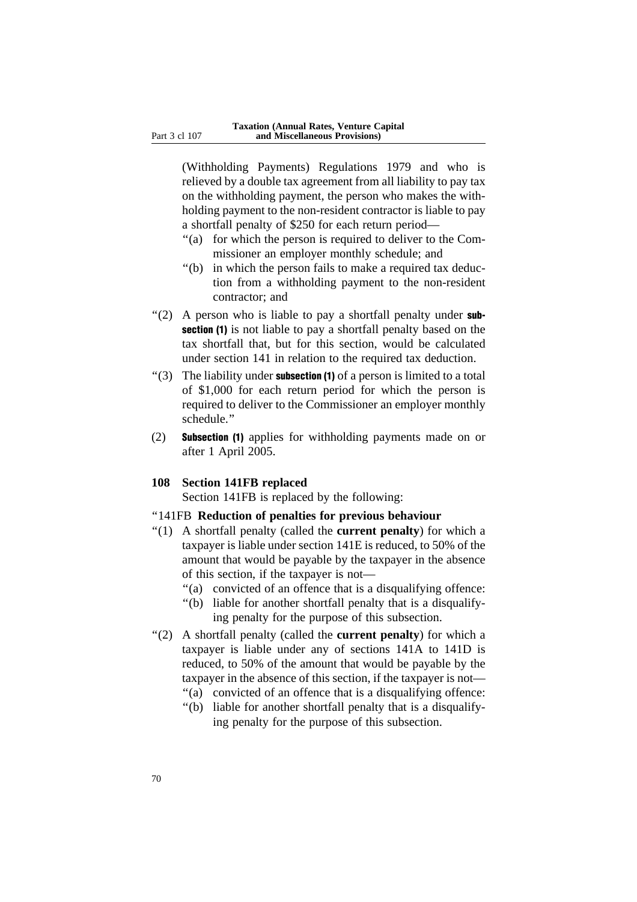(Withholding Payments) Regulations 1979 and who is relieved by a double tax agreement from all liability to pay tax on the withholding payment, the person who makes the withholding payment to the non-resident contractor is liable to pay a shortfall penalty of $250 for each return period—

"(a) for which the person is required to deliver to the Commissioner an employer monthly schedule; and

"(b) in which the person fails to make a required tax deduction from a withholding payment to the non-resident contractor; and

"(2) A person who is liable to pay a shortfall penalty under **subsection (1)** is not liable to pay a shortfall penalty based on the tax shortfall that, but for this section, would be calculated under section 141 in relation to the required tax deduction.

"(3) The liability under **subsection (1)** of a person is limited to a total of $1,000 for each return period for which the person is required to deliver to the Commissioner an employer monthly schedule."

(2) **Subsection (1)** applies for withholding payments made on or after 1 April 2005.

**108 Section 141FB replaced**

Section 141FB is replaced by the following:

"141FB **Reduction of penalties for previous behaviour**

"(1) A shortfall penalty (called the **current penalty**) for which a taxpayer is liable under section 141E is reduced, to 50% of the amount that would be payable by the taxpayer in the absence of this section, if the taxpayer is not—

"(a) convicted of an offence that is a disqualifying offence:

"(b) liable for another shortfall penalty that is a disqualifying penalty for the purpose of this subsection.

"(2) A shortfall penalty (called the **current penalty**) for which a taxpayer is liable under any of sections 141A to 141D is reduced, to 50% of the amount that would be payable by the taxpayer in the absence of this section, if the taxpayer is not—

"(a) convicted of an offence that is a disqualifying offence:

"(b) liable for another shortfall penalty that is a disqualifying penalty for the purpose of this subsection.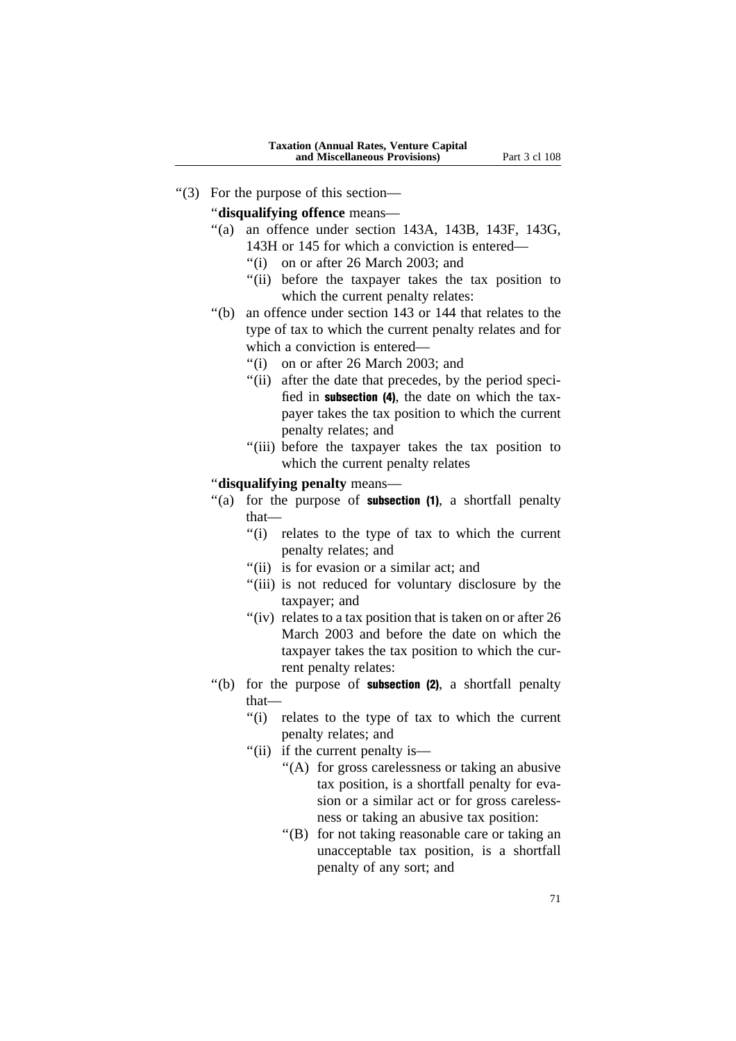"(3) For the purpose of this section—

"**disqualifying offence** means—

"(a) an offence under section 143A, 143B, 143F, 143G, 143H or 145 for which a conviction is entered—

"(i) on or after 26 March 2003; and

"(ii) before the taxpayer takes the tax position to which the current penalty relates:

"(b) an offence under section 143 or 144 that relates to the type of tax to which the current penalty relates and for which a conviction is entered—

"(i) on or after 26 March 2003; and

"(ii) after the date that precedes, by the period specified in **subsection (4)**, the date on which the taxpayer takes the tax position to which the current penalty relates; and

"(iii) before the taxpayer takes the tax position to which the current penalty relates

"**disqualifying penalty** means—

"(a) for the purpose of **subsection (1)**, a shortfall penalty that—

"(i) relates to the type of tax to which the current penalty relates; and

"(ii) is for evasion or a similar act; and

"(iii) is not reduced for voluntary disclosure by the taxpayer; and

"(iv) relates to a tax position that is taken on or after 26 March 2003 and before the date on which the taxpayer takes the tax position to which the current penalty relates:

"(b) for the purpose of **subsection (2)**, a shortfall penalty that—

"(i) relates to the type of tax to which the current penalty relates; and

"(ii) if the current penalty is—

"(A) for gross carelessness or taking an abusive tax position, is a shortfall penalty for evasion or a similar act or for gross carelessness or taking an abusive tax position:

"(B) for not taking reasonable care or taking an unacceptable tax position, is a shortfall penalty of any sort; and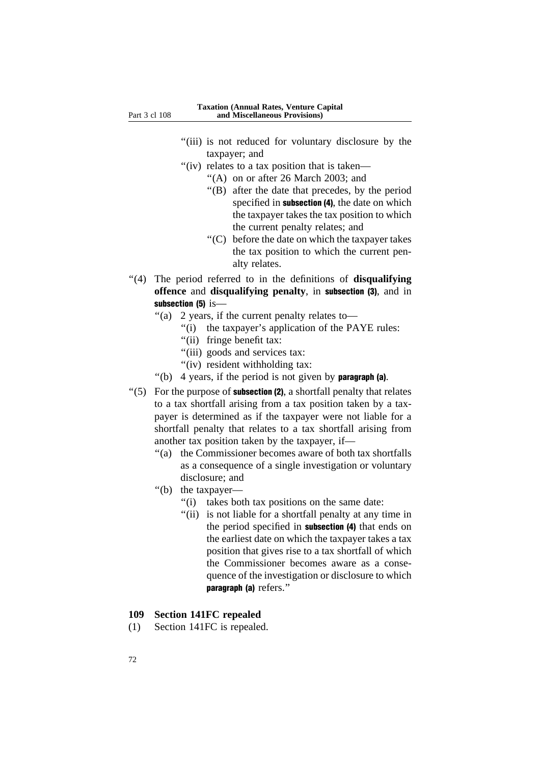"(iii) is not reduced for voluntary disclosure by the taxpayer; and

"(iv) relates to a tax position that is taken—

"(A) on or after 26 March 2003; and

"(B) after the date that precedes, by the period specified in **subsection (4)**, the date on which the taxpayer takes the tax position to which the current penalty relates; and

"(C) before the date on which the taxpayer takes the tax position to which the current penalty relates.

"(4) The period referred to in the definitions of **disqualifying offence** and **disqualifying penalty**, in **subsection (3)**, and in **subsection (5)** is—

"(a) 2 years, if the current penalty relates to—

"(i) the taxpayer's application of the PAYE rules:

"(ii) fringe benefit tax:

"(iii) goods and services tax:

"(iv) resident withholding tax:

"(b) 4 years, if the period is not given by **paragraph (a)**.

"(5) For the purpose of **subsection (2)**, a shortfall penalty that relates to a tax shortfall arising from a tax position taken by a taxpayer is determined as if the taxpayer were not liable for a shortfall penalty that relates to a tax shortfall arising from another tax position taken by the taxpayer, if—

"(a) the Commissioner becomes aware of both tax shortfalls as a consequence of a single investigation or voluntary disclosure; and

"(b) the taxpayer—

"(i) takes both tax positions on the same date:

"(ii) is not liable for a shortfall penalty at any time in the period specified in **subsection (4)** that ends on the earliest date on which the taxpayer takes a tax position that gives rise to a tax shortfall of which the Commissioner becomes aware as a consequence of the investigation or disclosure to which **paragraph (a)** refers."

### 109 Section 141FC repealed

(1) Section 141FC is repealed.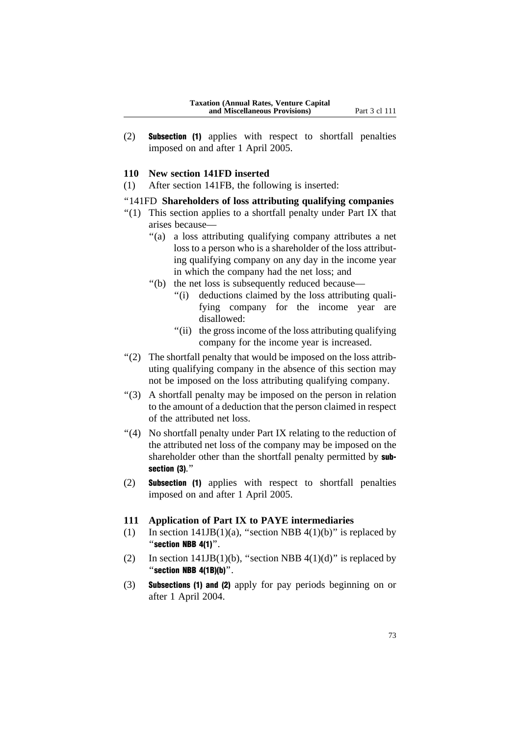(2) **Subsection (1)** applies with respect to shortfall penalties imposed on and after 1 April 2005.

### 110 New section 141FD inserted

(1) After section 141FB, the following is inserted:

"141FD **Shareholders of loss attributing qualifying companies**

"(1) This section applies to a shortfall penalty under Part IX that arises because—

"(a) a loss attributing qualifying company attributes a net loss to a person who is a shareholder of the loss attributing qualifying company on any day in the income year in which the company had the net loss; and

"(b) the net loss is subsequently reduced because—

"(i) deductions claimed by the loss attributing qualifying company for the income year are disallowed:

"(ii) the gross income of the loss attributing qualifying company for the income year is increased.

"(2) The shortfall penalty that would be imposed on the loss attributing qualifying company in the absence of this section may not be imposed on the loss attributing qualifying company.

"(3) A shortfall penalty may be imposed on the person in relation to the amount of a deduction that the person claimed in respect of the attributed net loss.

"(4) No shortfall penalty under Part IX relating to the reduction of the attributed net loss of the company may be imposed on the shareholder other than the shortfall penalty permitted by **subsection (3)**."

(2) **Subsection (1)** applies with respect to shortfall penalties imposed on and after 1 April 2005.

### 111 Application of Part IX to PAYE intermediaries

(1) In section 141JB(1)(a), "section NBB 4(1)(b)" is replaced by "**section NBB 4(1)**".

(2) In section 141JB(1)(b), "section NBB 4(1)(d)" is replaced by "**section NBB 4(1B)(b)**".

(3) **Subsections (1) and (2)** apply for pay periods beginning on or after 1 April 2004.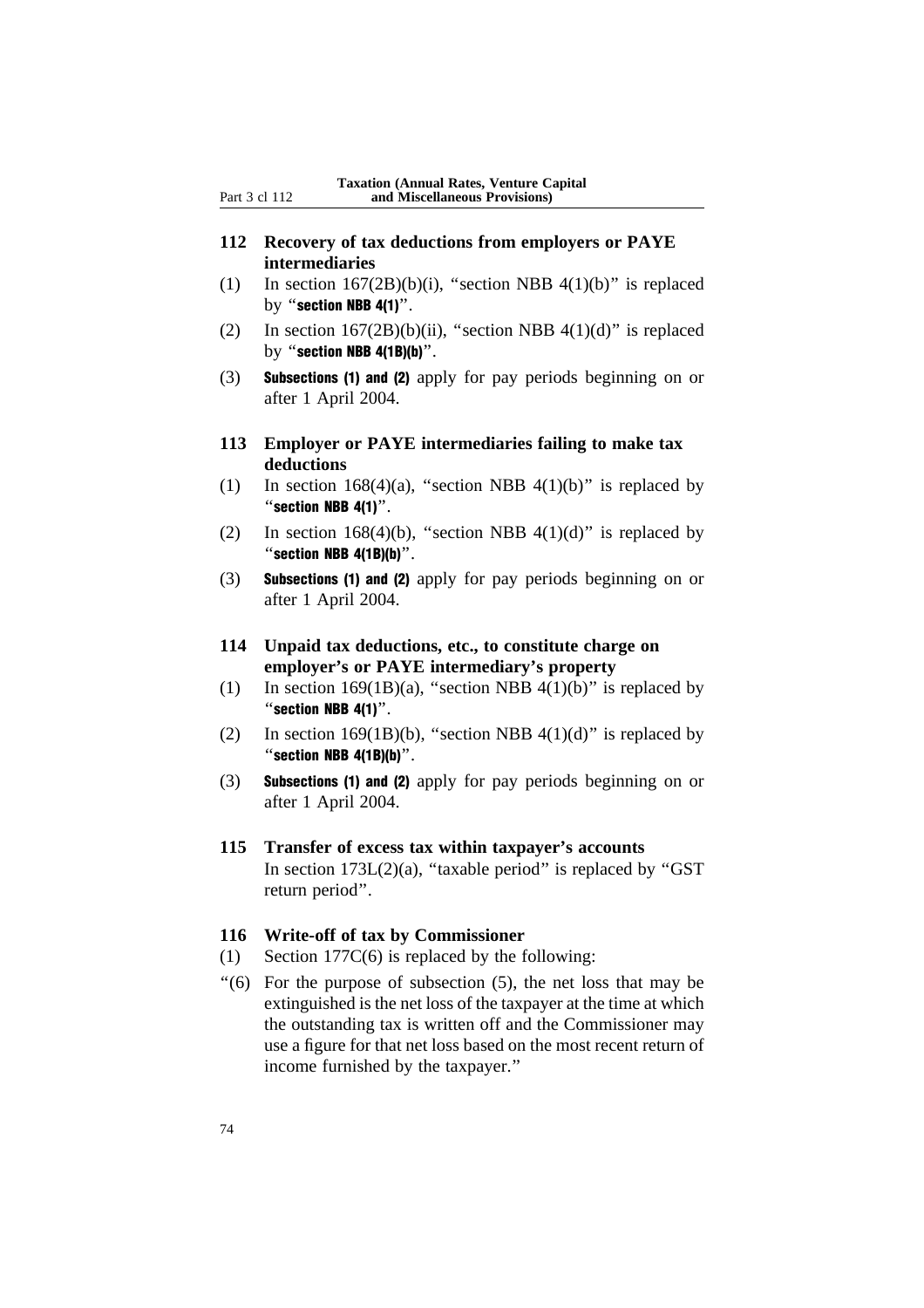### 112 Recovery of tax deductions from employers or PAYE intermediaries

(1) In section 167(2B)(b)(i), "section NBB 4(1)(b)" is replaced by "**section NBB 4(1)**".

(2) In section 167(2B)(b)(ii), "section NBB 4(1)(d)" is replaced by "**section NBB 4(1B)(b)**".

(3) **Subsections (1) and (2)** apply for pay periods beginning on or after 1 April 2004.

### 113 Employer or PAYE intermediaries failing to make tax deductions

(1) In section 168(4)(a), "section NBB 4(1)(b)" is replaced by "**section NBB 4(1)**".

(2) In section 168(4)(b), "section NBB 4(1)(d)" is replaced by "**section NBB 4(1B)(b)**".

(3) **Subsections (1) and (2)** apply for pay periods beginning on or after 1 April 2004.

### 114 Unpaid tax deductions, etc., to constitute charge on employer's or PAYE intermediary's property

(1) In section 169(1B)(a), "section NBB 4(1)(b)" is replaced by "**section NBB 4(1)**".

(2) In section 169(1B)(b), "section NBB 4(1)(d)" is replaced by "**section NBB 4(1B)(b)**".

(3) **Subsections (1) and (2)** apply for pay periods beginning on or after 1 April 2004.

### 115 Transfer of excess tax within taxpayer's accounts

In section 173L(2)(a), "taxable period" is replaced by "GST return period".

### 116 Write-off of tax by Commissioner

(1) Section 177C(6) is replaced by the following:

"(6) For the purpose of subsection (5), the net loss that may be extinguished is the net loss of the taxpayer at the time at which the outstanding tax is written off and the Commissioner may use a figure for that net loss based on the most recent return of income furnished by the taxpayer."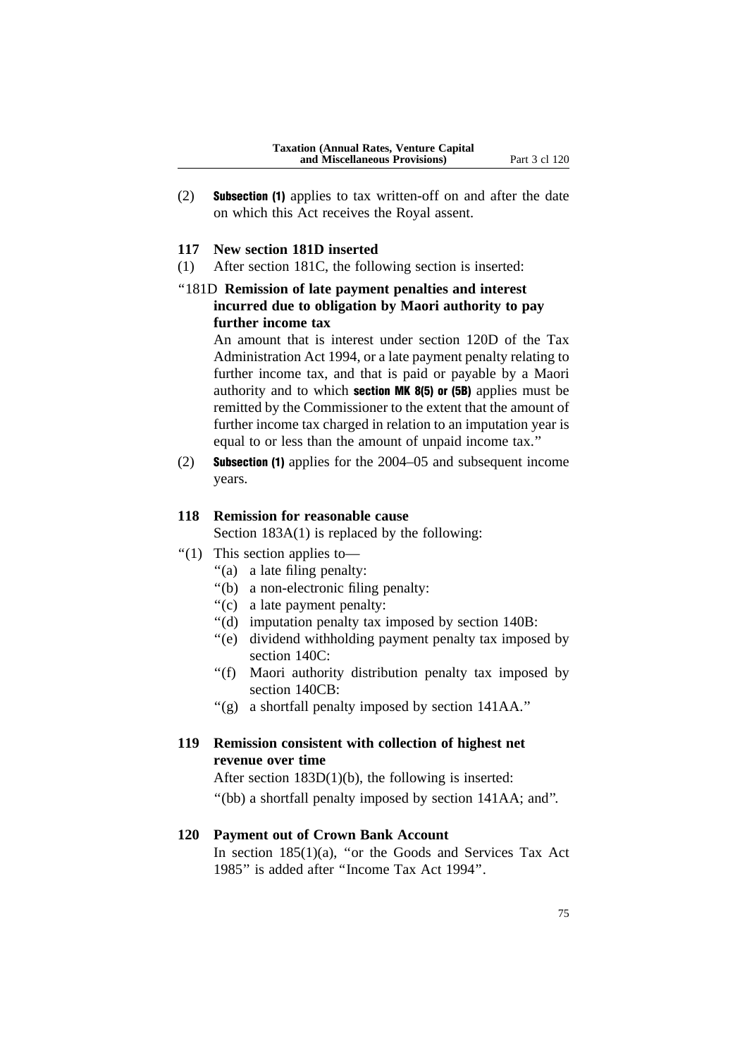(2) **Subsection (1)** applies to tax written-off on and after the date on which this Act receives the Royal assent.

### 117 New section 181D inserted

(1) After section 181C, the following section is inserted:

"181D **Remission of late payment penalties and interest incurred due to obligation by Maori authority to pay further income tax**

An amount that is interest under section 120D of the Tax Administration Act 1994, or a late payment penalty relating to further income tax, and that is paid or payable by a Maori authority and to which **section MK 8(5) or (5B)** applies must be remitted by the Commissioner to the extent that the amount of further income tax charged in relation to an imputation year is equal to or less than the amount of unpaid income tax."

(2) **Subsection (1)** applies for the 2004–05 and subsequent income years.

### 118 Remission for reasonable cause

Section 183A(1) is replaced by the following:

"(1) This section applies to—

"(a) a late filing penalty:

"(b) a non-electronic filing penalty:

"(c) a late payment penalty:

"(d) imputation penalty tax imposed by section 140B:

"(e) dividend withholding payment penalty tax imposed by section 140C:

"(f) Maori authority distribution penalty tax imposed by section 140CB:

"(g) a shortfall penalty imposed by section 141AA."

### 119 Remission consistent with collection of highest net revenue over time

After section 183D(1)(b), the following is inserted:

"(bb) a shortfall penalty imposed by section 141AA; and".

### 120 Payment out of Crown Bank Account

In section 185(1)(a), "or the Goods and Services Tax Act 1985" is added after "Income Tax Act 1994".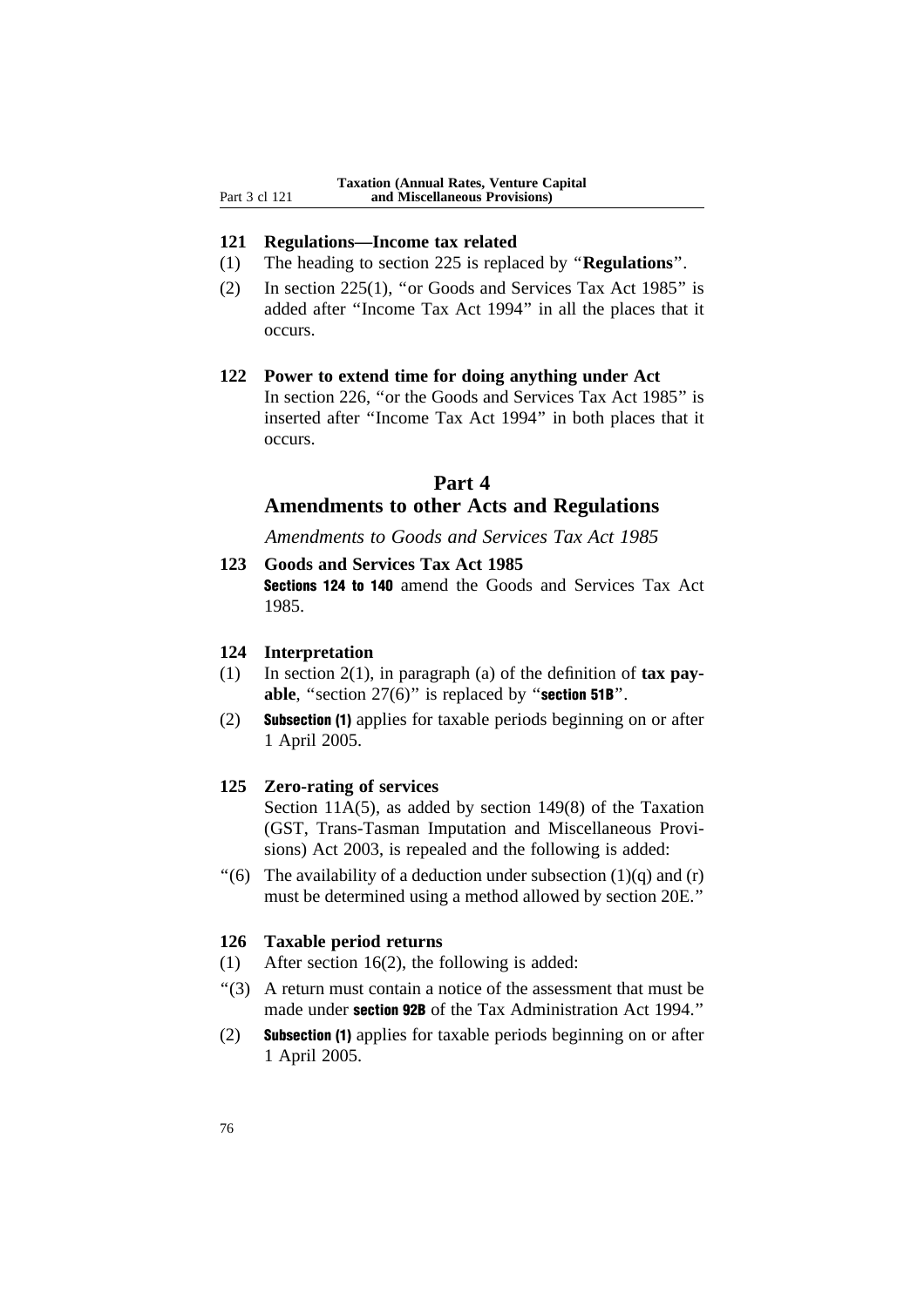**121 Regulations—Income tax related**

(1) The heading to section 225 is replaced by "**Regulations**".

(2) In section 225(1), "or Goods and Services Tax Act 1985" is added after "Income Tax Act 1994" in all the places that it occurs.

**122 Power to extend time for doing anything under Act**

In section 226, "or the Goods and Services Tax Act 1985" is inserted after "Income Tax Act 1994" in both places that it occurs.

## Part 4
## Amendments to other Acts and Regulations

*Amendments to Goods and Services Tax Act 1985*

**123 Goods and Services Tax Act 1985**

**Sections 124 to 140** amend the Goods and Services Tax Act 1985.

**124 Interpretation**

(1) In section 2(1), in paragraph (a) of the definition of **tax payable**, "section 27(6)" is replaced by "**section 51B**".

(2) **Subsection (1)** applies for taxable periods beginning on or after 1 April 2005.

**125 Zero-rating of services**

Section 11A(5), as added by section 149(8) of the Taxation (GST, Trans-Tasman Imputation and Miscellaneous Provisions) Act 2003, is repealed and the following is added:

"(6) The availability of a deduction under subsection (1)(q) and (r) must be determined using a method allowed by section 20E."

**126 Taxable period returns**

(1) After section 16(2), the following is added:

"(3) A return must contain a notice of the assessment that must be made under **section 92B** of the Tax Administration Act 1994."

(2) **Subsection (1)** applies for taxable periods beginning on or after 1 April 2005.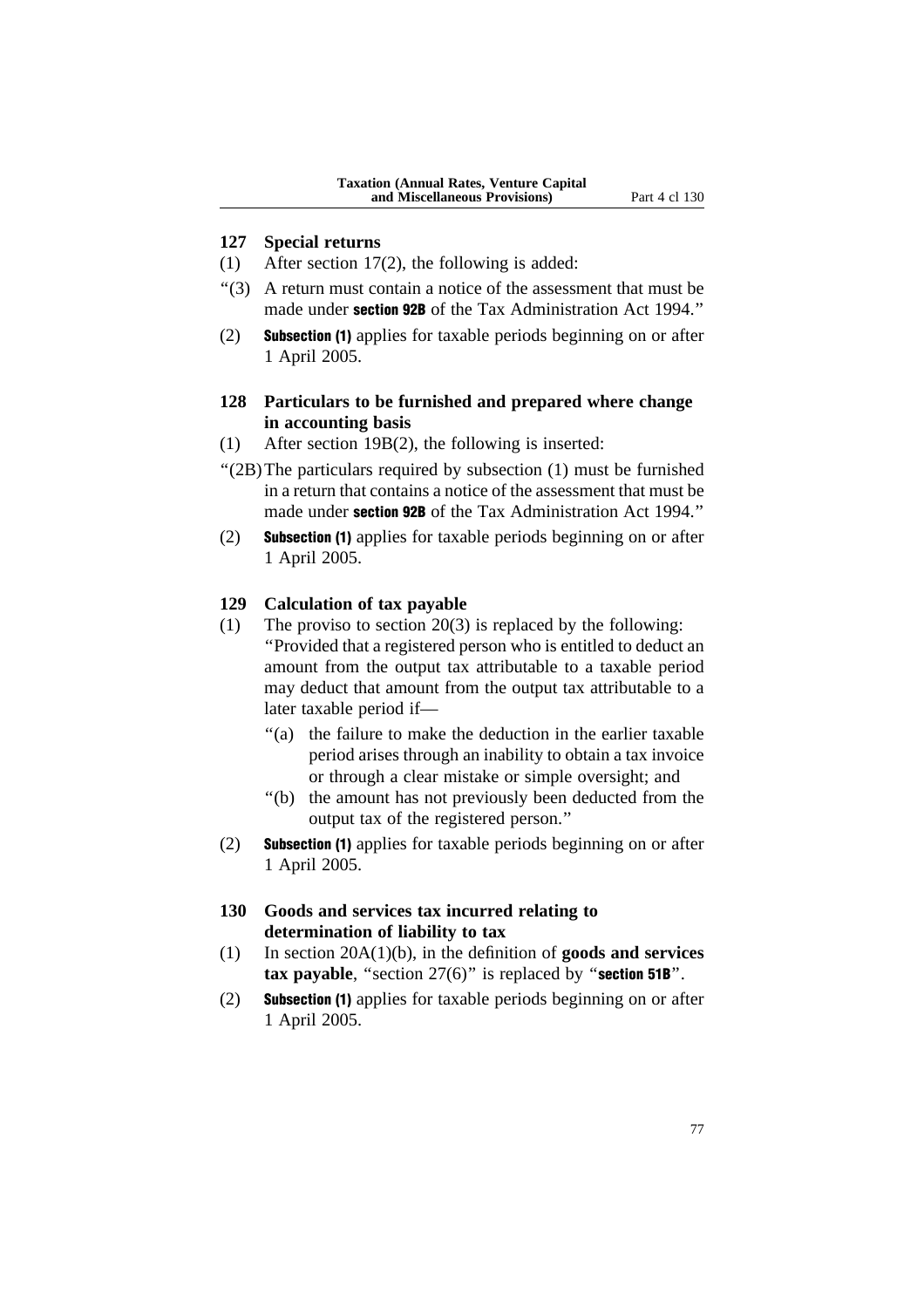### 127 Special returns

(1) After section 17(2), the following is added:

"(3) A return must contain a notice of the assessment that must be made under **section 92B** of the Tax Administration Act 1994."

(2) **Subsection (1)** applies for taxable periods beginning on or after 1 April 2005.

### 128 Particulars to be furnished and prepared where change in accounting basis

(1) After section 19B(2), the following is inserted:

"(2B) The particulars required by subsection (1) must be furnished in a return that contains a notice of the assessment that must be made under **section 92B** of the Tax Administration Act 1994."

(2) **Subsection (1)** applies for taxable periods beginning on or after 1 April 2005.

### 129 Calculation of tax payable

(1) The proviso to section 20(3) is replaced by the following:

"Provided that a registered person who is entitled to deduct an amount from the output tax attributable to a taxable period may deduct that amount from the output tax attributable to a later taxable period if—

"(a) the failure to make the deduction in the earlier taxable period arises through an inability to obtain a tax invoice or through a clear mistake or simple oversight; and

"(b) the amount has not previously been deducted from the output tax of the registered person."

(2) **Subsection (1)** applies for taxable periods beginning on or after 1 April 2005.

### 130 Goods and services tax incurred relating to determination of liability to tax

(1) In section 20A(1)(b), in the definition of **goods and services tax payable**, "section 27(6)" is replaced by "**section 51B**".

(2) **Subsection (1)** applies for taxable periods beginning on or after 1 April 2005.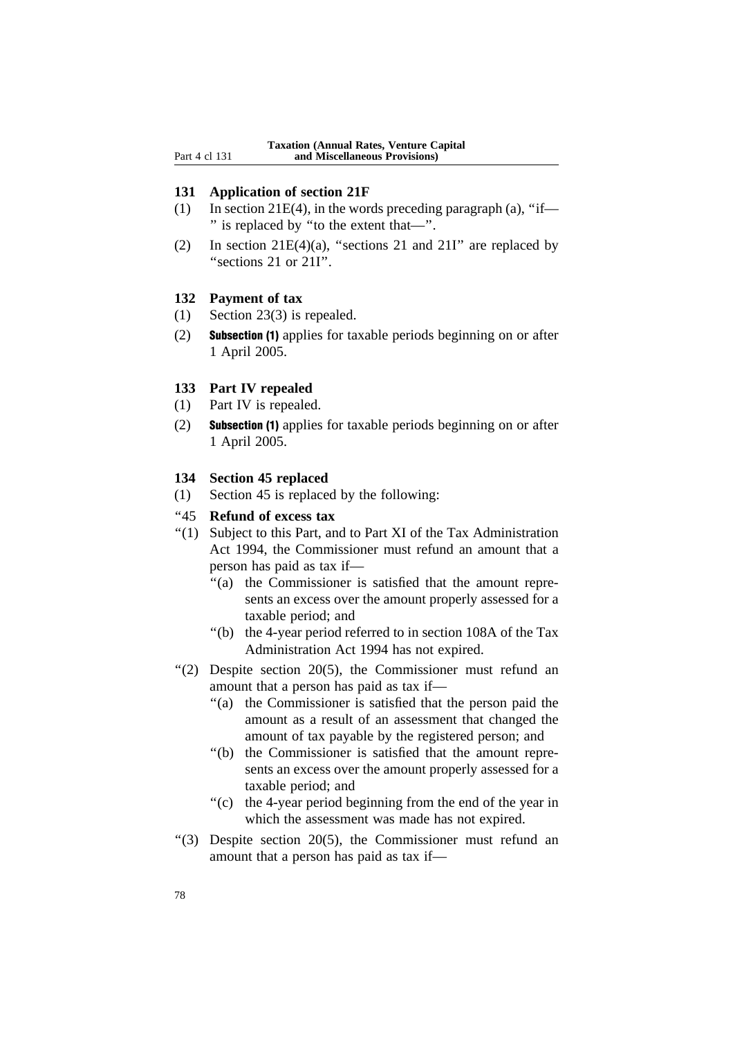### 131 Application of section 21F

(1) In section 21E(4), in the words preceding paragraph (a), "if— " is replaced by "to the extent that—".

(2) In section 21E(4)(a), "sections 21 and 21I" are replaced by "sections 21 or 21I".

### 132 Payment of tax

(1) Section 23(3) is repealed.

(2) **Subsection (1)** applies for taxable periods beginning on or after 1 April 2005.

### 133 Part IV repealed

(1) Part IV is repealed.

(2) **Subsection (1)** applies for taxable periods beginning on or after 1 April 2005.

### 134 Section 45 replaced

(1) Section 45 is replaced by the following:

"45 **Refund of excess tax**

"(1) Subject to this Part, and to Part XI of the Tax Administration Act 1994, the Commissioner must refund an amount that a person has paid as tax if—

"(a) the Commissioner is satisfied that the amount represents an excess over the amount properly assessed for a taxable period; and

"(b) the 4-year period referred to in section 108A of the Tax Administration Act 1994 has not expired.

"(2) Despite section 20(5), the Commissioner must refund an amount that a person has paid as tax if—

"(a) the Commissioner is satisfied that the person paid the amount as a result of an assessment that changed the amount of tax payable by the registered person; and

"(b) the Commissioner is satisfied that the amount represents an excess over the amount properly assessed for a taxable period; and

"(c) the 4-year period beginning from the end of the year in which the assessment was made has not expired.

"(3) Despite section 20(5), the Commissioner must refund an amount that a person has paid as tax if—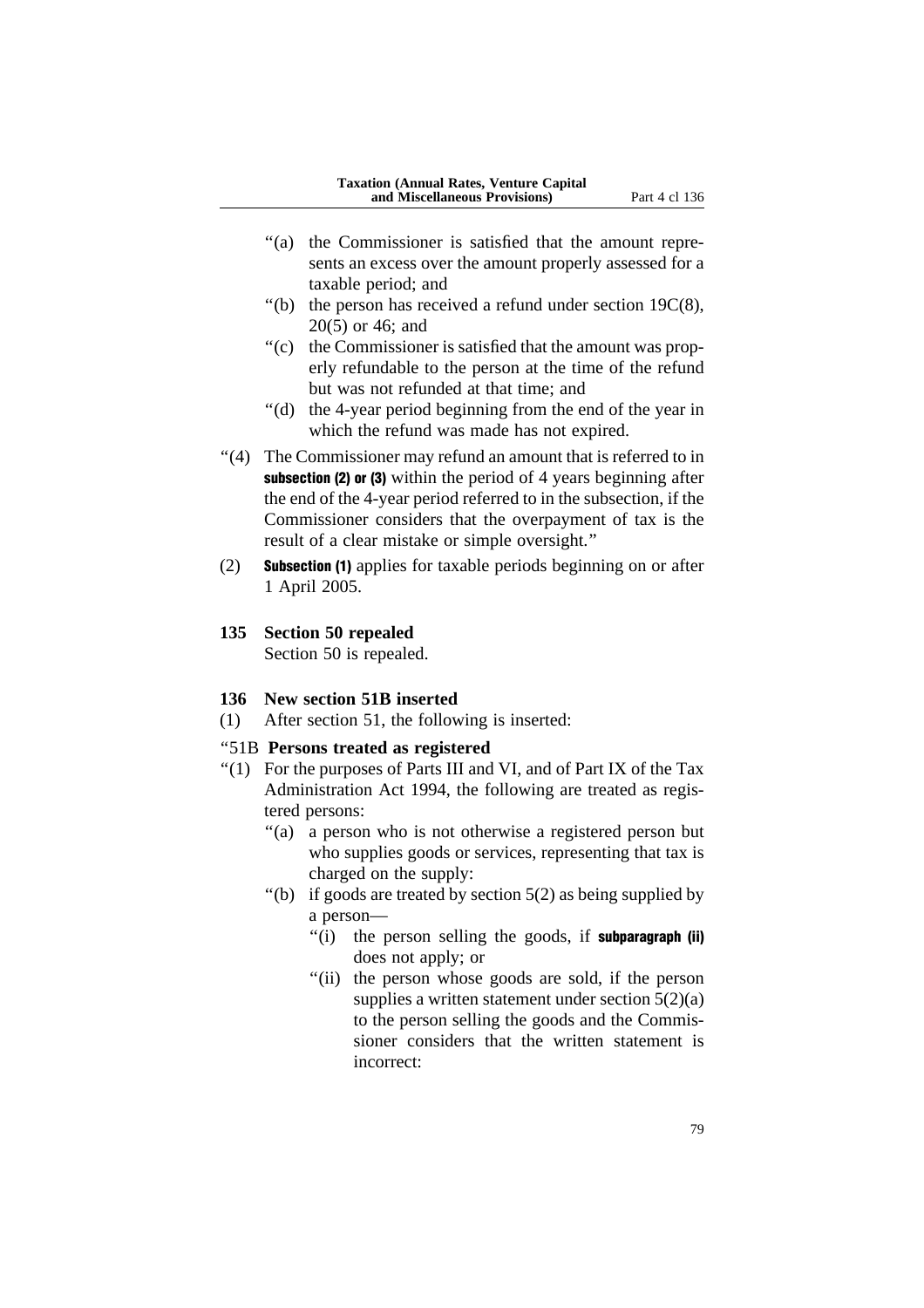"(a) the Commissioner is satisfied that the amount represents an excess over the amount properly assessed for a taxable period; and

"(b) the person has received a refund under section 19C(8), 20(5) or 46; and

"(c) the Commissioner is satisfied that the amount was properly refundable to the person at the time of the refund but was not refunded at that time; and

"(d) the 4-year period beginning from the end of the year in which the refund was made has not expired.

"(4) The Commissioner may refund an amount that is referred to in **subsection (2) or (3)** within the period of 4 years beginning after the end of the 4-year period referred to in the subsection, if the Commissioner considers that the overpayment of tax is the result of a clear mistake or simple oversight."

(2) **Subsection (1)** applies for taxable periods beginning on or after 1 April 2005.

**135 Section 50 repealed**

Section 50 is repealed.

**136 New section 51B inserted**

(1) After section 51, the following is inserted:

"51B **Persons treated as registered**

"(1) For the purposes of Parts III and VI, and of Part IX of the Tax Administration Act 1994, the following are treated as registered persons:

"(a) a person who is not otherwise a registered person but who supplies goods or services, representing that tax is charged on the supply:

"(b) if goods are treated by section 5(2) as being supplied by a person—

"(i) the person selling the goods, if **subparagraph (ii)** does not apply; or

"(ii) the person whose goods are sold, if the person supplies a written statement under section 5(2)(a) to the person selling the goods and the Commissioner considers that the written statement is incorrect: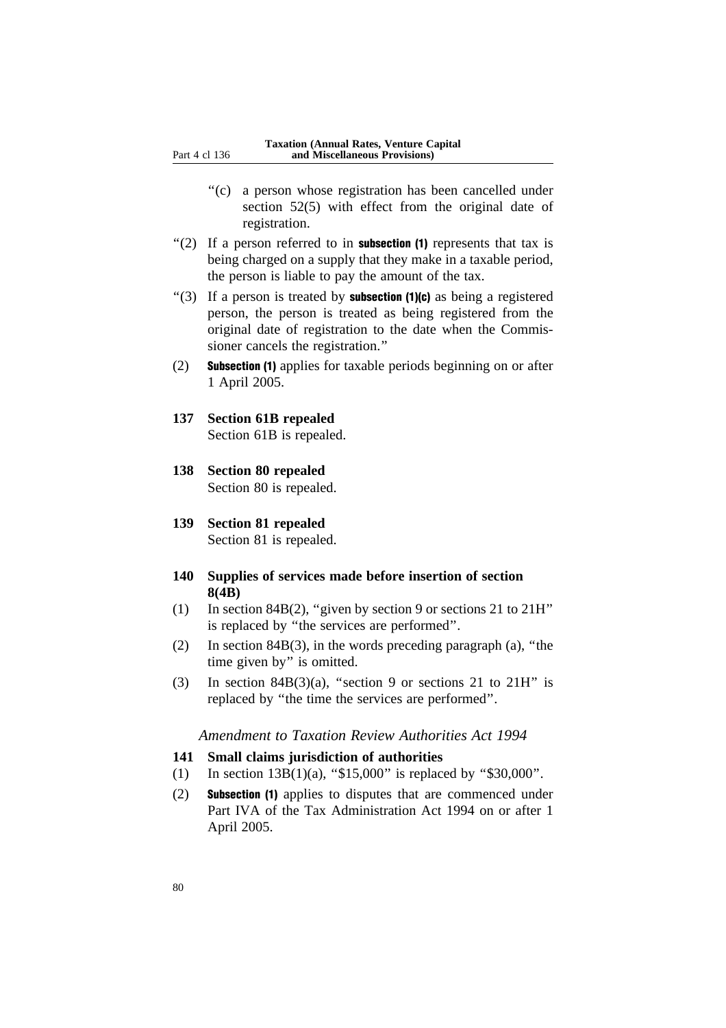"(c) a person whose registration has been cancelled under section 52(5) with effect from the original date of registration.

"(2) If a person referred to in **subsection (1)** represents that tax is being charged on a supply that they make in a taxable period, the person is liable to pay the amount of the tax.

"(3) If a person is treated by **subsection (1)(c)** as being a registered person, the person is treated as being registered from the original date of registration to the date when the Commissioner cancels the registration."

(2) **Subsection (1)** applies for taxable periods beginning on or after 1 April 2005.

**137 Section 61B repealed**

Section 61B is repealed.

**138 Section 80 repealed**

Section 80 is repealed.

**139 Section 81 repealed**

Section 81 is repealed.

**140 Supplies of services made before insertion of section 8(4B)**

(1) In section 84B(2), "given by section 9 or sections 21 to 21H" is replaced by "the services are performed".

(2) In section 84B(3), in the words preceding paragraph (a), "the time given by" is omitted.

(3) In section 84B(3)(a), "section 9 or sections 21 to 21H" is replaced by "the time the services are performed".

*Amendment to Taxation Review Authorities Act 1994*

**141 Small claims jurisdiction of authorities**

(1) In section 13B(1)(a), "$15,000" is replaced by "$30,000".

(2) **Subsection (1)** applies to disputes that are commenced under Part IVA of the Tax Administration Act 1994 on or after 1 April 2005.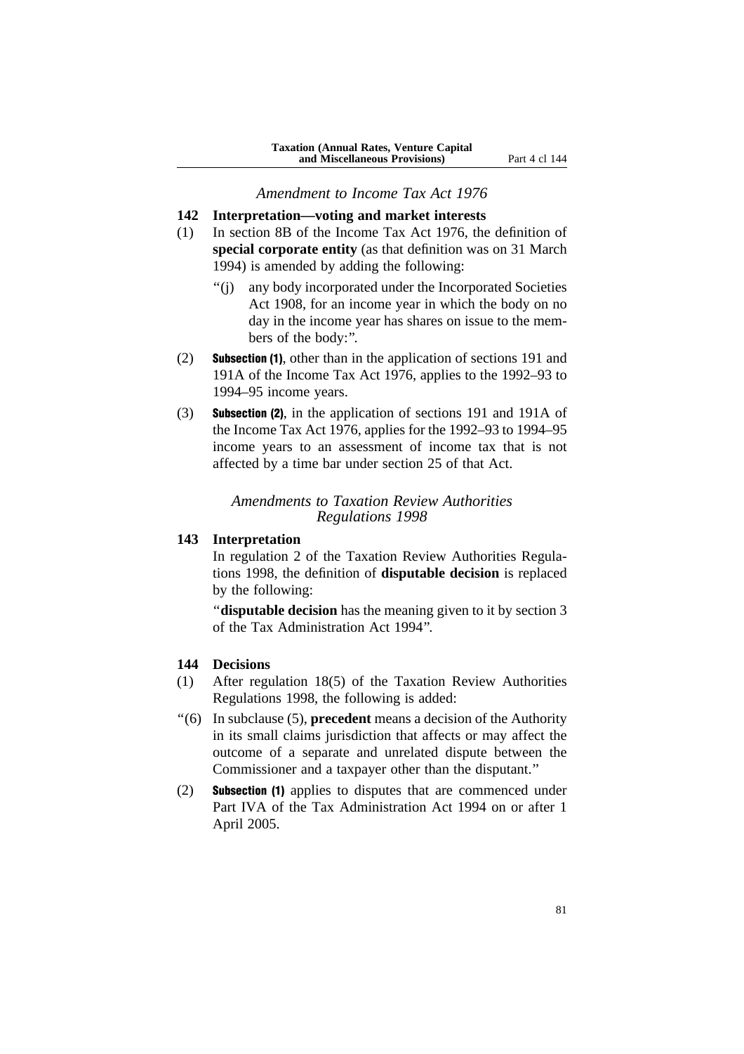*Amendment to Income Tax Act 1976*

**142 Interpretation—voting and market interests**

(1) In section 8B of the Income Tax Act 1976, the definition of **special corporate entity** (as that definition was on 31 March 1994) is amended by adding the following:

"(j) any body incorporated under the Incorporated Societies Act 1908, for an income year in which the body on no day in the income year has shares on issue to the members of the body:".

(2) **Subsection (1)**, other than in the application of sections 191 and 191A of the Income Tax Act 1976, applies to the 1992–93 to 1994–95 income years.

(3) **Subsection (2)**, in the application of sections 191 and 191A of the Income Tax Act 1976, applies for the 1992–93 to 1994–95 income years to an assessment of income tax that is not affected by a time bar under section 25 of that Act.

*Amendments to Taxation Review Authorities Regulations 1998*

**143 Interpretation**

In regulation 2 of the Taxation Review Authorities Regulations 1998, the definition of **disputable decision** is replaced by the following:

"**disputable decision** has the meaning given to it by section 3 of the Tax Administration Act 1994".

**144 Decisions**

(1) After regulation 18(5) of the Taxation Review Authorities Regulations 1998, the following is added:

"(6) In subclause (5), **precedent** means a decision of the Authority in its small claims jurisdiction that affects or may affect the outcome of a separate and unrelated dispute between the Commissioner and a taxpayer other than the disputant."

(2) **Subsection (1)** applies to disputes that are commenced under Part IVA of the Tax Administration Act 1994 on or after 1 April 2005.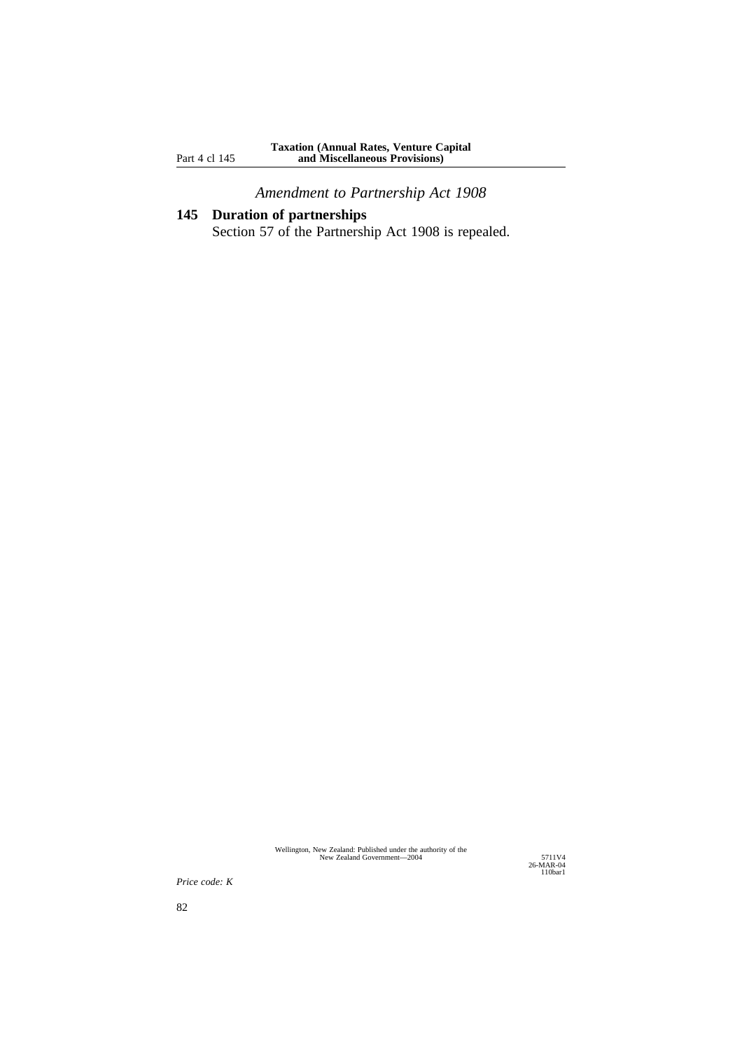*Amendment to Partnership Act 1908*

## 145 Duration of partnerships

Section 57 of the Partnership Act 1908 is repealed.

Wellington, New Zealand: Published under the authority of the New Zealand Government—2004

5711V4
26-MAR-04
110bar1

*Price code: K*